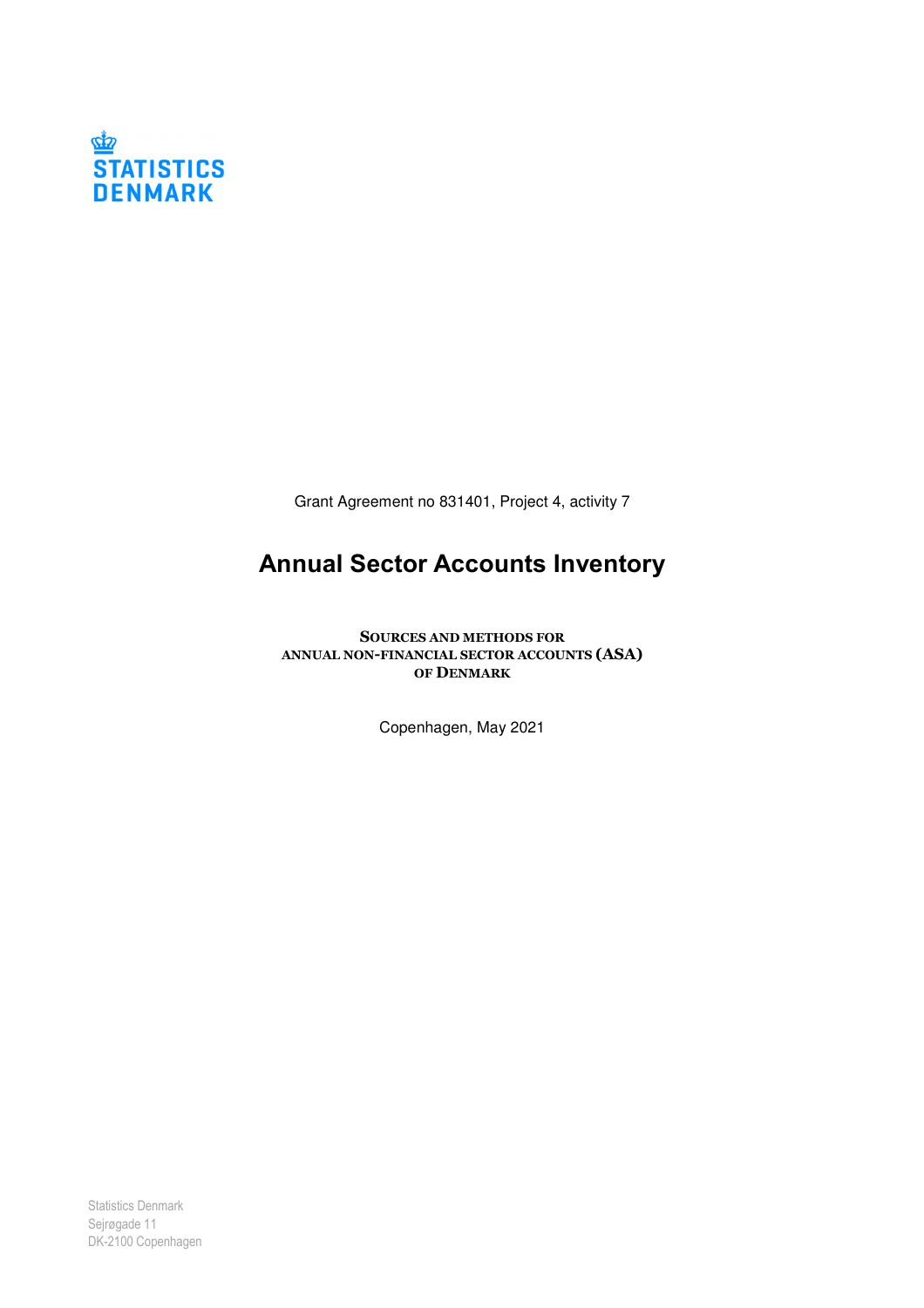STATISTICS DENMARK

Grant Agreement no 831401, Project 4, activity 7

# Annual Sector Accounts Inventory

**SOURCES AND METHODS FOR ANNUAL NON-FINANCIAL SECTOR ACCOUNTS (ASA) OF DENMARK**

Copenhagen, May 2021

Statistics Denmark
Sejrøgade 11
DK-2100 Copenhagen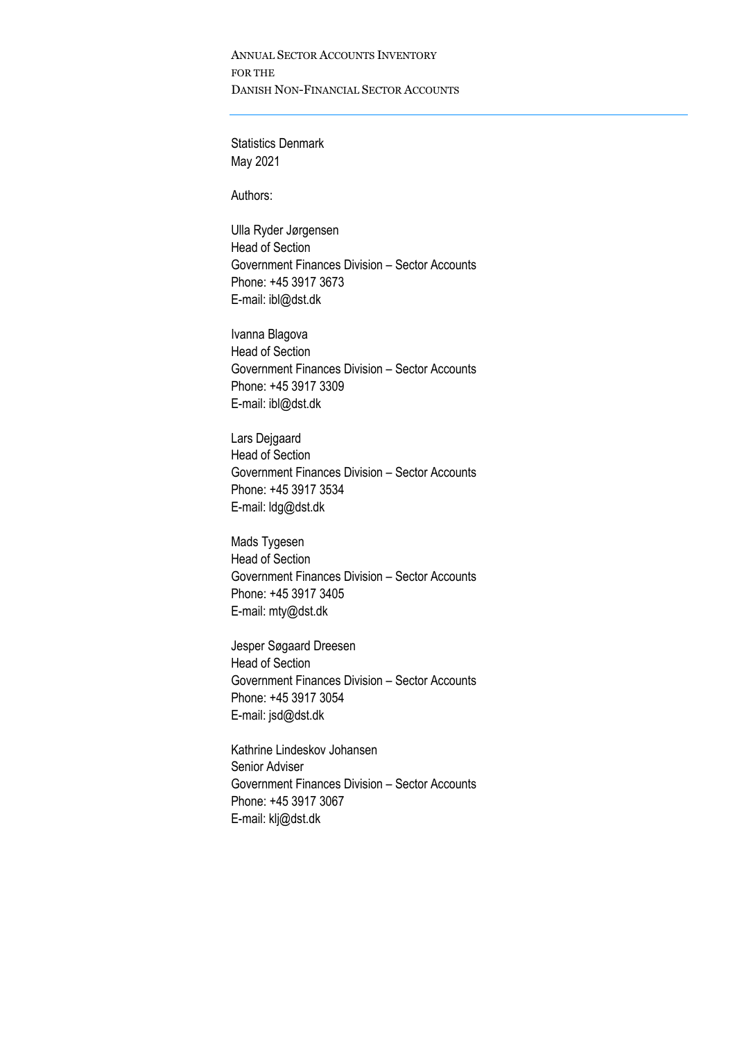ANNUAL SECTOR ACCOUNTS INVENTORY
FOR THE
DANISH NON-FINANCIAL SECTOR ACCOUNTS

Statistics Denmark
May 2021

Authors:

Ulla Ryder Jørgensen
Head of Section
Government Finances Division – Sector Accounts
Phone: +45 3917 3673
E-mail: ibl@dst.dk

Ivanna Blagova
Head of Section
Government Finances Division – Sector Accounts
Phone: +45 3917 3309
E-mail: ibl@dst.dk

Lars Dejgaard
Head of Section
Government Finances Division – Sector Accounts
Phone: +45 3917 3534
E-mail: ldg@dst.dk

Mads Tygesen
Head of Section
Government Finances Division – Sector Accounts
Phone: +45 3917 3405
E-mail: mty@dst.dk

Jesper Søgaard Dreesen
Head of Section
Government Finances Division – Sector Accounts
Phone: +45 3917 3054
E-mail: jsd@dst.dk

Kathrine Lindeskov Johansen
Senior Adviser
Government Finances Division – Sector Accounts
Phone: +45 3917 3067
E-mail: klj@dst.dk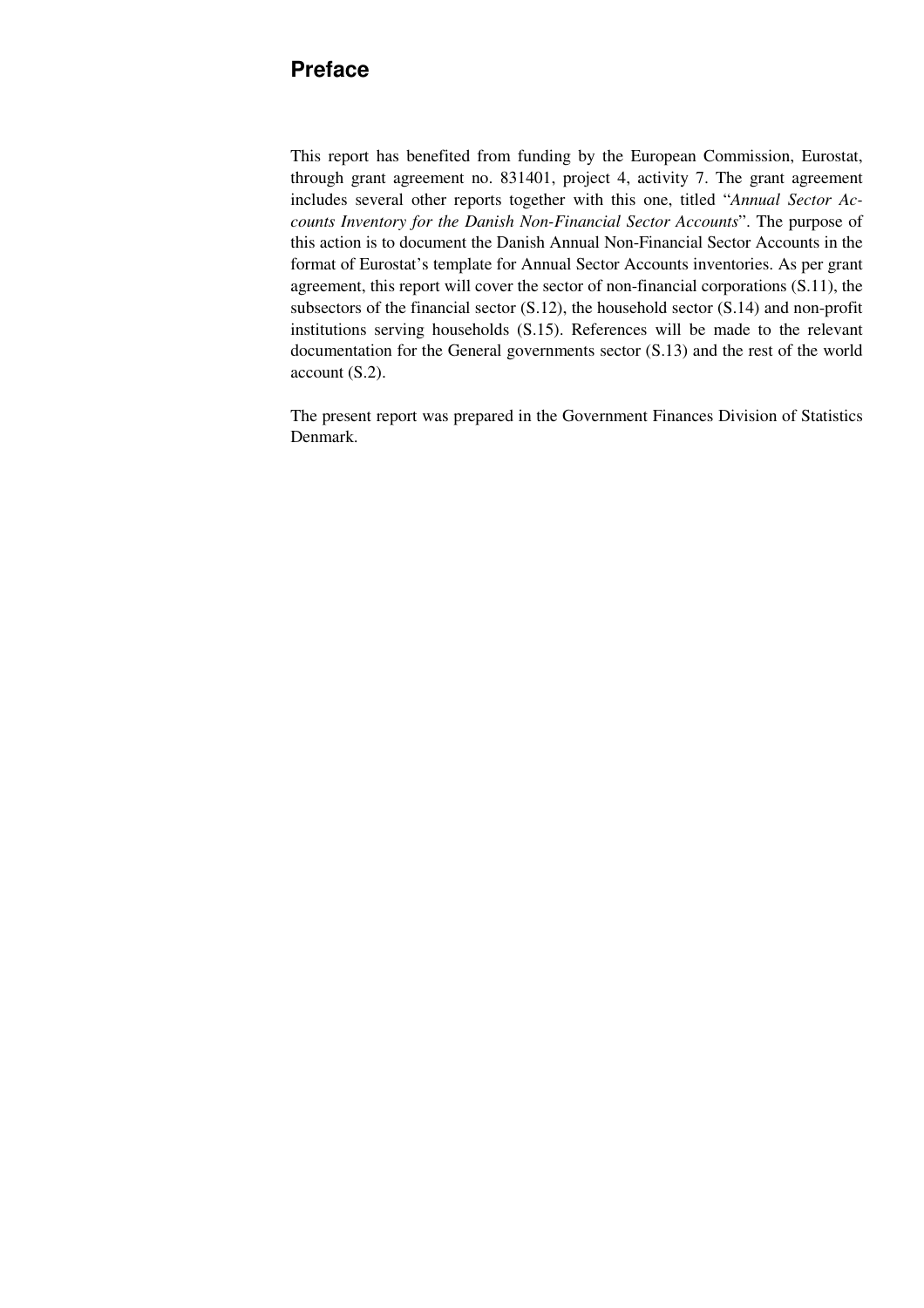# Preface

This report has benefited from funding by the European Commission, Eurostat, through grant agreement no. 831401, project 4, activity 7. The grant agreement includes several other reports together with this one, titled "*Annual Sector Accounts Inventory for the Danish Non-Financial Sector Accounts*". The purpose of this action is to document the Danish Annual Non-Financial Sector Accounts in the format of Eurostat's template for Annual Sector Accounts inventories. As per grant agreement, this report will cover the sector of non-financial corporations (S.11), the subsectors of the financial sector (S.12), the household sector (S.14) and non-profit institutions serving households (S.15). References will be made to the relevant documentation for the General governments sector (S.13) and the rest of the world account (S.2).

The present report was prepared in the Government Finances Division of Statistics Denmark.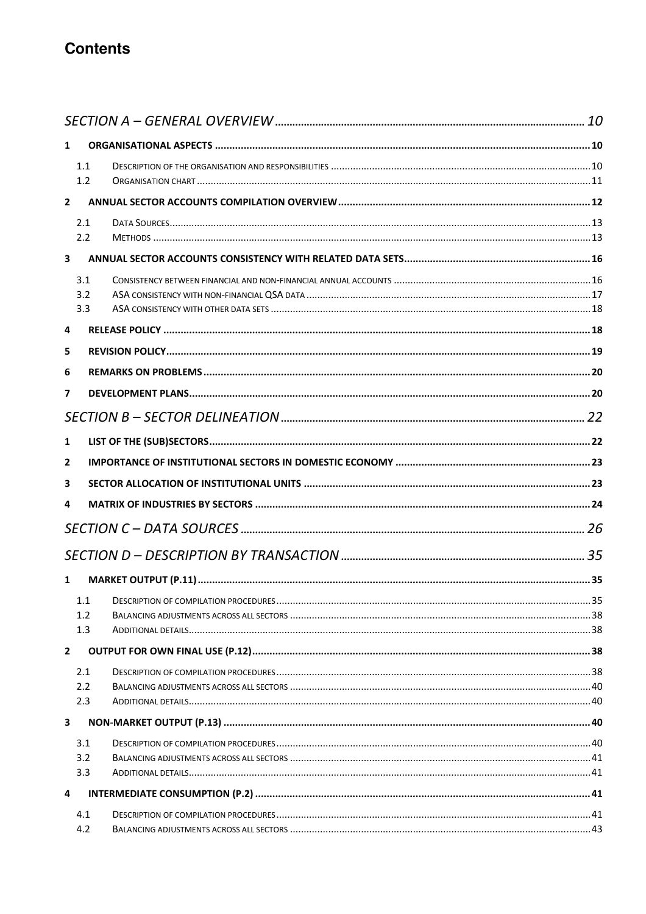# Contents

SECTION A – GENERAL OVERVIEW ..... 10

1 ORGANISATIONAL ASPECTS ..... 10

- 1.1 DESCRIPTION OF THE ORGANISATION AND RESPONSIBILITIES ..... 10
- 1.2 ORGANISATION CHART ..... 11

2 ANNUAL SECTOR ACCOUNTS COMPILATION OVERVIEW ..... 12

- 2.1 DATA SOURCES ..... 13
- 2.2 METHODS ..... 13

3 ANNUAL SECTOR ACCOUNTS CONSISTENCY WITH RELATED DATA SETS ..... 16

- 3.1 CONSISTENCY BETWEEN FINANCIAL AND NON-FINANCIAL ANNUAL ACCOUNTS ..... 16
- 3.2 ASA CONSISTENCY WITH NON-FINANCIAL QSA DATA ..... 17
- 3.3 ASA CONSISTENCY WITH OTHER DATA SETS ..... 18

4 RELEASE POLICY ..... 18

5 REVISION POLICY ..... 19

6 REMARKS ON PROBLEMS ..... 20

7 DEVELOPMENT PLANS ..... 20

SECTION B – SECTOR DELINEATION ..... 22

1 LIST OF THE (SUB)SECTORS ..... 22

2 IMPORTANCE OF INSTITUTIONAL SECTORS IN DOMESTIC ECONOMY ..... 23

3 SECTOR ALLOCATION OF INSTITUTIONAL UNITS ..... 23

4 MATRIX OF INDUSTRIES BY SECTORS ..... 24

SECTION C – DATA SOURCES ..... 26

SECTION D – DESCRIPTION BY TRANSACTION ..... 35

1 MARKET OUTPUT (P.11) ..... 35

- 1.1 DESCRIPTION OF COMPILATION PROCEDURES ..... 35
- 1.2 BALANCING ADJUSTMENTS ACROSS ALL SECTORS ..... 38
- 1.3 ADDITIONAL DETAILS ..... 38

2 OUTPUT FOR OWN FINAL USE (P.12) ..... 38

- 2.1 DESCRIPTION OF COMPILATION PROCEDURES ..... 38
- 2.2 BALANCING ADJUSTMENTS ACROSS ALL SECTORS ..... 40
- 2.3 ADDITIONAL DETAILS ..... 40

3 NON-MARKET OUTPUT (P.13) ..... 40

- 3.1 DESCRIPTION OF COMPILATION PROCEDURES ..... 40
- 3.2 BALANCING ADJUSTMENTS ACROSS ALL SECTORS ..... 41
- 3.3 ADDITIONAL DETAILS ..... 41

4 INTERMEDIATE CONSUMPTION (P.2) ..... 41

- 4.1 DESCRIPTION OF COMPILATION PROCEDURES ..... 41
- 4.2 BALANCING ADJUSTMENTS ACROSS ALL SECTORS ..... 43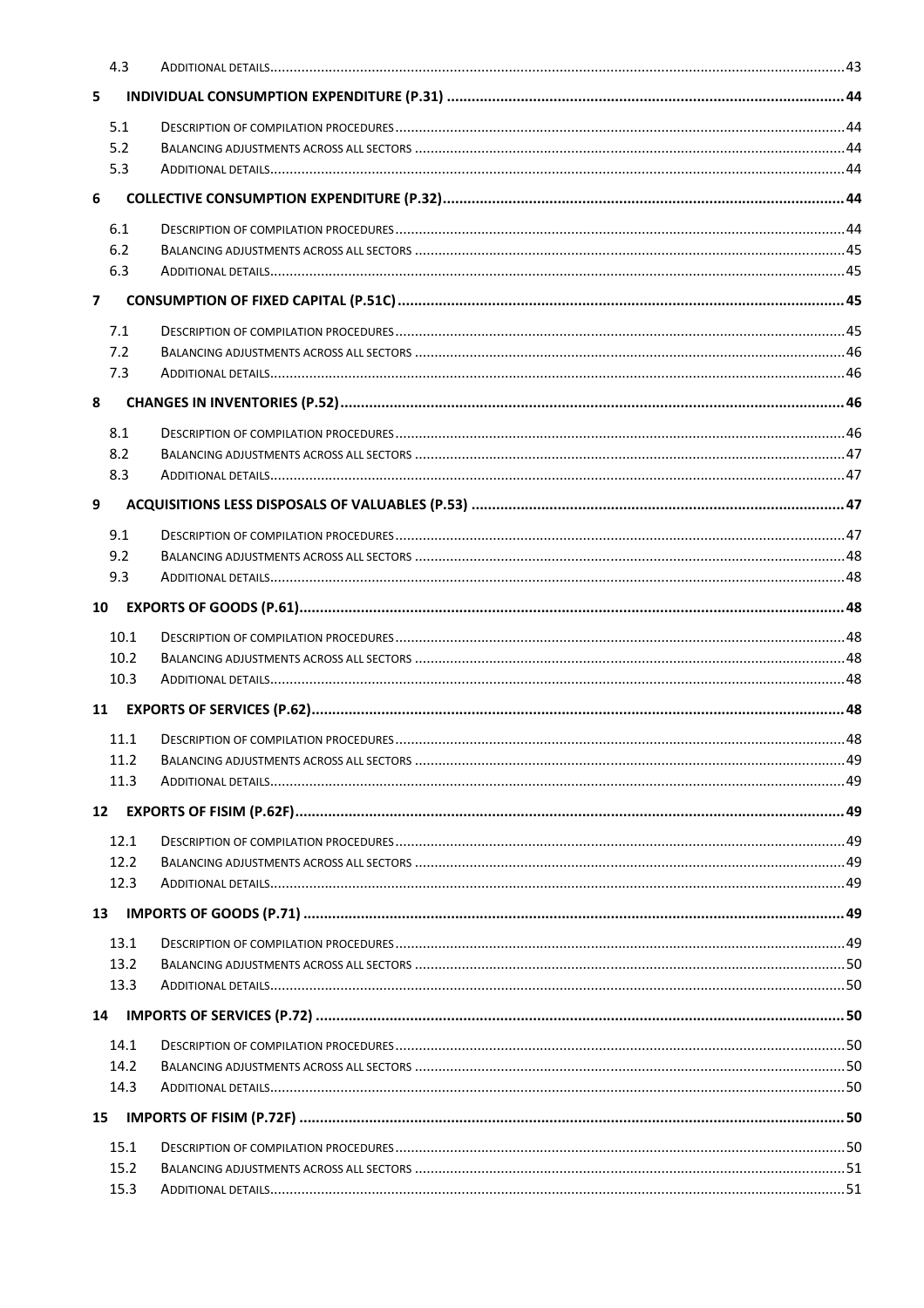| | | |
|---|---|---|
| 4.3 | ADDITIONAL DETAILS | 43 |
| **5** | **INDIVIDUAL CONSUMPTION EXPENDITURE (P.31)** | **44** |
| 5.1 | DESCRIPTION OF COMPILATION PROCEDURES | 44 |
| 5.2 | BALANCING ADJUSTMENTS ACROSS ALL SECTORS | 44 |
| 5.3 | ADDITIONAL DETAILS | 44 |
| **6** | **COLLECTIVE CONSUMPTION EXPENDITURE (P.32)** | **44** |
| 6.1 | DESCRIPTION OF COMPILATION PROCEDURES | 44 |
| 6.2 | BALANCING ADJUSTMENTS ACROSS ALL SECTORS | 45 |
| 6.3 | ADDITIONAL DETAILS | 45 |
| **7** | **CONSUMPTION OF FIXED CAPITAL (P.51C)** | **45** |
| 7.1 | DESCRIPTION OF COMPILATION PROCEDURES | 45 |
| 7.2 | BALANCING ADJUSTMENTS ACROSS ALL SECTORS | 46 |
| 7.3 | ADDITIONAL DETAILS | 46 |
| **8** | **CHANGES IN INVENTORIES (P.52)** | **46** |
| 8.1 | DESCRIPTION OF COMPILATION PROCEDURES | 46 |
| 8.2 | BALANCING ADJUSTMENTS ACROSS ALL SECTORS | 47 |
| 8.3 | ADDITIONAL DETAILS | 47 |
| **9** | **ACQUISITIONS LESS DISPOSALS OF VALUABLES (P.53)** | **47** |
| 9.1 | DESCRIPTION OF COMPILATION PROCEDURES | 47 |
| 9.2 | BALANCING ADJUSTMENTS ACROSS ALL SECTORS | 48 |
| 9.3 | ADDITIONAL DETAILS | 48 |
| **10** | **EXPORTS OF GOODS (P.61)** | **48** |
| 10.1 | DESCRIPTION OF COMPILATION PROCEDURES | 48 |
| 10.2 | BALANCING ADJUSTMENTS ACROSS ALL SECTORS | 48 |
| 10.3 | ADDITIONAL DETAILS | 48 |
| **11** | **EXPORTS OF SERVICES (P.62)** | **48** |
| 11.1 | DESCRIPTION OF COMPILATION PROCEDURES | 48 |
| 11.2 | BALANCING ADJUSTMENTS ACROSS ALL SECTORS | 49 |
| 11.3 | ADDITIONAL DETAILS | 49 |
| **12** | **EXPORTS OF FISIM (P.62F)** | **49** |
| 12.1 | DESCRIPTION OF COMPILATION PROCEDURES | 49 |
| 12.2 | BALANCING ADJUSTMENTS ACROSS ALL SECTORS | 49 |
| 12.3 | ADDITIONAL DETAILS | 49 |
| **13** | **IMPORTS OF GOODS (P.71)** | **49** |
| 13.1 | DESCRIPTION OF COMPILATION PROCEDURES | 49 |
| 13.2 | BALANCING ADJUSTMENTS ACROSS ALL SECTORS | 50 |
| 13.3 | ADDITIONAL DETAILS | 50 |
| **14** | **IMPORTS OF SERVICES (P.72)** | **50** |
| 14.1 | DESCRIPTION OF COMPILATION PROCEDURES | 50 |
| 14.2 | BALANCING ADJUSTMENTS ACROSS ALL SECTORS | 50 |
| 14.3 | ADDITIONAL DETAILS | 50 |
| **15** | **IMPORTS OF FISIM (P.72F)** | **50** |
| 15.1 | DESCRIPTION OF COMPILATION PROCEDURES | 50 |
| 15.2 | BALANCING ADJUSTMENTS ACROSS ALL SECTORS | 51 |
| 15.3 | ADDITIONAL DETAILS | 51 |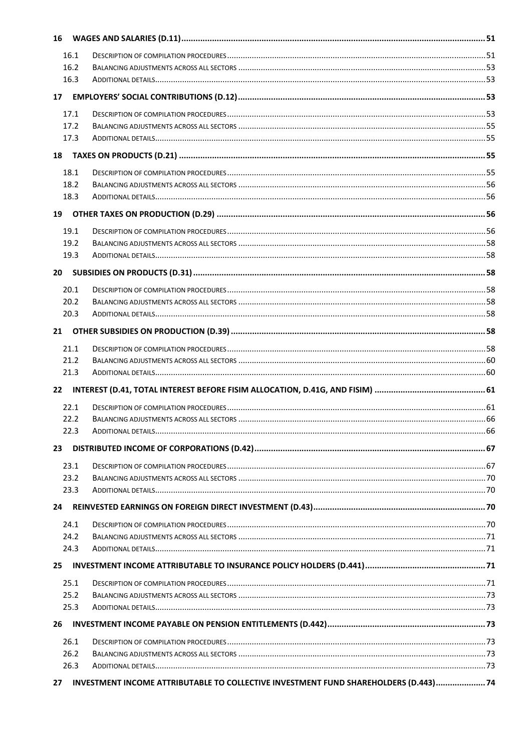16 WAGES AND SALARIES (D.11) ....... 51

- 16.1 Description of compilation procedures ....... 51
- 16.2 Balancing adjustments across all sectors ....... 53
- 16.3 Additional details ....... 53

17 EMPLOYERS' SOCIAL CONTRIBUTIONS (D.12) ....... 53

- 17.1 Description of compilation procedures ....... 53
- 17.2 Balancing adjustments across all sectors ....... 55
- 17.3 Additional details ....... 55

18 TAXES ON PRODUCTS (D.21) ....... 55

- 18.1 Description of compilation procedures ....... 55
- 18.2 Balancing adjustments across all sectors ....... 56
- 18.3 Additional details ....... 56

19 OTHER TAXES ON PRODUCTION (D.29) ....... 56

- 19.1 Description of compilation procedures ....... 56
- 19.2 Balancing adjustments across all sectors ....... 58
- 19.3 Additional details ....... 58

20 SUBSIDIES ON PRODUCTS (D.31) ....... 58

- 20.1 Description of compilation procedures ....... 58
- 20.2 Balancing adjustments across all sectors ....... 58
- 20.3 Additional details ....... 58

21 OTHER SUBSIDIES ON PRODUCTION (D.39) ....... 58

- 21.1 Description of compilation procedures ....... 58
- 21.2 Balancing adjustments across all sectors ....... 60
- 21.3 Additional details ....... 60

22 INTEREST (D.41, TOTAL INTEREST BEFORE FISIM ALLOCATION, D.41G, AND FISIM) ....... 61

- 22.1 Description of compilation procedures ....... 61
- 22.2 Balancing adjustments across all sectors ....... 66
- 22.3 Additional details ....... 66

23 DISTRIBUTED INCOME OF CORPORATIONS (D.42) ....... 67

- 23.1 Description of compilation procedures ....... 67
- 23.2 Balancing adjustments across all sectors ....... 70
- 23.3 Additional details ....... 70

24 REINVESTED EARNINGS ON FOREIGN DIRECT INVESTMENT (D.43) ....... 70

- 24.1 Description of compilation procedures ....... 70
- 24.2 Balancing adjustments across all sectors ....... 71
- 24.3 Additional details ....... 71

25 INVESTMENT INCOME ATTRIBUTABLE TO INSURANCE POLICY HOLDERS (D.441) ....... 71

- 25.1 Description of compilation procedures ....... 71
- 25.2 Balancing adjustments across all sectors ....... 73
- 25.3 Additional details ....... 73

26 INVESTMENT INCOME PAYABLE ON PENSION ENTITLEMENTS (D.442) ....... 73

- 26.1 Description of compilation procedures ....... 73
- 26.2 Balancing adjustments across all sectors ....... 73
- 26.3 Additional details ....... 73

27 INVESTMENT INCOME ATTRIBUTABLE TO COLLECTIVE INVESTMENT FUND SHAREHOLDERS (D.443) ....... 74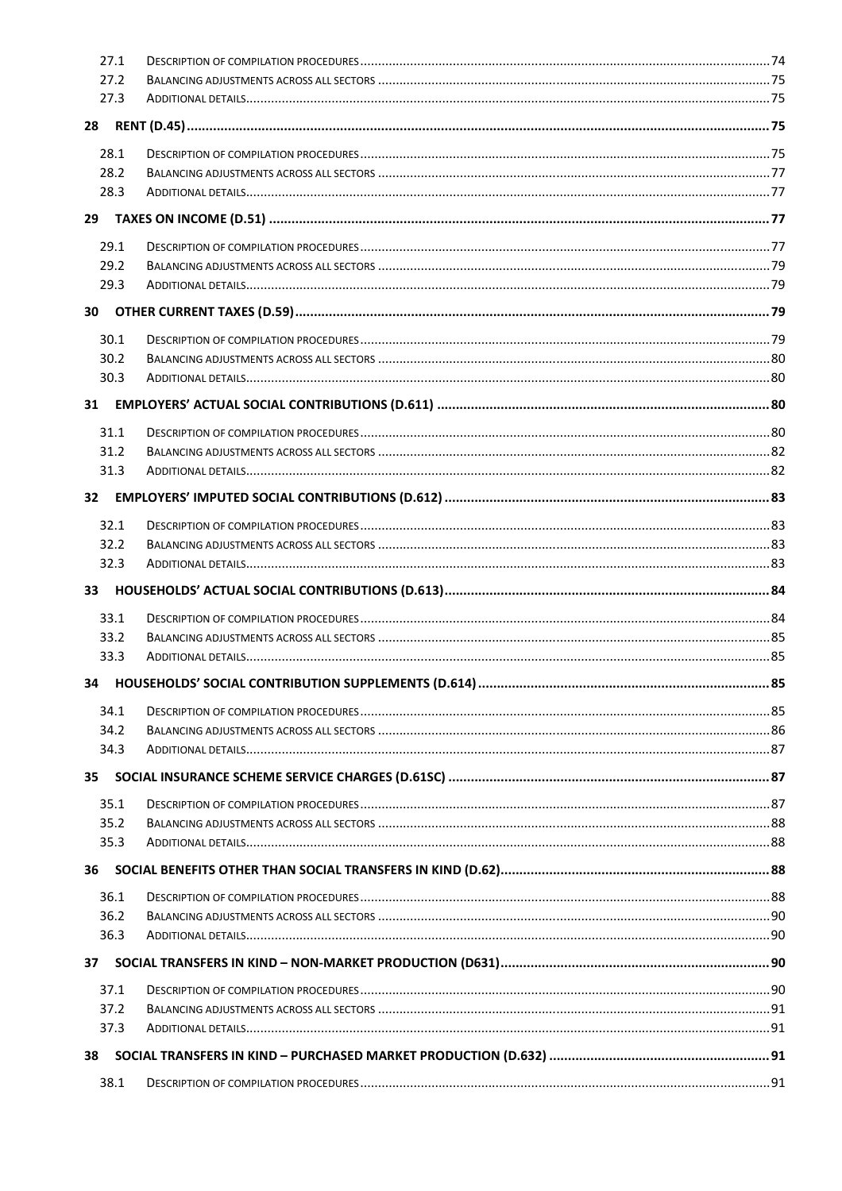27.1 Description of compilation procedures ... 74
27.2 Balancing adjustments across all sectors ... 75
27.3 Additional details ... 75

**28 RENT (D.45) ... 75**

28.1 Description of compilation procedures ... 75
28.2 Balancing adjustments across all sectors ... 77
28.3 Additional details ... 77

**29 TAXES ON INCOME (D.51) ... 77**

29.1 Description of compilation procedures ... 77
29.2 Balancing adjustments across all sectors ... 79
29.3 Additional details ... 79

**30 OTHER CURRENT TAXES (D.59) ... 79**

30.1 Description of compilation procedures ... 79
30.2 Balancing adjustments across all sectors ... 80
30.3 Additional details ... 80

**31 EMPLOYERS' ACTUAL SOCIAL CONTRIBUTIONS (D.611) ... 80**

31.1 Description of compilation procedures ... 80
31.2 Balancing adjustments across all sectors ... 82
31.3 Additional details ... 82

**32 EMPLOYERS' IMPUTED SOCIAL CONTRIBUTIONS (D.612) ... 83**

32.1 Description of compilation procedures ... 83
32.2 Balancing adjustments across all sectors ... 83
32.3 Additional details ... 83

**33 HOUSEHOLDS' ACTUAL SOCIAL CONTRIBUTIONS (D.613) ... 84**

33.1 Description of compilation procedures ... 84
33.2 Balancing adjustments across all sectors ... 85
33.3 Additional details ... 85

**34 HOUSEHOLDS' SOCIAL CONTRIBUTION SUPPLEMENTS (D.614) ... 85**

34.1 Description of compilation procedures ... 85
34.2 Balancing adjustments across all sectors ... 86
34.3 Additional details ... 87

**35 SOCIAL INSURANCE SCHEME SERVICE CHARGES (D.61SC) ... 87**

35.1 Description of compilation procedures ... 87
35.2 Balancing adjustments across all sectors ... 88
35.3 Additional details ... 88

**36 SOCIAL BENEFITS OTHER THAN SOCIAL TRANSFERS IN KIND (D.62) ... 88**

36.1 Description of compilation procedures ... 88
36.2 Balancing adjustments across all sectors ... 90
36.3 Additional details ... 90

**37 SOCIAL TRANSFERS IN KIND – NON-MARKET PRODUCTION (D631) ... 90**

37.1 Description of compilation procedures ... 90
37.2 Balancing adjustments across all sectors ... 91
37.3 Additional details ... 91

**38 SOCIAL TRANSFERS IN KIND – PURCHASED MARKET PRODUCTION (D.632) ... 91**

38.1 Description of compilation procedures ... 91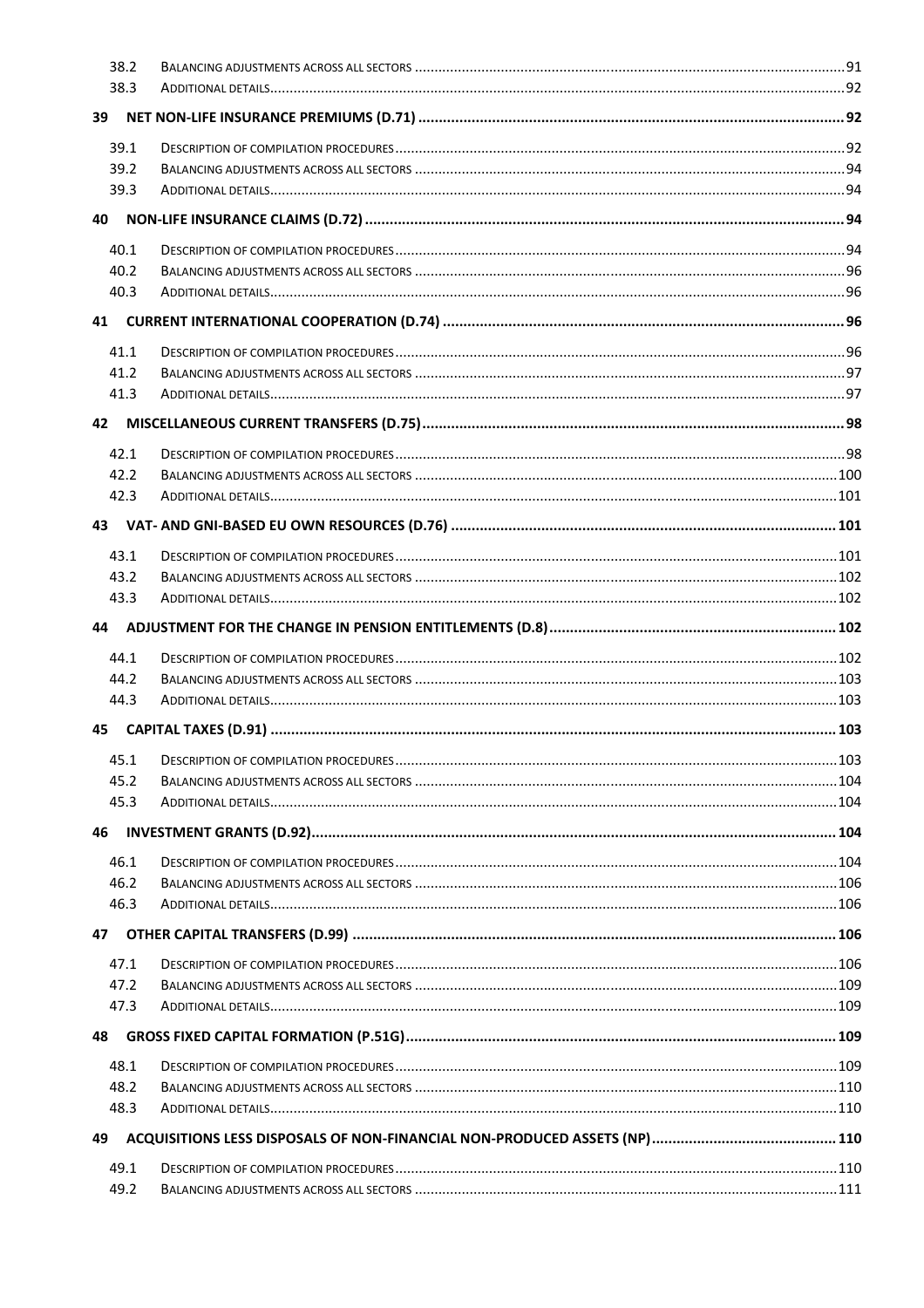38.2 Balancing adjustments across all sectors ..... 91
38.3 Additional details ..... 92

**39 NET NON-LIFE INSURANCE PREMIUMS (D.71) ..... 92**

39.1 Description of compilation procedures ..... 92
39.2 Balancing adjustments across all sectors ..... 94
39.3 Additional details ..... 94

**40 NON-LIFE INSURANCE CLAIMS (D.72) ..... 94**

40.1 Description of compilation procedures ..... 94
40.2 Balancing adjustments across all sectors ..... 96
40.3 Additional details ..... 96

**41 CURRENT INTERNATIONAL COOPERATION (D.74) ..... 96**

41.1 Description of compilation procedures ..... 96
41.2 Balancing adjustments across all sectors ..... 97
41.3 Additional details ..... 97

**42 MISCELLANEOUS CURRENT TRANSFERS (D.75) ..... 98**

42.1 Description of compilation procedures ..... 98
42.2 Balancing adjustments across all sectors ..... 100
42.3 Additional details ..... 101

**43 VAT- AND GNI-BASED EU OWN RESOURCES (D.76) ..... 101**

43.1 Description of compilation procedures ..... 101
43.2 Balancing adjustments across all sectors ..... 102
43.3 Additional details ..... 102

**44 ADJUSTMENT FOR THE CHANGE IN PENSION ENTITLEMENTS (D.8) ..... 102**

44.1 Description of compilation procedures ..... 102
44.2 Balancing adjustments across all sectors ..... 103
44.3 Additional details ..... 103

**45 CAPITAL TAXES (D.91) ..... 103**

45.1 Description of compilation procedures ..... 103
45.2 Balancing adjustments across all sectors ..... 104
45.3 Additional details ..... 104

**46 INVESTMENT GRANTS (D.92) ..... 104**

46.1 Description of compilation procedures ..... 104
46.2 Balancing adjustments across all sectors ..... 106
46.3 Additional details ..... 106

**47 OTHER CAPITAL TRANSFERS (D.99) ..... 106**

47.1 Description of compilation procedures ..... 106
47.2 Balancing adjustments across all sectors ..... 109
47.3 Additional details ..... 109

**48 GROSS FIXED CAPITAL FORMATION (P.51G) ..... 109**

48.1 Description of compilation procedures ..... 109
48.2 Balancing adjustments across all sectors ..... 110
48.3 Additional details ..... 110

**49 ACQUISITIONS LESS DISPOSALS OF NON-FINANCIAL NON-PRODUCED ASSETS (NP) ..... 110**

49.1 Description of compilation procedures ..... 110
49.2 Balancing adjustments across all sectors ..... 111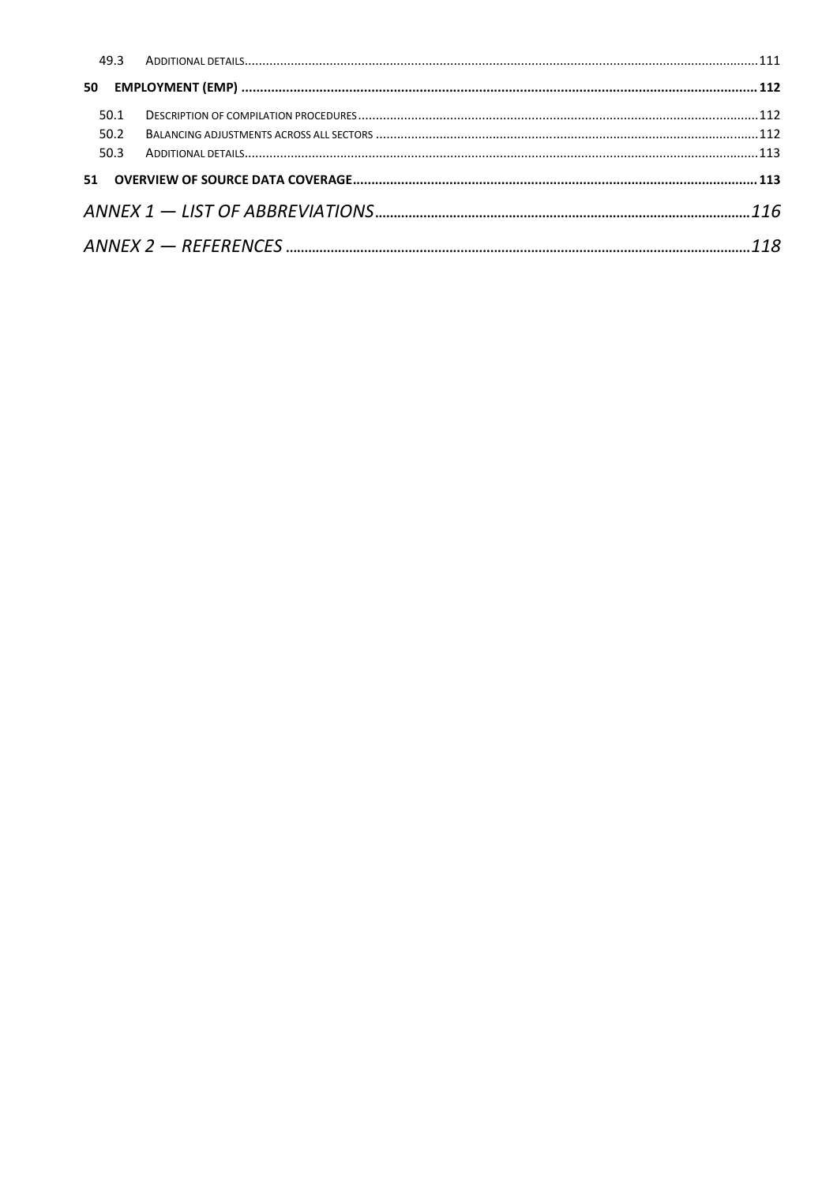49.3 ADDITIONAL DETAILS ........................................................................................................ 111

**50 EMPLOYMENT (EMP) ........................................................................................................ 112**

50.1 DESCRIPTION OF COMPILATION PROCEDURES ........................................................................................................ 112
50.2 BALANCING ADJUSTMENTS ACROSS ALL SECTORS ........................................................................................................ 112
50.3 ADDITIONAL DETAILS ........................................................................................................ 113

**51 OVERVIEW OF SOURCE DATA COVERAGE ........................................................................................................ 113**

*ANNEX 1 — LIST OF ABBREVIATIONS ........................................................................................................ 116*

*ANNEX 2 — REFERENCES ........................................................................................................ 118*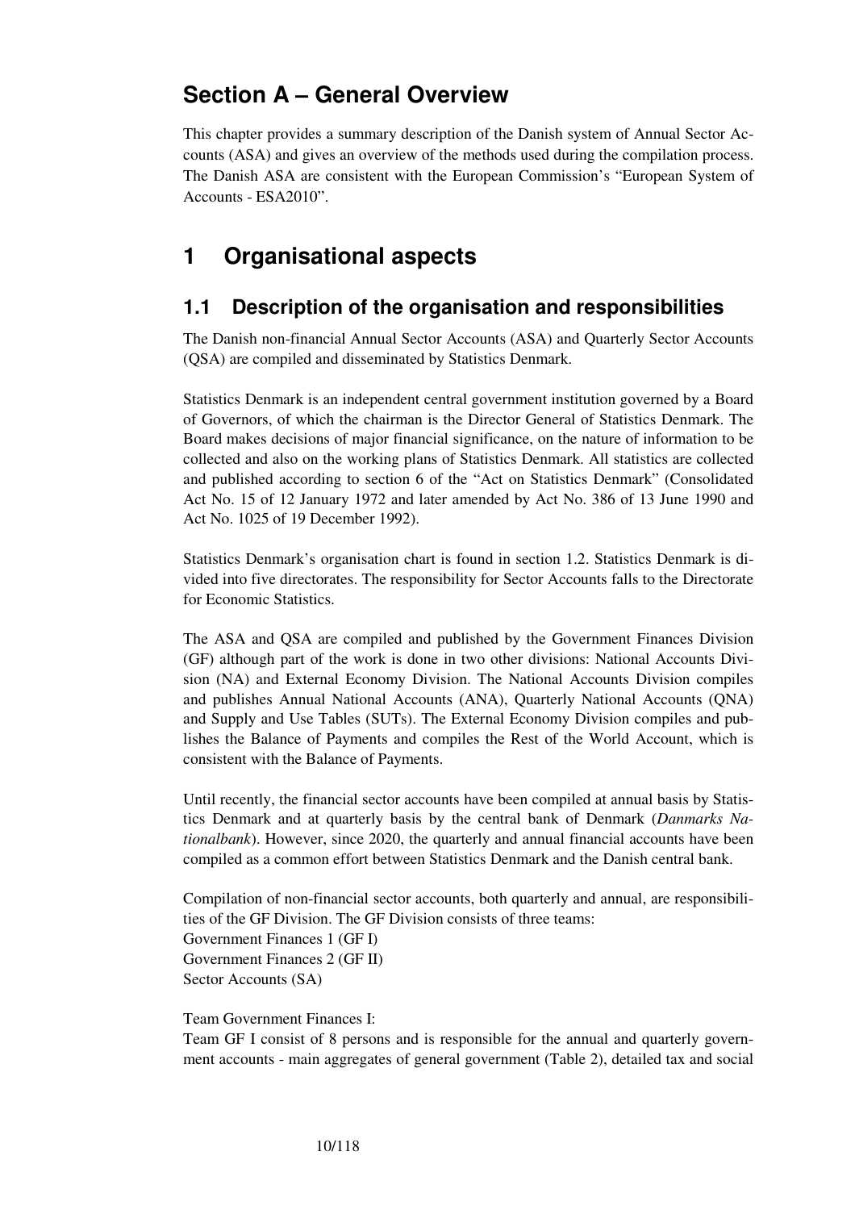# Section A – General Overview

This chapter provides a summary description of the Danish system of Annual Sector Accounts (ASA) and gives an overview of the methods used during the compilation process. The Danish ASA are consistent with the European Commission's "European System of Accounts - ESA2010".

# 1 Organisational aspects

## 1.1 Description of the organisation and responsibilities

The Danish non-financial Annual Sector Accounts (ASA) and Quarterly Sector Accounts (QSA) are compiled and disseminated by Statistics Denmark.

Statistics Denmark is an independent central government institution governed by a Board of Governors, of which the chairman is the Director General of Statistics Denmark. The Board makes decisions of major financial significance, on the nature of information to be collected and also on the working plans of Statistics Denmark. All statistics are collected and published according to section 6 of the "Act on Statistics Denmark" (Consolidated Act No. 15 of 12 January 1972 and later amended by Act No. 386 of 13 June 1990 and Act No. 1025 of 19 December 1992).

Statistics Denmark's organisation chart is found in section 1.2. Statistics Denmark is divided into five directorates. The responsibility for Sector Accounts falls to the Directorate for Economic Statistics.

The ASA and QSA are compiled and published by the Government Finances Division (GF) although part of the work is done in two other divisions: National Accounts Division (NA) and External Economy Division. The National Accounts Division compiles and publishes Annual National Accounts (ANA), Quarterly National Accounts (QNA) and Supply and Use Tables (SUTs). The External Economy Division compiles and publishes the Balance of Payments and compiles the Rest of the World Account, which is consistent with the Balance of Payments.

Until recently, the financial sector accounts have been compiled at annual basis by Statistics Denmark and at quarterly basis by the central bank of Denmark (*Danmarks Nationalbank*). However, since 2020, the quarterly and annual financial accounts have been compiled as a common effort between Statistics Denmark and the Danish central bank.

Compilation of non-financial sector accounts, both quarterly and annual, are responsibilities of the GF Division. The GF Division consists of three teams:
Government Finances 1 (GF I)
Government Finances 2 (GF II)
Sector Accounts (SA)

Team Government Finances I:
Team GF I consist of 8 persons and is responsible for the annual and quarterly government accounts - main aggregates of general government (Table 2), detailed tax and social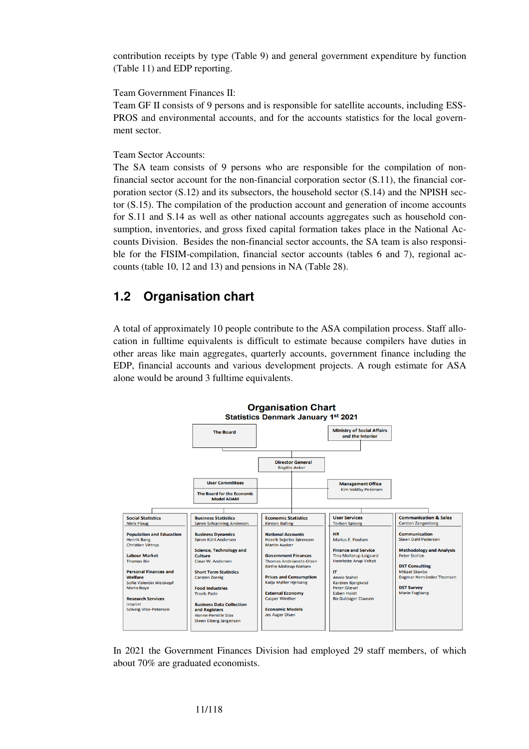contribution receipts by type (Table 9) and general government expenditure by function (Table 11) and EDP reporting.

Team Government Finances II:
Team GF II consists of 9 persons and is responsible for satellite accounts, including ESSPROS and environmental accounts, and for the accounts statistics for the local government sector.

Team Sector Accounts:
The SA team consists of 9 persons who are responsible for the compilation of non-financial sector account for the non-financial corporation sector (S.11), the financial corporation sector (S.12) and its subsectors, the household sector (S.14) and the NPISH sector (S.15). The compilation of the production account and generation of income accounts for S.11 and S.14 as well as other national accounts aggregates such as household consumption, inventories, and gross fixed capital formation takes place in the National Accounts Division. Besides the non-financial sector accounts, the SA team is also responsible for the FISIM-compilation, financial sector accounts (tables 6 and 7), regional accounts (table 10, 12 and 13) and pensions in NA (Table 28).

## 1.2 Organisation chart

A total of approximately 10 people contribute to the ASA compilation process. Staff allocation in fulltime equivalents is difficult to estimate because compilers have duties in other areas like main aggregates, quarterly accounts, government finance including the EDP, financial accounts and various development projects. A rough estimate for ASA alone would be around 3 fulltime equivalents.

**Organisation Chart**
**Statistics Denmark January 1st 2021**

- The Board
- Ministry of Social Affairs and the Interior
- Director General: Birgitte Anker
- User Committees; The Board for the Economic Model ADAM
- Management Office: Kim Voldby Pedersen

**Social Statistics** – Niels Ploug
- Population and Education: Henrik Bang, Christian Vittrup
- Labour Market: Thomas Bie
- Personal Finances and Welfare: Sofie Valentin Weiskopf, Maria Boye
- Research Services: Interim, Solveig Vibe-Petersen

**Business Statistics** – Søren Schiønning Andersen
- Business Dynamics: Søren Kühl Andersen
- Science, Technology and Culture: Claus W. Andersen
- Short Term Statistics: Carsten Zornig
- Food Industries: Troels Pade
- Business Data Collection and Registers: Hanne-Pernille Stax, Steen Elberg Jørgensen

**Economic Statistics** – Kirsten Balling
- National Accounts: Henrik Sejerbo Sørensen, Martin Ausker
- Government Finances: Thomas Andriianets-Olsen, Birthe Moltrup-Nielsen
- Prices and Consumption: Katja Møller Hjelvang
- External Economy: Casper Winther
- Economic Models: Jes Asger Olsen

**User Services** – Torben Søborg
- HR: Marius E. Poulsen
- Finance and Service: Tina Mollerup Laigaard, Henriette Arup Veltzé
- IT: Annie Stahel, Karsten Bjergkvist, Peter Glæsel, Esben Holdt, Bo Guldager Clausen

**Communication & Sales** – Carsten Zangenberg
- Communication: Steen Dahl Pedersen
- Methodology and Analysis: Peter Stoltze
- DST Consulting: Mikael Skovbo, Dagmar Hernández Thomsen
- DST Survey: Marie Fuglsang

In 2021 the Government Finances Division had employed 29 staff members, of which about 70% are graduated economists.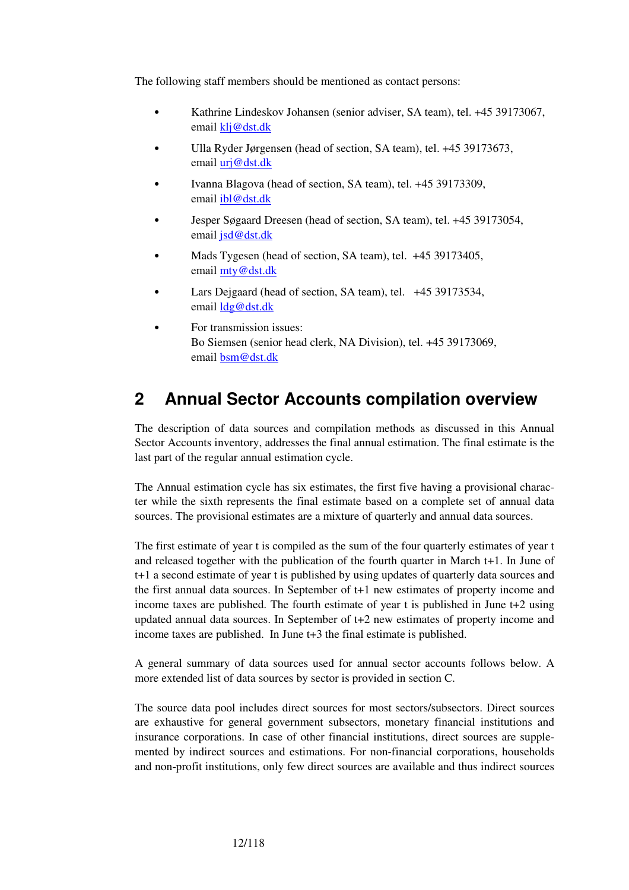The following staff members should be mentioned as contact persons:

- Kathrine Lindeskov Johansen (senior adviser, SA team), tel. +45 39173067, email klj@dst.dk
- Ulla Ryder Jørgensen (head of section, SA team), tel. +45 39173673, email urj@dst.dk
- Ivanna Blagova (head of section, SA team), tel. +45 39173309, email ibl@dst.dk
- Jesper Søgaard Dreesen (head of section, SA team), tel. +45 39173054, email jsd@dst.dk
- Mads Tygesen (head of section, SA team), tel. +45 39173405, email mty@dst.dk
- Lars Dejgaard (head of section, SA team), tel. +45 39173534, email ldg@dst.dk
- For transmission issues:
  Bo Siemsen (senior head clerk, NA Division), tel. +45 39173069, email bsm@dst.dk

# 2 Annual Sector Accounts compilation overview

The description of data sources and compilation methods as discussed in this Annual Sector Accounts inventory, addresses the final annual estimation. The final estimate is the last part of the regular annual estimation cycle.

The Annual estimation cycle has six estimates, the first five having a provisional character while the sixth represents the final estimate based on a complete set of annual data sources. The provisional estimates are a mixture of quarterly and annual data sources.

The first estimate of year t is compiled as the sum of the four quarterly estimates of year t and released together with the publication of the fourth quarter in March t+1. In June of t+1 a second estimate of year t is published by using updates of quarterly data sources and the first annual data sources. In September of t+1 new estimates of property income and income taxes are published. The fourth estimate of year t is published in June t+2 using updated annual data sources. In September of t+2 new estimates of property income and income taxes are published. In June t+3 the final estimate is published.

A general summary of data sources used for annual sector accounts follows below. A more extended list of data sources by sector is provided in section C.

The source data pool includes direct sources for most sectors/subsectors. Direct sources are exhaustive for general government subsectors, monetary financial institutions and insurance corporations. In case of other financial institutions, direct sources are supplemented by indirect sources and estimations. For non-financial corporations, households and non-profit institutions, only few direct sources are available and thus indirect sources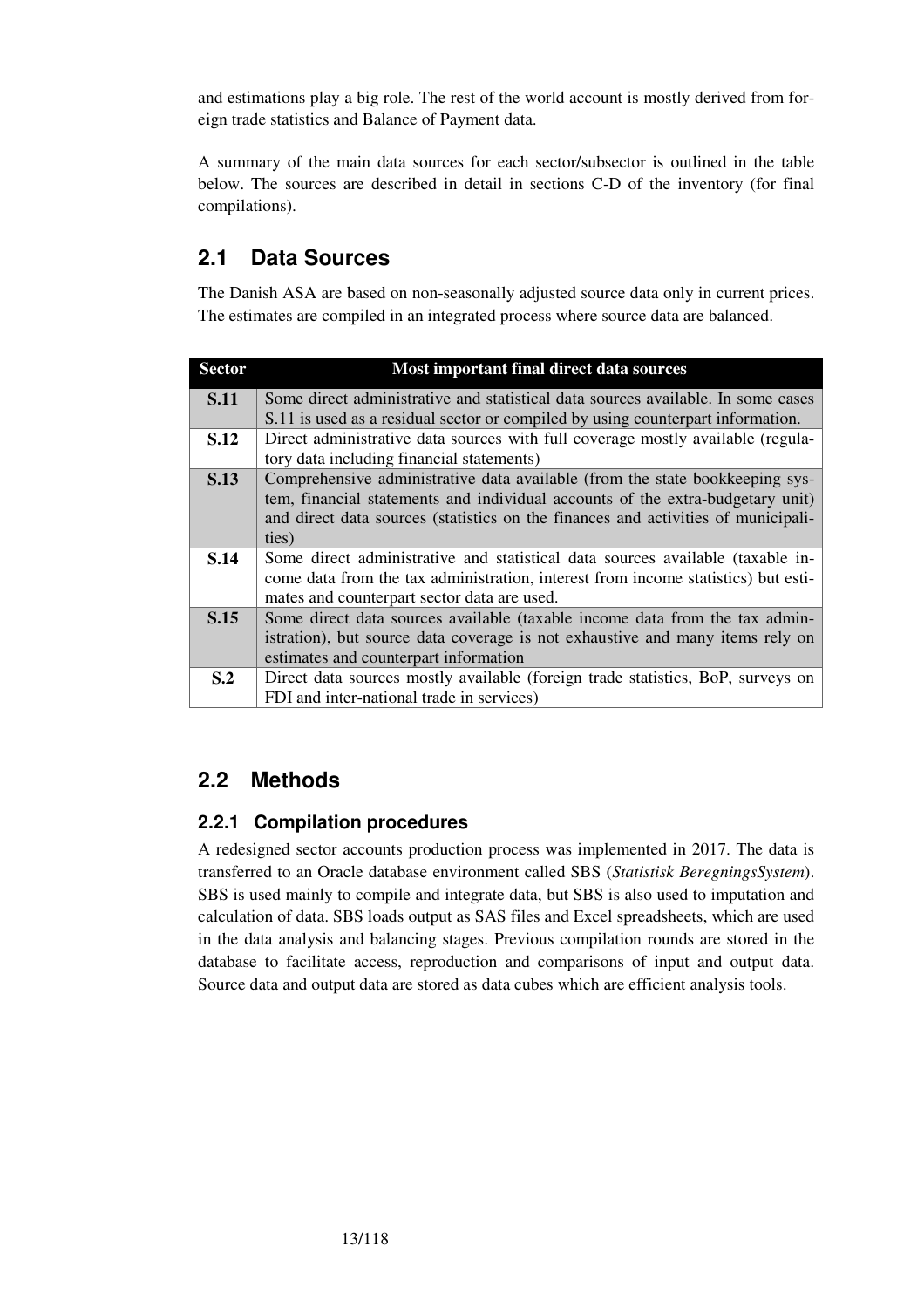and estimations play a big role. The rest of the world account is mostly derived from foreign trade statistics and Balance of Payment data.

A summary of the main data sources for each sector/subsector is outlined in the table below. The sources are described in detail in sections C-D of the inventory (for final compilations).

## 2.1 Data Sources

The Danish ASA are based on non-seasonally adjusted source data only in current prices. The estimates are compiled in an integrated process where source data are balanced.

| Sector | Most important final direct data sources |
|---|---|
| **S.11** | Some direct administrative and statistical data sources available. In some cases S.11 is used as a residual sector or compiled by using counterpart information. |
| **S.12** | Direct administrative data sources with full coverage mostly available (regulatory data including financial statements) |
| **S.13** | Comprehensive administrative data available (from the state bookkeeping system, financial statements and individual accounts of the extra-budgetary unit) and direct data sources (statistics on the finances and activities of municipalities) |
| **S.14** | Some direct administrative and statistical data sources available (taxable income data from the tax administration, interest from income statistics) but estimates and counterpart sector data are used. |
| **S.15** | Some direct data sources available (taxable income data from the tax administration), but source data coverage is not exhaustive and many items rely on estimates and counterpart information |
| **S.2** | Direct data sources mostly available (foreign trade statistics, BoP, surveys on FDI and inter-national trade in services) |

## 2.2 Methods

### 2.2.1 Compilation procedures

A redesigned sector accounts production process was implemented in 2017. The data is transferred to an Oracle database environment called SBS (*Statistisk BeregningsSystem*). SBS is used mainly to compile and integrate data, but SBS is also used to imputation and calculation of data. SBS loads output as SAS files and Excel spreadsheets, which are used in the data analysis and balancing stages. Previous compilation rounds are stored in the database to facilitate access, reproduction and comparisons of input and output data. Source data and output data are stored as data cubes which are efficient analysis tools.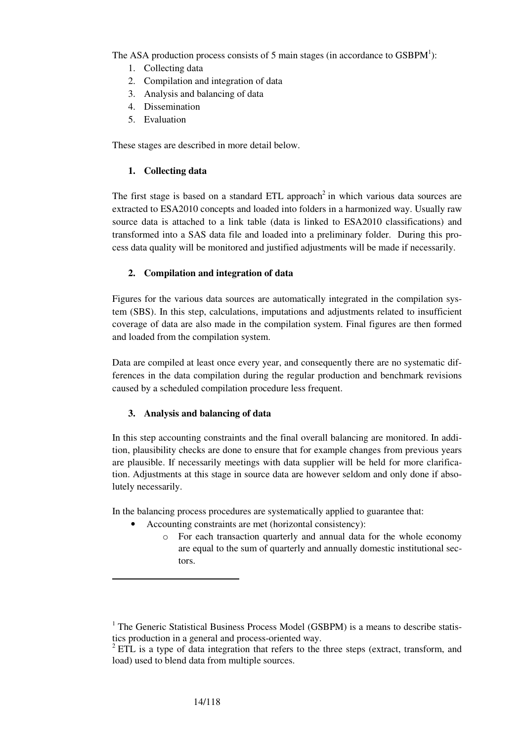The ASA production process consists of 5 main stages (in accordance to GSBPM[1]):

1. Collecting data
2. Compilation and integration of data
3. Analysis and balancing of data
4. Dissemination
5. Evaluation

These stages are described in more detail below.

### 1. Collecting data

The first stage is based on a standard ETL approach[2] in which various data sources are extracted to ESA2010 concepts and loaded into folders in a harmonized way. Usually raw source data is attached to a link table (data is linked to ESA2010 classifications) and transformed into a SAS data file and loaded into a preliminary folder. During this process data quality will be monitored and justified adjustments will be made if necessarily.

### 2. Compilation and integration of data

Figures for the various data sources are automatically integrated in the compilation system (SBS). In this step, calculations, imputations and adjustments related to insufficient coverage of data are also made in the compilation system. Final figures are then formed and loaded from the compilation system.

Data are compiled at least once every year, and consequently there are no systematic differences in the data compilation during the regular production and benchmark revisions caused by a scheduled compilation procedure less frequent.

### 3. Analysis and balancing of data

In this step accounting constraints and the final overall balancing are monitored. In addition, plausibility checks are done to ensure that for example changes from previous years are plausible. If necessarily meetings with data supplier will be held for more clarification. Adjustments at this stage in source data are however seldom and only done if absolutely necessarily.

In the balancing process procedures are systematically applied to guarantee that:

- Accounting constraints are met (horizontal consistency):
  - For each transaction quarterly and annual data for the whole economy are equal to the sum of quarterly and annually domestic institutional sectors.

---

[1] The Generic Statistical Business Process Model (GSBPM) is a means to describe statistics production in a general and process-oriented way.

[2] ETL is a type of data integration that refers to the three steps (extract, transform, and load) used to blend data from multiple sources.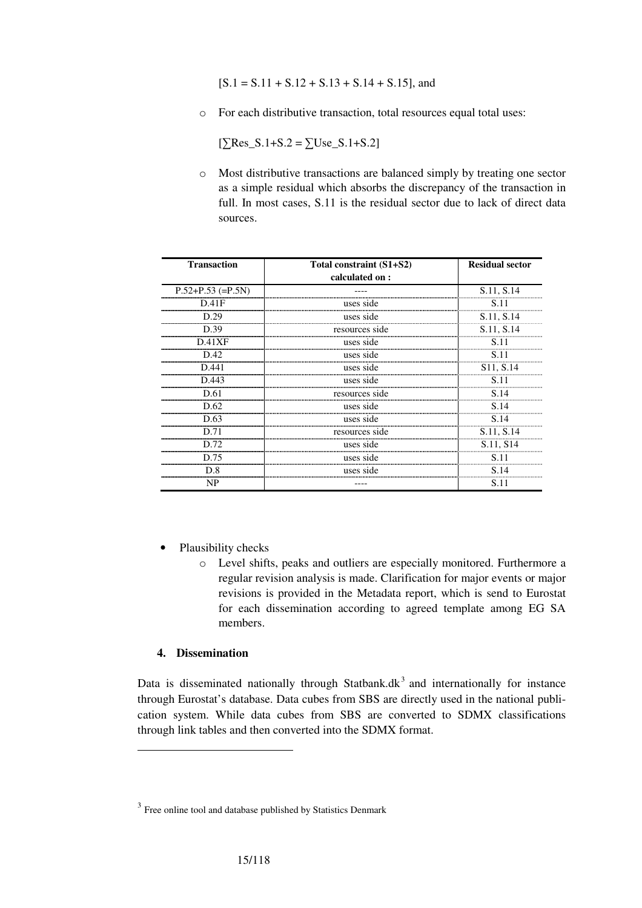[S.1 = S.11 + S.12 + S.13 + S.14 + S.15], and

- For each distributive transaction, total resources equal total uses:

  [∑Res_S.1+S.2 = ∑Use_S.1+S.2]

- Most distributive transactions are balanced simply by treating one sector as a simple residual which absorbs the discrepancy of the transaction in full. In most cases, S.11 is the residual sector due to lack of direct data sources.

| Transaction | Total constraint (S1+S2) calculated on : | Residual sector |
|---|---|---|
| P.52+P.53 (=P.5N) | ---- | S.11, S.14 |
| D.41F | uses side | S.11 |
| D.29 | uses side | S.11, S.14 |
| D.39 | resources side | S.11, S.14 |
| D.41XF | uses side | S.11 |
| D.42 | uses side | S.11 |
| D.441 | uses side | S11, S.14 |
| D.443 | uses side | S.11 |
| D.61 | resources side | S.14 |
| D.62 | uses side | S.14 |
| D.63 | uses side | S.14 |
| D.71 | resources side | S.11, S.14 |
| D.72 | uses side | S.11, S14 |
| D.75 | uses side | S.11 |
| D.8 | uses side | S.14 |
| NP | ---- | S.11 |

- Plausibility checks
  - Level shifts, peaks and outliers are especially monitored. Furthermore a regular revision analysis is made. Clarification for major events or major revisions is provided in the Metadata report, which is send to Eurostat for each dissemination according to agreed template among EG SA members.

## 4. Dissemination

Data is disseminated nationally through Statbank.dk[3] and internationally for instance through Eurostat's database. Data cubes from SBS are directly used in the national publication system. While data cubes from SBS are converted to SDMX classifications through link tables and then converted into the SDMX format.

[3] Free online tool and database published by Statistics Denmark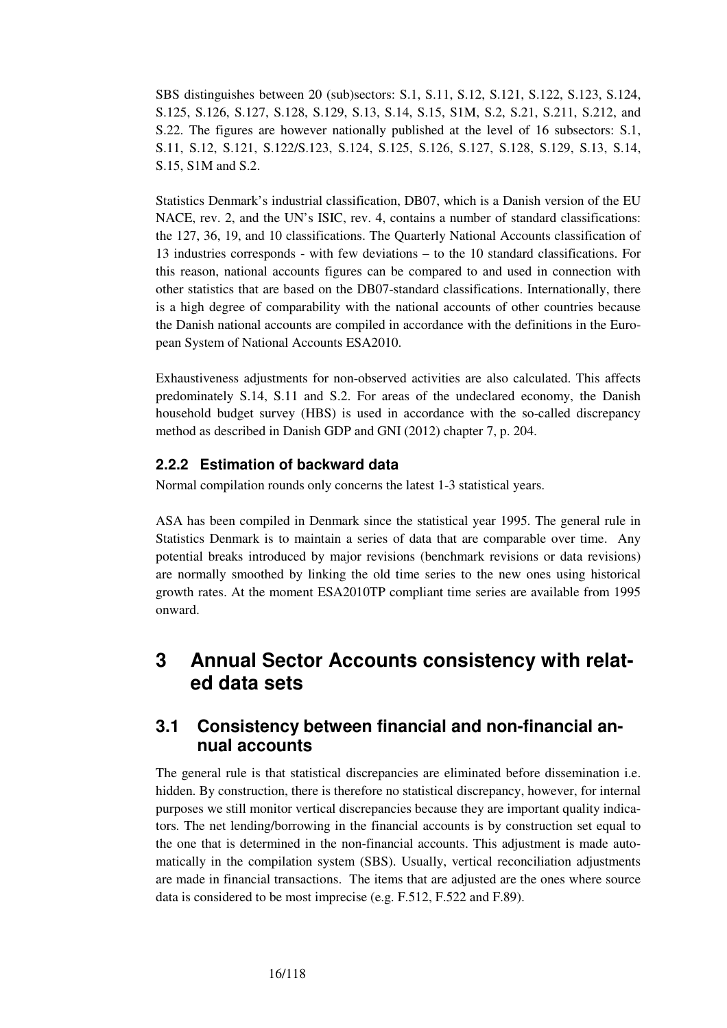SBS distinguishes between 20 (sub)sectors: S.1, S.11, S.12, S.121, S.122, S.123, S.124, S.125, S.126, S.127, S.128, S.129, S.13, S.14, S.15, S1M, S.2, S.21, S.211, S.212, and S.22. The figures are however nationally published at the level of 16 subsectors: S.1, S.11, S.12, S.121, S.122/S.123, S.124, S.125, S.126, S.127, S.128, S.129, S.13, S.14, S.15, S1M and S.2.

Statistics Denmark's industrial classification, DB07, which is a Danish version of the EU NACE, rev. 2, and the UN's ISIC, rev. 4, contains a number of standard classifications: the 127, 36, 19, and 10 classifications. The Quarterly National Accounts classification of 13 industries corresponds - with few deviations – to the 10 standard classifications. For this reason, national accounts figures can be compared to and used in connection with other statistics that are based on the DB07-standard classifications. Internationally, there is a high degree of comparability with the national accounts of other countries because the Danish national accounts are compiled in accordance with the definitions in the European System of National Accounts ESA2010.

Exhaustiveness adjustments for non-observed activities are also calculated. This affects predominately S.14, S.11 and S.2. For areas of the undeclared economy, the Danish household budget survey (HBS) is used in accordance with the so-called discrepancy method as described in Danish GDP and GNI (2012) chapter 7, p. 204.

### 2.2.2 Estimation of backward data

Normal compilation rounds only concerns the latest 1-3 statistical years.

ASA has been compiled in Denmark since the statistical year 1995. The general rule in Statistics Denmark is to maintain a series of data that are comparable over time. Any potential breaks introduced by major revisions (benchmark revisions or data revisions) are normally smoothed by linking the old time series to the new ones using historical growth rates. At the moment ESA2010TP compliant time series are available from 1995 onward.

# 3 Annual Sector Accounts consistency with related data sets

## 3.1 Consistency between financial and non-financial annual accounts

The general rule is that statistical discrepancies are eliminated before dissemination i.e. hidden. By construction, there is therefore no statistical discrepancy, however, for internal purposes we still monitor vertical discrepancies because they are important quality indicators. The net lending/borrowing in the financial accounts is by construction set equal to the one that is determined in the non-financial accounts. This adjustment is made automatically in the compilation system (SBS). Usually, vertical reconciliation adjustments are made in financial transactions. The items that are adjusted are the ones where source data is considered to be most imprecise (e.g. F.512, F.522 and F.89).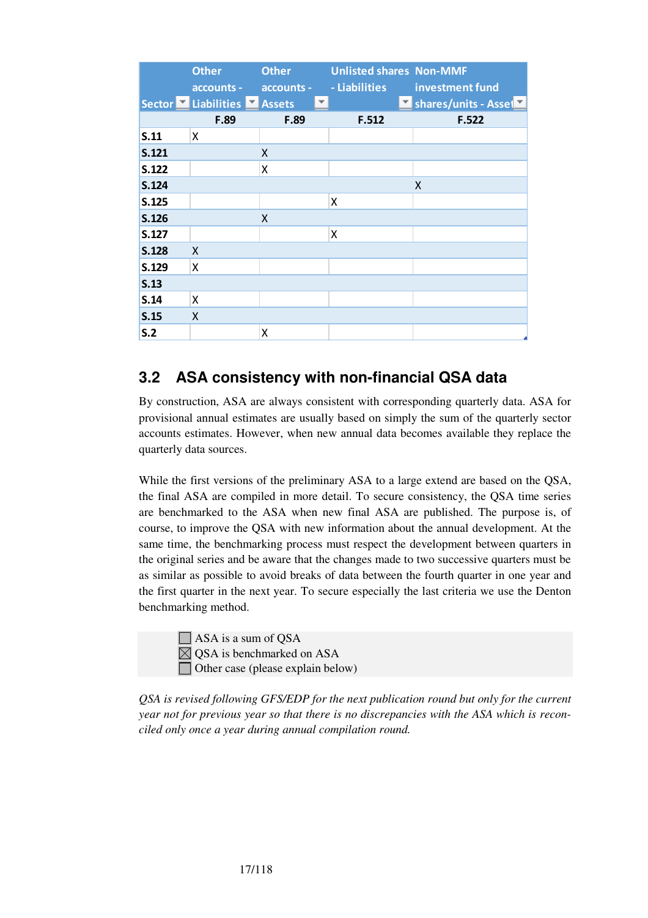| Sector | Other accounts - Liabilities | Other accounts - Assets | Unlisted shares - Liabilities | Non-MMF investment fund shares/units - Asset |
|---|---|---|---|---|
| | F.89 | F.89 | F.512 | F.522 |
| S.11 | X | | | |
| S.121 | | X | | |
| S.122 | | X | | |
| S.124 | | | | X |
| S.125 | | | X | |
| S.126 | | X | | |
| S.127 | | | X | |
| S.128 | X | | | |
| S.129 | X | | | |
| S.13 | | | | |
| S.14 | X | | | |
| S.15 | X | | | |
| S.2 | | X | | |

## 3.2 ASA consistency with non-financial QSA data

By construction, ASA are always consistent with corresponding quarterly data. ASA for provisional annual estimates are usually based on simply the sum of the quarterly sector accounts estimates. However, when new annual data becomes available they replace the quarterly data sources.

While the first versions of the preliminary ASA to a large extend are based on the QSA, the final ASA are compiled in more detail. To secure consistency, the QSA time series are benchmarked to the ASA when new final ASA are published. The purpose is, of course, to improve the QSA with new information about the annual development. At the same time, the benchmarking process must respect the development between quarters in the original series and be aware that the changes made to two successive quarters must be as similar as possible to avoid breaks of data between the fourth quarter in one year and the first quarter in the next year. To secure especially the last criteria we use the Denton benchmarking method.

☐ ASA is a sum of QSA
☒ QSA is benchmarked on ASA
☐ Other case (please explain below)

*QSA is revised following GFS/EDP for the next publication round but only for the current year not for previous year so that there is no discrepancies with the ASA which is reconciled only once a year during annual compilation round.*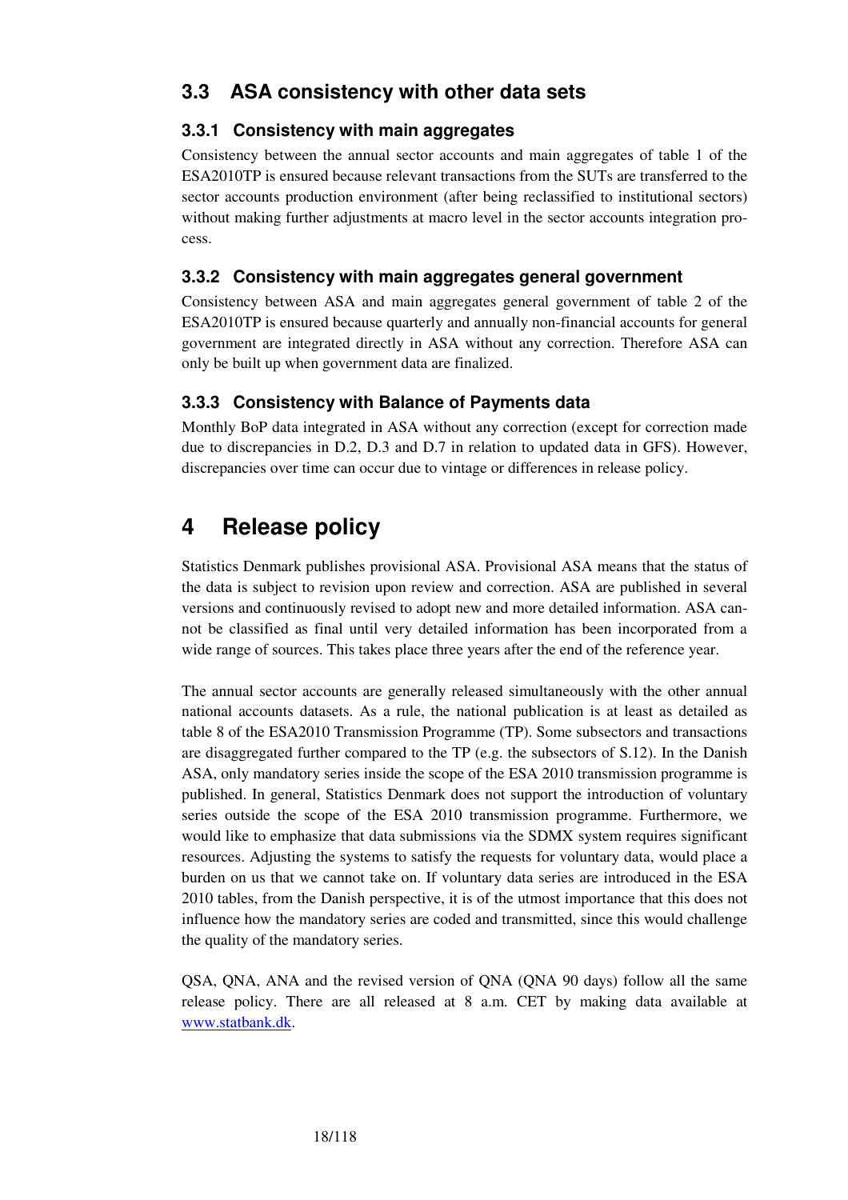## 3.3 ASA consistency with other data sets

### 3.3.1 Consistency with main aggregates

Consistency between the annual sector accounts and main aggregates of table 1 of the ESA2010TP is ensured because relevant transactions from the SUTs are transferred to the sector accounts production environment (after being reclassified to institutional sectors) without making further adjustments at macro level in the sector accounts integration process.

### 3.3.2 Consistency with main aggregates general government

Consistency between ASA and main aggregates general government of table 2 of the ESA2010TP is ensured because quarterly and annually non-financial accounts for general government are integrated directly in ASA without any correction. Therefore ASA can only be built up when government data are finalized.

### 3.3.3 Consistency with Balance of Payments data

Monthly BoP data integrated in ASA without any correction (except for correction made due to discrepancies in D.2, D.3 and D.7 in relation to updated data in GFS). However, discrepancies over time can occur due to vintage or differences in release policy.

# 4 Release policy

Statistics Denmark publishes provisional ASA. Provisional ASA means that the status of the data is subject to revision upon review and correction. ASA are published in several versions and continuously revised to adopt new and more detailed information. ASA cannot be classified as final until very detailed information has been incorporated from a wide range of sources. This takes place three years after the end of the reference year.

The annual sector accounts are generally released simultaneously with the other annual national accounts datasets. As a rule, the national publication is at least as detailed as table 8 of the ESA2010 Transmission Programme (TP). Some subsectors and transactions are disaggregated further compared to the TP (e.g. the subsectors of S.12). In the Danish ASA, only mandatory series inside the scope of the ESA 2010 transmission programme is published. In general, Statistics Denmark does not support the introduction of voluntary series outside the scope of the ESA 2010 transmission programme. Furthermore, we would like to emphasize that data submissions via the SDMX system requires significant resources. Adjusting the systems to satisfy the requests for voluntary data, would place a burden on us that we cannot take on. If voluntary data series are introduced in the ESA 2010 tables, from the Danish perspective, it is of the utmost importance that this does not influence how the mandatory series are coded and transmitted, since this would challenge the quality of the mandatory series.

QSA, QNA, ANA and the revised version of QNA (QNA 90 days) follow all the same release policy. There are all released at 8 a.m. CET by making data available at [www.statbank.dk](http://www.statbank.dk).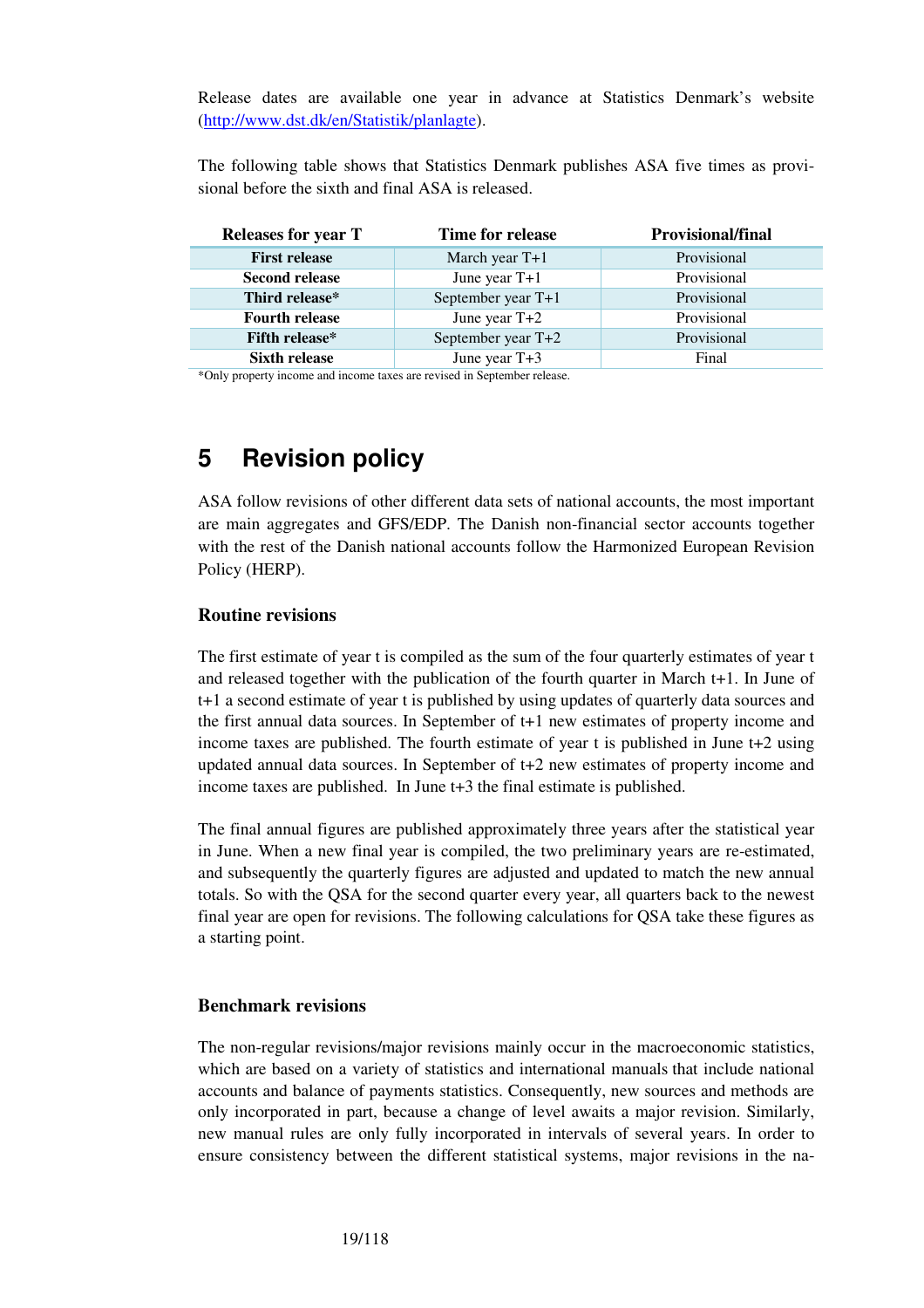Release dates are available one year in advance at Statistics Denmark's website (http://www.dst.dk/en/Statistik/planlagte).

The following table shows that Statistics Denmark publishes ASA five times as provisional before the sixth and final ASA is released.

| Releases for year T | Time for release | Provisional/final |
|---|---|---|
| **First release** | March year T+1 | Provisional |
| **Second release** | June year T+1 | Provisional |
| **Third release*** | September year T+1 | Provisional |
| **Fourth release** | June year T+2 | Provisional |
| **Fifth release*** | September year T+2 | Provisional |
| **Sixth release** | June year T+3 | Final |

*Only property income and income taxes are revised in September release.

# 5 Revision policy

ASA follow revisions of other different data sets of national accounts, the most important are main aggregates and GFS/EDP. The Danish non-financial sector accounts together with the rest of the Danish national accounts follow the Harmonized European Revision Policy (HERP).

### Routine revisions

The first estimate of year t is compiled as the sum of the four quarterly estimates of year t and released together with the publication of the fourth quarter in March t+1. In June of t+1 a second estimate of year t is published by using updates of quarterly data sources and the first annual data sources. In September of t+1 new estimates of property income and income taxes are published. The fourth estimate of year t is published in June t+2 using updated annual data sources. In September of t+2 new estimates of property income and income taxes are published. In June t+3 the final estimate is published.

The final annual figures are published approximately three years after the statistical year in June. When a new final year is compiled, the two preliminary years are re-estimated, and subsequently the quarterly figures are adjusted and updated to match the new annual totals. So with the QSA for the second quarter every year, all quarters back to the newest final year are open for revisions. The following calculations for QSA take these figures as a starting point.

### Benchmark revisions

The non-regular revisions/major revisions mainly occur in the macroeconomic statistics, which are based on a variety of statistics and international manuals that include national accounts and balance of payments statistics. Consequently, new sources and methods are only incorporated in part, because a change of level awaits a major revision. Similarly, new manual rules are only fully incorporated in intervals of several years. In order to ensure consistency between the different statistical systems, major revisions in the na-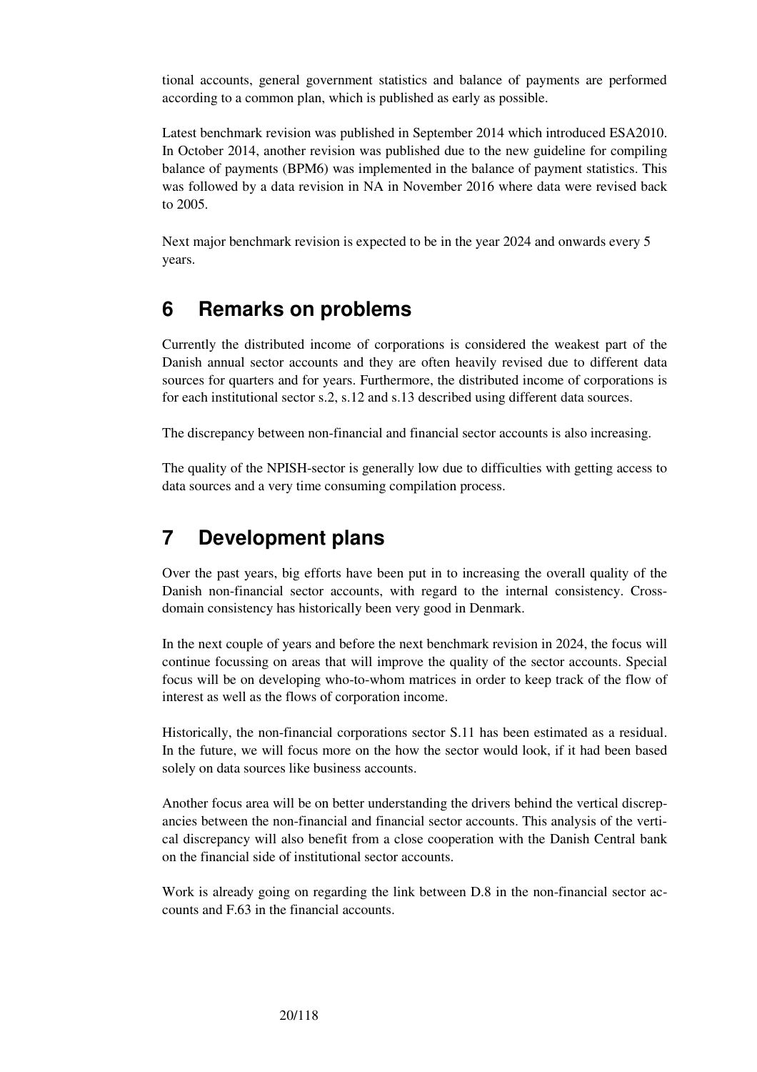tional accounts, general government statistics and balance of payments are performed according to a common plan, which is published as early as possible.

Latest benchmark revision was published in September 2014 which introduced ESA2010. In October 2014, another revision was published due to the new guideline for compiling balance of payments (BPM6) was implemented in the balance of payment statistics. This was followed by a data revision in NA in November 2016 where data were revised back to 2005.

Next major benchmark revision is expected to be in the year 2024 and onwards every 5 years.

# 6 Remarks on problems

Currently the distributed income of corporations is considered the weakest part of the Danish annual sector accounts and they are often heavily revised due to different data sources for quarters and for years. Furthermore, the distributed income of corporations is for each institutional sector s.2, s.12 and s.13 described using different data sources.

The discrepancy between non-financial and financial sector accounts is also increasing.

The quality of the NPISH-sector is generally low due to difficulties with getting access to data sources and a very time consuming compilation process.

# 7 Development plans

Over the past years, big efforts have been put in to increasing the overall quality of the Danish non-financial sector accounts, with regard to the internal consistency. Cross-domain consistency has historically been very good in Denmark.

In the next couple of years and before the next benchmark revision in 2024, the focus will continue focussing on areas that will improve the quality of the sector accounts. Special focus will be on developing who-to-whom matrices in order to keep track of the flow of interest as well as the flows of corporation income.

Historically, the non-financial corporations sector S.11 has been estimated as a residual. In the future, we will focus more on the how the sector would look, if it had been based solely on data sources like business accounts.

Another focus area will be on better understanding the drivers behind the vertical discrepancies between the non-financial and financial sector accounts. This analysis of the vertical discrepancy will also benefit from a close cooperation with the Danish Central bank on the financial side of institutional sector accounts.

Work is already going on regarding the link between D.8 in the non-financial sector accounts and F.63 in the financial accounts.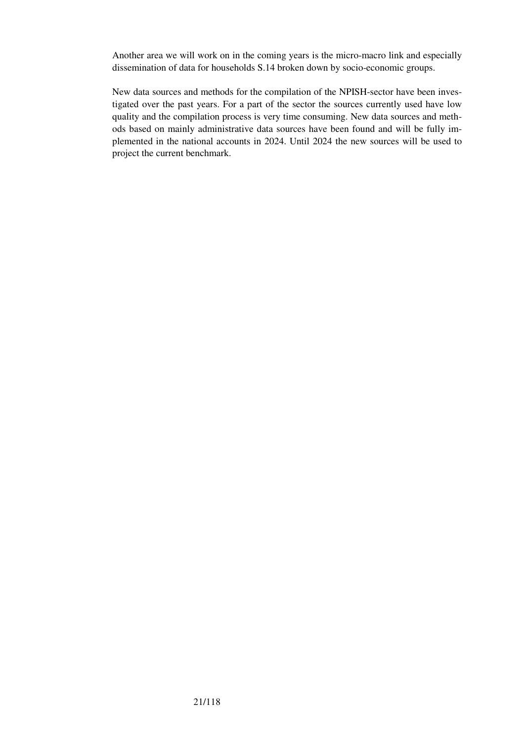Another area we will work on in the coming years is the micro-macro link and especially dissemination of data for households S.14 broken down by socio-economic groups.

New data sources and methods for the compilation of the NPISH-sector have been investigated over the past years. For a part of the sector the sources currently used have low quality and the compilation process is very time consuming. New data sources and methods based on mainly administrative data sources have been found and will be fully implemented in the national accounts in 2024. Until 2024 the new sources will be used to project the current benchmark.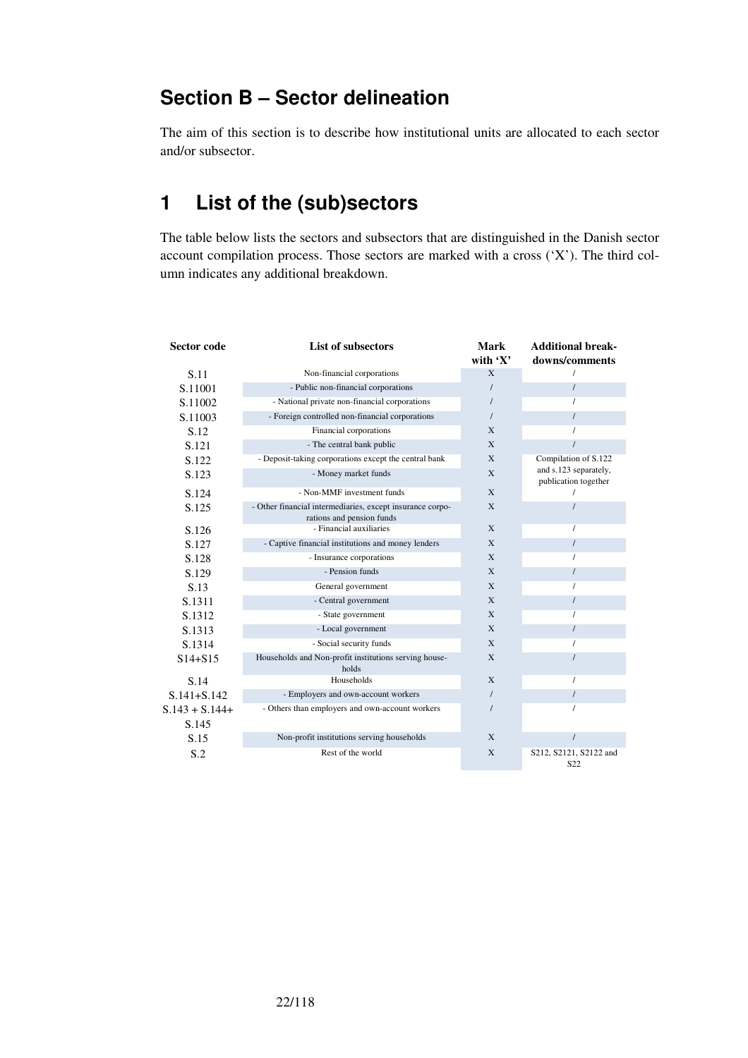## Section B – Sector delineation

The aim of this section is to describe how institutional units are allocated to each sector and/or subsector.

# 1 List of the (sub)sectors

The table below lists the sectors and subsectors that are distinguished in the Danish sector account compilation process. Those sectors are marked with a cross ('X'). The third column indicates any additional breakdown.

| Sector code | List of subsectors | Mark with 'X' | Additional breakdowns/comments |
|---|---|---|---|
| S.11 | Non-financial corporations | X | / |
| S.11001 | - Public non-financial corporations | / | / |
| S.11002 | - National private non-financial corporations | / | / |
| S.11003 | - Foreign controlled non-financial corporations | / | / |
| S.12 | Financial corporations | X | / |
| S.121 | - The central bank public | X | / |
| S.122 | - Deposit-taking corporations except the central bank | X | Compilation of S.122 and s.123 separately, publication together |
| S.123 | - Money market funds | X | |
| S.124 | - Non-MMF investment funds | X | / |
| S.125 | - Other financial intermediaries, except insurance corporations and pension funds | X | / |
| S.126 | - Financial auxiliaries | X | / |
| S.127 | - Captive financial institutions and money lenders | X | / |
| S.128 | - Insurance corporations | X | / |
| S.129 | - Pension funds | X | / |
| S.13 | General government | X | / |
| S.1311 | - Central government | X | / |
| S.1312 | - State government | X | / |
| S.1313 | - Local government | X | / |
| S.1314 | - Social security funds | X | / |
| S14+S15 | Households and Non-profit institutions serving households | X | / |
| S.14 | Households | X | / |
| S.141+S.142 | - Employers and own-account workers | / | / |
| S.143 + S.144+ S.145 | - Others than employers and own-account workers | / | / |
| S.15 | Non-profit institutions serving households | X | / |
| S.2 | Rest of the world | X | S212, S2121, S2122 and S22 |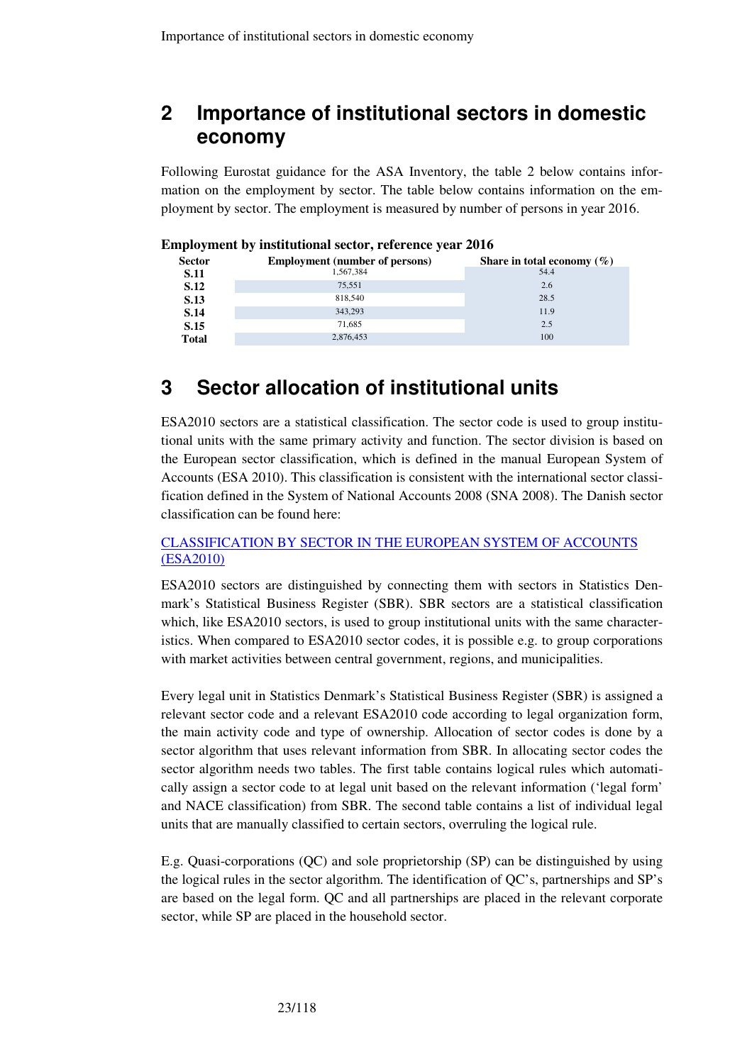## 2 Importance of institutional sectors in domestic economy

Following Eurostat guidance for the ASA Inventory, the table 2 below contains information on the employment by sector. The table below contains information on the employment by sector. The employment is measured by number of persons in year 2016.

**Employment by institutional sector, reference year 2016**

| Sector | Employment (number of persons) | Share in total economy (%) |
|---|---|---|
| **S.11** | 1,567,384 | 54.4 |
| **S.12** | 75,551 | 2.6 |
| **S.13** | 818,540 | 28.5 |
| **S.14** | 343,293 | 11.9 |
| **S.15** | 71,685 | 2.5 |
| **Total** | 2,876,453 | 100 |

## 3 Sector allocation of institutional units

ESA2010 sectors are a statistical classification. The sector code is used to group institutional units with the same primary activity and function. The sector division is based on the European sector classification, which is defined in the manual European System of Accounts (ESA 2010). This classification is consistent with the international sector classification defined in the System of National Accounts 2008 (SNA 2008). The Danish sector classification can be found here:

CLASSIFICATION BY SECTOR IN THE EUROPEAN SYSTEM OF ACCOUNTS (ESA2010)

ESA2010 sectors are distinguished by connecting them with sectors in Statistics Denmark's Statistical Business Register (SBR). SBR sectors are a statistical classification which, like ESA2010 sectors, is used to group institutional units with the same characteristics. When compared to ESA2010 sector codes, it is possible e.g. to group corporations with market activities between central government, regions, and municipalities.

Every legal unit in Statistics Denmark's Statistical Business Register (SBR) is assigned a relevant sector code and a relevant ESA2010 code according to legal organization form, the main activity code and type of ownership. Allocation of sector codes is done by a sector algorithm that uses relevant information from SBR. In allocating sector codes the sector algorithm needs two tables. The first table contains logical rules which automatically assign a sector code to at legal unit based on the relevant information ('legal form' and NACE classification) from SBR. The second table contains a list of individual legal units that are manually classified to certain sectors, overruling the logical rule.

E.g. Quasi-corporations (QC) and sole proprietorship (SP) can be distinguished by using the logical rules in the sector algorithm. The identification of QC's, partnerships and SP's are based on the legal form. QC and all partnerships are placed in the relevant corporate sector, while SP are placed in the household sector.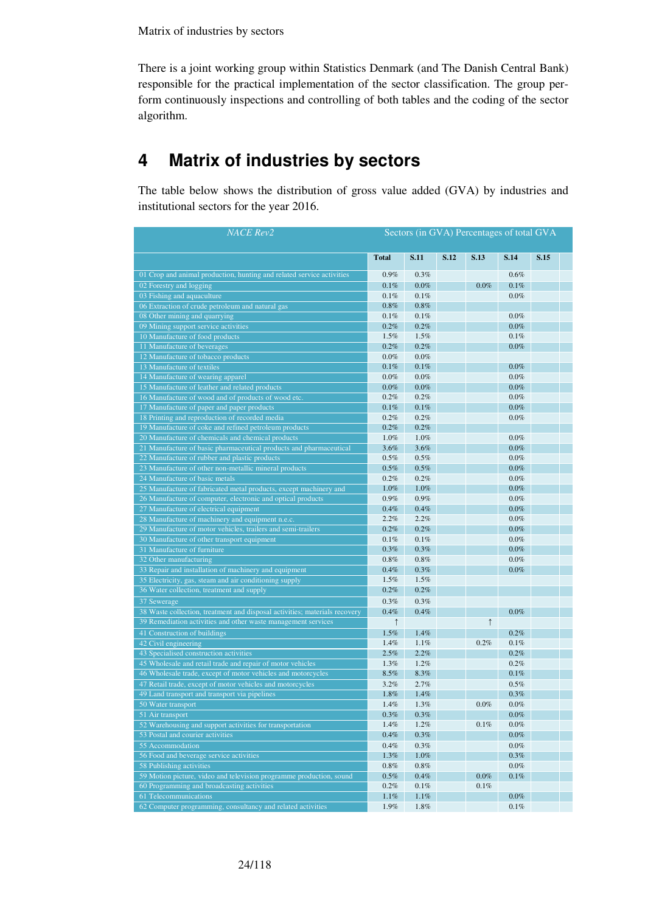There is a joint working group within Statistics Denmark (and The Danish Central Bank) responsible for the practical implementation of the sector classification. The group perform continuously inspections and controlling of both tables and the coding of the sector algorithm.

# 4 Matrix of industries by sectors

The table below shows the distribution of gross value added (GVA) by industries and institutional sectors for the year 2016.

| *NACE Rev2* | Sectors (in GVA) Percentages of total GVA | | | | | |
|---|---|---|---|---|---|---|
| | **Total** | **S.11** | **S.12** | **S.13** | **S.14** | **S.15** |
| 01 Crop and animal production, hunting and related service activities | 0.9% | 0.3% | | | 0.6% | |
| 02 Forestry and logging | 0.1% | 0.0% | | 0.0% | 0.1% | |
| 03 Fishing and aquaculture | 0.1% | 0.1% | | | 0.0% | |
| 06 Extraction of crude petroleum and natural gas | 0.8% | 0.8% | | | | |
| 08 Other mining and quarrying | 0.1% | 0.1% | | | 0.0% | |
| 09 Mining support service activities | 0.2% | 0.2% | | | 0.0% | |
| 10 Manufacture of food products | 1.5% | 1.5% | | | 0.1% | |
| 11 Manufacture of beverages | 0.2% | 0.2% | | | 0.0% | |
| 12 Manufacture of tobacco products | 0.0% | 0.0% | | | | |
| 13 Manufacture of textiles | 0.1% | 0.1% | | | 0.0% | |
| 14 Manufacture of wearing apparel | 0.0% | 0.0% | | | 0.0% | |
| 15 Manufacture of leather and related products | 0.0% | 0.0% | | | 0.0% | |
| 16 Manufacture of wood and of products of wood etc. | 0.2% | 0.2% | | | 0.0% | |
| 17 Manufacture of paper and paper products | 0.1% | 0.1% | | | 0.0% | |
| 18 Printing and reproduction of recorded media | 0.2% | 0.2% | | | 0.0% | |
| 19 Manufacture of coke and refined petroleum products | 0.2% | 0.2% | | | | |
| 20 Manufacture of chemicals and chemical products | 1.0% | 1.0% | | | 0.0% | |
| 21 Manufacture of basic pharmaceutical products and pharmaceutical | 3.6% | 3.6% | | | 0.0% | |
| 22 Manufacture of rubber and plastic products | 0.5% | 0.5% | | | 0.0% | |
| 23 Manufacture of other non-metallic mineral products | 0.5% | 0.5% | | | 0.0% | |
| 24 Manufacture of basic metals | 0.2% | 0.2% | | | 0.0% | |
| 25 Manufacture of fabricated metal products, except machinery and | 1.0% | 1.0% | | | 0.0% | |
| 26 Manufacture of computer, electronic and optical products | 0.9% | 0.9% | | | 0.0% | |
| 27 Manufacture of electrical equipment | 0.4% | 0.4% | | | 0.0% | |
| 28 Manufacture of machinery and equipment n.e.c. | 2.2% | 2.2% | | | 0.0% | |
| 29 Manufacture of motor vehicles, trailers and semi-trailers | 0.2% | 0.2% | | | 0.0% | |
| 30 Manufacture of other transport equipment | 0.1% | 0.1% | | | 0.0% | |
| 31 Manufacture of furniture | 0.3% | 0.3% | | | 0.0% | |
| 32 Other manufacturing | 0.8% | 0.8% | | | 0.0% | |
| 33 Repair and installation of machinery and equipment | 0.4% | 0.3% | | | 0.0% | |
| 35 Electricity, gas, steam and air conditioning supply | 1.5% | 1.5% | | | | |
| 36 Water collection, treatment and supply | 0.2% | 0.2% | | | | |
| 37 Sewerage | 0.3% | 0.3% | | | | |
| 38 Waste collection, treatment and disposal activities; materials recovery | 0.4% | 0.4% | | | 0.0% | |
| 39 Remediation activities and other waste management services | ↑ | | | ↑ | | |
| 41 Construction of buildings | 1.5% | 1.4% | | | 0.2% | |
| 42 Civil engineering | 1.4% | 1.1% | | 0.2% | 0.1% | |
| 43 Specialised construction activities | 2.5% | 2.2% | | | 0.2% | |
| 45 Wholesale and retail trade and repair of motor vehicles | 1.3% | 1.2% | | | 0.2% | |
| 46 Wholesale trade, except of motor vehicles and motorcycles | 8.5% | 8.3% | | | 0.1% | |
| 47 Retail trade, except of motor vehicles and motorcycles | 3.2% | 2.7% | | | 0.5% | |
| 49 Land transport and transport via pipelines | 1.8% | 1.4% | | | 0.3% | |
| 50 Water transport | 1.4% | 1.3% | | 0.0% | 0.0% | |
| 51 Air transport | 0.3% | 0.3% | | | 0.0% | |
| 52 Warehousing and support activities for transportation | 1.4% | 1.2% | | 0.1% | 0.0% | |
| 53 Postal and courier activities | 0.4% | 0.3% | | | 0.0% | |
| 55 Accommodation | 0.4% | 0.3% | | | 0.0% | |
| 56 Food and beverage service activities | 1.3% | 1.0% | | | 0.3% | |
| 58 Publishing activities | 0.8% | 0.8% | | | 0.0% | |
| 59 Motion picture, video and television programme production, sound | 0.5% | 0.4% | | 0.0% | 0.1% | |
| 60 Programming and broadcasting activities | 0.2% | 0.1% | | 0.1% | | |
| 61 Telecommunications | 1.1% | 1.1% | | | 0.0% | |
| 62 Computer programming, consultancy and related activities | 1.9% | 1.8% | | | 0.1% | |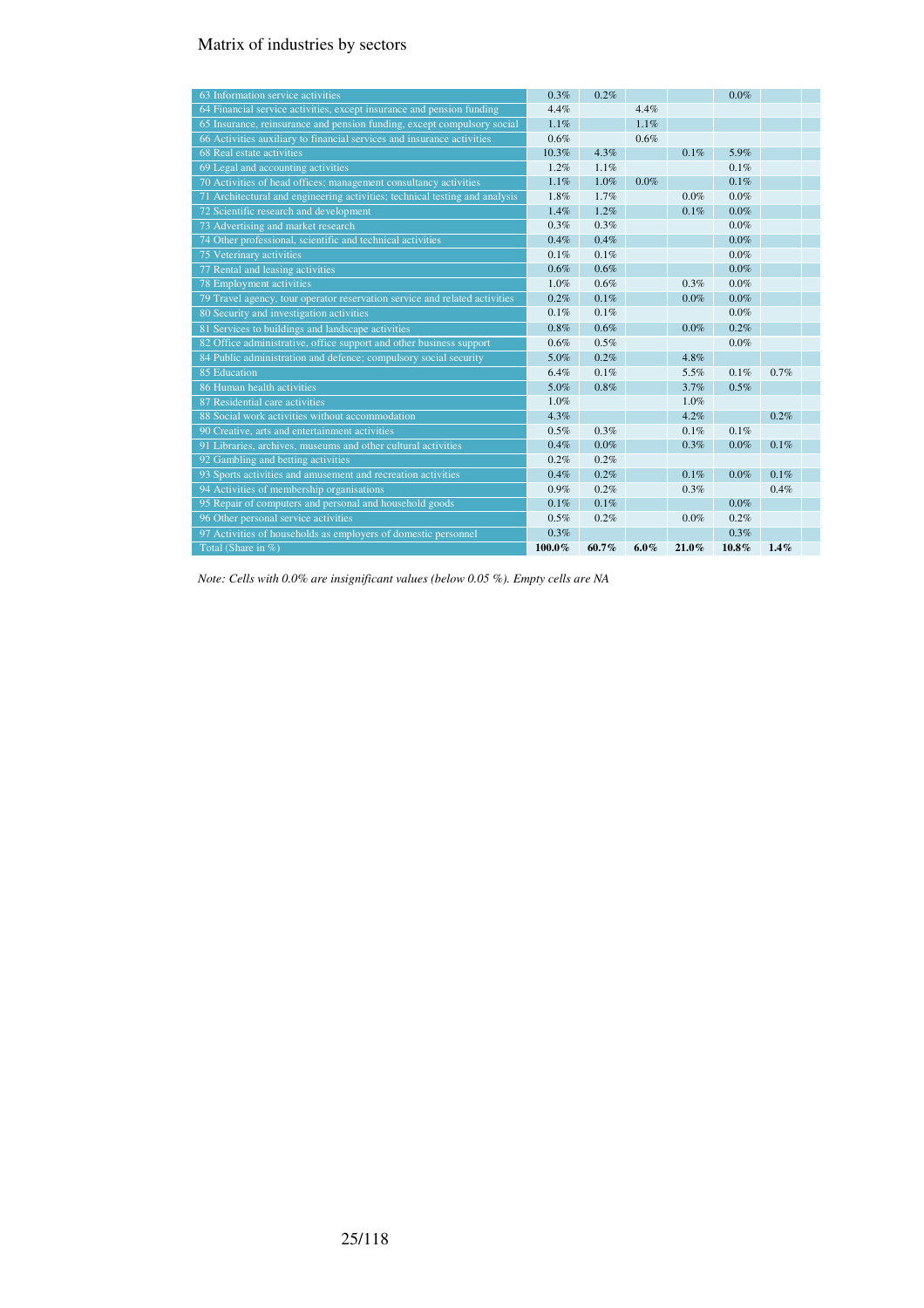Matrix of industries by sectors

| | | | | | | |
|---|---|---|---|---|---|---|
| 63 Information service activities | 0.3% | 0.2% | | | 0.0% | |
| 64 Financial service activities, except insurance and pension funding | 4.4% | | 4.4% | | | |
| 65 Insurance, reinsurance and pension funding, except compulsory social | 1.1% | | 1.1% | | | |
| 66 Activities auxiliary to financial services and insurance activities | 0.6% | | 0.6% | | | |
| 68 Real estate activities | 10.3% | 4.3% | | 0.1% | 5.9% | |
| 69 Legal and accounting activities | 1.2% | 1.1% | | | 0.1% | |
| 70 Activities of head offices; management consultancy activities | 1.1% | 1.0% | 0.0% | | 0.1% | |
| 71 Architectural and engineering activities; technical testing and analysis | 1.8% | 1.7% | | 0.0% | 0.0% | |
| 72 Scientific research and development | 1.4% | 1.2% | | 0.1% | 0.0% | |
| 73 Advertising and market research | 0.3% | 0.3% | | | 0.0% | |
| 74 Other professional, scientific and technical activities | 0.4% | 0.4% | | | 0.0% | |
| 75 Veterinary activities | 0.1% | 0.1% | | | 0.0% | |
| 77 Rental and leasing activities | 0.6% | 0.6% | | | 0.0% | |
| 78 Employment activities | 1.0% | 0.6% | | 0.3% | 0.0% | |
| 79 Travel agency, tour operator reservation service and related activities | 0.2% | 0.1% | | 0.0% | 0.0% | |
| 80 Security and investigation activities | 0.1% | 0.1% | | | 0.0% | |
| 81 Services to buildings and landscape activities | 0.8% | 0.6% | | 0.0% | 0.2% | |
| 82 Office administrative, office support and other business support | 0.6% | 0.5% | | | 0.0% | |
| 84 Public administration and defence; compulsory social security | 5.0% | 0.2% | | 4.8% | | |
| 85 Education | 6.4% | 0.1% | | 5.5% | 0.1% | 0.7% |
| 86 Human health activities | 5.0% | 0.8% | | 3.7% | 0.5% | |
| 87 Residential care activities | 1.0% | | | 1.0% | | |
| 88 Social work activities without accommodation | 4.3% | | | 4.2% | | 0.2% |
| 90 Creative, arts and entertainment activities | 0.5% | 0.3% | | 0.1% | 0.1% | |
| 91 Libraries, archives, museums and other cultural activities | 0.4% | 0.0% | | 0.3% | 0.0% | 0.1% |
| 92 Gambling and betting activities | 0.2% | 0.2% | | | | |
| 93 Sports activities and amusement and recreation activities | 0.4% | 0.2% | | 0.1% | 0.0% | 0.1% |
| 94 Activities of membership organisations | 0.9% | 0.2% | | 0.3% | | 0.4% |
| 95 Repair of computers and personal and household goods | 0.1% | 0.1% | | | 0.0% | |
| 96 Other personal service activities | 0.5% | 0.2% | | 0.0% | 0.2% | |
| 97 Activities of households as employers of domestic personnel | 0.3% | | | | 0.3% | |
| Total (Share in %) | **100.0%** | **60.7%** | **6.0%** | **21.0%** | **10.8%** | **1.4%** |

*Note: Cells with 0.0% are insignificant values (below 0.05 %). Empty cells are NA*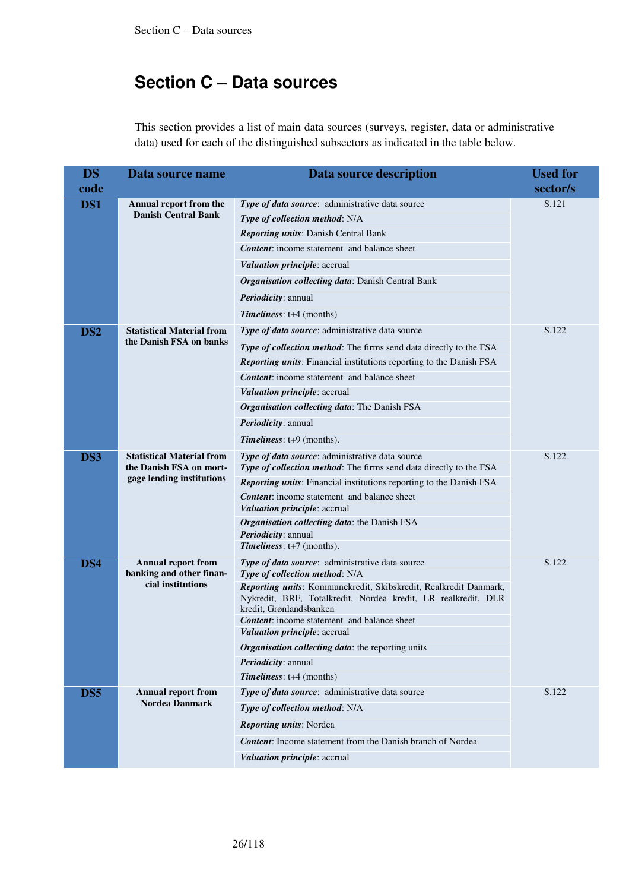# Section C – Data sources

This section provides a list of main data sources (surveys, register, data or administrative data) used for each of the distinguished subsectors as indicated in the table below.

| DS code | Data source name | Data source description | Used for sector/s |
|---|---|---|---|
| **DS1** | **Annual report from the Danish Central Bank** | ***Type of data source***: administrative data source<br>***Type of collection method***: N/A<br>***Reporting units***: Danish Central Bank<br>***Content***: income statement and balance sheet<br>***Valuation principle***: accrual<br>***Organisation collecting data***: Danish Central Bank<br>***Periodicity***: annual<br>***Timeliness***: t+4 (months) | S.121 |
| **DS2** | **Statistical Material from the Danish FSA on banks** | ***Type of data source***: administrative data source<br>***Type of collection method***: The firms send data directly to the FSA<br>***Reporting units***: Financial institutions reporting to the Danish FSA<br>***Content***: income statement and balance sheet<br>***Valuation principle***: accrual<br>***Organisation collecting data***: The Danish FSA<br>***Periodicity***: annual<br>***Timeliness***: t+9 (months). | S.122 |
| **DS3** | **Statistical Material from the Danish FSA on mortgage lending institutions** | ***Type of data source***: administrative data source<br>***Type of collection method***: The firms send data directly to the FSA<br>***Reporting units***: Financial institutions reporting to the Danish FSA<br>***Content***: income statement and balance sheet<br>***Valuation principle***: accrual<br>***Organisation collecting data***: the Danish FSA<br>***Periodicity***: annual<br>***Timeliness***: t+7 (months). | S.122 |
| **DS4** | **Annual report from banking and other financial institutions** | ***Type of data source***: administrative data source<br>***Type of collection method***: N/A<br>***Reporting units***: Kommunekredit, Skibskredit, Realkredit Danmark, Nykredit, BRF, Totalkredit, Nordea kredit, LR realkredit, DLR kredit, Grønlandsbanken<br>***Content***: income statement and balance sheet<br>***Valuation principle***: accrual<br>***Organisation collecting data***: the reporting units<br>***Periodicity***: annual<br>***Timeliness***: t+4 (months) | S.122 |
| **DS5** | **Annual report from Nordea Danmark** | ***Type of data source***: administrative data source<br>***Type of collection method***: N/A<br>***Reporting units***: Nordea<br>***Content***: Income statement from the Danish branch of Nordea<br>***Valuation principle***: accrual | S.122 |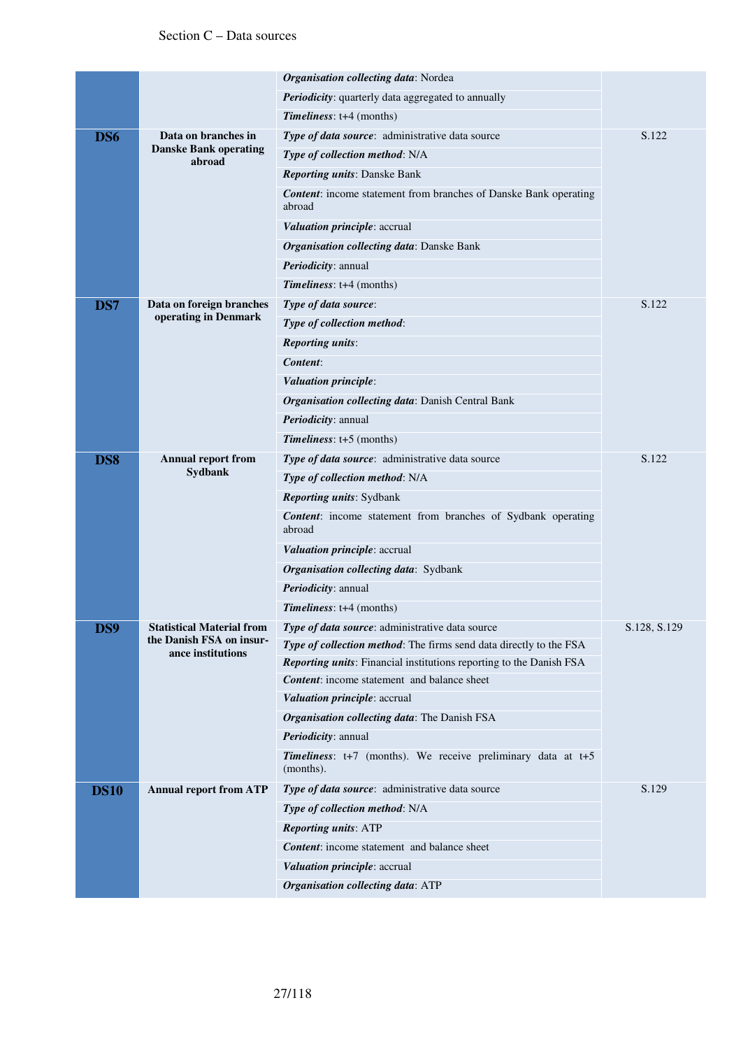| | | | |
|---|---|---|---|
| | | ***Organisation collecting data***: Nordea | |
| | | ***Periodicity***: quarterly data aggregated to annually | |
| | | ***Timeliness***: t+4 (months) | |
| **DS6** | **Data on branches in Danske Bank operating abroad** | ***Type of data source***: administrative data source | S.122 |
| | | ***Type of collection method***: N/A | |
| | | ***Reporting units***: Danske Bank | |
| | | ***Content***: income statement from branches of Danske Bank operating abroad | |
| | | ***Valuation principle***: accrual | |
| | | ***Organisation collecting data***: Danske Bank | |
| | | ***Periodicity***: annual | |
| | | ***Timeliness***: t+4 (months) | |
| **DS7** | **Data on foreign branches operating in Denmark** | ***Type of data source***: | S.122 |
| | | ***Type of collection method***: | |
| | | ***Reporting units***: | |
| | | ***Content***: | |
| | | ***Valuation principle***: | |
| | | ***Organisation collecting data***: Danish Central Bank | |
| | | ***Periodicity***: annual | |
| | | ***Timeliness***: t+5 (months) | |
| **DS8** | **Annual report from Sydbank** | ***Type of data source***: administrative data source | S.122 |
| | | ***Type of collection method***: N/A | |
| | | ***Reporting units***: Sydbank | |
| | | ***Content***: income statement from branches of Sydbank operating abroad | |
| | | ***Valuation principle***: accrual | |
| | | ***Organisation collecting data***: Sydbank | |
| | | ***Periodicity***: annual | |
| | | ***Timeliness***: t+4 (months) | |
| **DS9** | **Statistical Material from the Danish FSA on insurance institutions** | ***Type of data source***: administrative data source | S.128, S.129 |
| | | ***Type of collection method***: The firms send data directly to the FSA | |
| | | ***Reporting units***: Financial institutions reporting to the Danish FSA | |
| | | ***Content***: income statement and balance sheet | |
| | | ***Valuation principle***: accrual | |
| | | ***Organisation collecting data***: The Danish FSA | |
| | | ***Periodicity***: annual | |
| | | ***Timeliness***: t+7 (months). We receive preliminary data at t+5 (months). | |
| **DS10** | **Annual report from ATP** | ***Type of data source***: administrative data source | S.129 |
| | | ***Type of collection method***: N/A | |
| | | ***Reporting units***: ATP | |
| | | ***Content***: income statement and balance sheet | |
| | | ***Valuation principle***: accrual | |
| | | ***Organisation collecting data***: ATP | |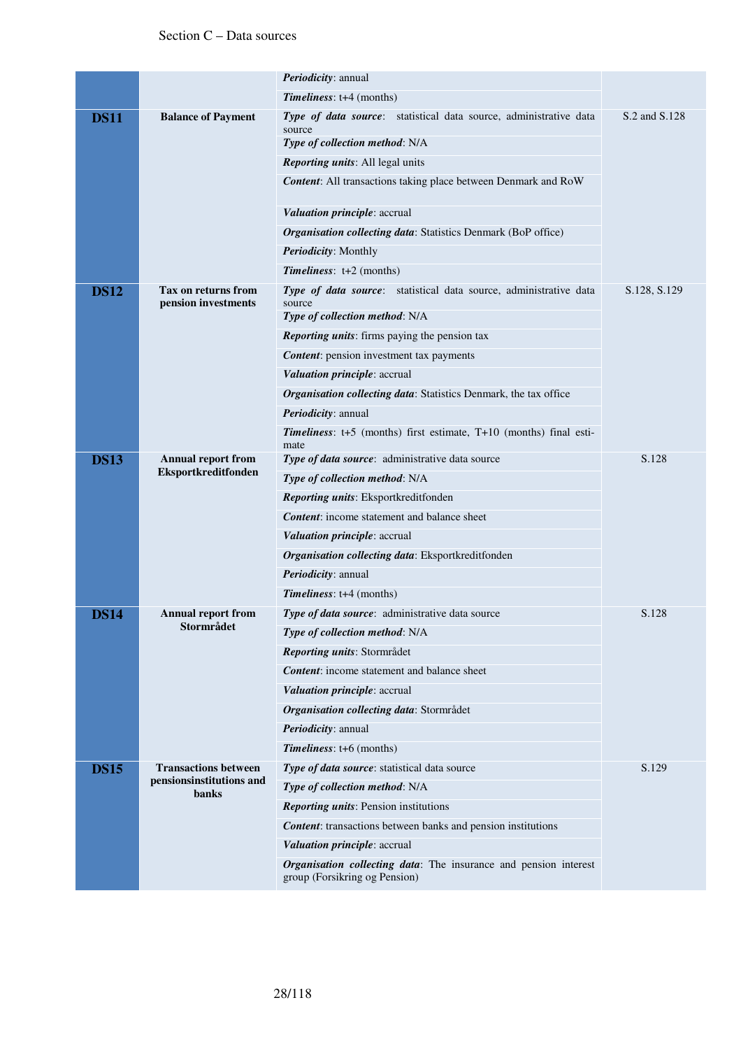| | | | |
|---|---|---|---|
| | | ***Periodicity***: annual<br>***Timeliness***: t+4 (months) | |
| **DS11** | **Balance of Payment** | ***Type of data source***: statistical data source, administrative data source<br>***Type of collection method***: N/A<br>***Reporting units***: All legal units<br>***Content***: All transactions taking place between Denmark and RoW<br>***Valuation principle***: accrual<br>***Organisation collecting data***: Statistics Denmark (BoP office)<br>***Periodicity***: Monthly<br>***Timeliness***: t+2 (months) | S.2 and S.128 |
| **DS12** | **Tax on returns from pension investments** | ***Type of data source***: statistical data source, administrative data source<br>***Type of collection method***: N/A<br>***Reporting units***: firms paying the pension tax<br>***Content***: pension investment tax payments<br>***Valuation principle***: accrual<br>***Organisation collecting data***: Statistics Denmark, the tax office<br>***Periodicity***: annual<br>***Timeliness***: t+5 (months) first estimate, T+10 (months) final estimate | S.128, S.129 |
| **DS13** | **Annual report from Eksportkreditfonden** | ***Type of data source***: administrative data source<br>***Type of collection method***: N/A<br>***Reporting units***: Eksportkreditfonden<br>***Content***: income statement and balance sheet<br>***Valuation principle***: accrual<br>***Organisation collecting data***: Eksportkreditfonden<br>***Periodicity***: annual<br>***Timeliness***: t+4 (months) | S.128 |
| **DS14** | **Annual report from Stormrådet** | ***Type of data source***: administrative data source<br>***Type of collection method***: N/A<br>***Reporting units***: Stormrådet<br>***Content***: income statement and balance sheet<br>***Valuation principle***: accrual<br>***Organisation collecting data***: Stormrådet<br>***Periodicity***: annual<br>***Timeliness***: t+6 (months) | S.128 |
| **DS15** | **Transactions between pensionsinstitutions and banks** | ***Type of data source***: statistical data source<br>***Type of collection method***: N/A<br>***Reporting units***: Pension institutions<br>***Content***: transactions between banks and pension institutions<br>***Valuation principle***: accrual<br>***Organisation collecting data***: The insurance and pension interest group (Forsikring og Pension) | S.129 |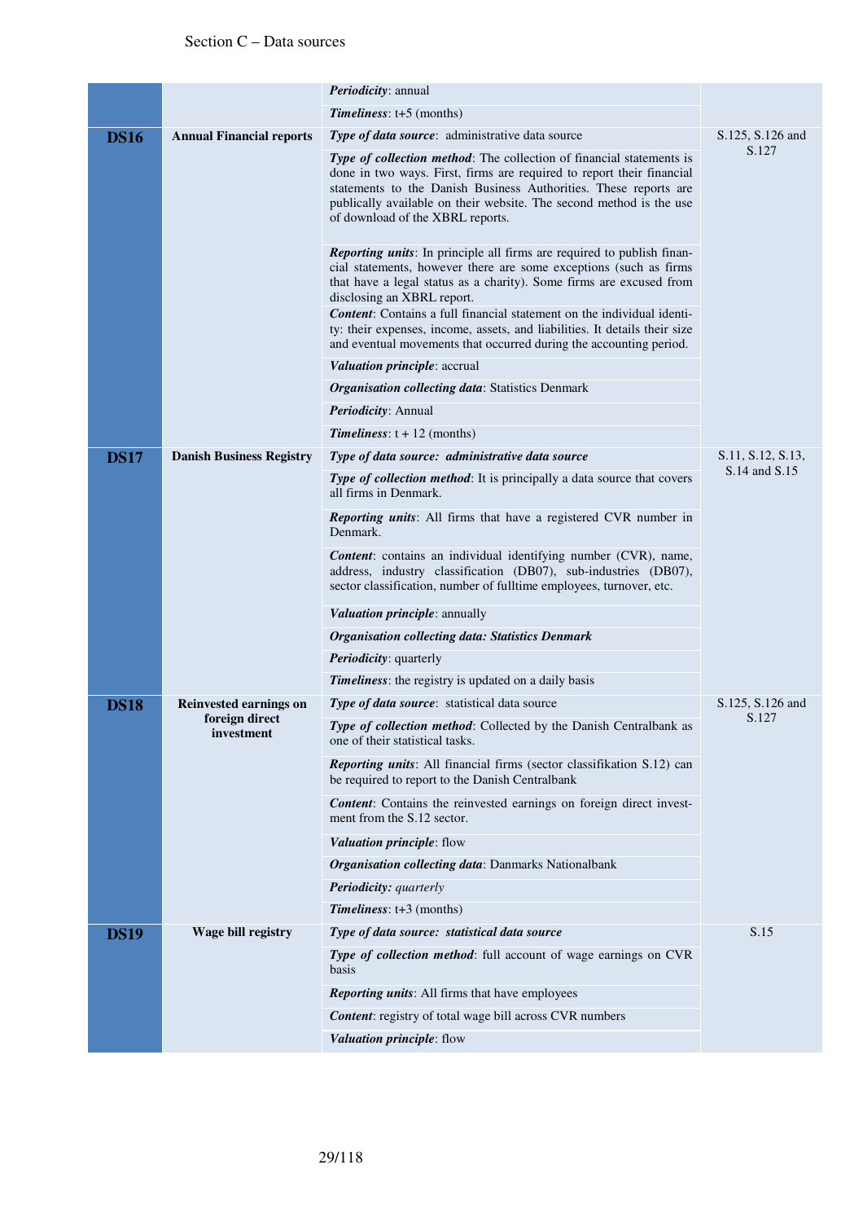| | | | |
|---|---|---|---|
| | | ***Periodicity***: annual<br>***Timeliness***: t+5 (months) | |
| **DS16** | **Annual Financial reports** | ***Type of data source***: administrative data source<br>***Type of collection method***: The collection of financial statements is done in two ways. First, firms are required to report their financial statements to the Danish Business Authorities. These reports are publically available on their website. The second method is the use of download of the XBRL reports.<br>***Reporting units***: In principle all firms are required to publish financial statements, however there are some exceptions (such as firms that have a legal status as a charity). Some firms are excused from disclosing an XBRL report.<br>***Content***: Contains a full financial statement on the individual identity: their expenses, income, assets, and liabilities. It details their size and eventual movements that occurred during the accounting period.<br>***Valuation principle***: accrual<br>***Organisation collecting data***: Statistics Denmark<br>***Periodicity***: Annual<br>***Timeliness***: t + 12 (months) | S.125, S.126 and S.127 |
| **DS17** | **Danish Business Registry** | ***Type of data source: administrative data source***<br>***Type of collection method***: It is principally a data source that covers all firms in Denmark.<br>***Reporting units***: All firms that have a registered CVR number in Denmark.<br>***Content***: contains an individual identifying number (CVR), name, address, industry classification (DB07), sub-industries (DB07), sector classification, number of fulltime employees, turnover, etc.<br>***Valuation principle***: annually<br>***Organisation collecting data: Statistics Denmark***<br>***Periodicity***: quarterly<br>***Timeliness***: the registry is updated on a daily basis | S.11, S.12, S.13, S.14 and S.15 |
| **DS18** | **Reinvested earnings on foreign direct investment** | ***Type of data source***: statistical data source<br>***Type of collection method***: Collected by the Danish Centralbank as one of their statistical tasks.<br>***Reporting units***: All financial firms (sector classifikation S.12) can be required to report to the Danish Centralbank<br>***Content***: Contains the reinvested earnings on foreign direct investment from the S.12 sector.<br>***Valuation principle***: flow<br>***Organisation collecting data***: Danmarks Nationalbank<br>***Periodicity: quarterly***<br>***Timeliness***: t+3 (months) | S.125, S.126 and S.127 |
| **DS19** | **Wage bill registry** | ***Type of data source: statistical data source***<br>***Type of collection method***: full account of wage earnings on CVR basis<br>***Reporting units***: All firms that have employees<br>***Content***: registry of total wage bill across CVR numbers<br>***Valuation principle***: flow | S.15 |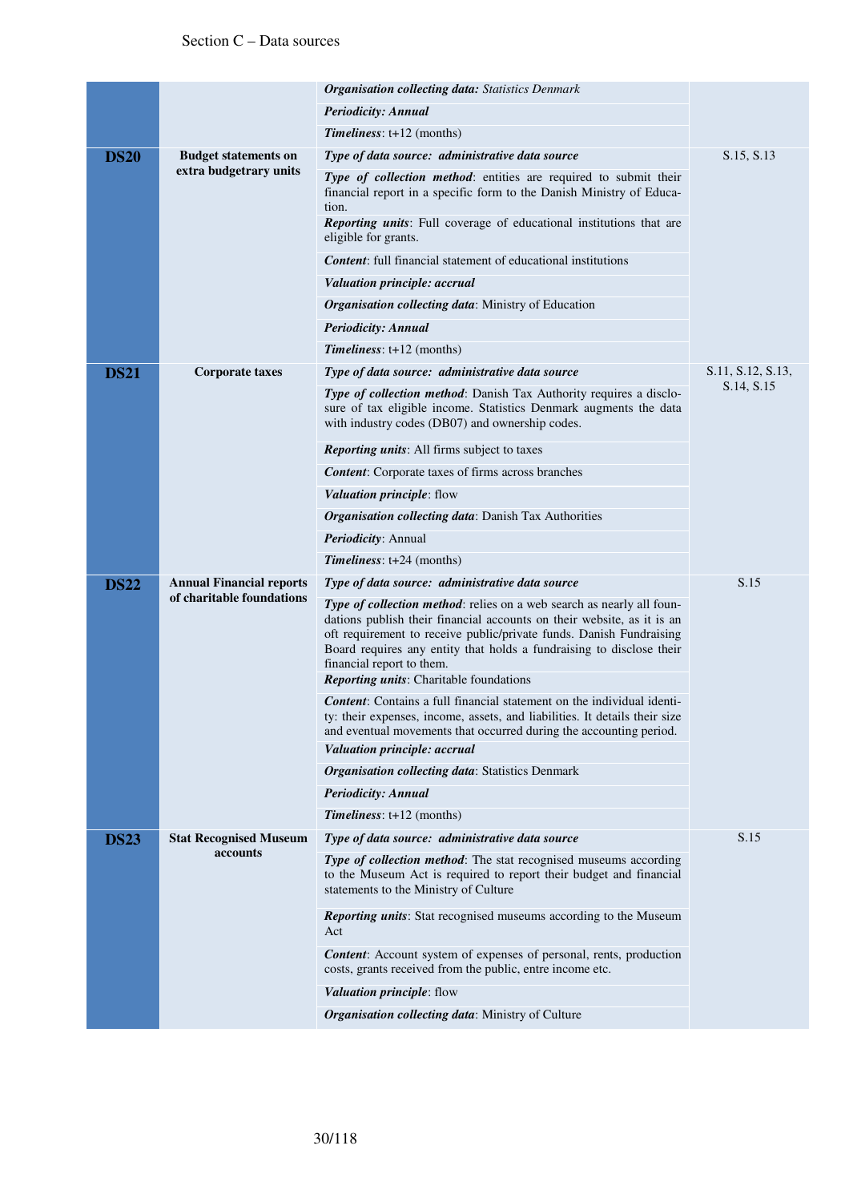| | | | |
|---|---|---|---|
| | | ***Organisation collecting data:*** *Statistics Denmark* | |
| | | ***Periodicity: Annual*** | |
| | | ***Timeliness***: t+12 (months) | |
| **DS20** | **Budget statements on extra budgetrary units** | ***Type of data source: administrative data source*** | S.15, S.13 |
| | | ***Type of collection method***: entities are required to submit their financial report in a specific form to the Danish Ministry of Education. | |
| | | ***Reporting units***: Full coverage of educational institutions that are eligible for grants. | |
| | | ***Content***: full financial statement of educational institutions | |
| | | ***Valuation principle: accrual*** | |
| | | ***Organisation collecting data***: Ministry of Education | |
| | | ***Periodicity: Annual*** | |
| | | ***Timeliness***: t+12 (months) | |
| **DS21** | **Corporate taxes** | ***Type of data source: administrative data source*** | S.11, S.12, S.13, S.14, S.15 |
| | | ***Type of collection method***: Danish Tax Authority requires a disclosure of tax eligible income. Statistics Denmark augments the data with industry codes (DB07) and ownership codes. | |
| | | ***Reporting units***: All firms subject to taxes | |
| | | ***Content***: Corporate taxes of firms across branches | |
| | | ***Valuation principle***: flow | |
| | | ***Organisation collecting data***: Danish Tax Authorities | |
| | | ***Periodicity***: Annual | |
| | | ***Timeliness***: t+24 (months) | |
| **DS22** | **Annual Financial reports of charitable foundations** | ***Type of data source: administrative data source*** | S.15 |
| | | ***Type of collection method***: relies on a web search as nearly all foundations publish their financial accounts on their website, as it is an oft requirement to receive public/private funds. Danish Fundraising Board requires any entity that holds a fundraising to disclose their financial report to them. | |
| | | ***Reporting units***: Charitable foundations | |
| | | ***Content***: Contains a full financial statement on the individual identity: their expenses, income, assets, and liabilities. It details their size and eventual movements that occurred during the accounting period. | |
| | | ***Valuation principle: accrual*** | |
| | | ***Organisation collecting data***: Statistics Denmark | |
| | | ***Periodicity: Annual*** | |
| | | ***Timeliness***: t+12 (months) | |
| **DS23** | **Stat Recognised Museum accounts** | ***Type of data source: administrative data source*** | S.15 |
| | | ***Type of collection method***: The stat recognised museums according to the Museum Act is required to report their budget and financial statements to the Ministry of Culture | |
| | | ***Reporting units***: Stat recognised museums according to the Museum Act | |
| | | ***Content***: Account system of expenses of personal, rents, production costs, grants received from the public, entre income etc. | |
| | | ***Valuation principle***: flow | |
| | | ***Organisation collecting data***: Ministry of Culture | |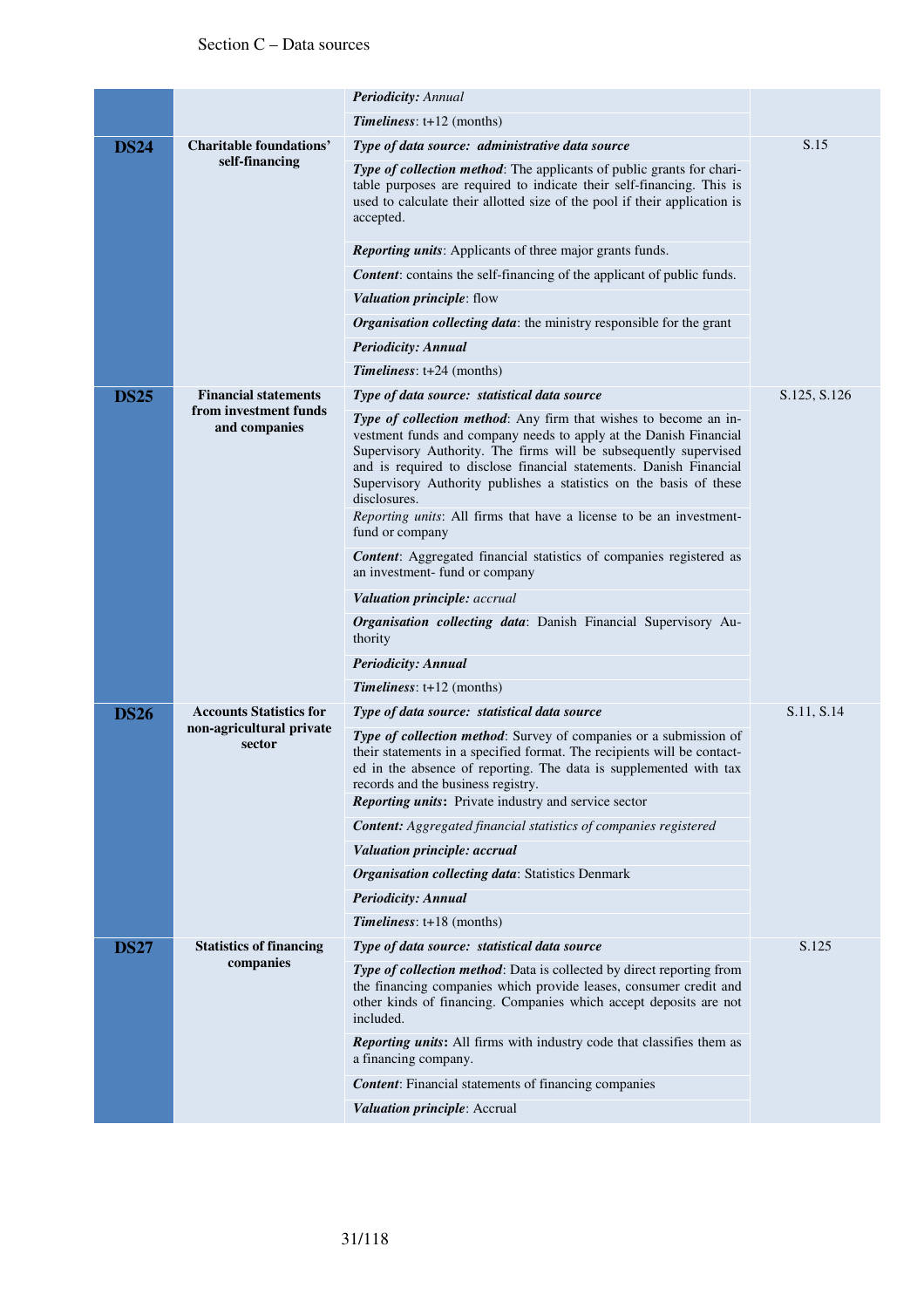| | | | |
|---|---|---|---|
| | | ***Periodicity:*** *Annual*<br>***Timeliness***: t+12 (months) | |
| **DS24** | **Charitable foundations' self-financing** | ***Type of data source: administrative data source***<br>***Type of collection method***: The applicants of public grants for charitable purposes are required to indicate their self-financing. This is used to calculate their allotted size of the pool if their application is accepted.<br>***Reporting units***: Applicants of three major grants funds.<br>***Content***: contains the self-financing of the applicant of public funds.<br>***Valuation principle***: flow<br>***Organisation collecting data***: the ministry responsible for the grant<br>***Periodicity: Annual***<br>***Timeliness***: t+24 (months) | S.15 |
| **DS25** | **Financial statements from investment funds and companies** | ***Type of data source: statistical data source***<br>***Type of collection method***: Any firm that wishes to become an investment funds and company needs to apply at the Danish Financial Supervisory Authority. The firms will be subsequently supervised and is required to disclose financial statements. Danish Financial Supervisory Authority publishes a statistics on the basis of these disclosures.<br>*Reporting units*: All firms that have a license to be an investment-fund or company<br>***Content***: Aggregated financial statistics of companies registered as an investment- fund or company<br>***Valuation principle:*** *accrual*<br>***Organisation collecting data***: Danish Financial Supervisory Authority<br>***Periodicity: Annual***<br>***Timeliness***: t+12 (months) | S.125, S.126 |
| **DS26** | **Accounts Statistics for non-agricultural private sector** | ***Type of data source: statistical data source***<br>***Type of collection method***: Survey of companies or a submission of their statements in a specified format. The recipients will be contacted in the absence of reporting. The data is supplemented with tax records and the business registry.<br>***Reporting units*****:** Private industry and service sector<br>***Content:*** *Aggregated financial statistics of companies registered*<br>***Valuation principle: accrual***<br>***Organisation collecting data***: Statistics Denmark<br>***Periodicity: Annual***<br>***Timeliness***: t+18 (months) | S.11, S.14 |
| **DS27** | **Statistics of financing companies** | ***Type of data source: statistical data source***<br>***Type of collection method***: Data is collected by direct reporting from the financing companies which provide leases, consumer credit and other kinds of financing. Companies which accept deposits are not included.<br>***Reporting units*****:** All firms with industry code that classifies them as a financing company.<br>***Content***: Financial statements of financing companies<br>***Valuation principle***: Accrual | S.125 |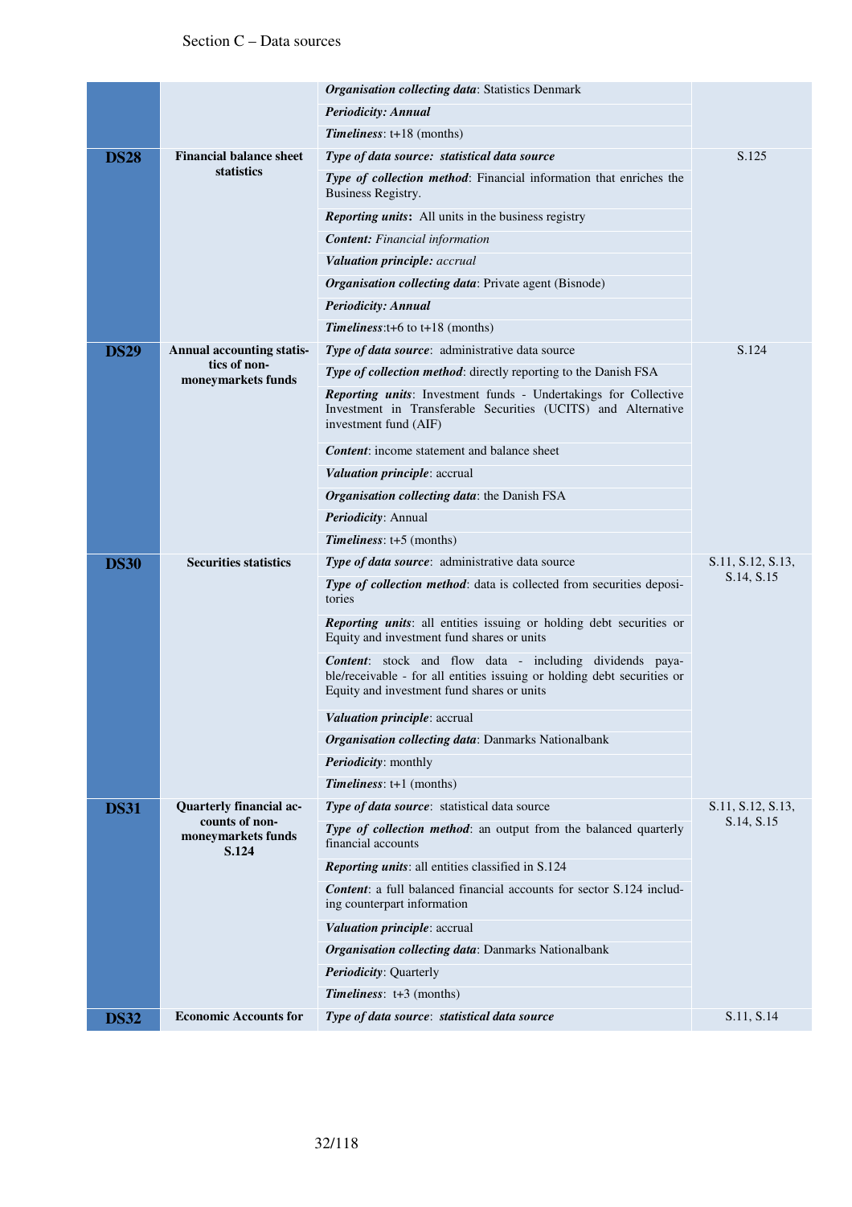| | | | |
|---|---|---|---|
| | | ***Organisation collecting data***: Statistics Denmark | |
| | | ***Periodicity: Annual*** | |
| | | ***Timeliness***: t+18 (months) | |
| **DS28** | **Financial balance sheet statistics** | ***Type of data source: statistical data source*** | S.125 |
| | | ***Type of collection method***: Financial information that enriches the Business Registry. | |
| | | ***Reporting units***: All units in the business registry | |
| | | ***Content:*** *Financial information* | |
| | | ***Valuation principle:*** *accrual* | |
| | | ***Organisation collecting data***: Private agent (Bisnode) | |
| | | ***Periodicity: Annual*** | |
| | | ***Timeliness***:t+6 to t+18 (months) | |
| **DS29** | **Annual accounting statistics of non-moneymarkets funds** | ***Type of data source***: administrative data source | S.124 |
| | | ***Type of collection method***: directly reporting to the Danish FSA | |
| | | ***Reporting units***: Investment funds - Undertakings for Collective Investment in Transferable Securities (UCITS) and Alternative investment fund (AIF) | |
| | | ***Content***: income statement and balance sheet | |
| | | ***Valuation principle***: accrual | |
| | | ***Organisation collecting data***: the Danish FSA | |
| | | ***Periodicity***: Annual | |
| | | ***Timeliness***: t+5 (months) | |
| **DS30** | **Securities statistics** | ***Type of data source***: administrative data source | S.11, S.12, S.13, S.14, S.15 |
| | | ***Type of collection method***: data is collected from securities depositories | |
| | | ***Reporting units***: all entities issuing or holding debt securities or Equity and investment fund shares or units | |
| | | ***Content***: stock and flow data - including dividends payable/receivable - for all entities issuing or holding debt securities or Equity and investment fund shares or units | |
| | | ***Valuation principle***: accrual | |
| | | ***Organisation collecting data***: Danmarks Nationalbank | |
| | | ***Periodicity***: monthly | |
| | | ***Timeliness***: t+1 (months) | |
| **DS31** | **Quarterly financial accounts of non-moneymarkets funds S.124** | ***Type of data source***: statistical data source | S.11, S.12, S.13, S.14, S.15 |
| | | ***Type of collection method***: an output from the balanced quarterly financial accounts | |
| | | ***Reporting units***: all entities classified in S.124 | |
| | | ***Content***: a full balanced financial accounts for sector S.124 including counterpart information | |
| | | ***Valuation principle***: accrual | |
| | | ***Organisation collecting data***: Danmarks Nationalbank | |
| | | ***Periodicity***: Quarterly | |
| | | ***Timeliness***: t+3 (months) | |
| **DS32** | **Economic Accounts for** | ***Type of data source***: ***statistical data source*** | S.11, S.14 |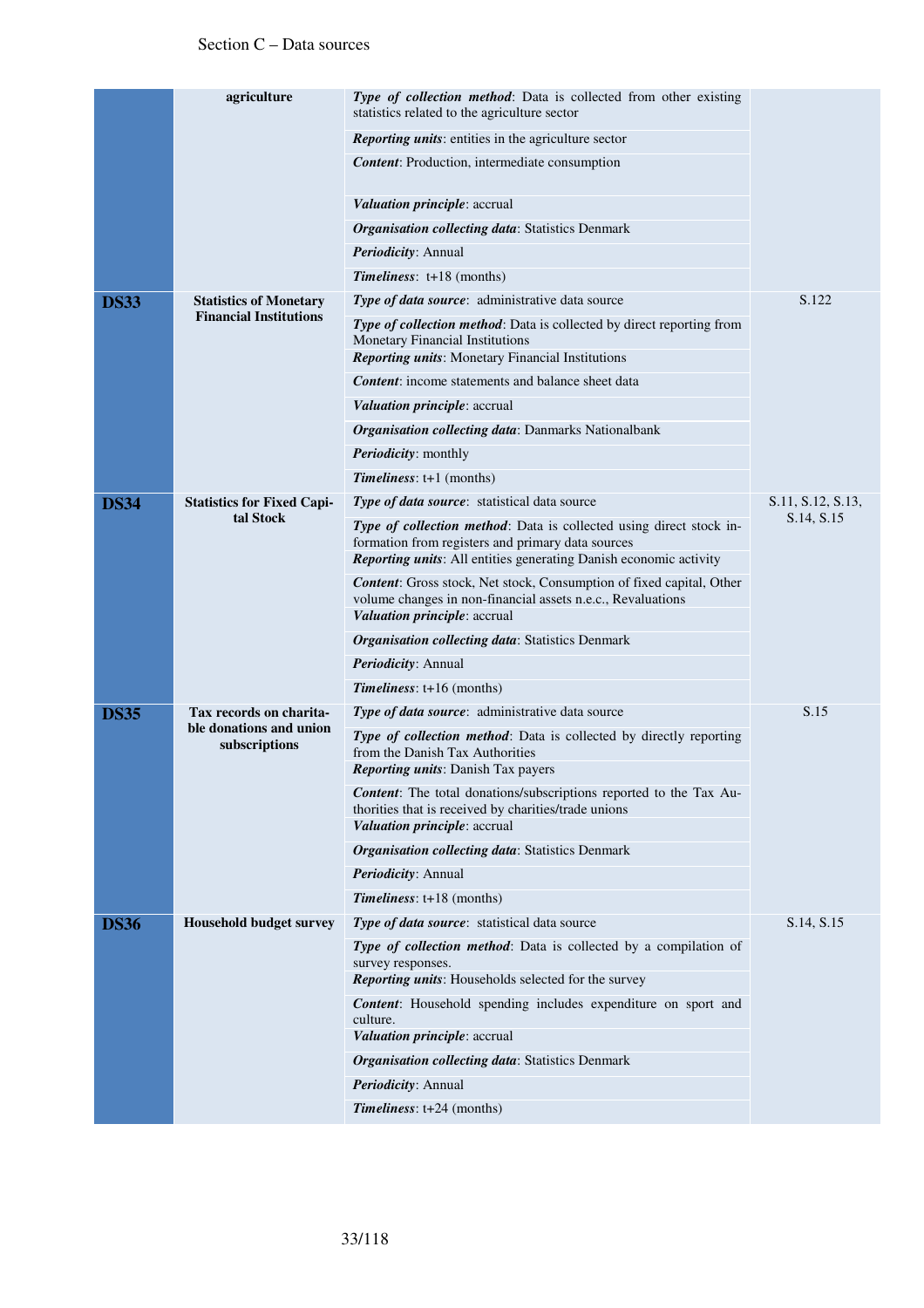| | | | |
|---|---|---|---|
| | **agriculture** | ***Type of collection method***: Data is collected from other existing statistics related to the agriculture sector<br>***Reporting units***: entities in the agriculture sector<br>***Content***: Production, intermediate consumption<br>***Valuation principle***: accrual<br>***Organisation collecting data***: Statistics Denmark<br>***Periodicity***: Annual<br>***Timeliness***: t+18 (months) | |
| **DS33** | **Statistics of Monetary Financial Institutions** | ***Type of data source***: administrative data source<br>***Type of collection method***: Data is collected by direct reporting from Monetary Financial Institutions<br>***Reporting units***: Monetary Financial Institutions<br>***Content***: income statements and balance sheet data<br>***Valuation principle***: accrual<br>***Organisation collecting data***: Danmarks Nationalbank<br>***Periodicity***: monthly<br>***Timeliness***: t+1 (months) | S.122 |
| **DS34** | **Statistics for Fixed Capital Stock** | ***Type of data source***: statistical data source<br>***Type of collection method***: Data is collected using direct stock information from registers and primary data sources<br>***Reporting units***: All entities generating Danish economic activity<br>***Content***: Gross stock, Net stock, Consumption of fixed capital, Other volume changes in non-financial assets n.e.c., Revaluations<br>***Valuation principle***: accrual<br>***Organisation collecting data***: Statistics Denmark<br>***Periodicity***: Annual<br>***Timeliness***: t+16 (months) | S.11, S.12, S.13, S.14, S.15 |
| **DS35** | **Tax records on charitable donations and union subscriptions** | ***Type of data source***: administrative data source<br>***Type of collection method***: Data is collected by directly reporting from the Danish Tax Authorities<br>***Reporting units***: Danish Tax payers<br>***Content***: The total donations/subscriptions reported to the Tax Authorities that is received by charities/trade unions<br>***Valuation principle***: accrual<br>***Organisation collecting data***: Statistics Denmark<br>***Periodicity***: Annual<br>***Timeliness***: t+18 (months) | S.15 |
| **DS36** | **Household budget survey** | ***Type of data source***: statistical data source<br>***Type of collection method***: Data is collected by a compilation of survey responses.<br>***Reporting units***: Households selected for the survey<br>***Content***: Household spending includes expenditure on sport and culture.<br>***Valuation principle***: accrual<br>***Organisation collecting data***: Statistics Denmark<br>***Periodicity***: Annual<br>***Timeliness***: t+24 (months) | S.14, S.15 |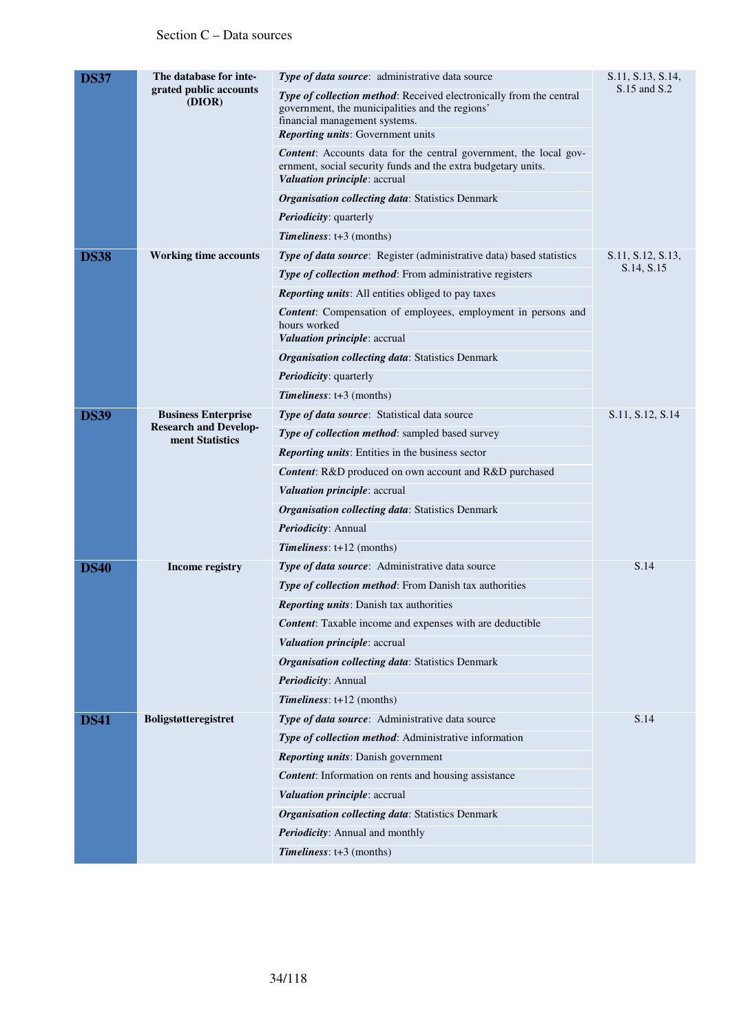Section C – Data sources

| | | | |
|---|---|---|---|
| **DS37** | **The database for integrated public accounts (DIOR)** | ***Type of data source***: administrative data source<br>***Type of collection method***: Received electronically from the central government, the municipalities and the regions' financial management systems.<br>***Reporting units***: Government units<br>***Content***: Accounts data for the central government, the local government, social security funds and the extra budgetary units.<br>***Valuation principle***: accrual<br>***Organisation collecting data***: Statistics Denmark<br>***Periodicity***: quarterly<br>***Timeliness***: t+3 (months) | S.11, S.13, S.14, S.15 and S.2 |
| **DS38** | **Working time accounts** | ***Type of data source***: Register (administrative data) based statistics<br>***Type of collection method***: From administrative registers<br>***Reporting units***: All entities obliged to pay taxes<br>***Content***: Compensation of employees, employment in persons and hours worked<br>***Valuation principle***: accrual<br>***Organisation collecting data***: Statistics Denmark<br>***Periodicity***: quarterly<br>***Timeliness***: t+3 (months) | S.11, S.12, S.13, S.14, S.15 |
| **DS39** | **Business Enterprise Research and Development Statistics** | ***Type of data source***: Statistical data source<br>***Type of collection method***: sampled based survey<br>***Reporting units***: Entities in the business sector<br>***Content***: R&D produced on own account and R&D purchased<br>***Valuation principle***: accrual<br>***Organisation collecting data***: Statistics Denmark<br>***Periodicity***: Annual<br>***Timeliness***: t+12 (months) | S.11, S.12, S.14 |
| **DS40** | **Income registry** | ***Type of data source***: Administrative data source<br>***Type of collection method***: From Danish tax authorities<br>***Reporting units***: Danish tax authorities<br>***Content***: Taxable income and expenses with are deductible<br>***Valuation principle***: accrual<br>***Organisation collecting data***: Statistics Denmark<br>***Periodicity***: Annual<br>***Timeliness***: t+12 (months) | S.14 |
| **DS41** | **Boligstøtteregistret** | ***Type of data source***: Administrative data source<br>***Type of collection method***: Administrative information<br>***Reporting units***: Danish government<br>***Content***: Information on rents and housing assistance<br>***Valuation principle***: accrual<br>***Organisation collecting data***: Statistics Denmark<br>***Periodicity***: Annual and monthly<br>***Timeliness***: t+3 (months) | S.14 |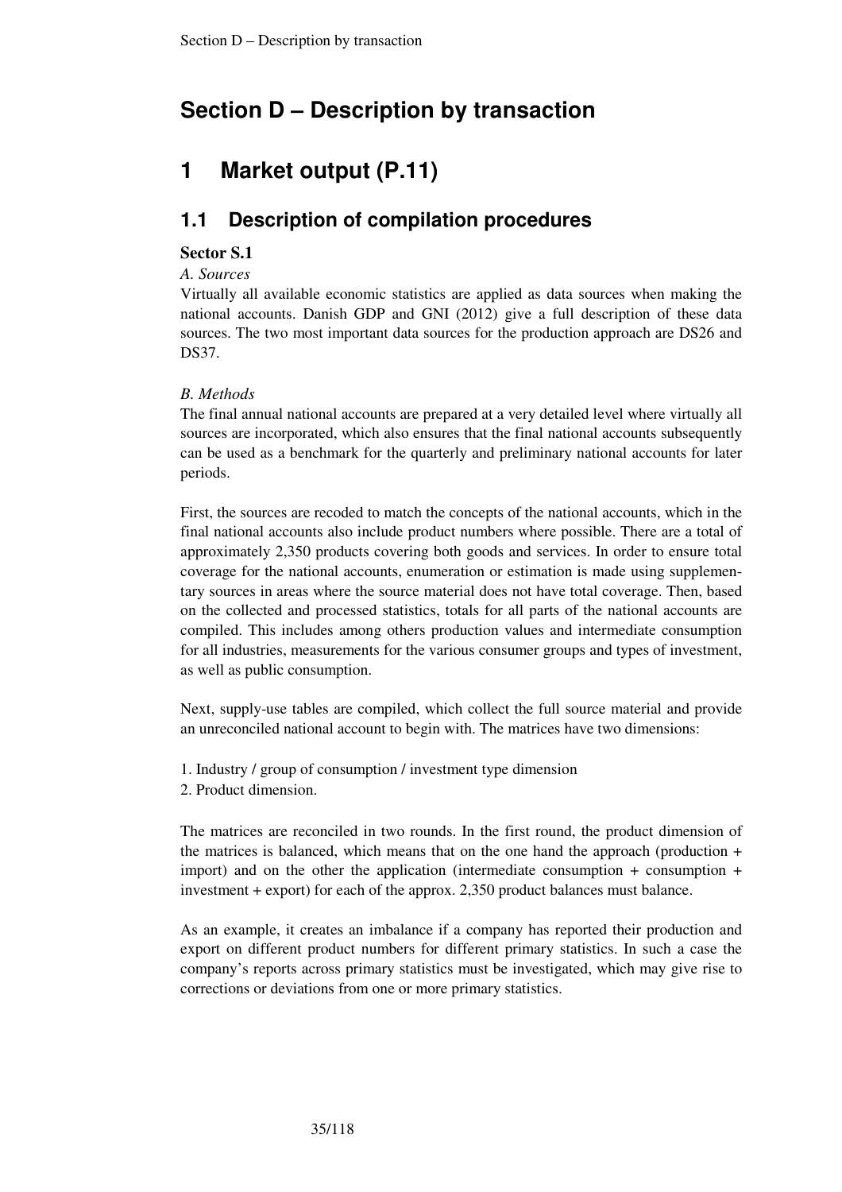# Section D – Description by transaction

# 1 Market output (P.11)

## 1.1 Description of compilation procedures

### Sector S.1

*A. Sources*

Virtually all available economic statistics are applied as data sources when making the national accounts. Danish GDP and GNI (2012) give a full description of these data sources. The two most important data sources for the production approach are DS26 and DS37.

*B. Methods*

The final annual national accounts are prepared at a very detailed level where virtually all sources are incorporated, which also ensures that the final national accounts subsequently can be used as a benchmark for the quarterly and preliminary national accounts for later periods.

First, the sources are recoded to match the concepts of the national accounts, which in the final national accounts also include product numbers where possible. There are a total of approximately 2,350 products covering both goods and services. In order to ensure total coverage for the national accounts, enumeration or estimation is made using supplementary sources in areas where the source material does not have total coverage. Then, based on the collected and processed statistics, totals for all parts of the national accounts are compiled. This includes among others production values and intermediate consumption for all industries, measurements for the various consumer groups and types of investment, as well as public consumption.

Next, supply-use tables are compiled, which collect the full source material and provide an unreconciled national account to begin with. The matrices have two dimensions:

1. Industry / group of consumption / investment type dimension
2. Product dimension.

The matrices are reconciled in two rounds. In the first round, the product dimension of the matrices is balanced, which means that on the one hand the approach (production + import) and on the other the application (intermediate consumption + consumption + investment + export) for each of the approx. 2,350 product balances must balance.

As an example, it creates an imbalance if a company has reported their production and export on different product numbers for different primary statistics. In such a case the company's reports across primary statistics must be investigated, which may give rise to corrections or deviations from one or more primary statistics.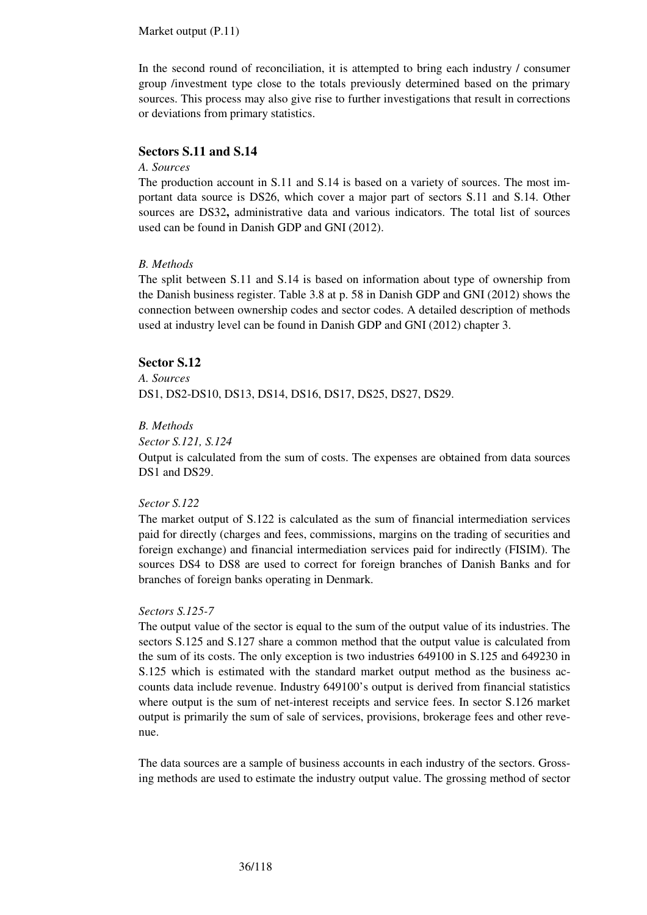Market output (P.11)

In the second round of reconciliation, it is attempted to bring each industry / consumer group /investment type close to the totals previously determined based on the primary sources. This process may also give rise to further investigations that result in corrections or deviations from primary statistics.

### Sectors S.11 and S.14

*A. Sources*

The production account in S.11 and S.14 is based on a variety of sources. The most important data source is DS26, which cover a major part of sectors S.11 and S.14. Other sources are DS32**,** administrative data and various indicators. The total list of sources used can be found in Danish GDP and GNI (2012).

*B. Methods*

The split between S.11 and S.14 is based on information about type of ownership from the Danish business register. Table 3.8 at p. 58 in Danish GDP and GNI (2012) shows the connection between ownership codes and sector codes. A detailed description of methods used at industry level can be found in Danish GDP and GNI (2012) chapter 3.

### Sector S.12

*A. Sources*

DS1, DS2-DS10, DS13, DS14, DS16, DS17, DS25, DS27, DS29.

*B. Methods*

*Sector S.121, S.124*

Output is calculated from the sum of costs. The expenses are obtained from data sources DS1 and DS29.

*Sector S.122*

The market output of S.122 is calculated as the sum of financial intermediation services paid for directly (charges and fees, commissions, margins on the trading of securities and foreign exchange) and financial intermediation services paid for indirectly (FISIM). The sources DS4 to DS8 are used to correct for foreign branches of Danish Banks and for branches of foreign banks operating in Denmark.

*Sectors S.125-7*

The output value of the sector is equal to the sum of the output value of its industries. The sectors S.125 and S.127 share a common method that the output value is calculated from the sum of its costs. The only exception is two industries 649100 in S.125 and 649230 in S.125 which is estimated with the standard market output method as the business accounts data include revenue. Industry 649100's output is derived from financial statistics where output is the sum of net-interest receipts and service fees. In sector S.126 market output is primarily the sum of sale of services, provisions, brokerage fees and other revenue.

The data sources are a sample of business accounts in each industry of the sectors. Grossing methods are used to estimate the industry output value. The grossing method of sector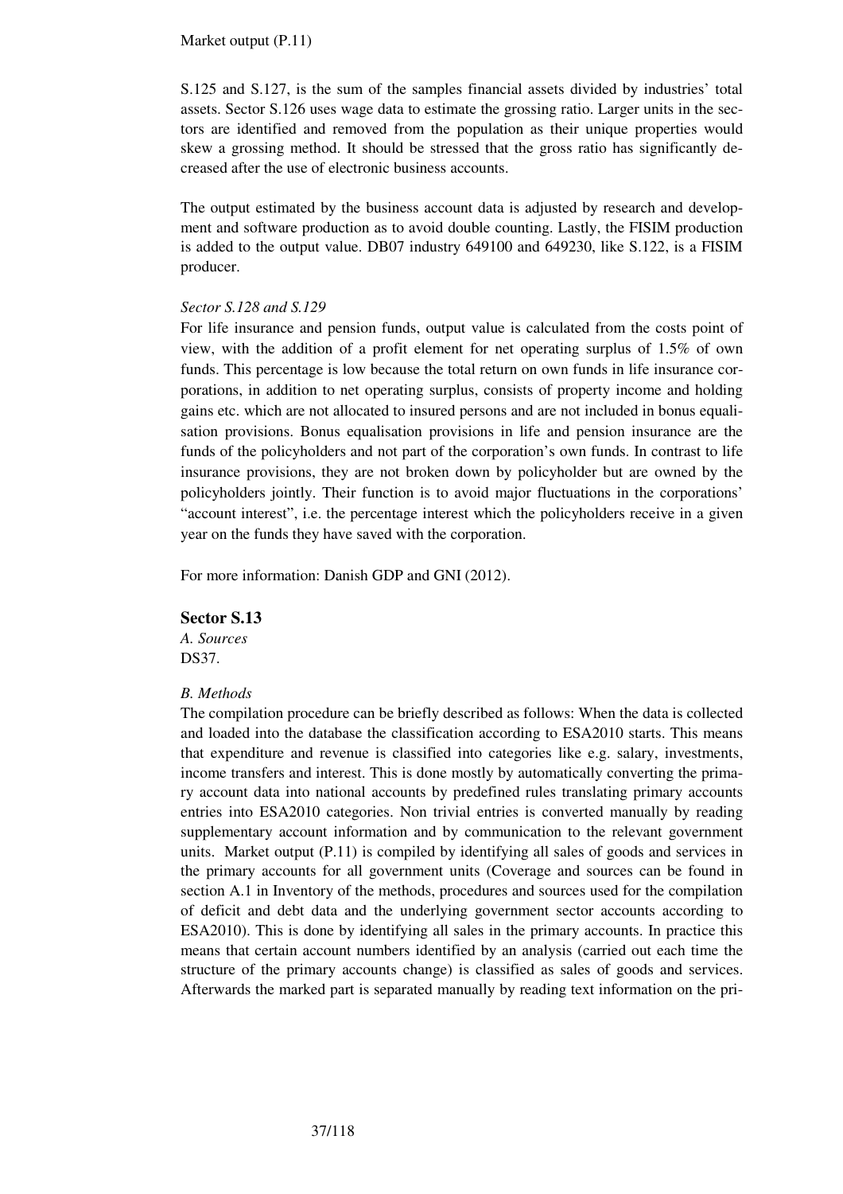S.125 and S.127, is the sum of the samples financial assets divided by industries' total assets. Sector S.126 uses wage data to estimate the grossing ratio. Larger units in the sectors are identified and removed from the population as their unique properties would skew a grossing method. It should be stressed that the gross ratio has significantly decreased after the use of electronic business accounts.

The output estimated by the business account data is adjusted by research and development and software production as to avoid double counting. Lastly, the FISIM production is added to the output value. DB07 industry 649100 and 649230, like S.122, is a FISIM producer.

*Sector S.128 and S.129*

For life insurance and pension funds, output value is calculated from the costs point of view, with the addition of a profit element for net operating surplus of 1.5% of own funds. This percentage is low because the total return on own funds in life insurance corporations, in addition to net operating surplus, consists of property income and holding gains etc. which are not allocated to insured persons and are not included in bonus equalisation provisions. Bonus equalisation provisions in life and pension insurance are the funds of the policyholders and not part of the corporation's own funds. In contrast to life insurance provisions, they are not broken down by policyholder but are owned by the policyholders jointly. Their function is to avoid major fluctuations in the corporations' "account interest", i.e. the percentage interest which the policyholders receive in a given year on the funds they have saved with the corporation.

For more information: Danish GDP and GNI (2012).

### Sector S.13

*A. Sources*

DS37.

*B. Methods*

The compilation procedure can be briefly described as follows: When the data is collected and loaded into the database the classification according to ESA2010 starts. This means that expenditure and revenue is classified into categories like e.g. salary, investments, income transfers and interest. This is done mostly by automatically converting the primary account data into national accounts by predefined rules translating primary accounts entries into ESA2010 categories. Non trivial entries is converted manually by reading supplementary account information and by communication to the relevant government units. Market output (P.11) is compiled by identifying all sales of goods and services in the primary accounts for all government units (Coverage and sources can be found in section A.1 in Inventory of the methods, procedures and sources used for the compilation of deficit and debt data and the underlying government sector accounts according to ESA2010). This is done by identifying all sales in the primary accounts. In practice this means that certain account numbers identified by an analysis (carried out each time the structure of the primary accounts change) is classified as sales of goods and services. Afterwards the marked part is separated manually by reading text information on the pri-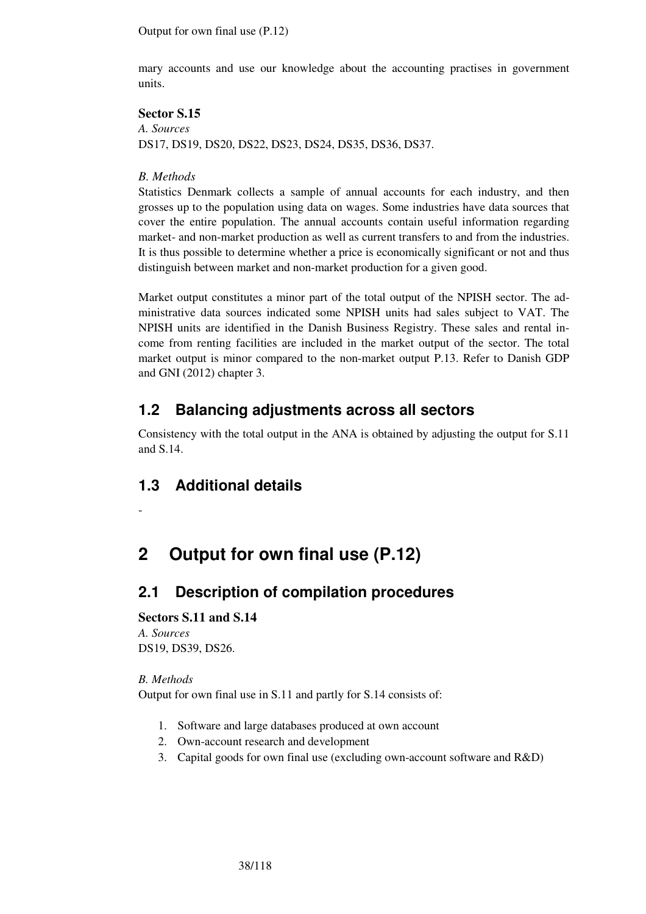mary accounts and use our knowledge about the accounting practises in government units.

**Sector S.15**

*A. Sources*

DS17, DS19, DS20, DS22, DS23, DS24, DS35, DS36, DS37.

*B. Methods*

Statistics Denmark collects a sample of annual accounts for each industry, and then grosses up to the population using data on wages. Some industries have data sources that cover the entire population. The annual accounts contain useful information regarding market- and non-market production as well as current transfers to and from the industries. It is thus possible to determine whether a price is economically significant or not and thus distinguish between market and non-market production for a given good.

Market output constitutes a minor part of the total output of the NPISH sector. The administrative data sources indicated some NPISH units had sales subject to VAT. The NPISH units are identified in the Danish Business Registry. These sales and rental income from renting facilities are included in the market output of the sector. The total market output is minor compared to the non-market output P.13. Refer to Danish GDP and GNI (2012) chapter 3.

## 1.2 Balancing adjustments across all sectors

Consistency with the total output in the ANA is obtained by adjusting the output for S.11 and S.14.

## 1.3 Additional details

-

# 2 Output for own final use (P.12)

## 2.1 Description of compilation procedures

**Sectors S.11 and S.14**

*A. Sources*

DS19, DS39, DS26.

*B. Methods*

Output for own final use in S.11 and partly for S.14 consists of:

1. Software and large databases produced at own account
2. Own-account research and development
3. Capital goods for own final use (excluding own-account software and R&D)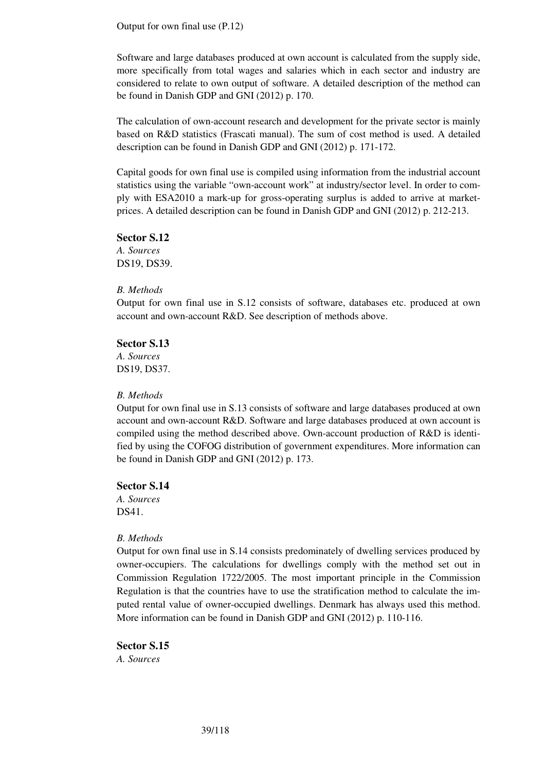Output for own final use (P.12)

Software and large databases produced at own account is calculated from the supply side, more specifically from total wages and salaries which in each sector and industry are considered to relate to own output of software. A detailed description of the method can be found in Danish GDP and GNI (2012) p. 170.

The calculation of own-account research and development for the private sector is mainly based on R&D statistics (Frascati manual). The sum of cost method is used. A detailed description can be found in Danish GDP and GNI (2012) p. 171-172.

Capital goods for own final use is compiled using information from the industrial account statistics using the variable "own-account work" at industry/sector level. In order to comply with ESA2010 a mark-up for gross-operating surplus is added to arrive at market-prices. A detailed description can be found in Danish GDP and GNI (2012) p. 212-213.

### Sector S.12

*A. Sources*

DS19, DS39.

*B. Methods*

Output for own final use in S.12 consists of software, databases etc. produced at own account and own-account R&D. See description of methods above.

### Sector S.13

*A. Sources*

DS19, DS37.

*B. Methods*

Output for own final use in S.13 consists of software and large databases produced at own account and own-account R&D. Software and large databases produced at own account is compiled using the method described above. Own-account production of R&D is identified by using the COFOG distribution of government expenditures. More information can be found in Danish GDP and GNI (2012) p. 173.

### Sector S.14

*A. Sources*

DS41.

*B. Methods*

Output for own final use in S.14 consists predominately of dwelling services produced by owner-occupiers. The calculations for dwellings comply with the method set out in Commission Regulation 1722/2005. The most important principle in the Commission Regulation is that the countries have to use the stratification method to calculate the imputed rental value of owner-occupied dwellings. Denmark has always used this method. More information can be found in Danish GDP and GNI (2012) p. 110-116.

### Sector S.15

*A. Sources*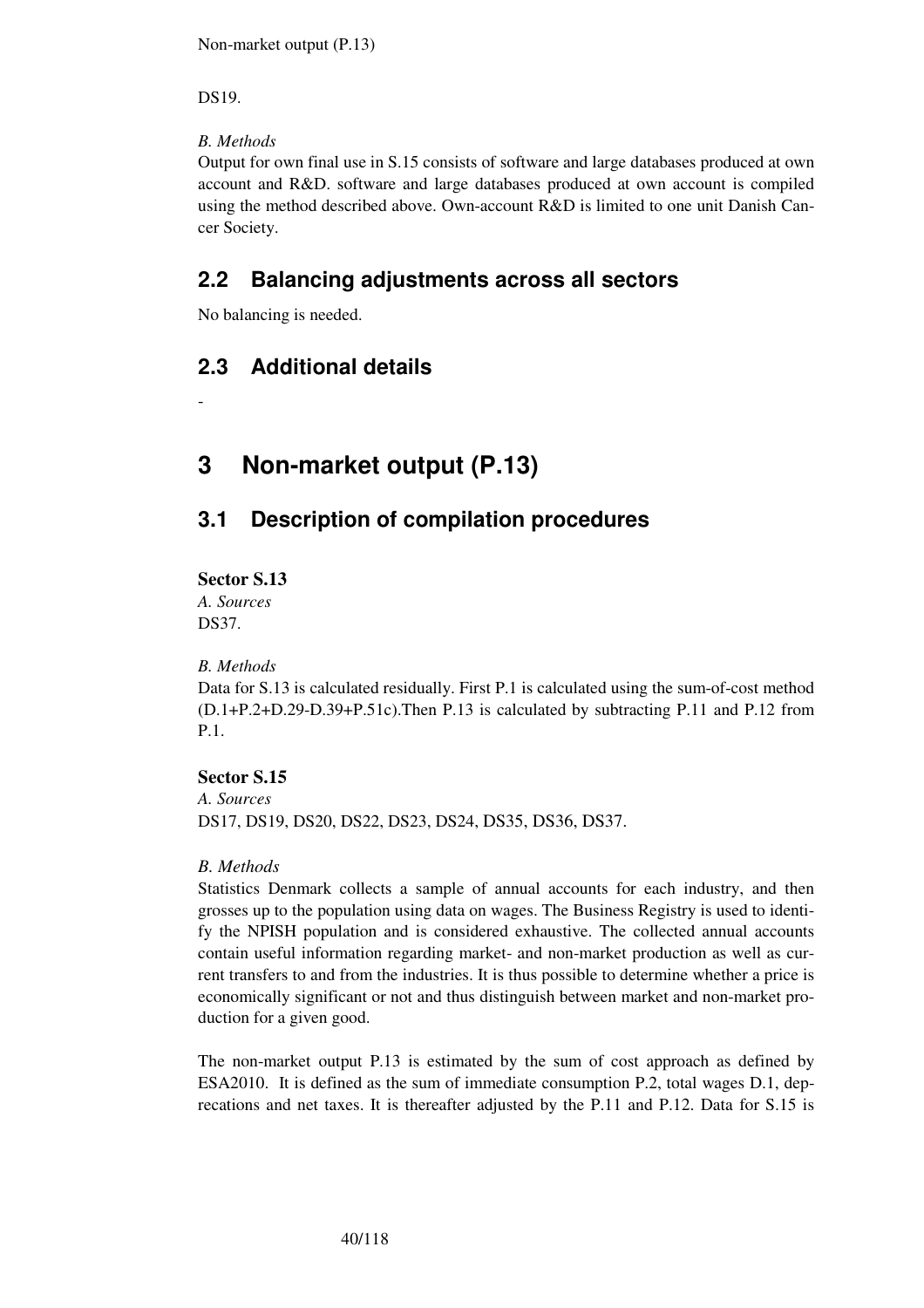DS19.

*B. Methods*

Output for own final use in S.15 consists of software and large databases produced at own account and R&D. software and large databases produced at own account is compiled using the method described above. Own-account R&D is limited to one unit Danish Cancer Society.

## 2.2 Balancing adjustments across all sectors

No balancing is needed.

## 2.3 Additional details

-

# 3 Non-market output (P.13)

## 3.1 Description of compilation procedures

**Sector S.13**

*A. Sources*

DS37.

*B. Methods*

Data for S.13 is calculated residually. First P.1 is calculated using the sum-of-cost method (D.1+P.2+D.29-D.39+P.51c).Then P.13 is calculated by subtracting P.11 and P.12 from P.1.

**Sector S.15**

*A. Sources*

DS17, DS19, DS20, DS22, DS23, DS24, DS35, DS36, DS37.

*B. Methods*

Statistics Denmark collects a sample of annual accounts for each industry, and then grosses up to the population using data on wages. The Business Registry is used to identify the NPISH population and is considered exhaustive. The collected annual accounts contain useful information regarding market- and non-market production as well as current transfers to and from the industries. It is thus possible to determine whether a price is economically significant or not and thus distinguish between market and non-market production for a given good.

The non-market output P.13 is estimated by the sum of cost approach as defined by ESA2010. It is defined as the sum of immediate consumption P.2, total wages D.1, deprecations and net taxes. It is thereafter adjusted by the P.11 and P.12. Data for S.15 is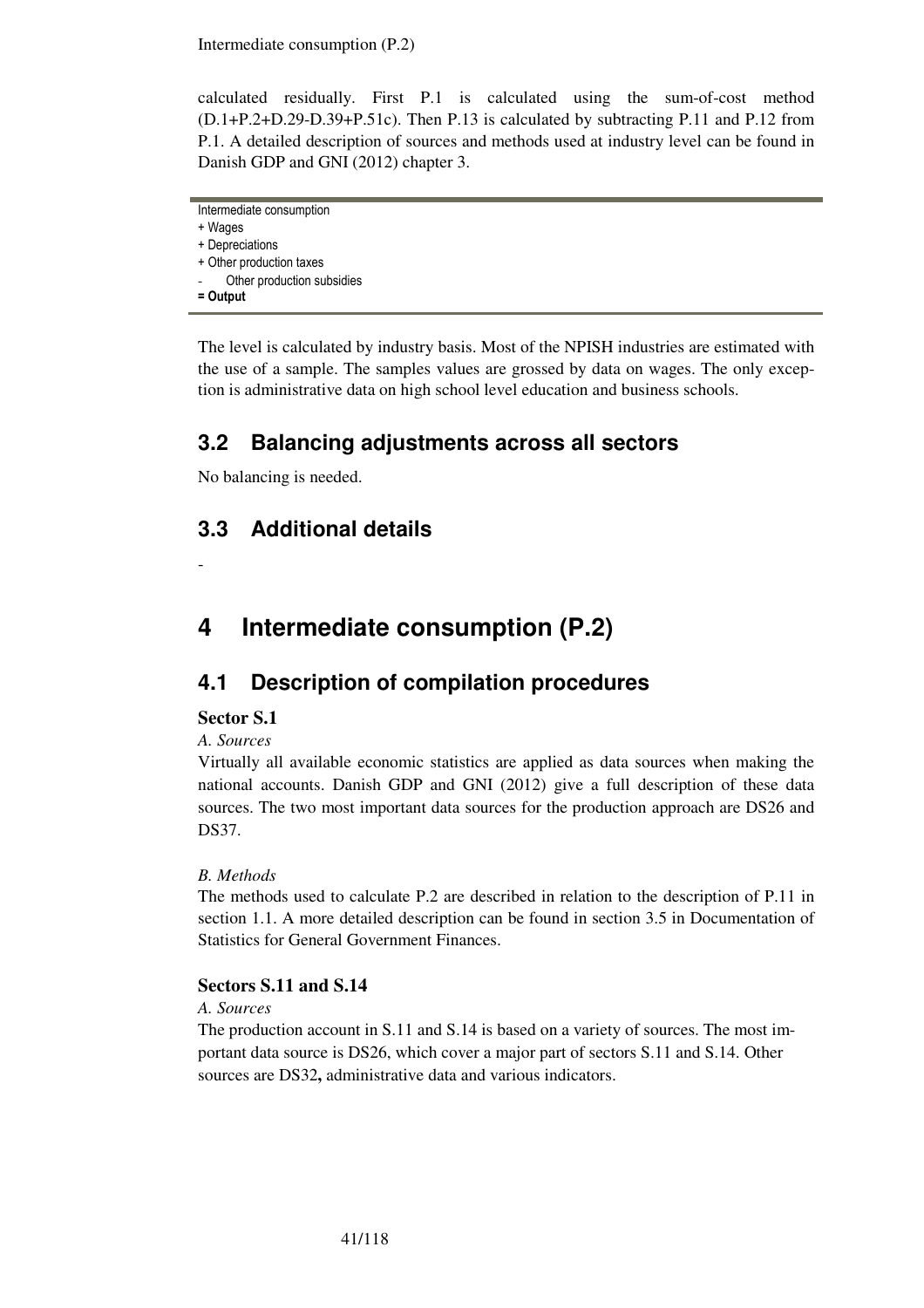calculated residually. First P.1 is calculated using the sum-of-cost method (D.1+P.2+D.29-D.39+P.51c). Then P.13 is calculated by subtracting P.11 and P.12 from P.1. A detailed description of sources and methods used at industry level can be found in Danish GDP and GNI (2012) chapter 3.

Intermediate consumption
+ Wages
+ Depreciations
+ Other production taxes
- Other production subsidies
**= Output**

The level is calculated by industry basis. Most of the NPISH industries are estimated with the use of a sample. The samples values are grossed by data on wages. The only exception is administrative data on high school level education and business schools.

## 3.2 Balancing adjustments across all sectors

No balancing is needed.

## 3.3 Additional details

-

# 4 Intermediate consumption (P.2)

## 4.1 Description of compilation procedures

### Sector S.1

*A. Sources*

Virtually all available economic statistics are applied as data sources when making the national accounts. Danish GDP and GNI (2012) give a full description of these data sources. The two most important data sources for the production approach are DS26 and DS37.

*B. Methods*

The methods used to calculate P.2 are described in relation to the description of P.11 in section 1.1. A more detailed description can be found in section 3.5 in Documentation of Statistics for General Government Finances.

### Sectors S.11 and S.14

*A. Sources*

The production account in S.11 and S.14 is based on a variety of sources. The most important data source is DS26, which cover a major part of sectors S.11 and S.14. Other sources are DS32**,** administrative data and various indicators.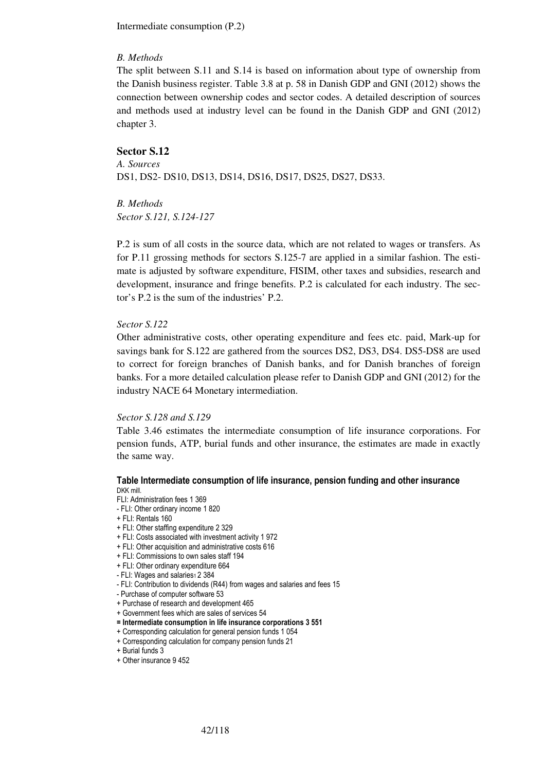Intermediate consumption (P.2)

*B. Methods*

The split between S.11 and S.14 is based on information about type of ownership from the Danish business register. Table 3.8 at p. 58 in Danish GDP and GNI (2012) shows the connection between ownership codes and sector codes. A detailed description of sources and methods used at industry level can be found in the Danish GDP and GNI (2012) chapter 3.

## Sector S.12

*A. Sources*

DS1, DS2- DS10, DS13, DS14, DS16, DS17, DS25, DS27, DS33.

*B. Methods*

*Sector S.121, S.124-127*

P.2 is sum of all costs in the source data, which are not related to wages or transfers. As for P.11 grossing methods for sectors S.125-7 are applied in a similar fashion. The estimate is adjusted by software expenditure, FISIM, other taxes and subsidies, research and development, insurance and fringe benefits. P.2 is calculated for each industry. The sector's P.2 is the sum of the industries' P.2.

*Sector S.122*

Other administrative costs, other operating expenditure and fees etc. paid, Mark-up for savings bank for S.122 are gathered from the sources DS2, DS3, DS4. DS5-DS8 are used to correct for foreign branches of Danish banks, and for Danish branches of foreign banks. For a more detailed calculation please refer to Danish GDP and GNI (2012) for the industry NACE 64 Monetary intermediation.

*Sector S.128 and S.129*

Table 3.46 estimates the intermediate consumption of life insurance corporations. For pension funds, ATP, burial funds and other insurance, the estimates are made in exactly the same way.

**Table Intermediate consumption of life insurance, pension funding and other insurance**

DKK mill.

| | |
|---|---|
| FLI: Administration fees | 1 369 |
| - FLI: Other ordinary income | 1 820 |
| + FLI: Rentals | 160 |
| + FLI: Other staffing expenditure | 2 329 |
| + FLI: Costs associated with investment activity | 1 972 |
| + FLI: Other acquisition and administrative costs | 616 |
| + FLI: Commissions to own sales staff | 194 |
| + FLI: Other ordinary expenditure | 664 |
| - FLI: Wages and salaries[1] | 2 384 |
| - FLI: Contribution to dividends (R44) from wages and salaries and fees | 15 |
| - Purchase of computer software | 53 |
| + Purchase of research and development | 465 |
| + Government fees which are sales of services | 54 |
| **= Intermediate consumption in life insurance corporations** | **3 551** |
| + Corresponding calculation for general pension funds | 1 054 |
| + Corresponding calculation for company pension funds | 21 |
| + Burial funds | 3 |
| + Other insurance | 9 452 |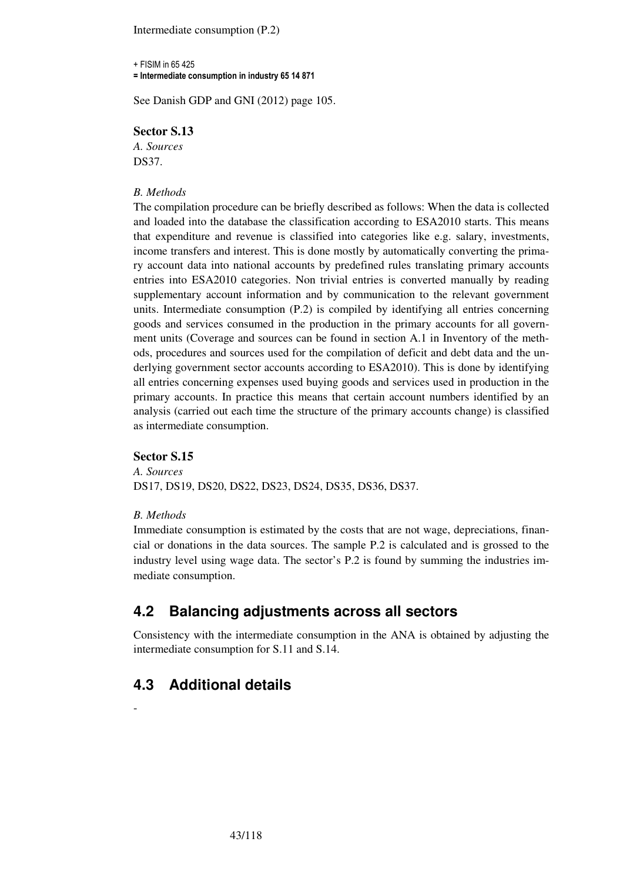+ FISIM in 65 425

**= Intermediate consumption in industry 65 14 871**

See Danish GDP and GNI (2012) page 105.

**Sector S.13**

*A. Sources*

DS37.

*B. Methods*

The compilation procedure can be briefly described as follows: When the data is collected and loaded into the database the classification according to ESA2010 starts. This means that expenditure and revenue is classified into categories like e.g. salary, investments, income transfers and interest. This is done mostly by automatically converting the primary account data into national accounts by predefined rules translating primary accounts entries into ESA2010 categories. Non trivial entries is converted manually by reading supplementary account information and by communication to the relevant government units. Intermediate consumption (P.2) is compiled by identifying all entries concerning goods and services consumed in the production in the primary accounts for all government units (Coverage and sources can be found in section A.1 in Inventory of the methods, procedures and sources used for the compilation of deficit and debt data and the underlying government sector accounts according to ESA2010). This is done by identifying all entries concerning expenses used buying goods and services used in production in the primary accounts. In practice this means that certain account numbers identified by an analysis (carried out each time the structure of the primary accounts change) is classified as intermediate consumption.

**Sector S.15**

*A. Sources*

DS17, DS19, DS20, DS22, DS23, DS24, DS35, DS36, DS37.

*B. Methods*

Immediate consumption is estimated by the costs that are not wage, depreciations, financial or donations in the data sources. The sample P.2 is calculated and is grossed to the industry level using wage data. The sector's P.2 is found by summing the industries immediate consumption.

## 4.2 Balancing adjustments across all sectors

Consistency with the intermediate consumption in the ANA is obtained by adjusting the intermediate consumption for S.11 and S.14.

## 4.3 Additional details

-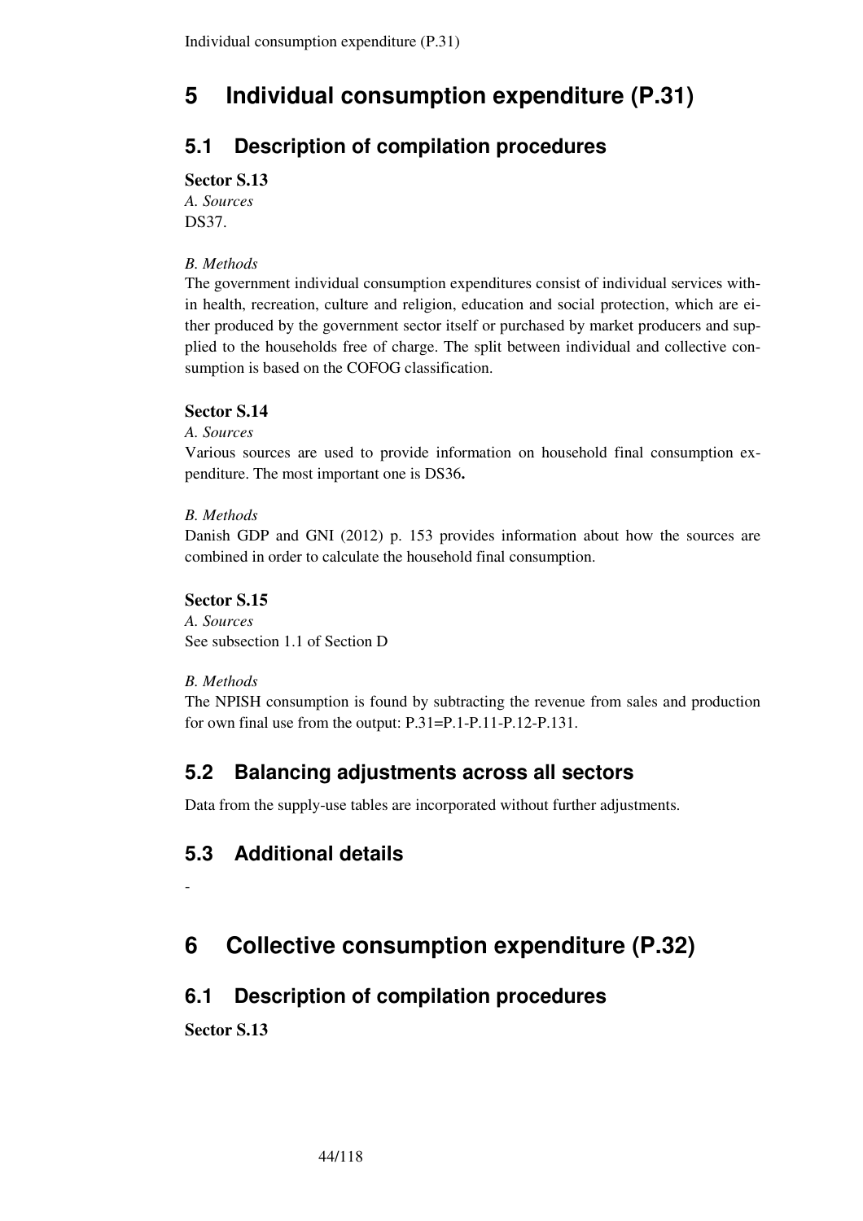# 5 Individual consumption expenditure (P.31)

## 5.1 Description of compilation procedures

**Sector S.13**

*A. Sources*

DS37.

*B. Methods*

The government individual consumption expenditures consist of individual services within health, recreation, culture and religion, education and social protection, which are either produced by the government sector itself or purchased by market producers and supplied to the households free of charge. The split between individual and collective consumption is based on the COFOG classification.

**Sector S.14**

*A. Sources*

Various sources are used to provide information on household final consumption expenditure. The most important one is DS36**.**

*B. Methods*

Danish GDP and GNI (2012) p. 153 provides information about how the sources are combined in order to calculate the household final consumption.

**Sector S.15**

*A. Sources*

See subsection 1.1 of Section D

*B. Methods*

The NPISH consumption is found by subtracting the revenue from sales and production for own final use from the output: P.31=P.1-P.11-P.12-P.131.

## 5.2 Balancing adjustments across all sectors

Data from the supply-use tables are incorporated without further adjustments.

## 5.3 Additional details

-

# 6 Collective consumption expenditure (P.32)

## 6.1 Description of compilation procedures

**Sector S.13**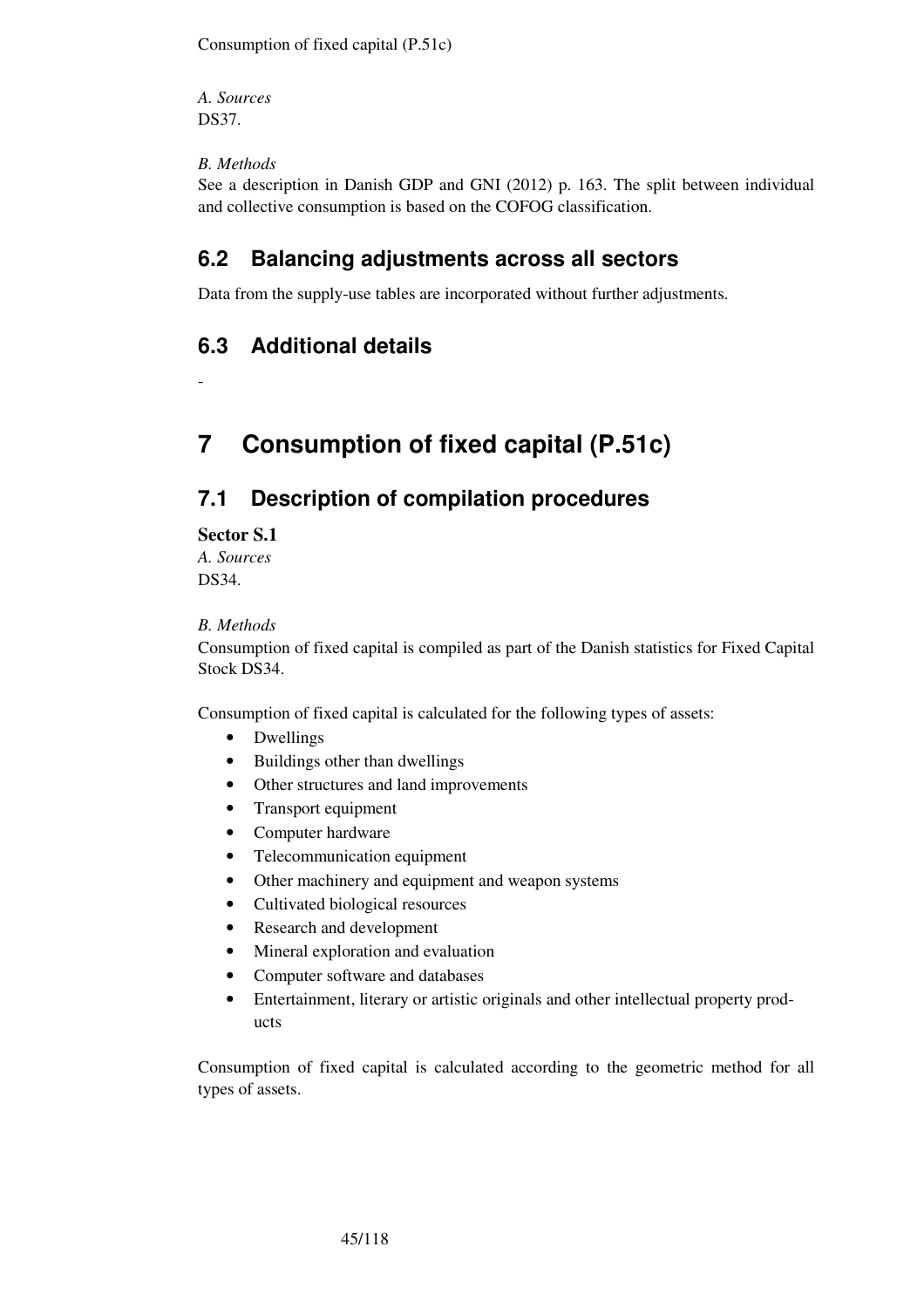Consumption of fixed capital (P.51c)

*A. Sources*
DS37.

*B. Methods*
See a description in Danish GDP and GNI (2012) p. 163. The split between individual and collective consumption is based on the COFOG classification.

## 6.2 Balancing adjustments across all sectors

Data from the supply-use tables are incorporated without further adjustments.

## 6.3 Additional details

-

# 7 Consumption of fixed capital (P.51c)

## 7.1 Description of compilation procedures

**Sector S.1**
*A. Sources*
DS34.

*B. Methods*
Consumption of fixed capital is compiled as part of the Danish statistics for Fixed Capital Stock DS34.

Consumption of fixed capital is calculated for the following types of assets:

- Dwellings
- Buildings other than dwellings
- Other structures and land improvements
- Transport equipment
- Computer hardware
- Telecommunication equipment
- Other machinery and equipment and weapon systems
- Cultivated biological resources
- Research and development
- Mineral exploration and evaluation
- Computer software and databases
- Entertainment, literary or artistic originals and other intellectual property products

Consumption of fixed capital is calculated according to the geometric method for all types of assets.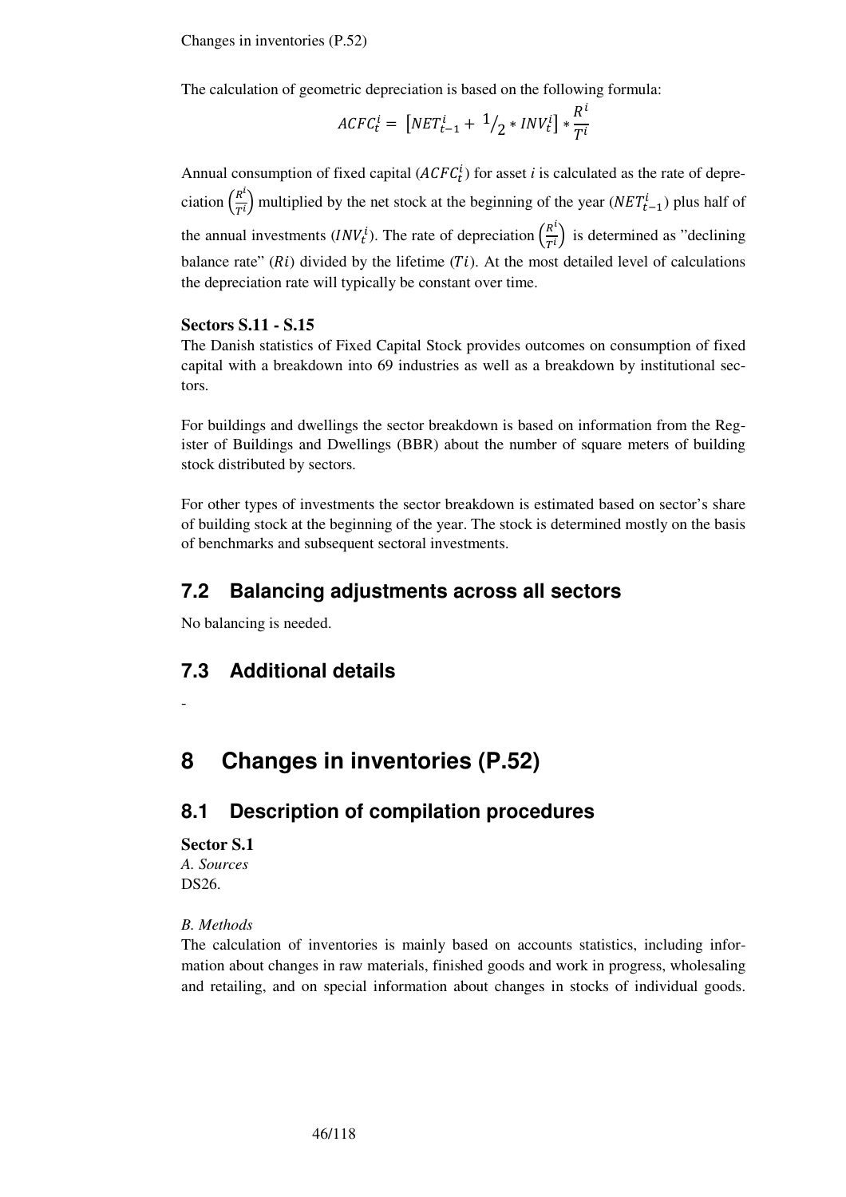The calculation of geometric depreciation is based on the following formula:

$$ACFC_t^i = \left[NET_{t-1}^i + {}^1/_2 * INV_t^i\right] * \frac{R^i}{T^i}$$

Annual consumption of fixed capital ($ACFC_t^i$) for asset *i* is calculated as the rate of depreciation $\left(\frac{R^i}{T^i}\right)$ multiplied by the net stock at the beginning of the year ($NET_{t-1}^i$) plus half of the annual investments ($INV_t^i$). The rate of depreciation $\left(\frac{R^i}{T^i}\right)$ is determined as "declining balance rate" ($Ri$) divided by the lifetime ($Ti$). At the most detailed level of calculations the depreciation rate will typically be constant over time.

**Sectors S.11 - S.15**

The Danish statistics of Fixed Capital Stock provides outcomes on consumption of fixed capital with a breakdown into 69 industries as well as a breakdown by institutional sectors.

For buildings and dwellings the sector breakdown is based on information from the Register of Buildings and Dwellings (BBR) about the number of square meters of building stock distributed by sectors.

For other types of investments the sector breakdown is estimated based on sector's share of building stock at the beginning of the year. The stock is determined mostly on the basis of benchmarks and subsequent sectoral investments.

## 7.2 Balancing adjustments across all sectors

No balancing is needed.

## 7.3 Additional details

-

# 8 Changes in inventories (P.52)

## 8.1 Description of compilation procedures

**Sector S.1**

*A. Sources*

DS26.

*B. Methods*

The calculation of inventories is mainly based on accounts statistics, including information about changes in raw materials, finished goods and work in progress, wholesaling and retailing, and on special information about changes in stocks of individual goods.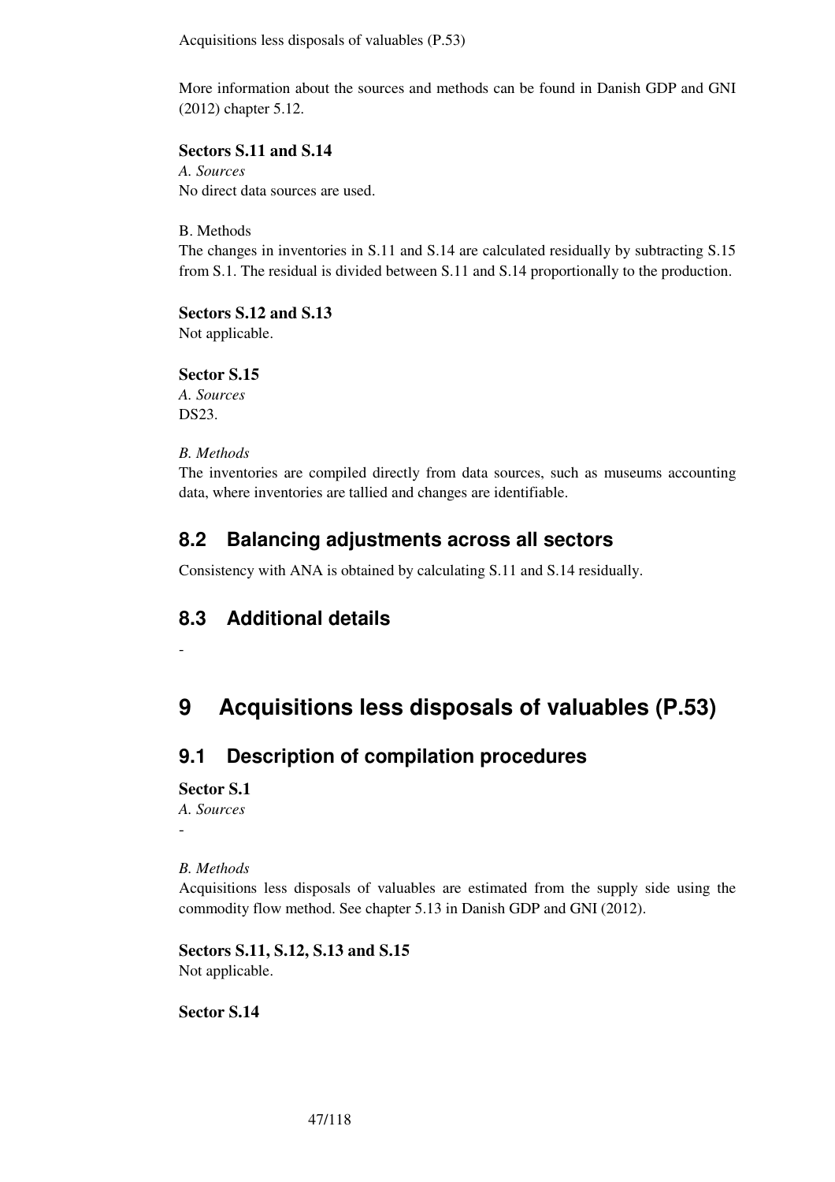More information about the sources and methods can be found in Danish GDP and GNI (2012) chapter 5.12.

**Sectors S.11 and S.14**

*A. Sources*

No direct data sources are used.

B. Methods

The changes in inventories in S.11 and S.14 are calculated residually by subtracting S.15 from S.1. The residual is divided between S.11 and S.14 proportionally to the production.

**Sectors S.12 and S.13**

Not applicable.

**Sector S.15**

*A. Sources*

DS23.

*B. Methods*

The inventories are compiled directly from data sources, such as museums accounting data, where inventories are tallied and changes are identifiable.

## 8.2 Balancing adjustments across all sectors

Consistency with ANA is obtained by calculating S.11 and S.14 residually.

## 8.3 Additional details

-

# 9 Acquisitions less disposals of valuables (P.53)

## 9.1 Description of compilation procedures

**Sector S.1**

*A. Sources*

-

*B. Methods*

Acquisitions less disposals of valuables are estimated from the supply side using the commodity flow method. See chapter 5.13 in Danish GDP and GNI (2012).

**Sectors S.11, S.12, S.13 and S.15**

Not applicable.

**Sector S.14**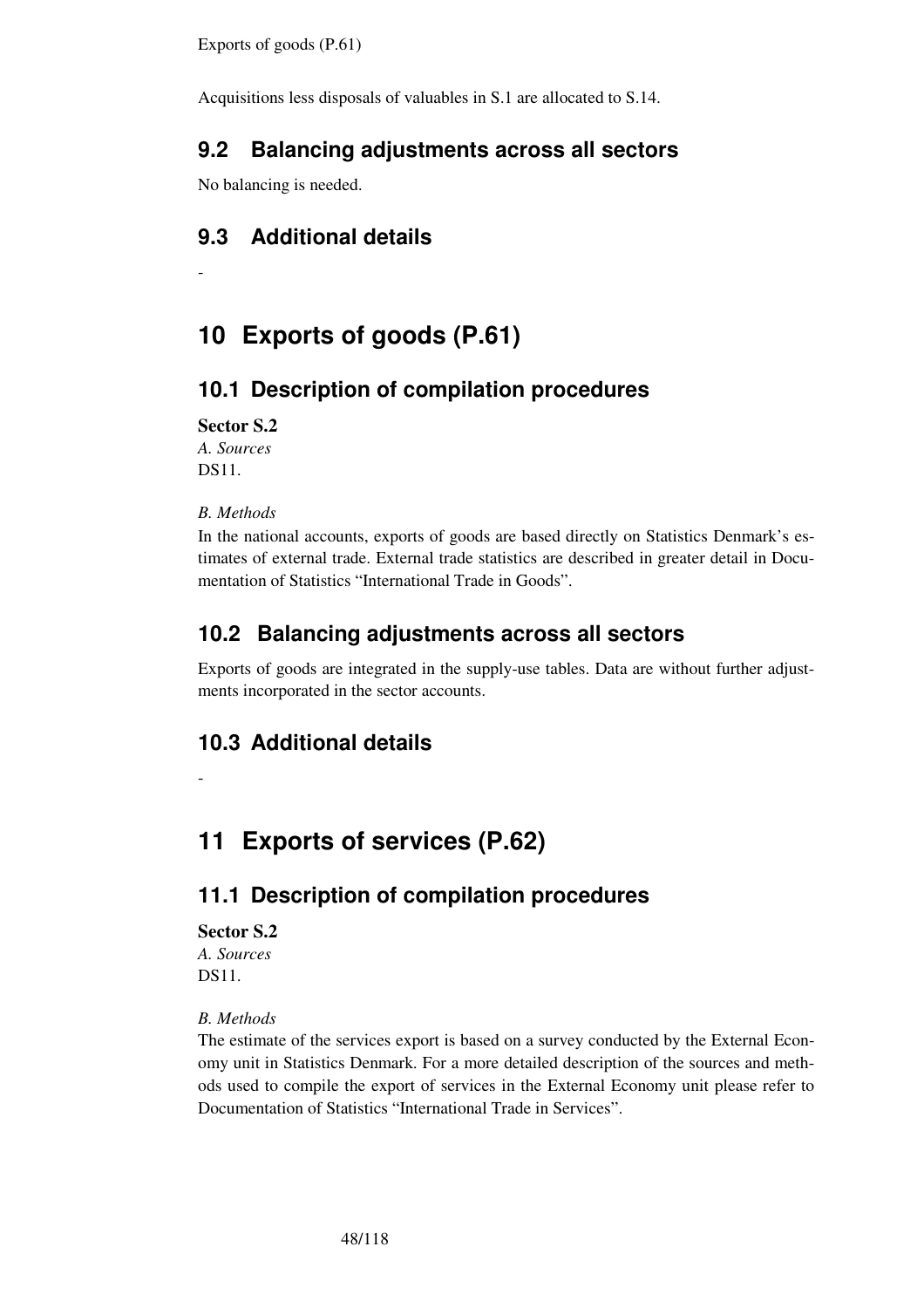Exports of goods (P.61)

Acquisitions less disposals of valuables in S.1 are allocated to S.14.

## 9.2 Balancing adjustments across all sectors

No balancing is needed.

## 9.3 Additional details

-

# 10 Exports of goods (P.61)

## 10.1 Description of compilation procedures

**Sector S.2**
*A. Sources*
DS11.

*B. Methods*
In the national accounts, exports of goods are based directly on Statistics Denmark's estimates of external trade. External trade statistics are described in greater detail in Documentation of Statistics "International Trade in Goods".

## 10.2 Balancing adjustments across all sectors

Exports of goods are integrated in the supply-use tables. Data are without further adjustments incorporated in the sector accounts.

## 10.3 Additional details

-

# 11 Exports of services (P.62)

## 11.1 Description of compilation procedures

**Sector S.2**
*A. Sources*
DS11.

*B. Methods*
The estimate of the services export is based on a survey conducted by the External Economy unit in Statistics Denmark. For a more detailed description of the sources and methods used to compile the export of services in the External Economy unit please refer to Documentation of Statistics "International Trade in Services".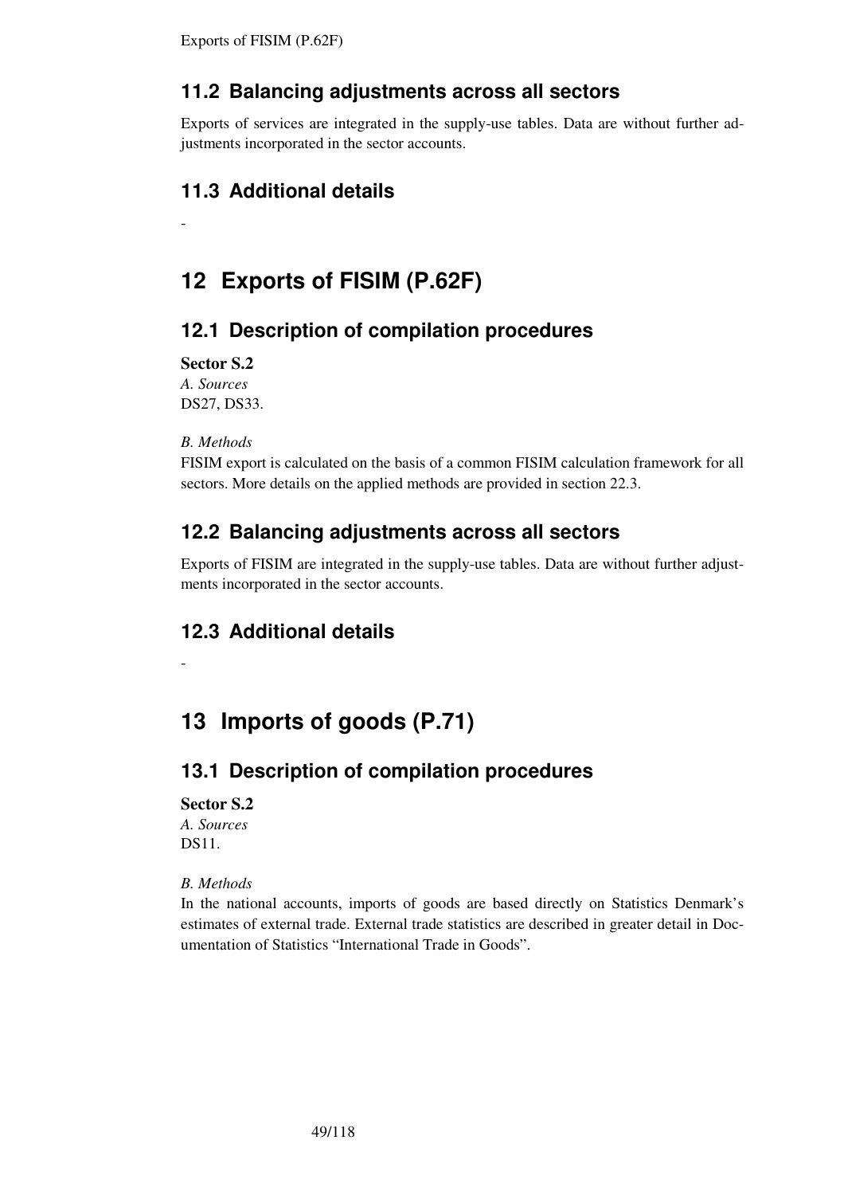## 11.2 Balancing adjustments across all sectors

Exports of services are integrated in the supply-use tables. Data are without further adjustments incorporated in the sector accounts.

## 11.3 Additional details

-

# 12 Exports of FISIM (P.62F)

## 12.1 Description of compilation procedures

**Sector S.2**
*A. Sources*
DS27, DS33.

*B. Methods*
FISIM export is calculated on the basis of a common FISIM calculation framework for all sectors. More details on the applied methods are provided in section 22.3.

## 12.2 Balancing adjustments across all sectors

Exports of FISIM are integrated in the supply-use tables. Data are without further adjustments incorporated in the sector accounts.

## 12.3 Additional details

-

# 13 Imports of goods (P.71)

## 13.1 Description of compilation procedures

**Sector S.2**
*A. Sources*
DS11.

*B. Methods*
In the national accounts, imports of goods are based directly on Statistics Denmark's estimates of external trade. External trade statistics are described in greater detail in Documentation of Statistics "International Trade in Goods".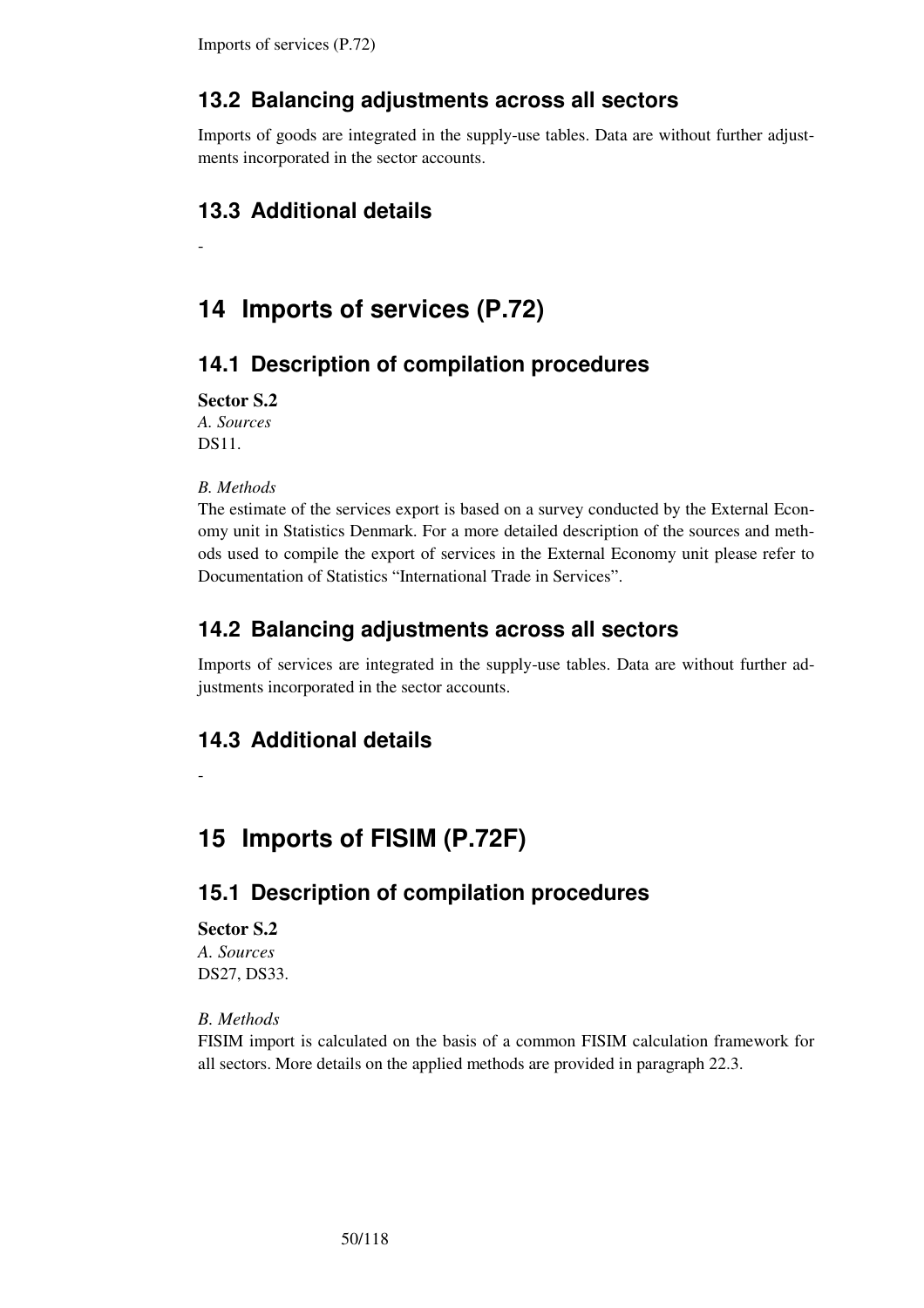## 13.2 Balancing adjustments across all sectors

Imports of goods are integrated in the supply-use tables. Data are without further adjustments incorporated in the sector accounts.

## 13.3 Additional details

-

# 14 Imports of services (P.72)

## 14.1 Description of compilation procedures

**Sector S.2**
*A. Sources*
DS11.

*B. Methods*
The estimate of the services export is based on a survey conducted by the External Economy unit in Statistics Denmark. For a more detailed description of the sources and methods used to compile the export of services in the External Economy unit please refer to Documentation of Statistics "International Trade in Services".

## 14.2 Balancing adjustments across all sectors

Imports of services are integrated in the supply-use tables. Data are without further adjustments incorporated in the sector accounts.

## 14.3 Additional details

-

# 15 Imports of FISIM (P.72F)

## 15.1 Description of compilation procedures

**Sector S.2**
*A. Sources*
DS27, DS33.

*B. Methods*
FISIM import is calculated on the basis of a common FISIM calculation framework for all sectors. More details on the applied methods are provided in paragraph 22.3.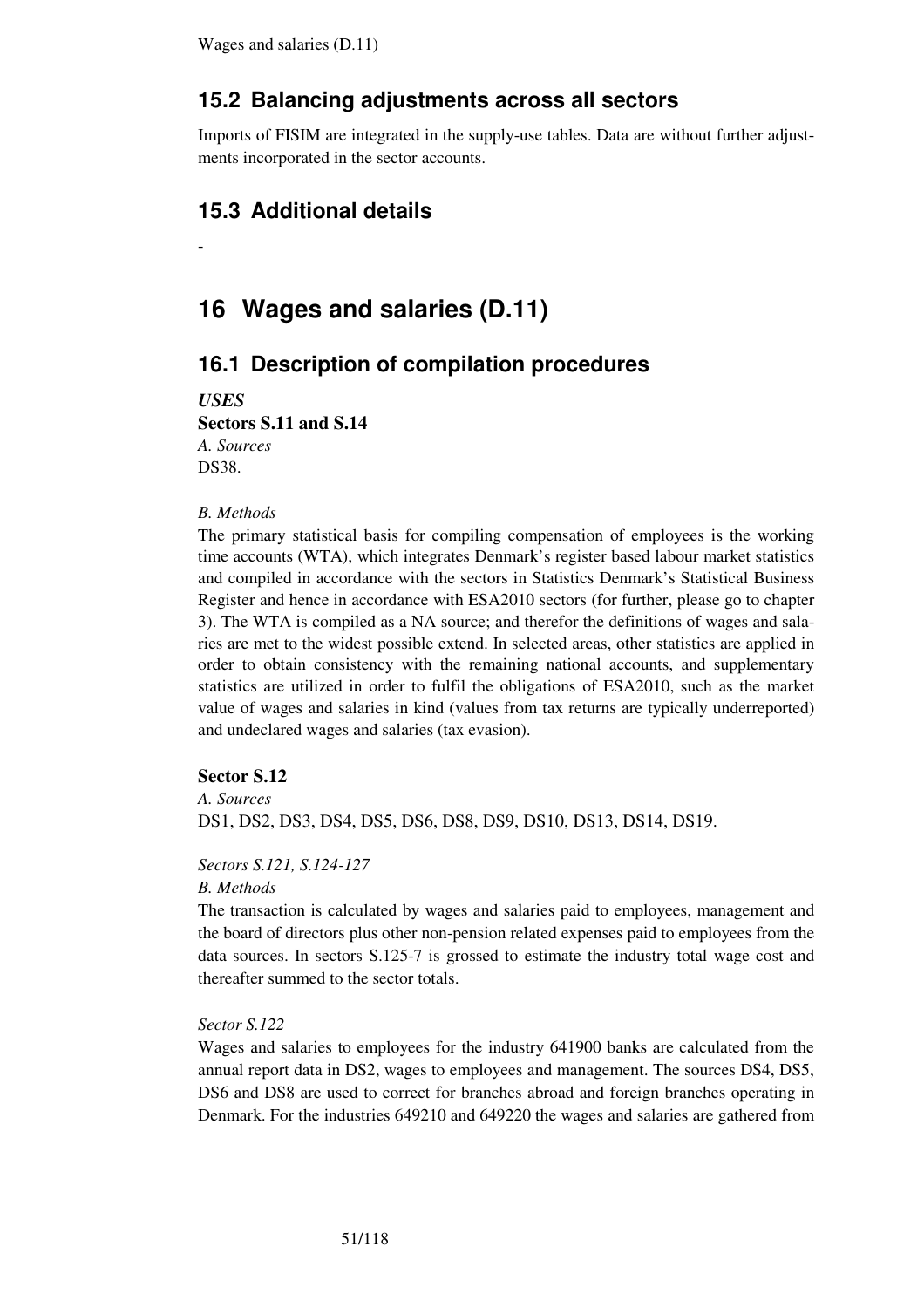## 15.2 Balancing adjustments across all sectors

Imports of FISIM are integrated in the supply-use tables. Data are without further adjustments incorporated in the sector accounts.

## 15.3 Additional details

-

# 16 Wages and salaries (D.11)

## 16.1 Description of compilation procedures

***USES***

**Sectors S.11 and S.14**

*A. Sources*

DS38.

*B. Methods*

The primary statistical basis for compiling compensation of employees is the working time accounts (WTA), which integrates Denmark's register based labour market statistics and compiled in accordance with the sectors in Statistics Denmark's Statistical Business Register and hence in accordance with ESA2010 sectors (for further, please go to chapter 3). The WTA is compiled as a NA source; and therefor the definitions of wages and salaries are met to the widest possible extend. In selected areas, other statistics are applied in order to obtain consistency with the remaining national accounts, and supplementary statistics are utilized in order to fulfil the obligations of ESA2010, such as the market value of wages and salaries in kind (values from tax returns are typically underreported) and undeclared wages and salaries (tax evasion).

**Sector S.12**

*A. Sources*

DS1, DS2, DS3, DS4, DS5, DS6, DS8, DS9, DS10, DS13, DS14, DS19.

*Sectors S.121, S.124-127*

*B. Methods*

The transaction is calculated by wages and salaries paid to employees, management and the board of directors plus other non-pension related expenses paid to employees from the data sources. In sectors S.125-7 is grossed to estimate the industry total wage cost and thereafter summed to the sector totals.

*Sector S.122*

Wages and salaries to employees for the industry 641900 banks are calculated from the annual report data in DS2, wages to employees and management. The sources DS4, DS5, DS6 and DS8 are used to correct for branches abroad and foreign branches operating in Denmark. For the industries 649210 and 649220 the wages and salaries are gathered from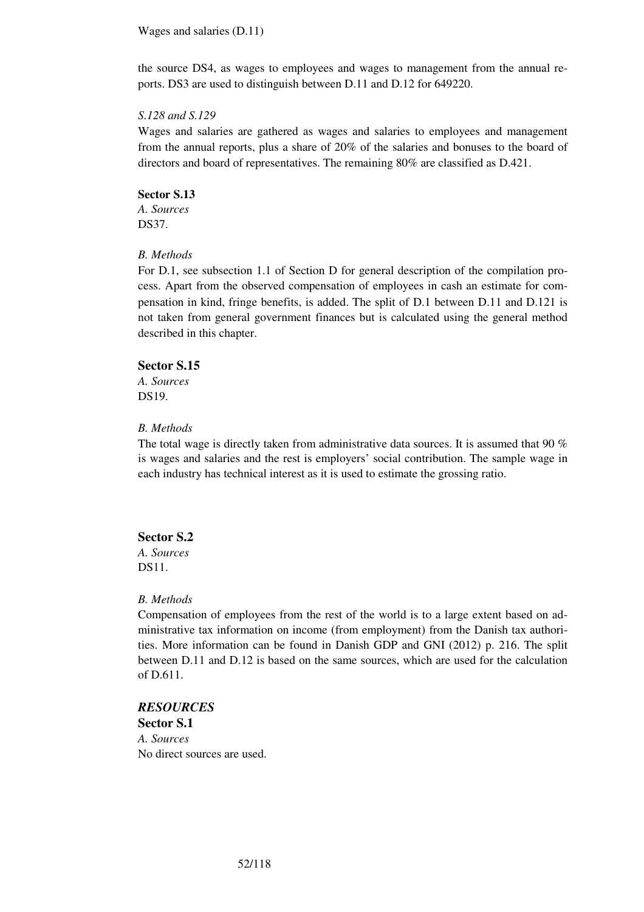the source DS4, as wages to employees and wages to management from the annual reports. DS3 are used to distinguish between D.11 and D.12 for 649220.

*S.128 and S.129*

Wages and salaries are gathered as wages and salaries to employees and management from the annual reports, plus a share of 20% of the salaries and bonuses to the board of directors and board of representatives. The remaining 80% are classified as D.421.

**Sector S.13**

*A. Sources*

DS37.

*B. Methods*

For D.1, see subsection 1.1 of Section D for general description of the compilation process. Apart from the observed compensation of employees in cash an estimate for compensation in kind, fringe benefits, is added. The split of D.1 between D.11 and D.121 is not taken from general government finances but is calculated using the general method described in this chapter.

**Sector S.15**

*A. Sources*

DS19.

*B. Methods*

The total wage is directly taken from administrative data sources. It is assumed that 90 % is wages and salaries and the rest is employers' social contribution. The sample wage in each industry has technical interest as it is used to estimate the grossing ratio.

**Sector S.2**

*A. Sources*

DS11.

*B. Methods*

Compensation of employees from the rest of the world is to a large extent based on administrative tax information on income (from employment) from the Danish tax authorities. More information can be found in Danish GDP and GNI (2012) p. 216. The split between D.11 and D.12 is based on the same sources, which are used for the calculation of D.611.

***RESOURCES***

**Sector S.1**

*A. Sources*

No direct sources are used.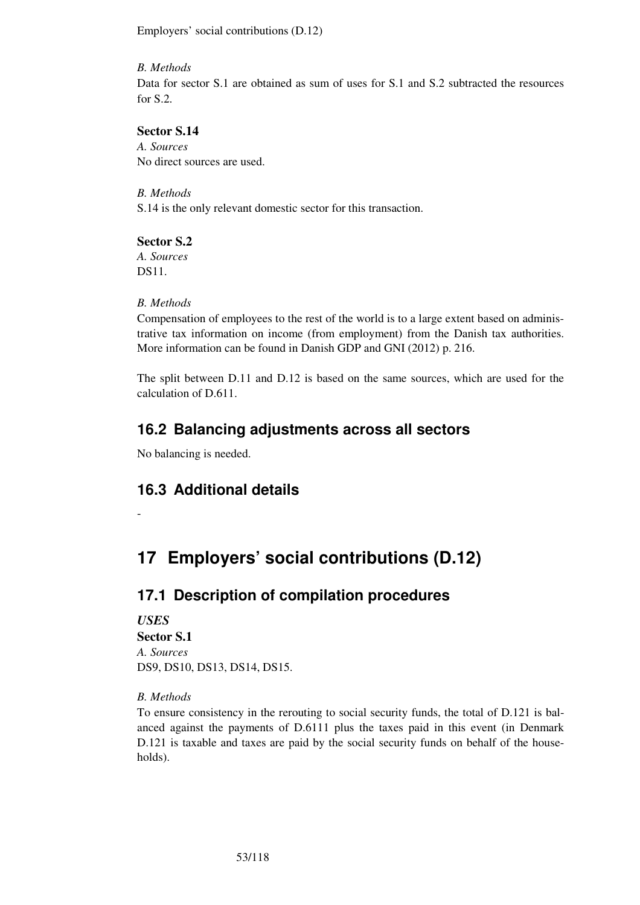*B. Methods*
Data for sector S.1 are obtained as sum of uses for S.1 and S.2 subtracted the resources for S.2.

**Sector S.14**
*A. Sources*
No direct sources are used.

*B. Methods*
S.14 is the only relevant domestic sector for this transaction.

**Sector S.2**
*A. Sources*
DS11.

*B. Methods*
Compensation of employees to the rest of the world is to a large extent based on administrative tax information on income (from employment) from the Danish tax authorities. More information can be found in Danish GDP and GNI (2012) p. 216.

The split between D.11 and D.12 is based on the same sources, which are used for the calculation of D.611.

## 16.2 Balancing adjustments across all sectors

No balancing is needed.

## 16.3 Additional details

-

# 17 Employers' social contributions (D.12)

## 17.1 Description of compilation procedures

***USES***
**Sector S.1**
*A. Sources*
DS9, DS10, DS13, DS14, DS15.

*B. Methods*
To ensure consistency in the rerouting to social security funds, the total of D.121 is balanced against the payments of D.6111 plus the taxes paid in this event (in Denmark D.121 is taxable and taxes are paid by the social security funds on behalf of the households).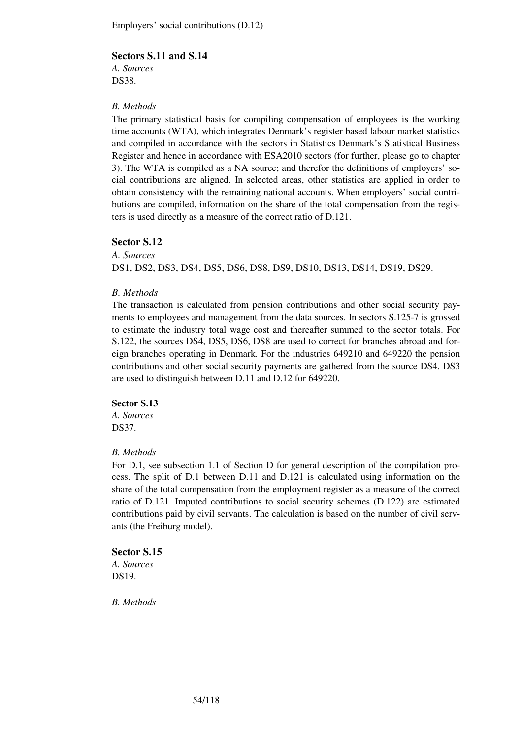Employers' social contributions (D.12)

### Sectors S.11 and S.14

*A. Sources*
DS38.

*B. Methods*
The primary statistical basis for compiling compensation of employees is the working time accounts (WTA), which integrates Denmark's register based labour market statistics and compiled in accordance with the sectors in Statistics Denmark's Statistical Business Register and hence in accordance with ESA2010 sectors (for further, please go to chapter 3). The WTA is compiled as a NA source; and therefor the definitions of employers' social contributions are aligned. In selected areas, other statistics are applied in order to obtain consistency with the remaining national accounts. When employers' social contributions are compiled, information on the share of the total compensation from the registers is used directly as a measure of the correct ratio of D.121.

### Sector S.12

*A. Sources*
DS1, DS2, DS3, DS4, DS5, DS6, DS8, DS9, DS10, DS13, DS14, DS19, DS29.

*B. Methods*
The transaction is calculated from pension contributions and other social security payments to employees and management from the data sources. In sectors S.125-7 is grossed to estimate the industry total wage cost and thereafter summed to the sector totals. For S.122, the sources DS4, DS5, DS6, DS8 are used to correct for branches abroad and foreign branches operating in Denmark. For the industries 649210 and 649220 the pension contributions and other social security payments are gathered from the source DS4. DS3 are used to distinguish between D.11 and D.12 for 649220.

### Sector S.13

*A. Sources*
DS37.

*B. Methods*
For D.1, see subsection 1.1 of Section D for general description of the compilation process. The split of D.1 between D.11 and D.121 is calculated using information on the share of the total compensation from the employment register as a measure of the correct ratio of D.121. Imputed contributions to social security schemes (D.122) are estimated contributions paid by civil servants. The calculation is based on the number of civil servants (the Freiburg model).

### Sector S.15

*A. Sources*
DS19.

*B. Methods*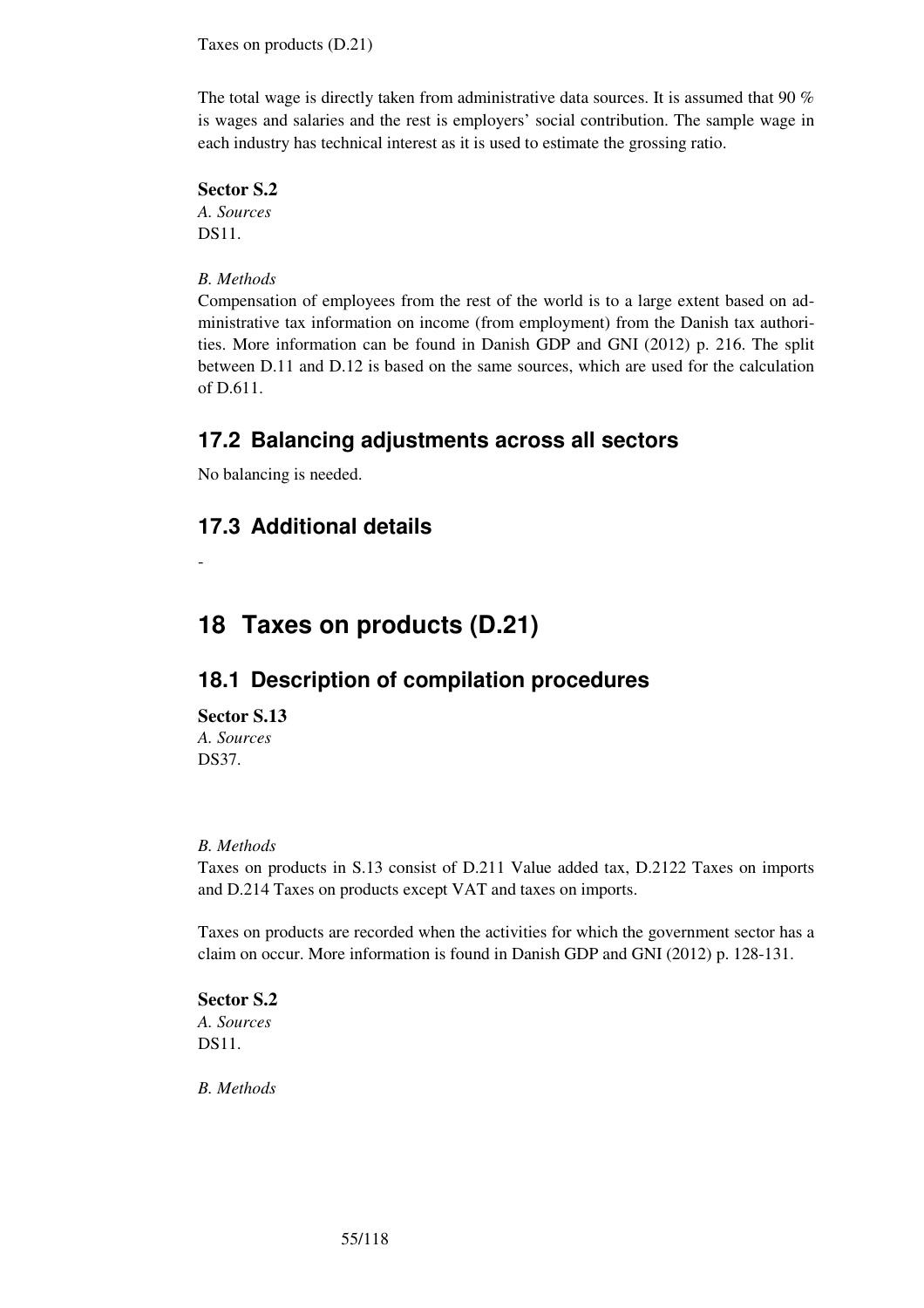The total wage is directly taken from administrative data sources. It is assumed that 90 % is wages and salaries and the rest is employers' social contribution. The sample wage in each industry has technical interest as it is used to estimate the grossing ratio.

**Sector S.2**
*A. Sources*
DS11.

*B. Methods*
Compensation of employees from the rest of the world is to a large extent based on administrative tax information on income (from employment) from the Danish tax authorities. More information can be found in Danish GDP and GNI (2012) p. 216. The split between D.11 and D.12 is based on the same sources, which are used for the calculation of D.611.

## 17.2 Balancing adjustments across all sectors

No balancing is needed.

## 17.3 Additional details

-

# 18 Taxes on products (D.21)

## 18.1 Description of compilation procedures

**Sector S.13**
*A. Sources*
DS37.

*B. Methods*
Taxes on products in S.13 consist of D.211 Value added tax, D.2122 Taxes on imports and D.214 Taxes on products except VAT and taxes on imports.

Taxes on products are recorded when the activities for which the government sector has a claim on occur. More information is found in Danish GDP and GNI (2012) p. 128-131.

**Sector S.2**
*A. Sources*
DS11.

*B. Methods*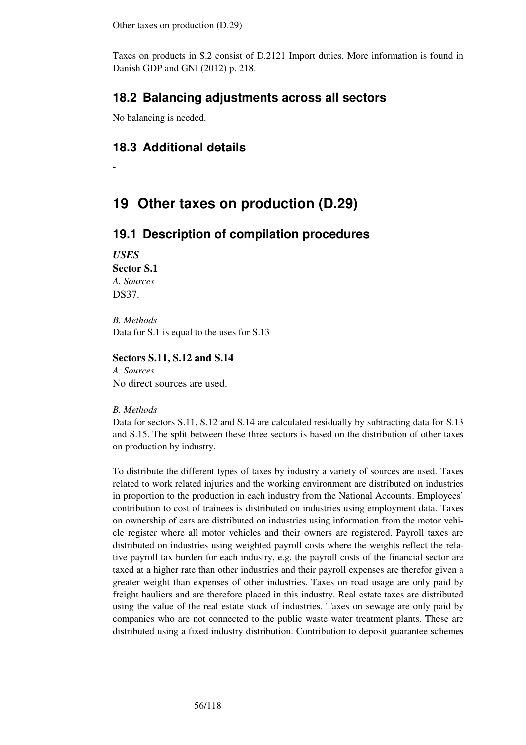Other taxes on production (D.29)

Taxes on products in S.2 consist of D.2121 Import duties. More information is found in Danish GDP and GNI (2012) p. 218.

## 18.2 Balancing adjustments across all sectors

No balancing is needed.

## 18.3 Additional details

-

# 19 Other taxes on production (D.29)

## 19.1 Description of compilation procedures

***USES***

**Sector S.1**

*A. Sources*

DS37.

*B. Methods*

Data for S.1 is equal to the uses for S.13

**Sectors S.11, S.12 and S.14**

*A. Sources*

No direct sources are used.

*B. Methods*

Data for sectors S.11, S.12 and S.14 are calculated residually by subtracting data for S.13 and S.15. The split between these three sectors is based on the distribution of other taxes on production by industry.

To distribute the different types of taxes by industry a variety of sources are used. Taxes related to work related injuries and the working environment are distributed on industries in proportion to the production in each industry from the National Accounts. Employees' contribution to cost of trainees is distributed on industries using employment data. Taxes on ownership of cars are distributed on industries using information from the motor vehicle register where all motor vehicles and their owners are registered. Payroll taxes are distributed on industries using weighted payroll costs where the weights reflect the relative payroll tax burden for each industry, e.g. the payroll costs of the financial sector are taxed at a higher rate than other industries and their payroll expenses are therefor given a greater weight than expenses of other industries. Taxes on road usage are only paid by freight hauliers and are therefore placed in this industry. Real estate taxes are distributed using the value of the real estate stock of industries. Taxes on sewage are only paid by companies who are not connected to the public waste water treatment plants. These are distributed using a fixed industry distribution. Contribution to deposit guarantee schemes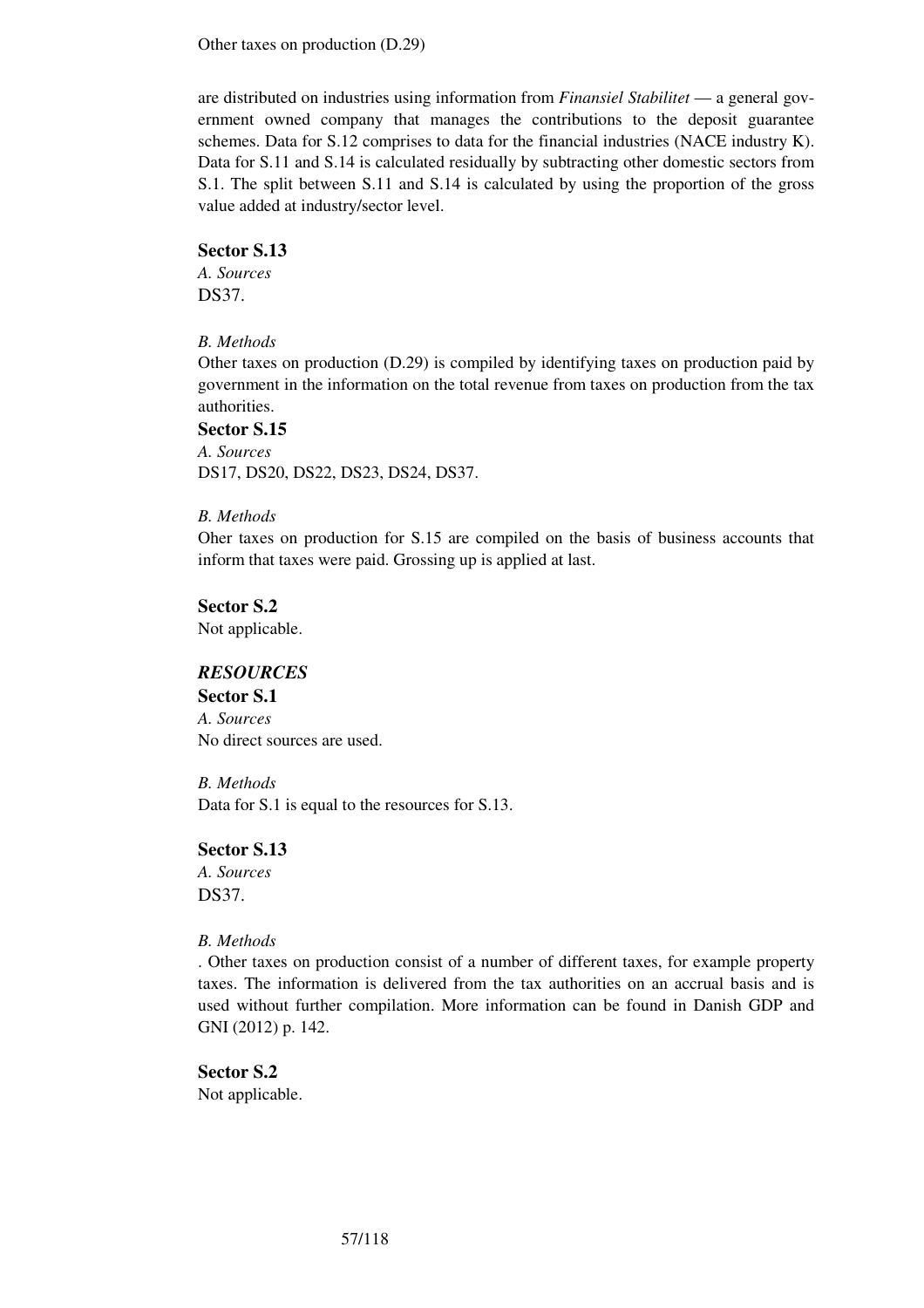Other taxes on production (D.29)

are distributed on industries using information from *Finansiel Stabilitet* — a general government owned company that manages the contributions to the deposit guarantee schemes. Data for S.12 comprises to data for the financial industries (NACE industry K). Data for S.11 and S.14 is calculated residually by subtracting other domestic sectors from S.1. The split between S.11 and S.14 is calculated by using the proportion of the gross value added at industry/sector level.

**Sector S.13**

*A. Sources*

DS37.

*B. Methods*

Other taxes on production (D.29) is compiled by identifying taxes on production paid by government in the information on the total revenue from taxes on production from the tax authorities.

**Sector S.15**

*A. Sources*

DS17, DS20, DS22, DS23, DS24, DS37.

*B. Methods*

Oher taxes on production for S.15 are compiled on the basis of business accounts that inform that taxes were paid. Grossing up is applied at last.

**Sector S.2**

Not applicable.

***RESOURCES***

**Sector S.1**

*A. Sources*

No direct sources are used.

*B. Methods*

Data for S.1 is equal to the resources for S.13.

**Sector S.13**

*A. Sources*

DS37.

*B. Methods*

. Other taxes on production consist of a number of different taxes, for example property taxes. The information is delivered from the tax authorities on an accrual basis and is used without further compilation. More information can be found in Danish GDP and GNI (2012) p. 142.

**Sector S.2**

Not applicable.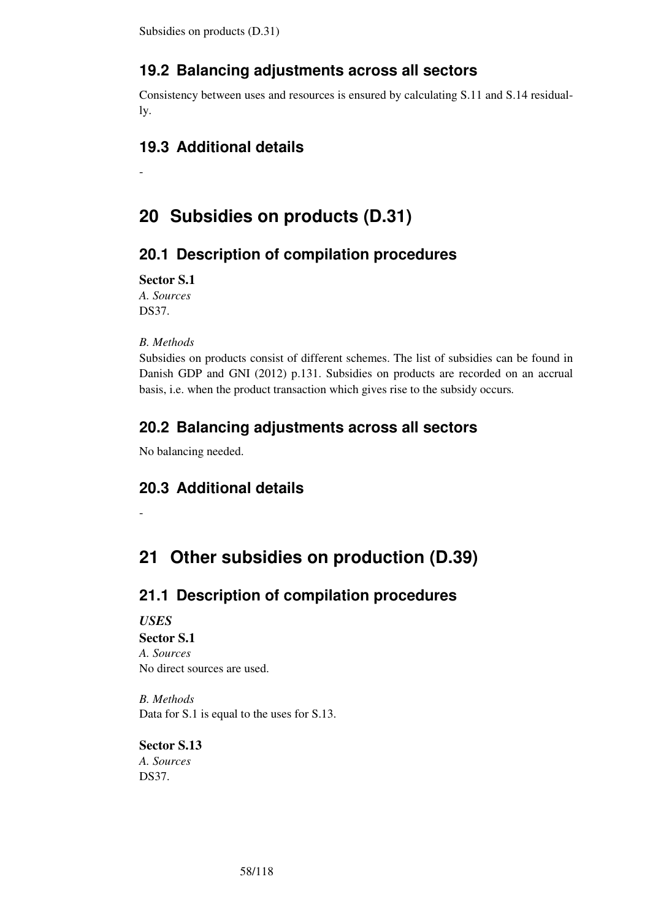## 19.2 Balancing adjustments across all sectors

Consistency between uses and resources is ensured by calculating S.11 and S.14 residually.

## 19.3 Additional details

-

# 20 Subsidies on products (D.31)

## 20.1 Description of compilation procedures

**Sector S.1**
*A. Sources*
DS37.

*B. Methods*
Subsidies on products consist of different schemes. The list of subsidies can be found in Danish GDP and GNI (2012) p.131. Subsidies on products are recorded on an accrual basis, i.e. when the product transaction which gives rise to the subsidy occurs.

## 20.2 Balancing adjustments across all sectors

No balancing needed.

## 20.3 Additional details

-

# 21 Other subsidies on production (D.39)

## 21.1 Description of compilation procedures

***USES***
**Sector S.1**
*A. Sources*
No direct sources are used.

*B. Methods*
Data for S.1 is equal to the uses for S.13.

**Sector S.13**
*A. Sources*
DS37.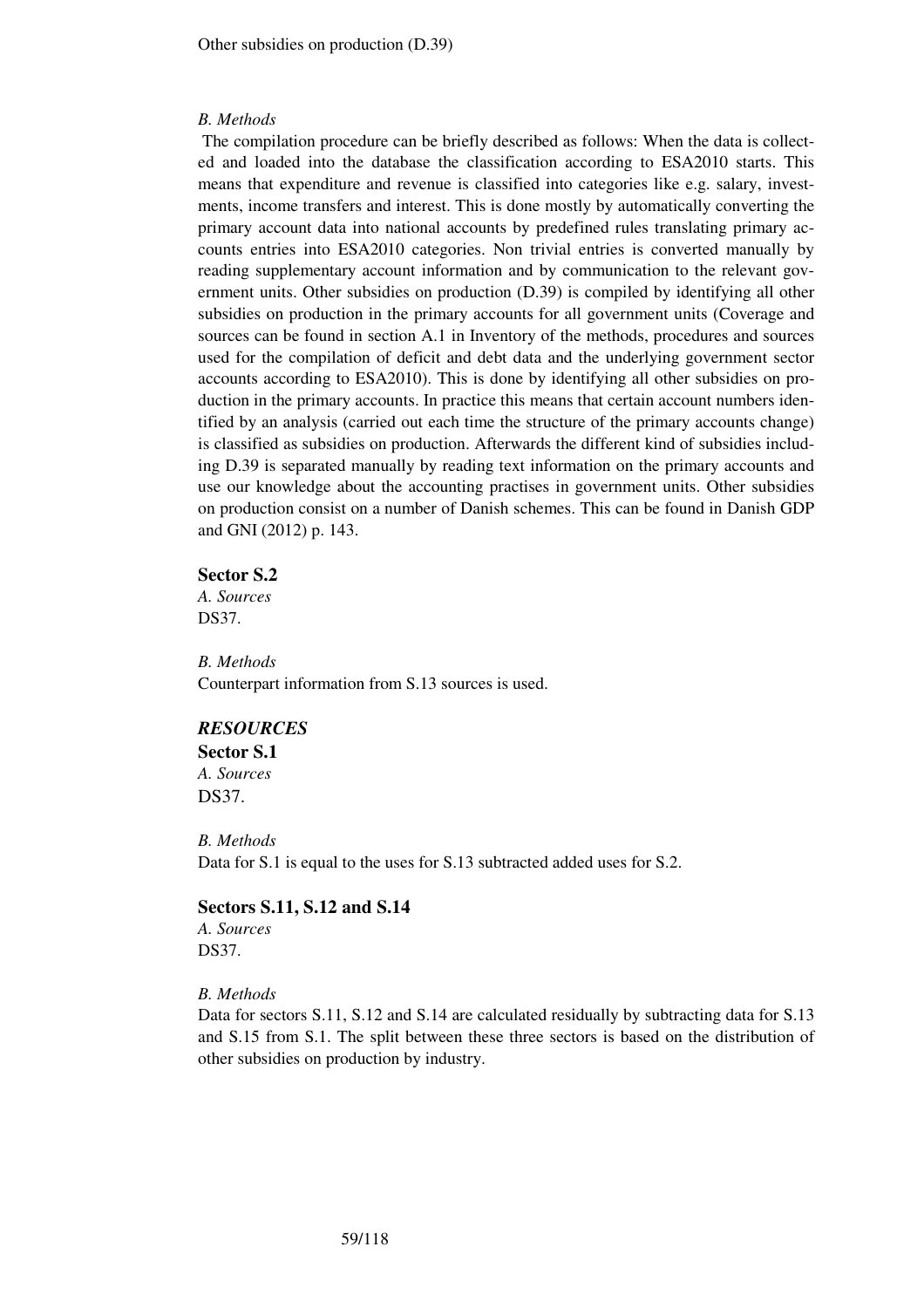Other subsidies on production (D.39)

*B. Methods*

The compilation procedure can be briefly described as follows: When the data is collected and loaded into the database the classification according to ESA2010 starts. This means that expenditure and revenue is classified into categories like e.g. salary, investments, income transfers and interest. This is done mostly by automatically converting the primary account data into national accounts by predefined rules translating primary accounts entries into ESA2010 categories. Non trivial entries is converted manually by reading supplementary account information and by communication to the relevant government units. Other subsidies on production (D.39) is compiled by identifying all other subsidies on production in the primary accounts for all government units (Coverage and sources can be found in section A.1 in Inventory of the methods, procedures and sources used for the compilation of deficit and debt data and the underlying government sector accounts according to ESA2010). This is done by identifying all other subsidies on production in the primary accounts. In practice this means that certain account numbers identified by an analysis (carried out each time the structure of the primary accounts change) is classified as subsidies on production. Afterwards the different kind of subsidies including D.39 is separated manually by reading text information on the primary accounts and use our knowledge about the accounting practises in government units. Other subsidies on production consist on a number of Danish schemes. This can be found in Danish GDP and GNI (2012) p. 143.

**Sector S.2**

*A. Sources*

DS37.

*B. Methods*

Counterpart information from S.13 sources is used.

***RESOURCES***

**Sector S.1**

*A. Sources*

DS37.

*B. Methods*

Data for S.1 is equal to the uses for S.13 subtracted added uses for S.2.

**Sectors S.11, S.12 and S.14**

*A. Sources*

DS37.

*B. Methods*

Data for sectors S.11, S.12 and S.14 are calculated residually by subtracting data for S.13 and S.15 from S.1. The split between these three sectors is based on the distribution of other subsidies on production by industry.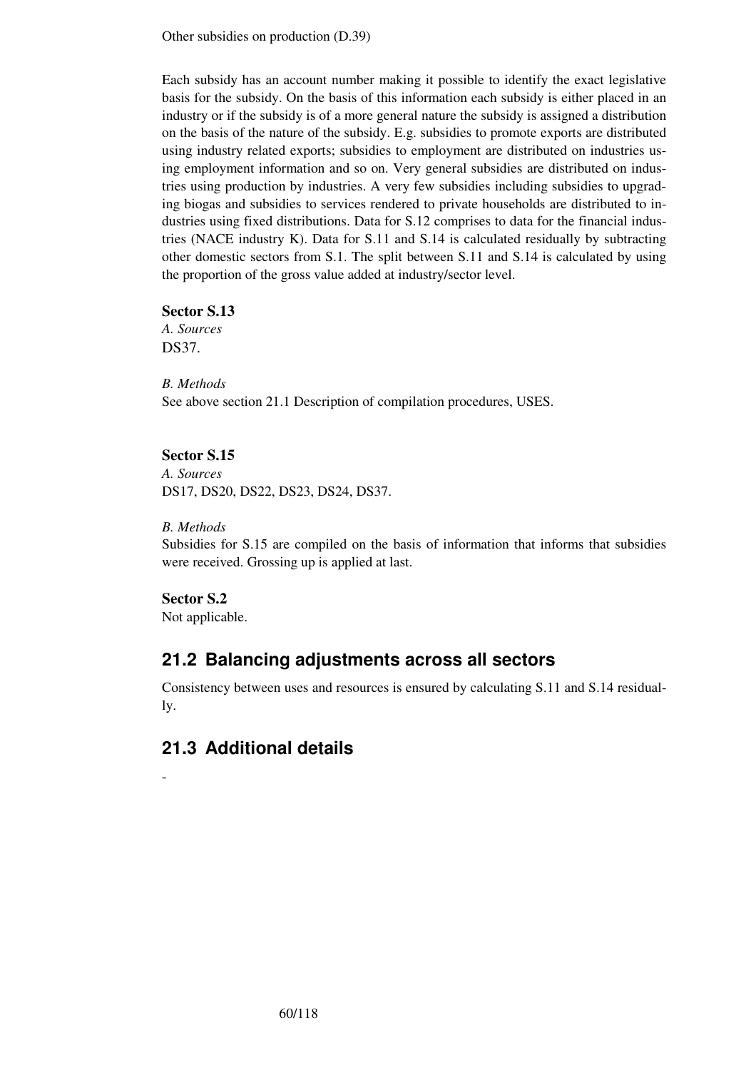Other subsidies on production (D.39)

Each subsidy has an account number making it possible to identify the exact legislative basis for the subsidy. On the basis of this information each subsidy is either placed in an industry or if the subsidy is of a more general nature the subsidy is assigned a distribution on the basis of the nature of the subsidy. E.g. subsidies to promote exports are distributed using industry related exports; subsidies to employment are distributed on industries using employment information and so on. Very general subsidies are distributed on industries using production by industries. A very few subsidies including subsidies to upgrading biogas and subsidies to services rendered to private households are distributed to industries using fixed distributions. Data for S.12 comprises to data for the financial industries (NACE industry K). Data for S.11 and S.14 is calculated residually by subtracting other domestic sectors from S.1. The split between S.11 and S.14 is calculated by using the proportion of the gross value added at industry/sector level.

**Sector S.13**

*A. Sources*

DS37.

*B. Methods*

See above section 21.1 Description of compilation procedures, USES.

**Sector S.15**

*A. Sources*

DS17, DS20, DS22, DS23, DS24, DS37.

*B. Methods*

Subsidies for S.15 are compiled on the basis of information that informs that subsidies were received. Grossing up is applied at last.

**Sector S.2**

Not applicable.

## 21.2 Balancing adjustments across all sectors

Consistency between uses and resources is ensured by calculating S.11 and S.14 residually.

## 21.3 Additional details

-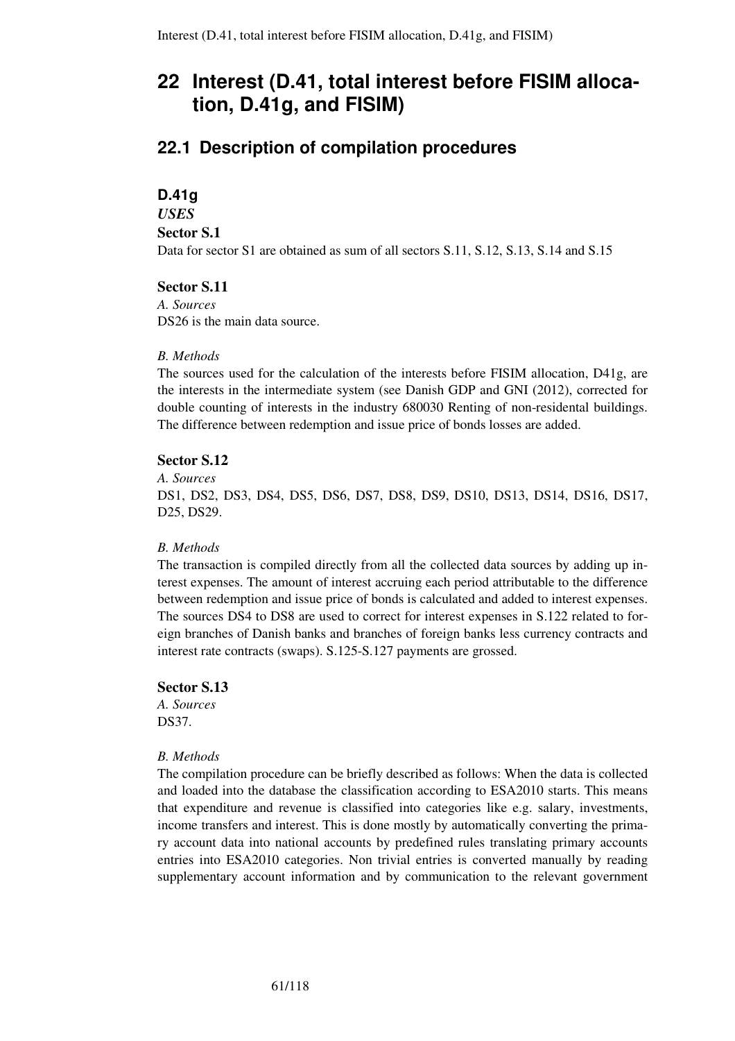# 22 Interest (D.41, total interest before FISIM allocation, D.41g, and FISIM)

## 22.1 Description of compilation procedures

### D.41g

*USES*

**Sector S.1**

Data for sector S1 are obtained as sum of all sectors S.11, S.12, S.13, S.14 and S.15

**Sector S.11**

*A. Sources*

DS26 is the main data source.

*B. Methods*

The sources used for the calculation of the interests before FISIM allocation, D41g, are the interests in the intermediate system (see Danish GDP and GNI (2012), corrected for double counting of interests in the industry 680030 Renting of non-residental buildings. The difference between redemption and issue price of bonds losses are added.

**Sector S.12**

*A. Sources*

DS1, DS2, DS3, DS4, DS5, DS6, DS7, DS8, DS9, DS10, DS13, DS14, DS16, DS17, D25, DS29.

*B. Methods*

The transaction is compiled directly from all the collected data sources by adding up interest expenses. The amount of interest accruing each period attributable to the difference between redemption and issue price of bonds is calculated and added to interest expenses. The sources DS4 to DS8 are used to correct for interest expenses in S.122 related to foreign branches of Danish banks and branches of foreign banks less currency contracts and interest rate contracts (swaps). S.125-S.127 payments are grossed.

**Sector S.13**

*A. Sources*

DS37.

*B. Methods*

The compilation procedure can be briefly described as follows: When the data is collected and loaded into the database the classification according to ESA2010 starts. This means that expenditure and revenue is classified into categories like e.g. salary, investments, income transfers and interest. This is done mostly by automatically converting the primary account data into national accounts by predefined rules translating primary accounts entries into ESA2010 categories. Non trivial entries is converted manually by reading supplementary account information and by communication to the relevant government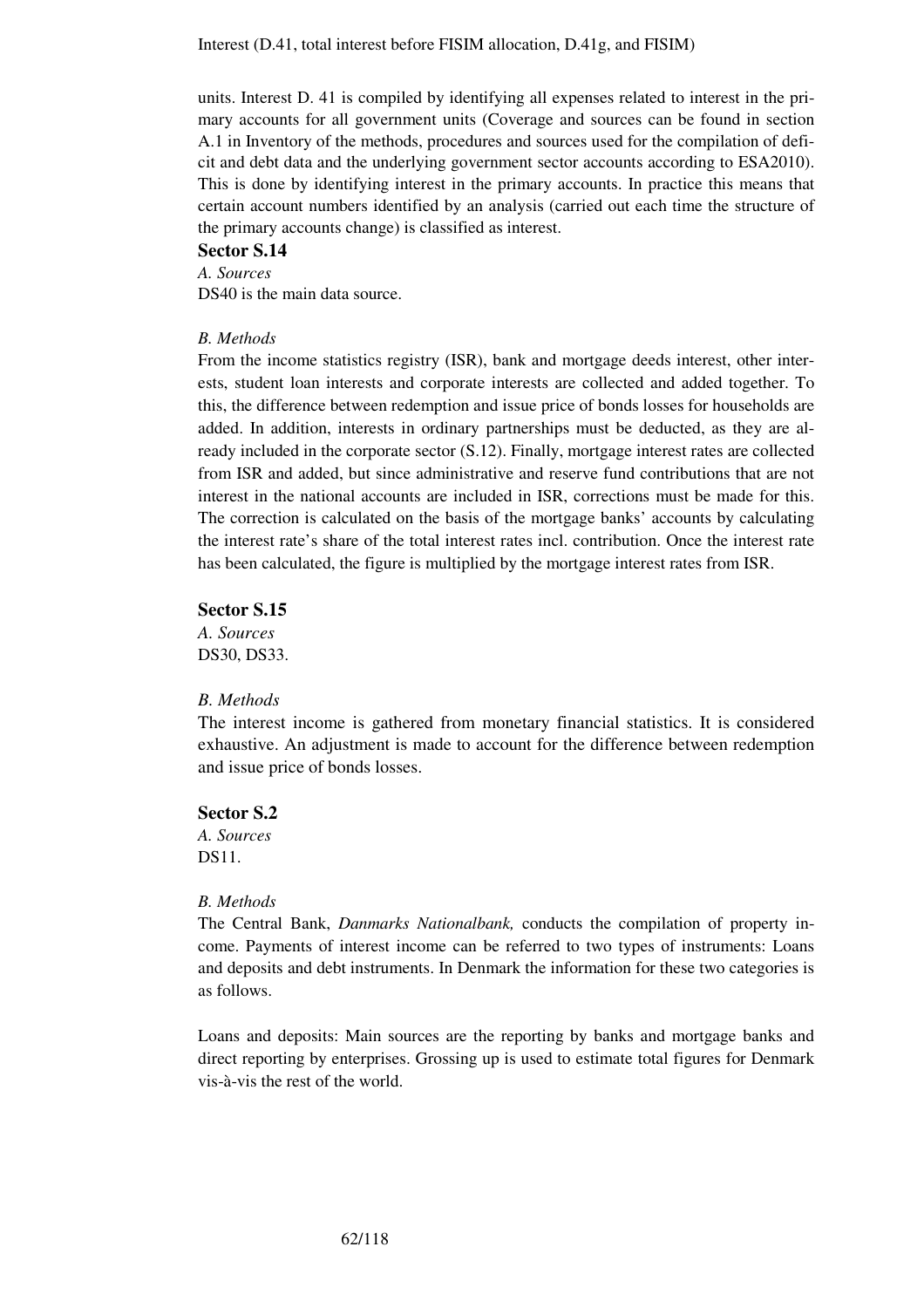units. Interest D. 41 is compiled by identifying all expenses related to interest in the primary accounts for all government units (Coverage and sources can be found in section A.1 in Inventory of the methods, procedures and sources used for the compilation of deficit and debt data and the underlying government sector accounts according to ESA2010). This is done by identifying interest in the primary accounts. In practice this means that certain account numbers identified by an analysis (carried out each time the structure of the primary accounts change) is classified as interest.

### Sector S.14

*A. Sources*

DS40 is the main data source.

*B. Methods*

From the income statistics registry (ISR), bank and mortgage deeds interest, other interests, student loan interests and corporate interests are collected and added together. To this, the difference between redemption and issue price of bonds losses for households are added. In addition, interests in ordinary partnerships must be deducted, as they are already included in the corporate sector (S.12). Finally, mortgage interest rates are collected from ISR and added, but since administrative and reserve fund contributions that are not interest in the national accounts are included in ISR, corrections must be made for this. The correction is calculated on the basis of the mortgage banks' accounts by calculating the interest rate's share of the total interest rates incl. contribution. Once the interest rate has been calculated, the figure is multiplied by the mortgage interest rates from ISR.

### Sector S.15

*A. Sources*

DS30, DS33.

*B. Methods*

The interest income is gathered from monetary financial statistics. It is considered exhaustive. An adjustment is made to account for the difference between redemption and issue price of bonds losses.

### Sector S.2

*A. Sources*

DS11.

*B. Methods*

The Central Bank, *Danmarks Nationalbank,* conducts the compilation of property income. Payments of interest income can be referred to two types of instruments: Loans and deposits and debt instruments. In Denmark the information for these two categories is as follows.

Loans and deposits: Main sources are the reporting by banks and mortgage banks and direct reporting by enterprises. Grossing up is used to estimate total figures for Denmark vis-à-vis the rest of the world.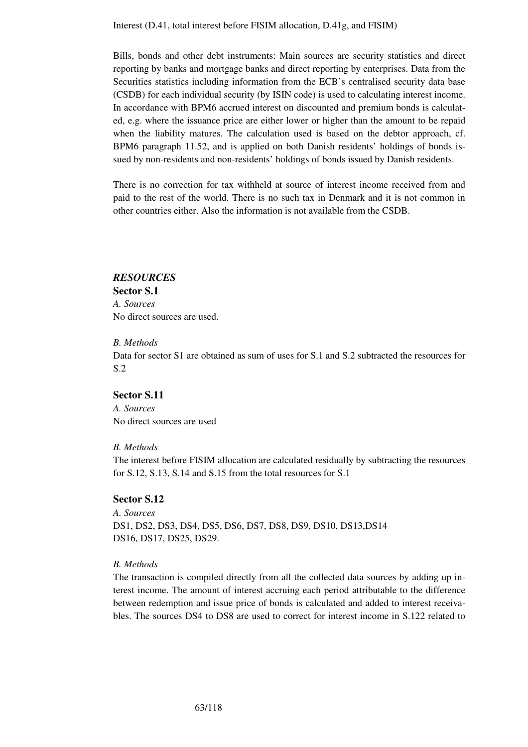Interest (D.41, total interest before FISIM allocation, D.41g, and FISIM)

Bills, bonds and other debt instruments: Main sources are security statistics and direct reporting by banks and mortgage banks and direct reporting by enterprises. Data from the Securities statistics including information from the ECB's centralised security data base (CSDB) for each individual security (by ISIN code) is used to calculating interest income. In accordance with BPM6 accrued interest on discounted and premium bonds is calculated, e.g. where the issuance price are either lower or higher than the amount to be repaid when the liability matures. The calculation used is based on the debtor approach, cf. BPM6 paragraph 11.52, and is applied on both Danish residents' holdings of bonds issued by non-residents and non-residents' holdings of bonds issued by Danish residents.

There is no correction for tax withheld at source of interest income received from and paid to the rest of the world. There is no such tax in Denmark and it is not common in other countries either. Also the information is not available from the CSDB.

## *RESOURCES*

### Sector S.1

*A. Sources*

No direct sources are used.

*B. Methods*

Data for sector S1 are obtained as sum of uses for S.1 and S.2 subtracted the resources for S.2

### Sector S.11

*A. Sources*

No direct sources are used

*B. Methods*

The interest before FISIM allocation are calculated residually by subtracting the resources for S.12, S.13, S.14 and S.15 from the total resources for S.1

### Sector S.12

*A. Sources*

DS1, DS2, DS3, DS4, DS5, DS6, DS7, DS8, DS9, DS10, DS13,DS14
DS16, DS17, DS25, DS29.

*B. Methods*

The transaction is compiled directly from all the collected data sources by adding up interest income. The amount of interest accruing each period attributable to the difference between redemption and issue price of bonds is calculated and added to interest receivables. The sources DS4 to DS8 are used to correct for interest income in S.122 related to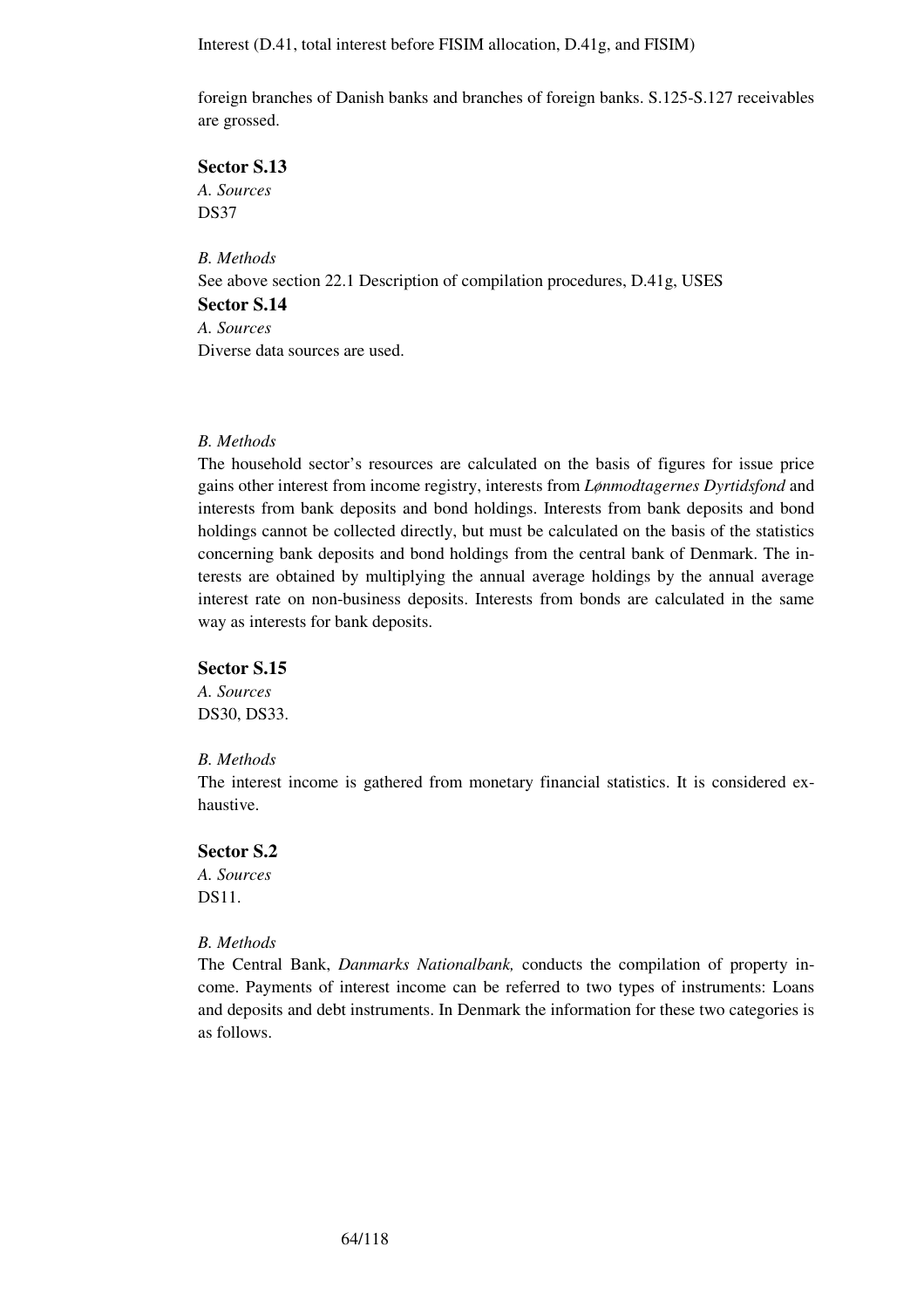foreign branches of Danish banks and branches of foreign banks. S.125-S.127 receivables are grossed.

**Sector S.13**

*A. Sources*

DS37

*B. Methods*

See above section 22.1 Description of compilation procedures, D.41g, USES

**Sector S.14**

*A. Sources*

Diverse data sources are used.

*B. Methods*

The household sector's resources are calculated on the basis of figures for issue price gains other interest from income registry, interests from *Lønmodtagernes Dyrtidsfond* and interests from bank deposits and bond holdings. Interests from bank deposits and bond holdings cannot be collected directly, but must be calculated on the basis of the statistics concerning bank deposits and bond holdings from the central bank of Denmark. The interests are obtained by multiplying the annual average holdings by the annual average interest rate on non-business deposits. Interests from bonds are calculated in the same way as interests for bank deposits.

**Sector S.15**

*A. Sources*

DS30, DS33.

*B. Methods*

The interest income is gathered from monetary financial statistics. It is considered exhaustive.

**Sector S.2**

*A. Sources*

DS11.

*B. Methods*

The Central Bank, *Danmarks Nationalbank,* conducts the compilation of property income. Payments of interest income can be referred to two types of instruments: Loans and deposits and debt instruments. In Denmark the information for these two categories is as follows.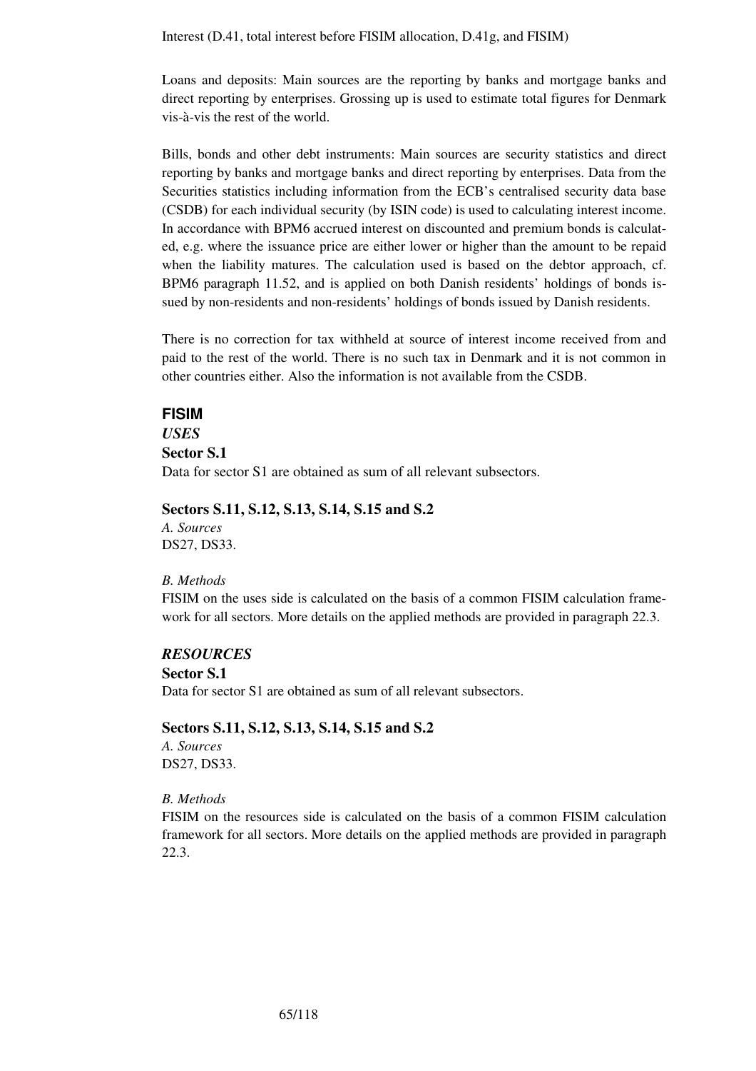Interest (D.41, total interest before FISIM allocation, D.41g, and FISIM)

Loans and deposits: Main sources are the reporting by banks and mortgage banks and direct reporting by enterprises. Grossing up is used to estimate total figures for Denmark vis-à-vis the rest of the world.

Bills, bonds and other debt instruments: Main sources are security statistics and direct reporting by banks and mortgage banks and direct reporting by enterprises. Data from the Securities statistics including information from the ECB's centralised security data base (CSDB) for each individual security (by ISIN code) is used to calculating interest income. In accordance with BPM6 accrued interest on discounted and premium bonds is calculated, e.g. where the issuance price are either lower or higher than the amount to be repaid when the liability matures. The calculation used is based on the debtor approach, cf. BPM6 paragraph 11.52, and is applied on both Danish residents' holdings of bonds issued by non-residents and non-residents' holdings of bonds issued by Danish residents.

There is no correction for tax withheld at source of interest income received from and paid to the rest of the world. There is no such tax in Denmark and it is not common in other countries either. Also the information is not available from the CSDB.

## FISIM

### *USES*

**Sector S.1**

Data for sector S1 are obtained as sum of all relevant subsectors.

**Sectors S.11, S.12, S.13, S.14, S.15 and S.2**

*A. Sources*

DS27, DS33.

*B. Methods*

FISIM on the uses side is calculated on the basis of a common FISIM calculation framework for all sectors. More details on the applied methods are provided in paragraph 22.3.

### *RESOURCES*

**Sector S.1**

Data for sector S1 are obtained as sum of all relevant subsectors.

**Sectors S.11, S.12, S.13, S.14, S.15 and S.2**

*A. Sources*

DS27, DS33.

*B. Methods*

FISIM on the resources side is calculated on the basis of a common FISIM calculation framework for all sectors. More details on the applied methods are provided in paragraph 22.3.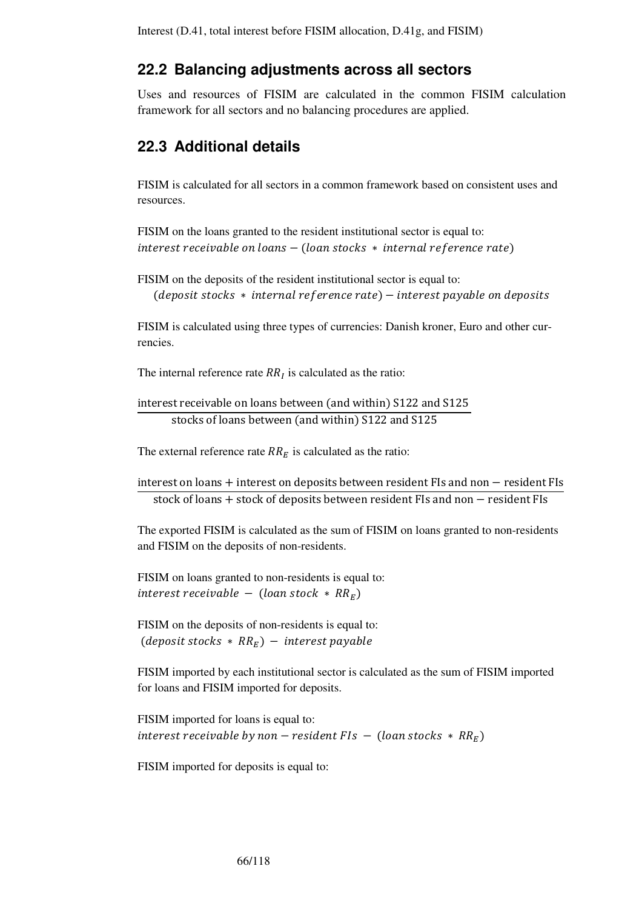Interest (D.41, total interest before FISIM allocation, D.41g, and FISIM)

## 22.2 Balancing adjustments across all sectors

Uses and resources of FISIM are calculated in the common FISIM calculation framework for all sectors and no balancing procedures are applied.

## 22.3 Additional details

FISIM is calculated for all sectors in a common framework based on consistent uses and resources.

FISIM on the loans granted to the resident institutional sector is equal to:
$interest\ receivable\ on\ loans - (loan\ stocks\ *\ internal\ reference\ rate)$

FISIM on the deposits of the resident institutional sector is equal to:
$(deposit\ stocks\ *\ internal\ reference\ rate) - interest\ payable\ on\ deposits$

FISIM is calculated using three types of currencies: Danish kroner, Euro and other currencies.

The internal reference rate $RR_I$ is calculated as the ratio:

$$\frac{\text{interest receivable on loans between (and within) S122 and S125}}{\text{stocks of loans between (and within) S122 and S125}}$$

The external reference rate $RR_E$ is calculated as the ratio:

$$\frac{\text{interest on loans + interest on deposits between resident FIs and non}-\text{resident FIs}}{\text{stock of loans + stock of deposits between resident FIs and non}-\text{resident FIs}}$$

The exported FISIM is calculated as the sum of FISIM on loans granted to non-residents and FISIM on the deposits of non-residents.

FISIM on loans granted to non-residents is equal to:
$interest\ receivable\ -\ (loan\ stock\ *\ RR_E)$

FISIM on the deposits of non-residents is equal to:
$(deposit\ stocks\ *\ RR_E)\ -\ interest\ payable$

FISIM imported by each institutional sector is calculated as the sum of FISIM imported for loans and FISIM imported for deposits.

FISIM imported for loans is equal to:
$interest\ receivable\ by\ non-resident\ FIs\ -\ (loan\ stocks\ *\ RR_E)$

FISIM imported for deposits is equal to: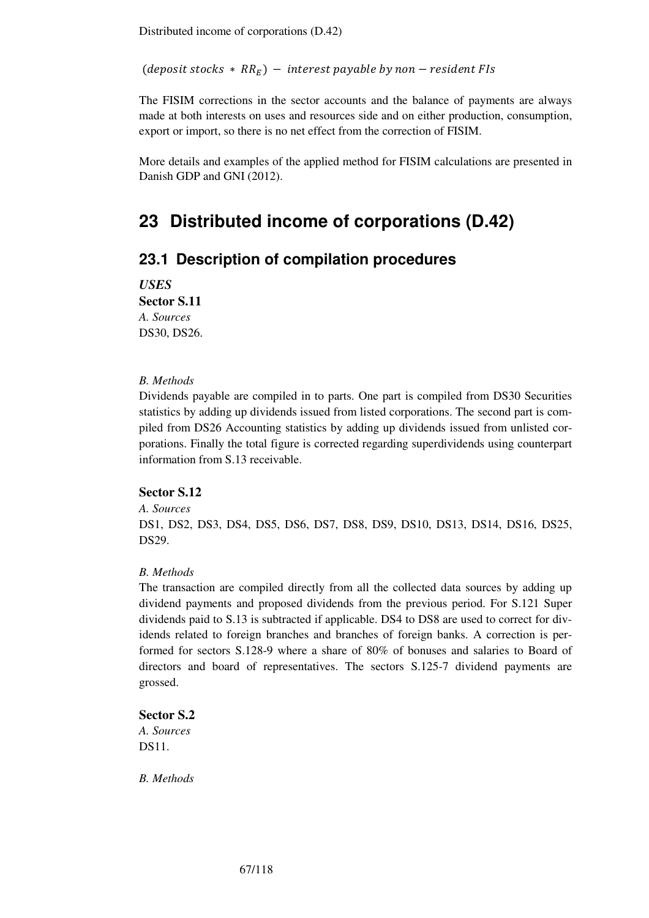$$(deposit\ stocks\ *\ RR_E)\ -\ interest\ payable\ by\ non-resident\ FIs$$

The FISIM corrections in the sector accounts and the balance of payments are always made at both interests on uses and resources side and on either production, consumption, export or import, so there is no net effect from the correction of FISIM.

More details and examples of the applied method for FISIM calculations are presented in Danish GDP and GNI (2012).

# 23 Distributed income of corporations (D.42)

## 23.1 Description of compilation procedures

***USES***

**Sector S.11**

*A. Sources*

DS30, DS26.

*B. Methods*

Dividends payable are compiled in to parts. One part is compiled from DS30 Securities statistics by adding up dividends issued from listed corporations. The second part is compiled from DS26 Accounting statistics by adding up dividends issued from unlisted corporations. Finally the total figure is corrected regarding superdividends using counterpart information from S.13 receivable.

**Sector S.12**

*A. Sources*

DS1, DS2, DS3, DS4, DS5, DS6, DS7, DS8, DS9, DS10, DS13, DS14, DS16, DS25, DS29.

*B. Methods*

The transaction are compiled directly from all the collected data sources by adding up dividend payments and proposed dividends from the previous period. For S.121 Super dividends paid to S.13 is subtracted if applicable. DS4 to DS8 are used to correct for dividends related to foreign branches and branches of foreign banks. A correction is performed for sectors S.128-9 where a share of 80% of bonuses and salaries to Board of directors and board of representatives. The sectors S.125-7 dividend payments are grossed.

**Sector S.2**

*A. Sources*

DS11.

*B. Methods*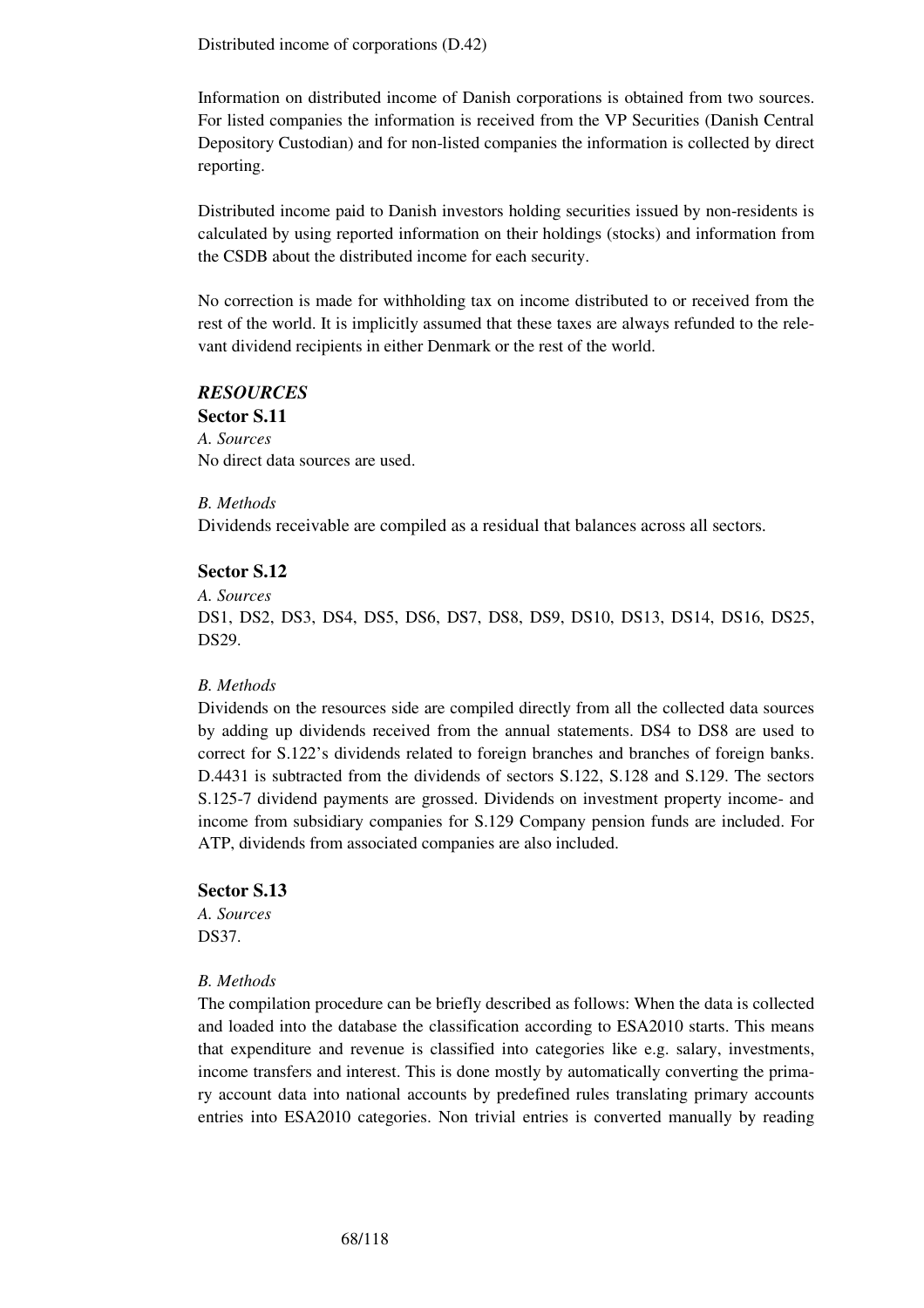Distributed income of corporations (D.42)

Information on distributed income of Danish corporations is obtained from two sources. For listed companies the information is received from the VP Securities (Danish Central Depository Custodian) and for non-listed companies the information is collected by direct reporting.

Distributed income paid to Danish investors holding securities issued by non-residents is calculated by using reported information on their holdings (stocks) and information from the CSDB about the distributed income for each security.

No correction is made for withholding tax on income distributed to or received from the rest of the world. It is implicitly assumed that these taxes are always refunded to the relevant dividend recipients in either Denmark or the rest of the world.

### *RESOURCES*

#### Sector S.11

*A. Sources*

No direct data sources are used.

*B. Methods*

Dividends receivable are compiled as a residual that balances across all sectors.

#### Sector S.12

*A. Sources*

DS1, DS2, DS3, DS4, DS5, DS6, DS7, DS8, DS9, DS10, DS13, DS14, DS16, DS25, DS29.

*B. Methods*

Dividends on the resources side are compiled directly from all the collected data sources by adding up dividends received from the annual statements. DS4 to DS8 are used to correct for S.122's dividends related to foreign branches and branches of foreign banks. D.4431 is subtracted from the dividends of sectors S.122, S.128 and S.129. The sectors S.125-7 dividend payments are grossed. Dividends on investment property income- and income from subsidiary companies for S.129 Company pension funds are included. For ATP, dividends from associated companies are also included.

#### Sector S.13

*A. Sources*

DS37.

*B. Methods*

The compilation procedure can be briefly described as follows: When the data is collected and loaded into the database the classification according to ESA2010 starts. This means that expenditure and revenue is classified into categories like e.g. salary, investments, income transfers and interest. This is done mostly by automatically converting the primary account data into national accounts by predefined rules translating primary accounts entries into ESA2010 categories. Non trivial entries is converted manually by reading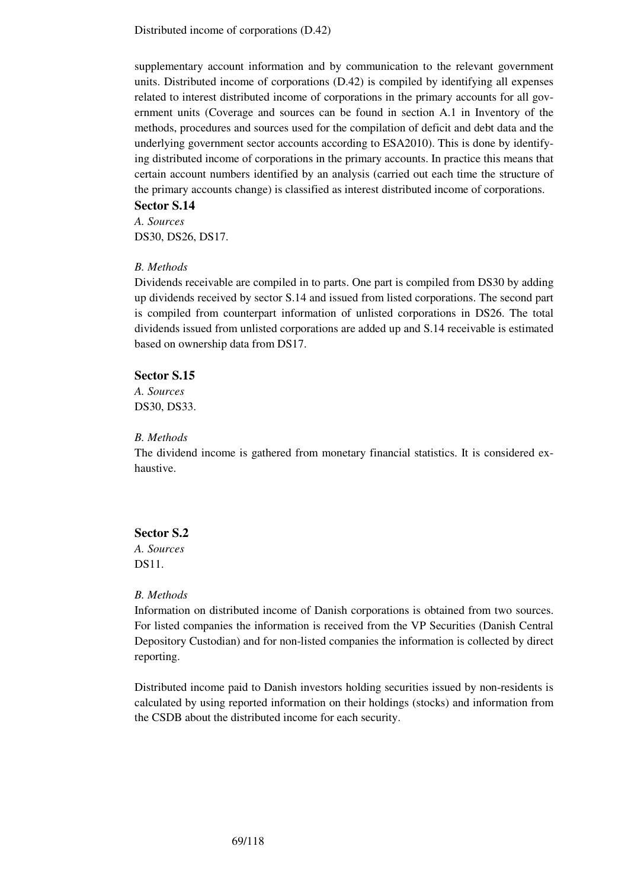supplementary account information and by communication to the relevant government units. Distributed income of corporations (D.42) is compiled by identifying all expenses related to interest distributed income of corporations in the primary accounts for all government units (Coverage and sources can be found in section A.1 in Inventory of the methods, procedures and sources used for the compilation of deficit and debt data and the underlying government sector accounts according to ESA2010). This is done by identifying distributed income of corporations in the primary accounts. In practice this means that certain account numbers identified by an analysis (carried out each time the structure of the primary accounts change) is classified as interest distributed income of corporations.

**Sector S.14**

*A. Sources*

DS30, DS26, DS17.

*B. Methods*

Dividends receivable are compiled in to parts. One part is compiled from DS30 by adding up dividends received by sector S.14 and issued from listed corporations. The second part is compiled from counterpart information of unlisted corporations in DS26. The total dividends issued from unlisted corporations are added up and S.14 receivable is estimated based on ownership data from DS17.

**Sector S.15**

*A. Sources*

DS30, DS33.

*B. Methods*

The dividend income is gathered from monetary financial statistics. It is considered exhaustive.

**Sector S.2**

*A. Sources*

DS11.

*B. Methods*

Information on distributed income of Danish corporations is obtained from two sources. For listed companies the information is received from the VP Securities (Danish Central Depository Custodian) and for non-listed companies the information is collected by direct reporting.

Distributed income paid to Danish investors holding securities issued by non-residents is calculated by using reported information on their holdings (stocks) and information from the CSDB about the distributed income for each security.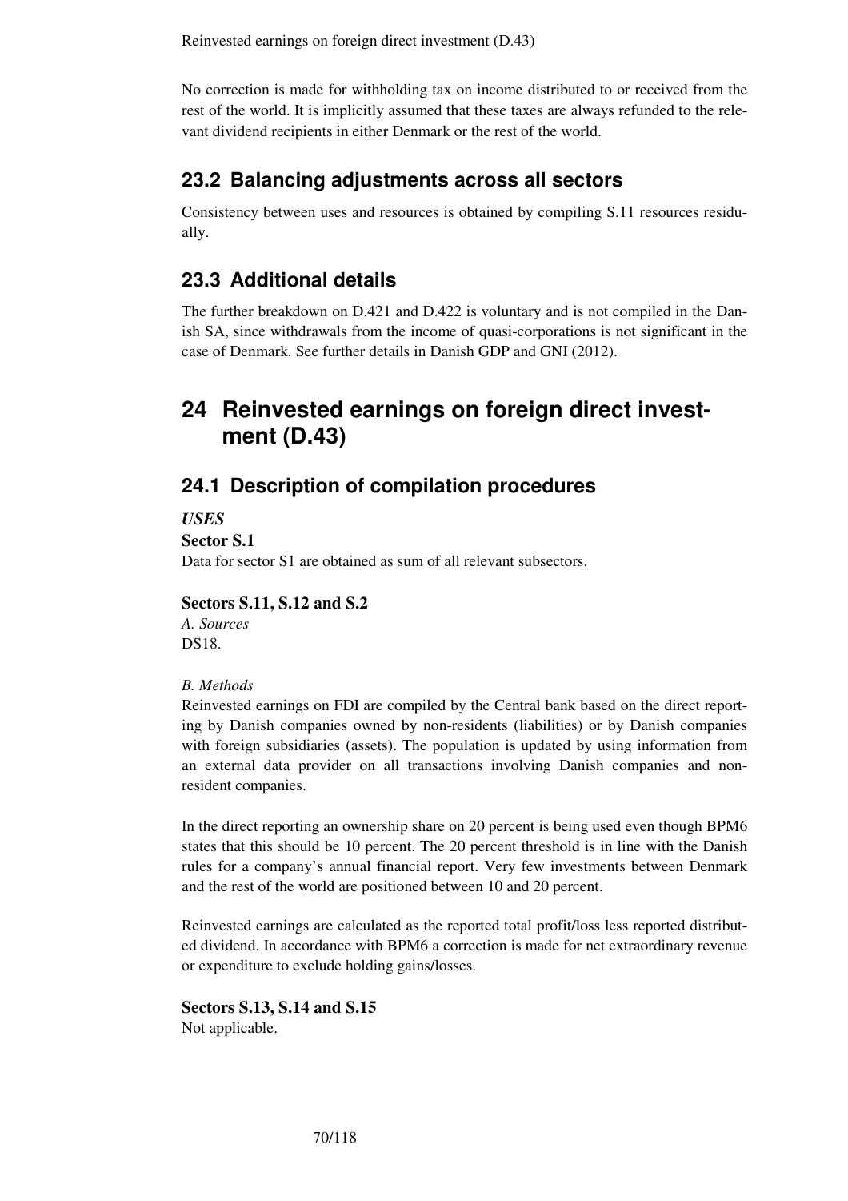No correction is made for withholding tax on income distributed to or received from the rest of the world. It is implicitly assumed that these taxes are always refunded to the relevant dividend recipients in either Denmark or the rest of the world.

## 23.2 Balancing adjustments across all sectors

Consistency between uses and resources is obtained by compiling S.11 resources residually.

## 23.3 Additional details

The further breakdown on D.421 and D.422 is voluntary and is not compiled in the Danish SA, since withdrawals from the income of quasi-corporations is not significant in the case of Denmark. See further details in Danish GDP and GNI (2012).

# 24 Reinvested earnings on foreign direct investment (D.43)

## 24.1 Description of compilation procedures

***USES***

**Sector S.1**

Data for sector S1 are obtained as sum of all relevant subsectors.

**Sectors S.11, S.12 and S.2**

*A. Sources*

DS18.

*B. Methods*

Reinvested earnings on FDI are compiled by the Central bank based on the direct reporting by Danish companies owned by non-residents (liabilities) or by Danish companies with foreign subsidiaries (assets). The population is updated by using information from an external data provider on all transactions involving Danish companies and non-resident companies.

In the direct reporting an ownership share on 20 percent is being used even though BPM6 states that this should be 10 percent. The 20 percent threshold is in line with the Danish rules for a company's annual financial report. Very few investments between Denmark and the rest of the world are positioned between 10 and 20 percent.

Reinvested earnings are calculated as the reported total profit/loss less reported distributed dividend. In accordance with BPM6 a correction is made for net extraordinary revenue or expenditure to exclude holding gains/losses.

**Sectors S.13, S.14 and S.15**

Not applicable.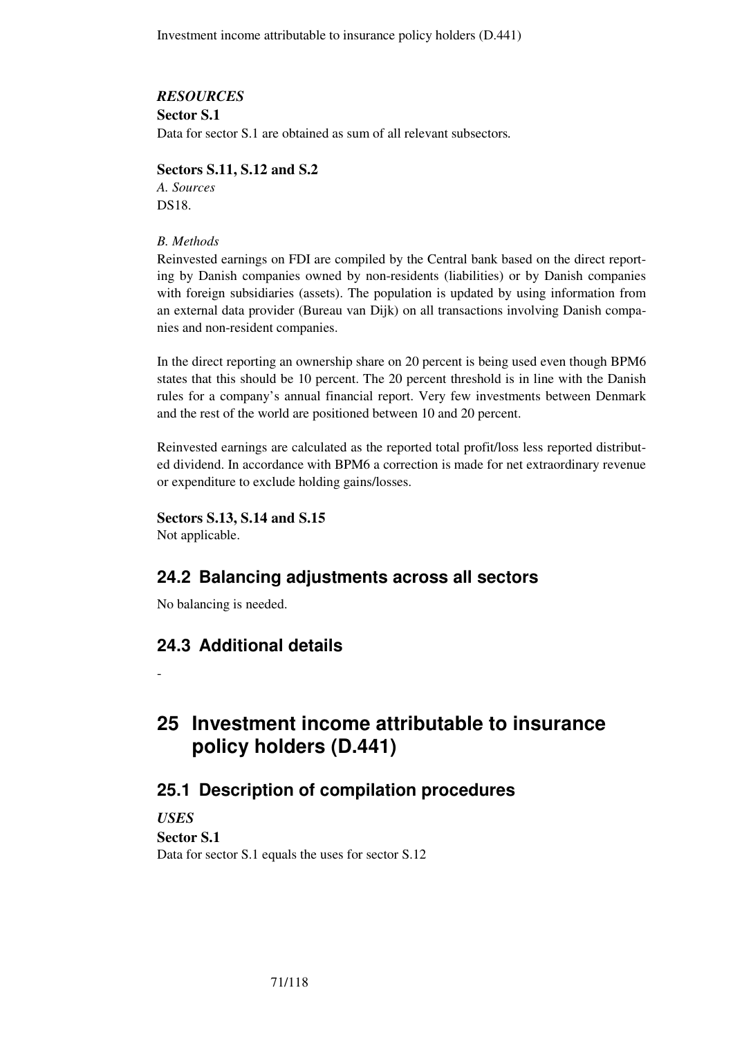*RESOURCES*

**Sector S.1**

Data for sector S.1 are obtained as sum of all relevant subsectors.

**Sectors S.11, S.12 and S.2**

*A. Sources*

DS18.

*B. Methods*

Reinvested earnings on FDI are compiled by the Central bank based on the direct reporting by Danish companies owned by non-residents (liabilities) or by Danish companies with foreign subsidiaries (assets). The population is updated by using information from an external data provider (Bureau van Dijk) on all transactions involving Danish companies and non-resident companies.

In the direct reporting an ownership share on 20 percent is being used even though BPM6 states that this should be 10 percent. The 20 percent threshold is in line with the Danish rules for a company's annual financial report. Very few investments between Denmark and the rest of the world are positioned between 10 and 20 percent.

Reinvested earnings are calculated as the reported total profit/loss less reported distributed dividend. In accordance with BPM6 a correction is made for net extraordinary revenue or expenditure to exclude holding gains/losses.

**Sectors S.13, S.14 and S.15**

Not applicable.

## 24.2 Balancing adjustments across all sectors

No balancing is needed.

## 24.3 Additional details

-

# 25 Investment income attributable to insurance policy holders (D.441)

## 25.1 Description of compilation procedures

*USES*

**Sector S.1**

Data for sector S.1 equals the uses for sector S.12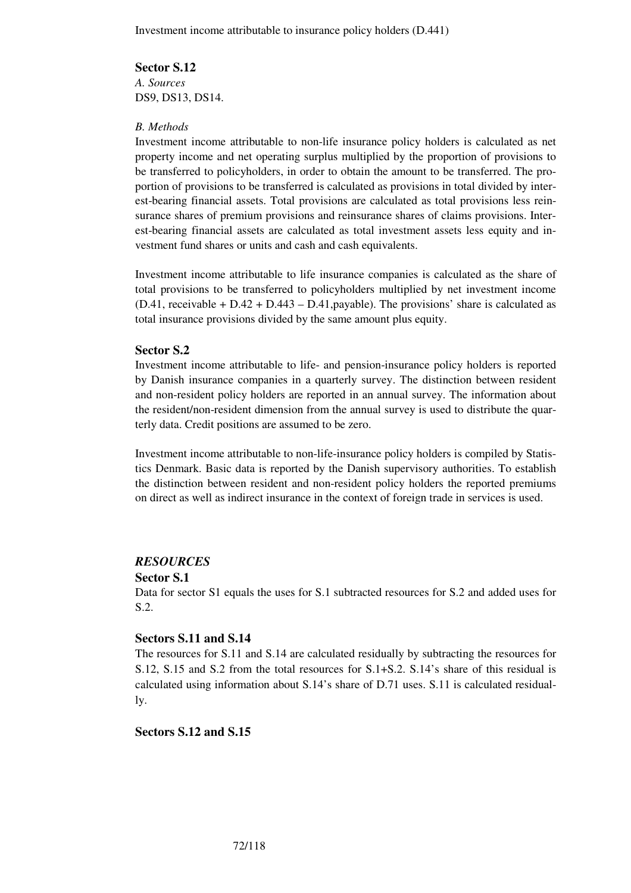Investment income attributable to insurance policy holders (D.441)

### Sector S.12

*A. Sources*

DS9, DS13, DS14.

*B. Methods*

Investment income attributable to non-life insurance policy holders is calculated as net property income and net operating surplus multiplied by the proportion of provisions to be transferred to policyholders, in order to obtain the amount to be transferred. The proportion of provisions to be transferred is calculated as provisions in total divided by interest-bearing financial assets. Total provisions are calculated as total provisions less reinsurance shares of premium provisions and reinsurance shares of claims provisions. Interest-bearing financial assets are calculated as total investment assets less equity and investment fund shares or units and cash and cash equivalents.

Investment income attributable to life insurance companies is calculated as the share of total provisions to be transferred to policyholders multiplied by net investment income (D.41, receivable + D.42 + D.443 – D.41,payable). The provisions' share is calculated as total insurance provisions divided by the same amount plus equity.

### Sector S.2

Investment income attributable to life- and pension-insurance policy holders is reported by Danish insurance companies in a quarterly survey. The distinction between resident and non-resident policy holders are reported in an annual survey. The information about the resident/non-resident dimension from the annual survey is used to distribute the quarterly data. Credit positions are assumed to be zero.

Investment income attributable to non-life-insurance policy holders is compiled by Statistics Denmark. Basic data is reported by the Danish supervisory authorities. To establish the distinction between resident and non-resident policy holders the reported premiums on direct as well as indirect insurance in the context of foreign trade in services is used.

## *RESOURCES*

### Sector S.1

Data for sector S1 equals the uses for S.1 subtracted resources for S.2 and added uses for S.2.

### Sectors S.11 and S.14

The resources for S.11 and S.14 are calculated residually by subtracting the resources for S.12, S.15 and S.2 from the total resources for S.1+S.2. S.14's share of this residual is calculated using information about S.14's share of D.71 uses. S.11 is calculated residually.

### Sectors S.12 and S.15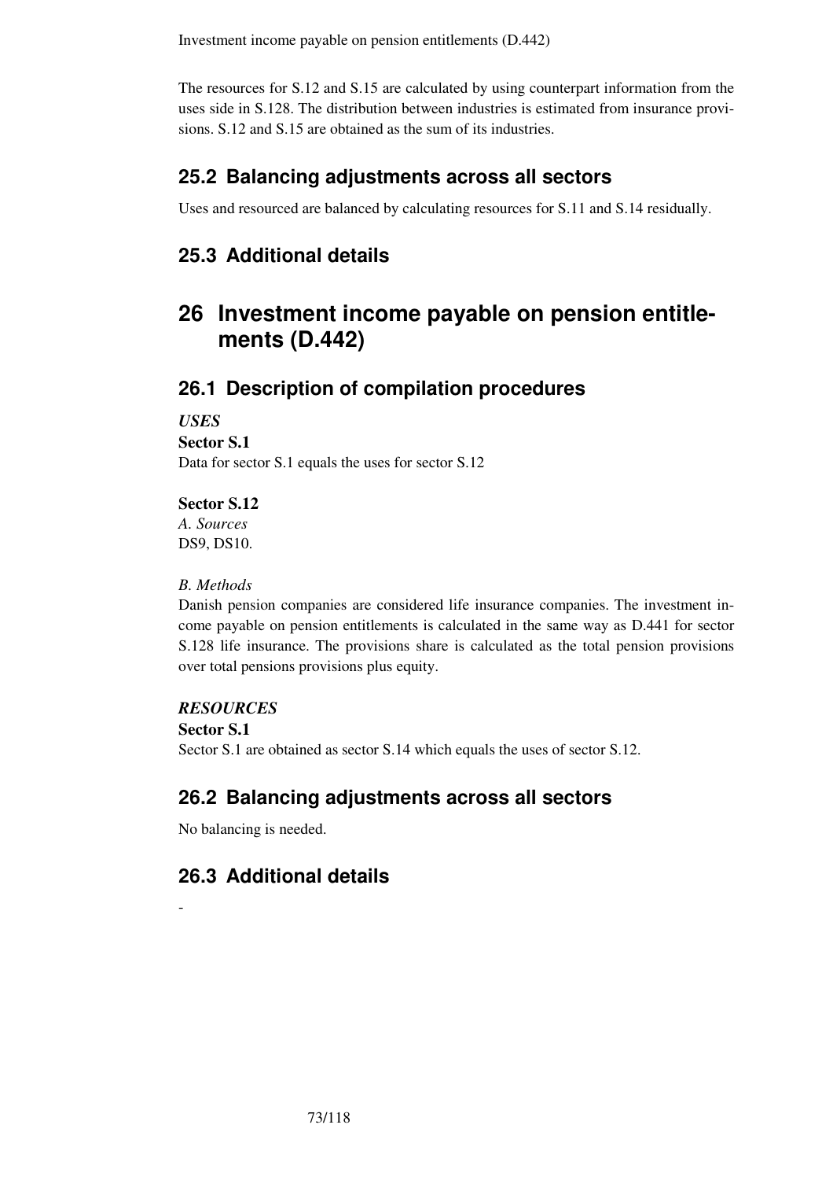The resources for S.12 and S.15 are calculated by using counterpart information from the uses side in S.128. The distribution between industries is estimated from insurance provisions. S.12 and S.15 are obtained as the sum of its industries.

## 25.2 Balancing adjustments across all sectors

Uses and resourced are balanced by calculating resources for S.11 and S.14 residually.

## 25.3 Additional details

# 26 Investment income payable on pension entitlements (D.442)

## 26.1 Description of compilation procedures

***USES***

**Sector S.1**

Data for sector S.1 equals the uses for sector S.12

**Sector S.12**

*A. Sources*

DS9, DS10.

*B. Methods*

Danish pension companies are considered life insurance companies. The investment income payable on pension entitlements is calculated in the same way as D.441 for sector S.128 life insurance. The provisions share is calculated as the total pension provisions over total pensions provisions plus equity.

***RESOURCES***

**Sector S.1**

Sector S.1 are obtained as sector S.14 which equals the uses of sector S.12.

## 26.2 Balancing adjustments across all sectors

No balancing is needed.

## 26.3 Additional details

-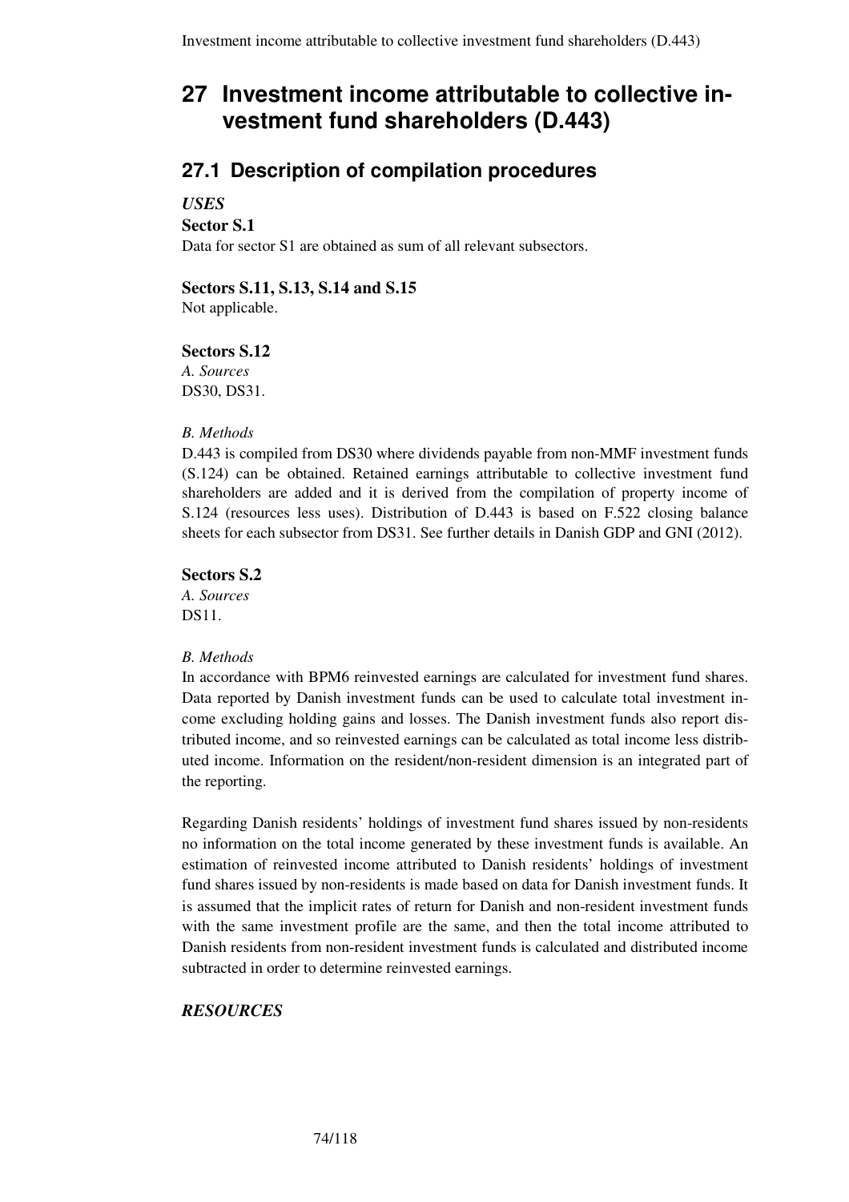# 27 Investment income attributable to collective investment fund shareholders (D.443)

## 27.1 Description of compilation procedures

***USES***

**Sector S.1**

Data for sector S1 are obtained as sum of all relevant subsectors.

**Sectors S.11, S.13, S.14 and S.15**

Not applicable.

**Sectors S.12**

*A. Sources*

DS30, DS31.

*B. Methods*

D.443 is compiled from DS30 where dividends payable from non-MMF investment funds (S.124) can be obtained. Retained earnings attributable to collective investment fund shareholders are added and it is derived from the compilation of property income of S.124 (resources less uses). Distribution of D.443 is based on F.522 closing balance sheets for each subsector from DS31. See further details in Danish GDP and GNI (2012).

**Sectors S.2**

*A. Sources*

DS11.

*B. Methods*

In accordance with BPM6 reinvested earnings are calculated for investment fund shares. Data reported by Danish investment funds can be used to calculate total investment income excluding holding gains and losses. The Danish investment funds also report distributed income, and so reinvested earnings can be calculated as total income less distributed income. Information on the resident/non-resident dimension is an integrated part of the reporting.

Regarding Danish residents' holdings of investment fund shares issued by non-residents no information on the total income generated by these investment funds is available. An estimation of reinvested income attributed to Danish residents' holdings of investment fund shares issued by non-residents is made based on data for Danish investment funds. It is assumed that the implicit rates of return for Danish and non-resident investment funds with the same investment profile are the same, and then the total income attributed to Danish residents from non-resident investment funds is calculated and distributed income subtracted in order to determine reinvested earnings.

***RESOURCES***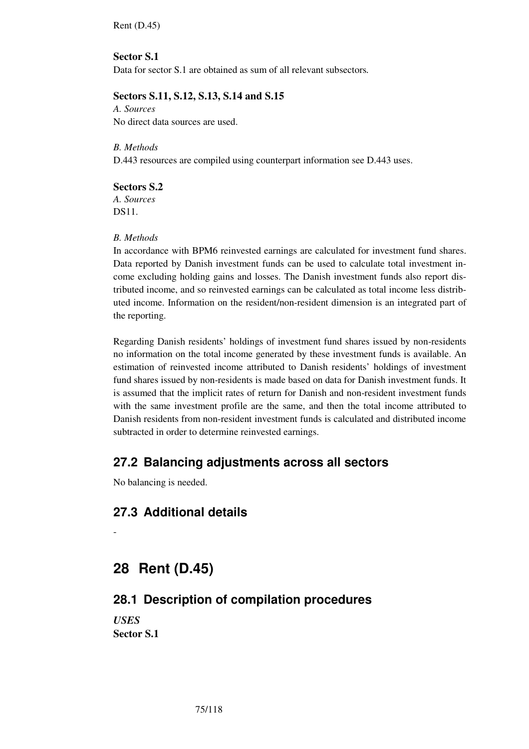**Sector S.1**
Data for sector S.1 are obtained as sum of all relevant subsectors.

**Sectors S.11, S.12, S.13, S.14 and S.15**
*A. Sources*
No direct data sources are used.

*B. Methods*
D.443 resources are compiled using counterpart information see D.443 uses.

**Sectors S.2**
*A. Sources*
DS11.

*B. Methods*
In accordance with BPM6 reinvested earnings are calculated for investment fund shares. Data reported by Danish investment funds can be used to calculate total investment income excluding holding gains and losses. The Danish investment funds also report distributed income, and so reinvested earnings can be calculated as total income less distributed income. Information on the resident/non-resident dimension is an integrated part of the reporting.

Regarding Danish residents' holdings of investment fund shares issued by non-residents no information on the total income generated by these investment funds is available. An estimation of reinvested income attributed to Danish residents' holdings of investment fund shares issued by non-residents is made based on data for Danish investment funds. It is assumed that the implicit rates of return for Danish and non-resident investment funds with the same investment profile are the same, and then the total income attributed to Danish residents from non-resident investment funds is calculated and distributed income subtracted in order to determine reinvested earnings.

## 27.2 Balancing adjustments across all sectors

No balancing is needed.

## 27.3 Additional details

-

# 28 Rent (D.45)

## 28.1 Description of compilation procedures

***USES***
**Sector S.1**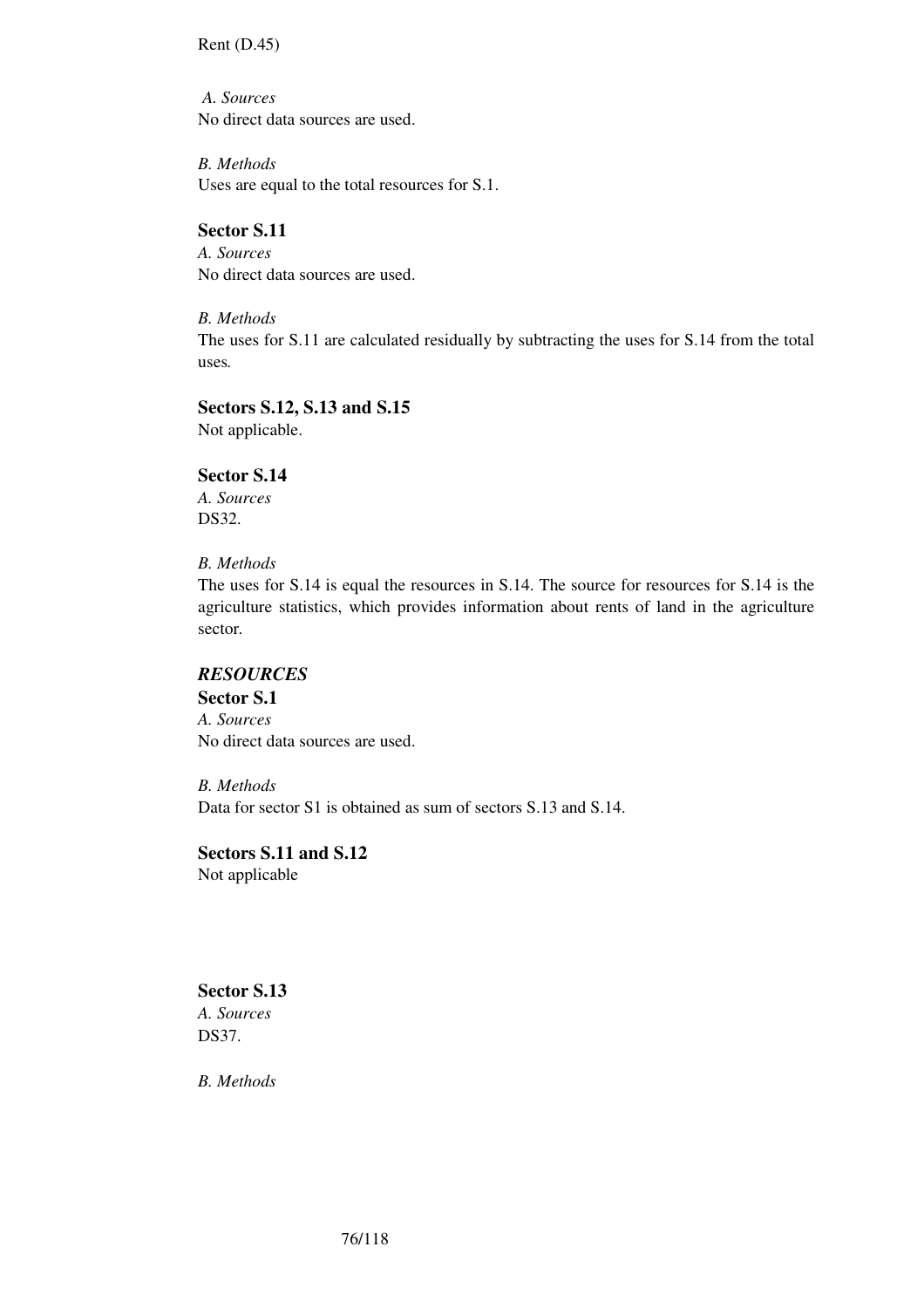Rent (D.45)

*A. Sources*
No direct data sources are used.

*B. Methods*
Uses are equal to the total resources for S.1.

**Sector S.11**
*A. Sources*
No direct data sources are used.

*B. Methods*
The uses for S.11 are calculated residually by subtracting the uses for S.14 from the total uses.

**Sectors S.12, S.13 and S.15**
Not applicable.

**Sector S.14**
*A. Sources*
DS32.

*B. Methods*
The uses for S.14 is equal the resources in S.14. The source for resources for S.14 is the agriculture statistics, which provides information about rents of land in the agriculture sector.

***RESOURCES***

**Sector S.1**
*A. Sources*
No direct data sources are used.

*B. Methods*
Data for sector S1 is obtained as sum of sectors S.13 and S.14.

**Sectors S.11 and S.12**
Not applicable

**Sector S.13**
*A. Sources*
DS37.

*B. Methods*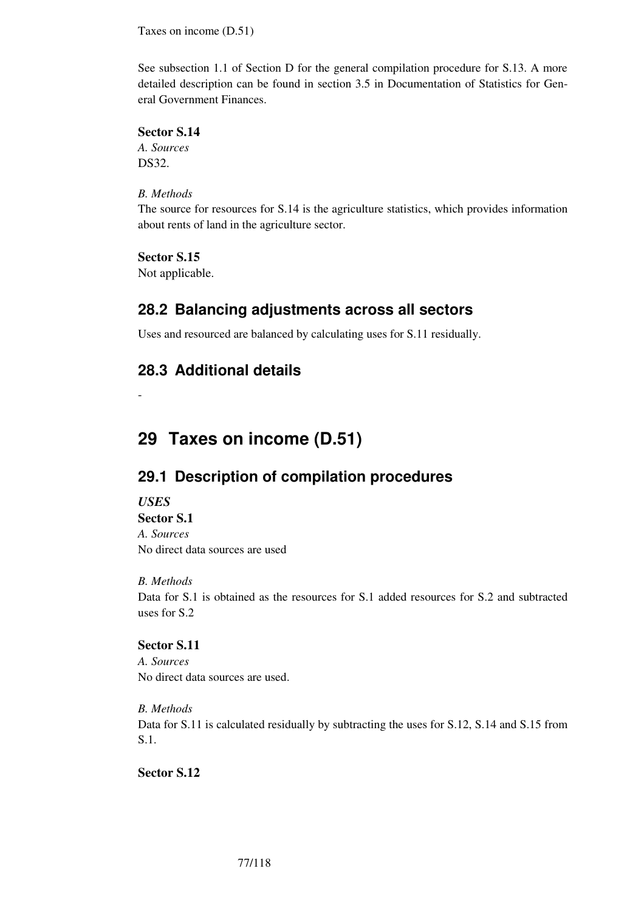Taxes on income (D.51)

See subsection 1.1 of Section D for the general compilation procedure for S.13. A more detailed description can be found in section 3.5 in Documentation of Statistics for General Government Finances.

**Sector S.14**
*A. Sources*
DS32.

*B. Methods*
The source for resources for S.14 is the agriculture statistics, which provides information about rents of land in the agriculture sector.

**Sector S.15**
Not applicable.

## 28.2 Balancing adjustments across all sectors

Uses and resourced are balanced by calculating uses for S.11 residually.

## 28.3 Additional details

-

# 29 Taxes on income (D.51)

## 29.1 Description of compilation procedures

***USES***
**Sector S.1**
*A. Sources*
No direct data sources are used

*B. Methods*
Data for S.1 is obtained as the resources for S.1 added resources for S.2 and subtracted uses for S.2

**Sector S.11**
*A. Sources*
No direct data sources are used.

*B. Methods*
Data for S.11 is calculated residually by subtracting the uses for S.12, S.14 and S.15 from S.1.

**Sector S.12**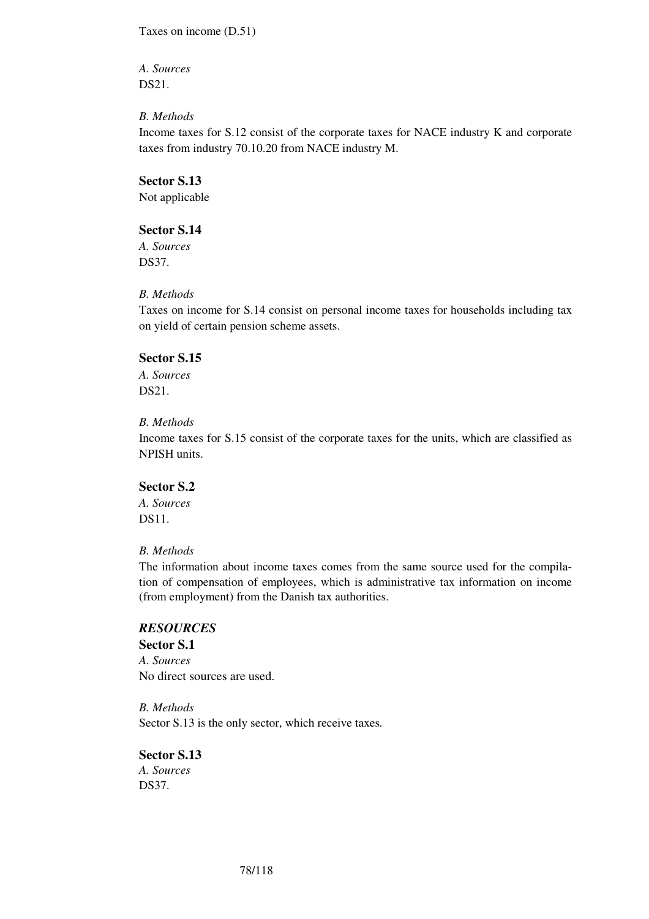Taxes on income (D.51)

*A. Sources*
DS21.

*B. Methods*
Income taxes for S.12 consist of the corporate taxes for NACE industry K and corporate taxes from industry 70.10.20 from NACE industry M.

**Sector S.13**
Not applicable

**Sector S.14**
*A. Sources*
DS37.

*B. Methods*
Taxes on income for S.14 consist on personal income taxes for households including tax on yield of certain pension scheme assets.

**Sector S.15**
*A. Sources*
DS21.

*B. Methods*
Income taxes for S.15 consist of the corporate taxes for the units, which are classified as NPISH units.

**Sector S.2**
*A. Sources*
DS11.

*B. Methods*
The information about income taxes comes from the same source used for the compilation of compensation of employees, which is administrative tax information on income (from employment) from the Danish tax authorities.

***RESOURCES***

**Sector S.1**
*A. Sources*
No direct sources are used.

*B. Methods*
Sector S.13 is the only sector, which receive taxes.

**Sector S.13**
*A. Sources*
DS37.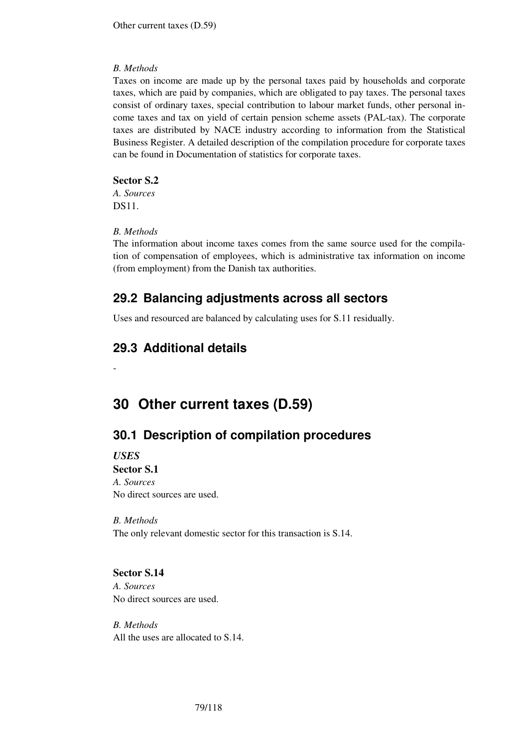*B. Methods*

Taxes on income are made up by the personal taxes paid by households and corporate taxes, which are paid by companies, which are obligated to pay taxes. The personal taxes consist of ordinary taxes, special contribution to labour market funds, other personal income taxes and tax on yield of certain pension scheme assets (PAL-tax). The corporate taxes are distributed by NACE industry according to information from the Statistical Business Register. A detailed description of the compilation procedure for corporate taxes can be found in Documentation of statistics for corporate taxes.

**Sector S.2**

*A. Sources*

DS11.

*B. Methods*

The information about income taxes comes from the same source used for the compilation of compensation of employees, which is administrative tax information on income (from employment) from the Danish tax authorities.

## 29.2 Balancing adjustments across all sectors

Uses and resourced are balanced by calculating uses for S.11 residually.

## 29.3 Additional details

-

# 30 Other current taxes (D.59)

## 30.1 Description of compilation procedures

***USES***

**Sector S.1**

*A. Sources*

No direct sources are used.

*B. Methods*

The only relevant domestic sector for this transaction is S.14.

**Sector S.14**

*A. Sources*

No direct sources are used.

*B. Methods*

All the uses are allocated to S.14.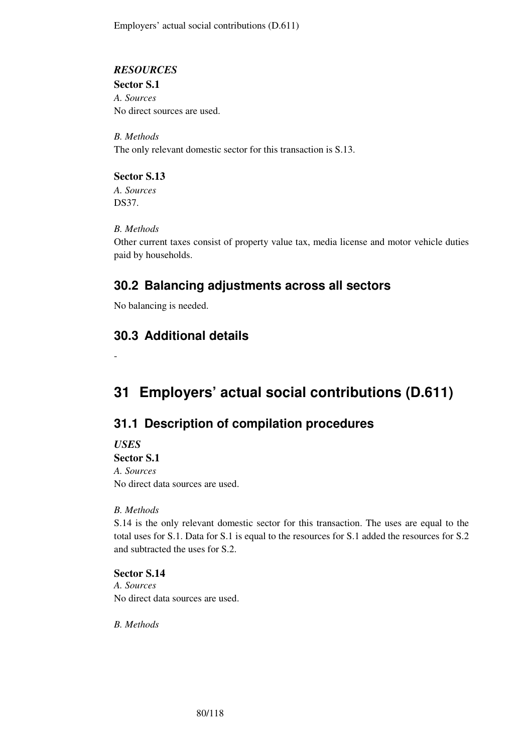*RESOURCES*

**Sector S.1**

*A. Sources*

No direct sources are used.

*B. Methods*

The only relevant domestic sector for this transaction is S.13.

**Sector S.13**

*A. Sources*

DS37.

*B. Methods*

Other current taxes consist of property value tax, media license and motor vehicle duties paid by households.

## 30.2 Balancing adjustments across all sectors

No balancing is needed.

## 30.3 Additional details

-

# 31 Employers' actual social contributions (D.611)

## 31.1 Description of compilation procedures

***USES***

**Sector S.1**

*A. Sources*

No direct data sources are used.

*B. Methods*

S.14 is the only relevant domestic sector for this transaction. The uses are equal to the total uses for S.1. Data for S.1 is equal to the resources for S.1 added the resources for S.2 and subtracted the uses for S.2.

**Sector S.14**

*A. Sources*

No direct data sources are used.

*B. Methods*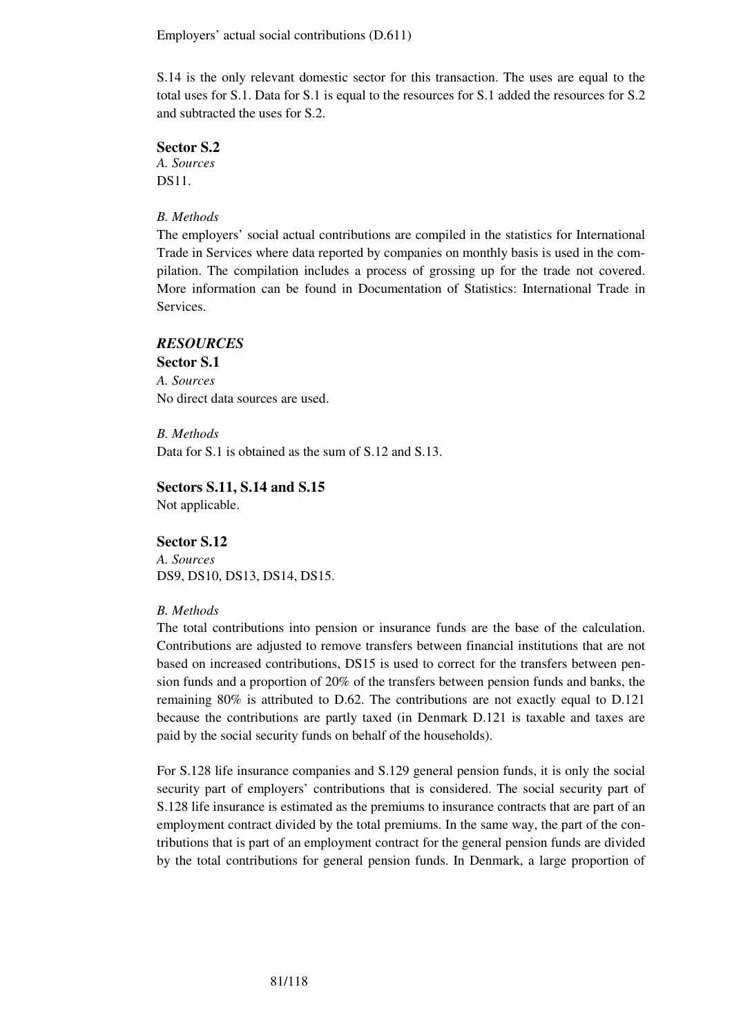Employers' actual social contributions (D.611)

S.14 is the only relevant domestic sector for this transaction. The uses are equal to the total uses for S.1. Data for S.1 is equal to the resources for S.1 added the resources for S.2 and subtracted the uses for S.2.

**Sector S.2**

*A. Sources*

DS11.

*B. Methods*

The employers' social actual contributions are compiled in the statistics for International Trade in Services where data reported by companies on monthly basis is used in the compilation. The compilation includes a process of grossing up for the trade not covered. More information can be found in Documentation of Statistics: International Trade in Services.

***RESOURCES***

**Sector S.1**

*A. Sources*

No direct data sources are used.

*B. Methods*

Data for S.1 is obtained as the sum of S.12 and S.13.

**Sectors S.11, S.14 and S.15**

Not applicable.

**Sector S.12**

*A. Sources*

DS9, DS10, DS13, DS14, DS15.

*B. Methods*

The total contributions into pension or insurance funds are the base of the calculation. Contributions are adjusted to remove transfers between financial institutions that are not based on increased contributions, DS15 is used to correct for the transfers between pension funds and a proportion of 20% of the transfers between pension funds and banks, the remaining 80% is attributed to D.62. The contributions are not exactly equal to D.121 because the contributions are partly taxed (in Denmark D.121 is taxable and taxes are paid by the social security funds on behalf of the households).

For S.128 life insurance companies and S.129 general pension funds, it is only the social security part of employers' contributions that is considered. The social security part of S.128 life insurance is estimated as the premiums to insurance contracts that are part of an employment contract divided by the total premiums. In the same way, the part of the contributions that is part of an employment contract for the general pension funds are divided by the total contributions for general pension funds. In Denmark, a large proportion of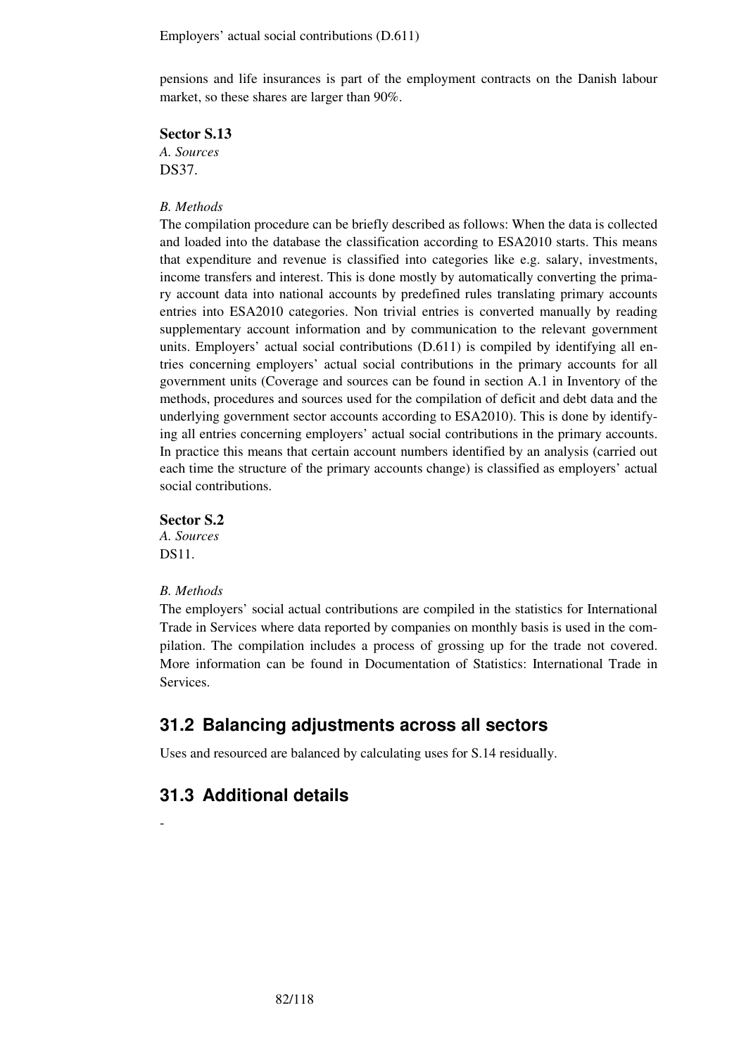pensions and life insurances is part of the employment contracts on the Danish labour market, so these shares are larger than 90%.

**Sector S.13**

*A. Sources*

DS37.

*B. Methods*

The compilation procedure can be briefly described as follows: When the data is collected and loaded into the database the classification according to ESA2010 starts. This means that expenditure and revenue is classified into categories like e.g. salary, investments, income transfers and interest. This is done mostly by automatically converting the primary account data into national accounts by predefined rules translating primary accounts entries into ESA2010 categories. Non trivial entries is converted manually by reading supplementary account information and by communication to the relevant government units. Employers' actual social contributions (D.611) is compiled by identifying all entries concerning employers' actual social contributions in the primary accounts for all government units (Coverage and sources can be found in section A.1 in Inventory of the methods, procedures and sources used for the compilation of deficit and debt data and the underlying government sector accounts according to ESA2010). This is done by identifying all entries concerning employers' actual social contributions in the primary accounts. In practice this means that certain account numbers identified by an analysis (carried out each time the structure of the primary accounts change) is classified as employers' actual social contributions.

**Sector S.2**

*A. Sources*

DS11.

*B. Methods*

The employers' social actual contributions are compiled in the statistics for International Trade in Services where data reported by companies on monthly basis is used in the compilation. The compilation includes a process of grossing up for the trade not covered. More information can be found in Documentation of Statistics: International Trade in Services.

## 31.2 Balancing adjustments across all sectors

Uses and resourced are balanced by calculating uses for S.14 residually.

## 31.3 Additional details

-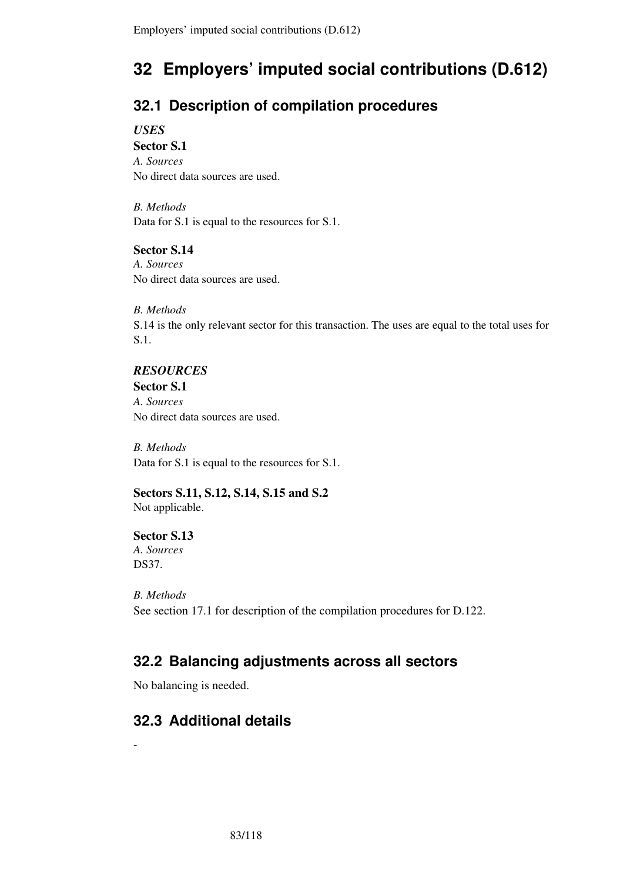# 32 Employers' imputed social contributions (D.612)

## 32.1 Description of compilation procedures

***USES***

**Sector S.1**

*A. Sources*

No direct data sources are used.

*B. Methods*

Data for S.1 is equal to the resources for S.1.

**Sector S.14**

*A. Sources*

No direct data sources are used.

*B. Methods*

S.14 is the only relevant sector for this transaction. The uses are equal to the total uses for S.1.

***RESOURCES***

**Sector S.1**

*A. Sources*

No direct data sources are used.

*B. Methods*

Data for S.1 is equal to the resources for S.1.

**Sectors S.11, S.12, S.14, S.15 and S.2**

Not applicable.

**Sector S.13**

*A. Sources*

DS37.

*B. Methods*

See section 17.1 for description of the compilation procedures for D.122.

## 32.2 Balancing adjustments across all sectors

No balancing is needed.

## 32.3 Additional details

-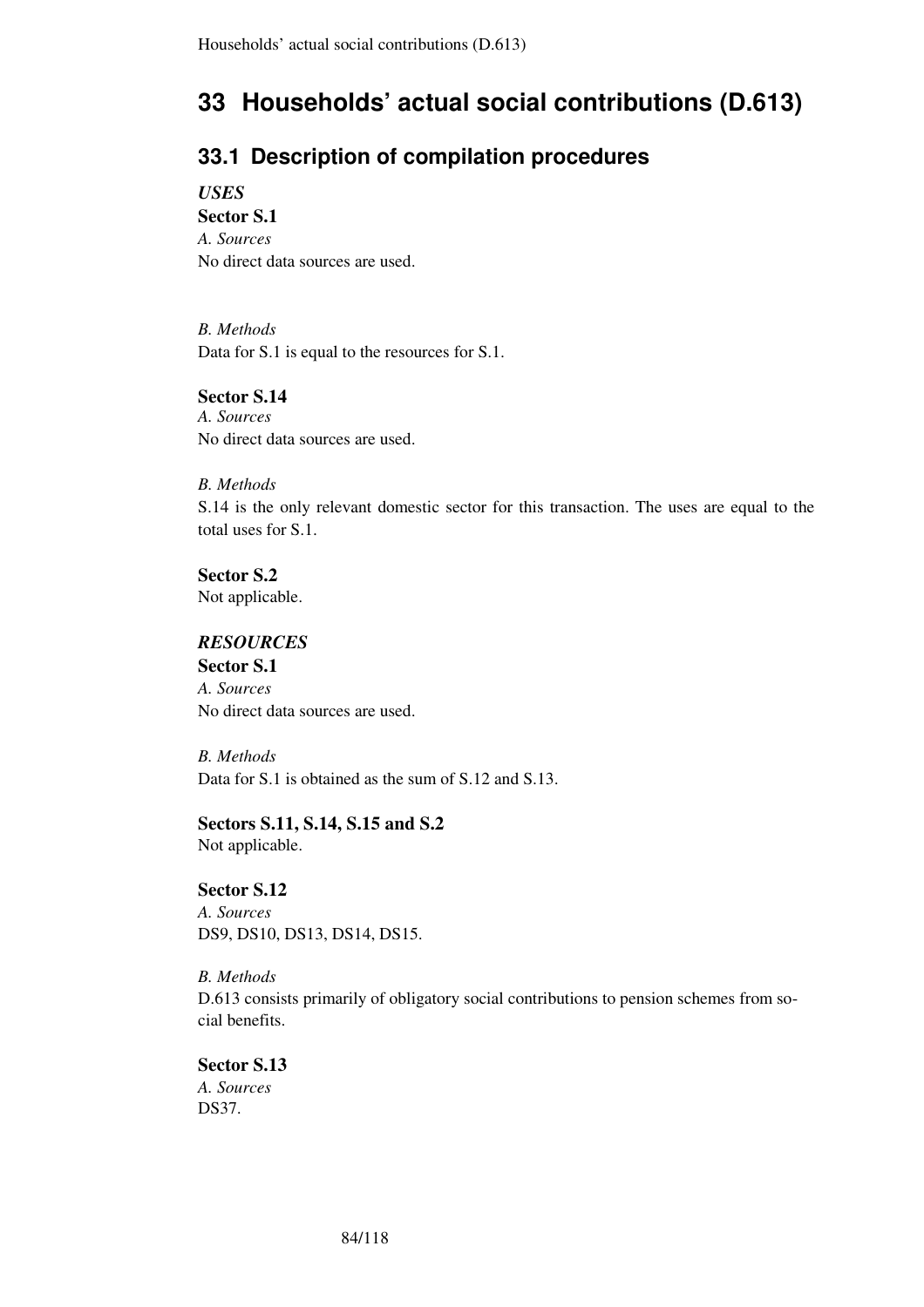# 33 Households' actual social contributions (D.613)

## 33.1 Description of compilation procedures

***USES***

**Sector S.1**

*A. Sources*

No direct data sources are used.

*B. Methods*

Data for S.1 is equal to the resources for S.1.

**Sector S.14**

*A. Sources*

No direct data sources are used.

*B. Methods*

S.14 is the only relevant domestic sector for this transaction. The uses are equal to the total uses for S.1.

**Sector S.2**

Not applicable.

***RESOURCES***

**Sector S.1**

*A. Sources*

No direct data sources are used.

*B. Methods*

Data for S.1 is obtained as the sum of S.12 and S.13.

**Sectors S.11, S.14, S.15 and S.2**

Not applicable.

**Sector S.12**

*A. Sources*

DS9, DS10, DS13, DS14, DS15.

*B. Methods*

D.613 consists primarily of obligatory social contributions to pension schemes from social benefits.

**Sector S.13**

*A. Sources*

DS37.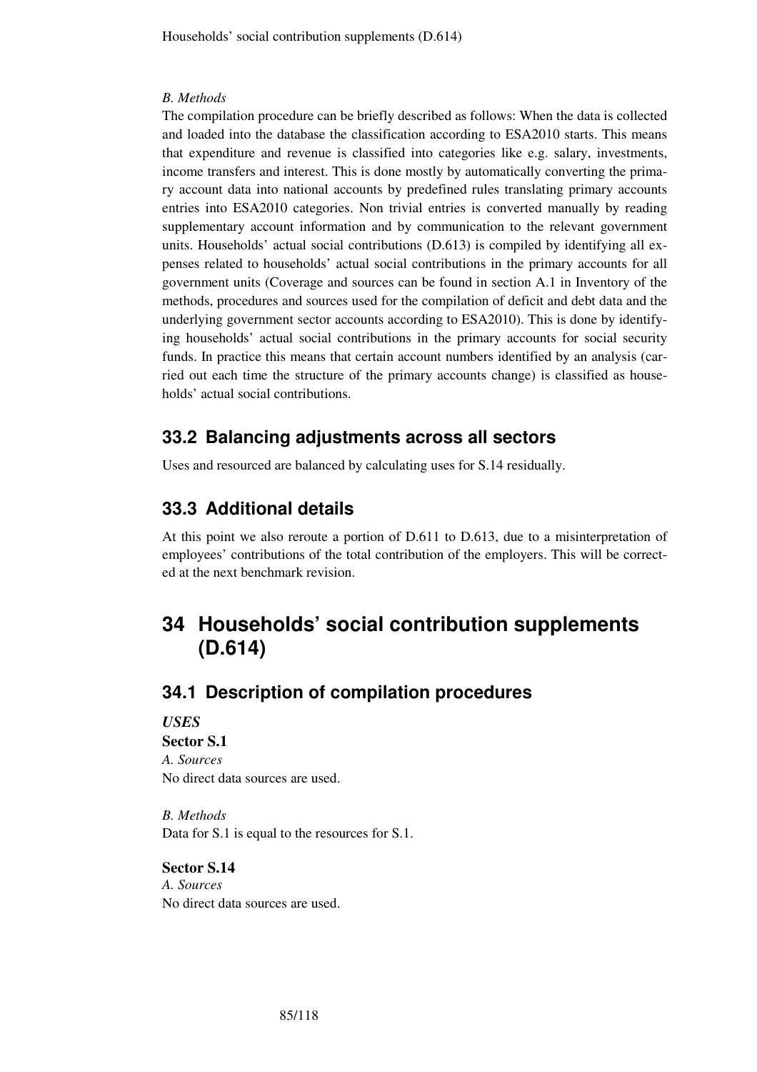*B. Methods*

The compilation procedure can be briefly described as follows: When the data is collected and loaded into the database the classification according to ESA2010 starts. This means that expenditure and revenue is classified into categories like e.g. salary, investments, income transfers and interest. This is done mostly by automatically converting the primary account data into national accounts by predefined rules translating primary accounts entries into ESA2010 categories. Non trivial entries is converted manually by reading supplementary account information and by communication to the relevant government units. Households' actual social contributions (D.613) is compiled by identifying all expenses related to households' actual social contributions in the primary accounts for all government units (Coverage and sources can be found in section A.1 in Inventory of the methods, procedures and sources used for the compilation of deficit and debt data and the underlying government sector accounts according to ESA2010). This is done by identifying households' actual social contributions in the primary accounts for social security funds. In practice this means that certain account numbers identified by an analysis (carried out each time the structure of the primary accounts change) is classified as households' actual social contributions.

## 33.2 Balancing adjustments across all sectors

Uses and resourced are balanced by calculating uses for S.14 residually.

## 33.3 Additional details

At this point we also reroute a portion of D.611 to D.613, due to a misinterpretation of employees' contributions of the total contribution of the employers. This will be corrected at the next benchmark revision.

# 34 Households' social contribution supplements (D.614)

## 34.1 Description of compilation procedures

***USES***

**Sector S.1**

*A. Sources*

No direct data sources are used.

*B. Methods*

Data for S.1 is equal to the resources for S.1.

**Sector S.14**

*A. Sources*

No direct data sources are used.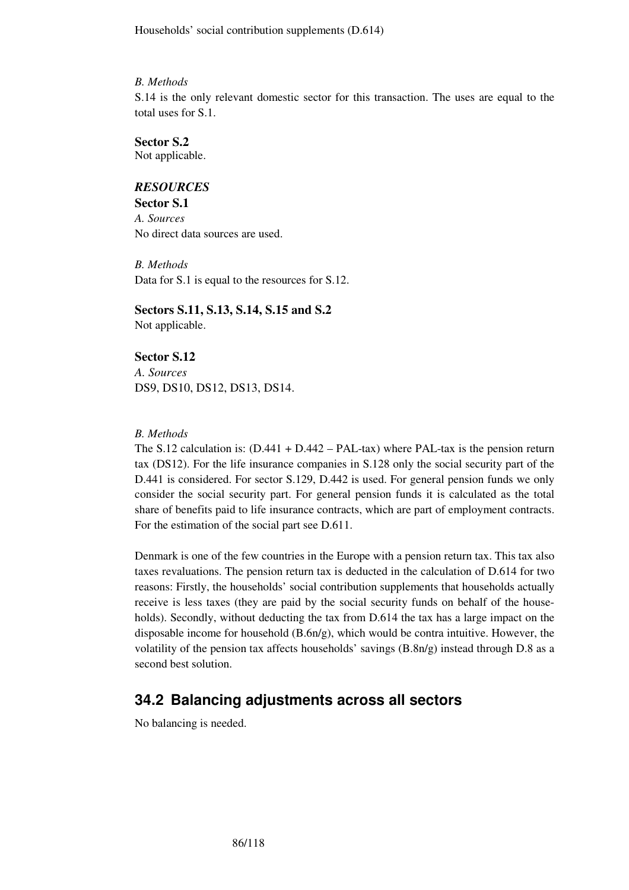*B. Methods*

S.14 is the only relevant domestic sector for this transaction. The uses are equal to the total uses for S.1.

**Sector S.2**

Not applicable.

***RESOURCES***

**Sector S.1**

*A. Sources*

No direct data sources are used.

*B. Methods*

Data for S.1 is equal to the resources for S.12.

**Sectors S.11, S.13, S.14, S.15 and S.2**

Not applicable.

**Sector S.12**

*A. Sources*

DS9, DS10, DS12, DS13, DS14.

*B. Methods*

The S.12 calculation is: (D.441 + D.442 – PAL-tax) where PAL-tax is the pension return tax (DS12). For the life insurance companies in S.128 only the social security part of the D.441 is considered. For sector S.129, D.442 is used. For general pension funds we only consider the social security part. For general pension funds it is calculated as the total share of benefits paid to life insurance contracts, which are part of employment contracts. For the estimation of the social part see D.611.

Denmark is one of the few countries in the Europe with a pension return tax. This tax also taxes revaluations. The pension return tax is deducted in the calculation of D.614 for two reasons: Firstly, the households' social contribution supplements that households actually receive is less taxes (they are paid by the social security funds on behalf of the households). Secondly, without deducting the tax from D.614 the tax has a large impact on the disposable income for household (B.6n/g), which would be contra intuitive. However, the volatility of the pension tax affects households' savings (B.8n/g) instead through D.8 as a second best solution.

## 34.2 Balancing adjustments across all sectors

No balancing is needed.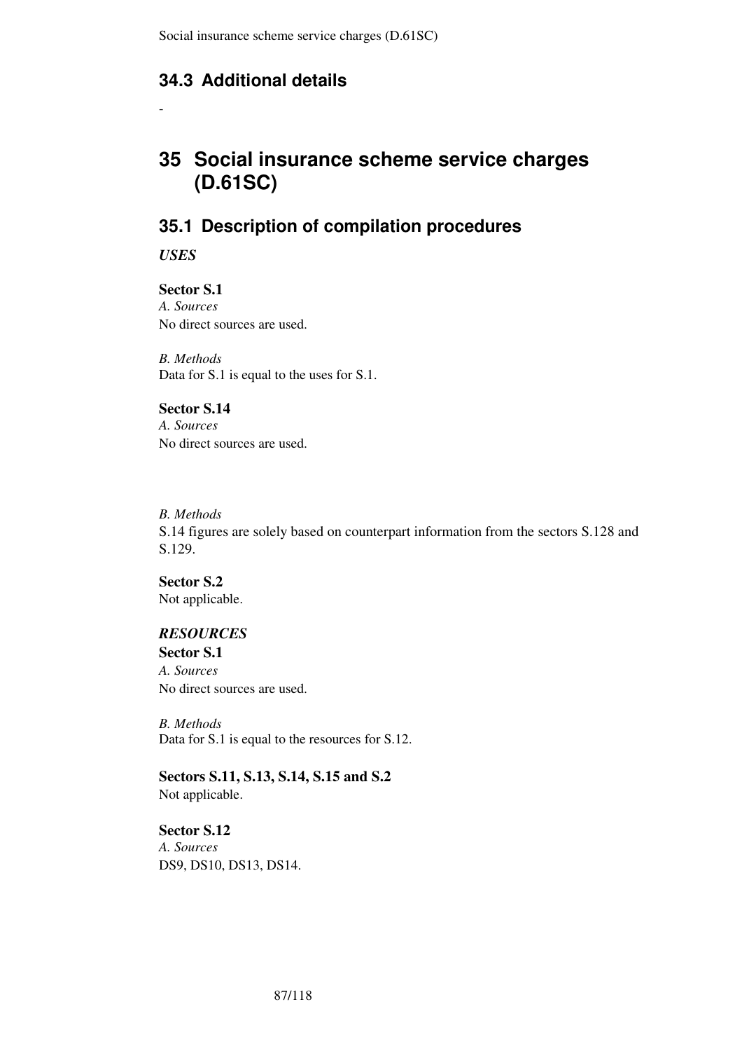## 34.3 Additional details

-

# 35 Social insurance scheme service charges (D.61SC)

## 35.1 Description of compilation procedures

***USES***

**Sector S.1**
*A. Sources*
No direct sources are used.

*B. Methods*
Data for S.1 is equal to the uses for S.1.

**Sector S.14**
*A. Sources*
No direct sources are used.

*B. Methods*
S.14 figures are solely based on counterpart information from the sectors S.128 and S.129.

**Sector S.2**
Not applicable.

***RESOURCES***

**Sector S.1**
*A. Sources*
No direct sources are used.

*B. Methods*
Data for S.1 is equal to the resources for S.12.

**Sectors S.11, S.13, S.14, S.15 and S.2**
Not applicable.

**Sector S.12**
*A. Sources*
DS9, DS10, DS13, DS14.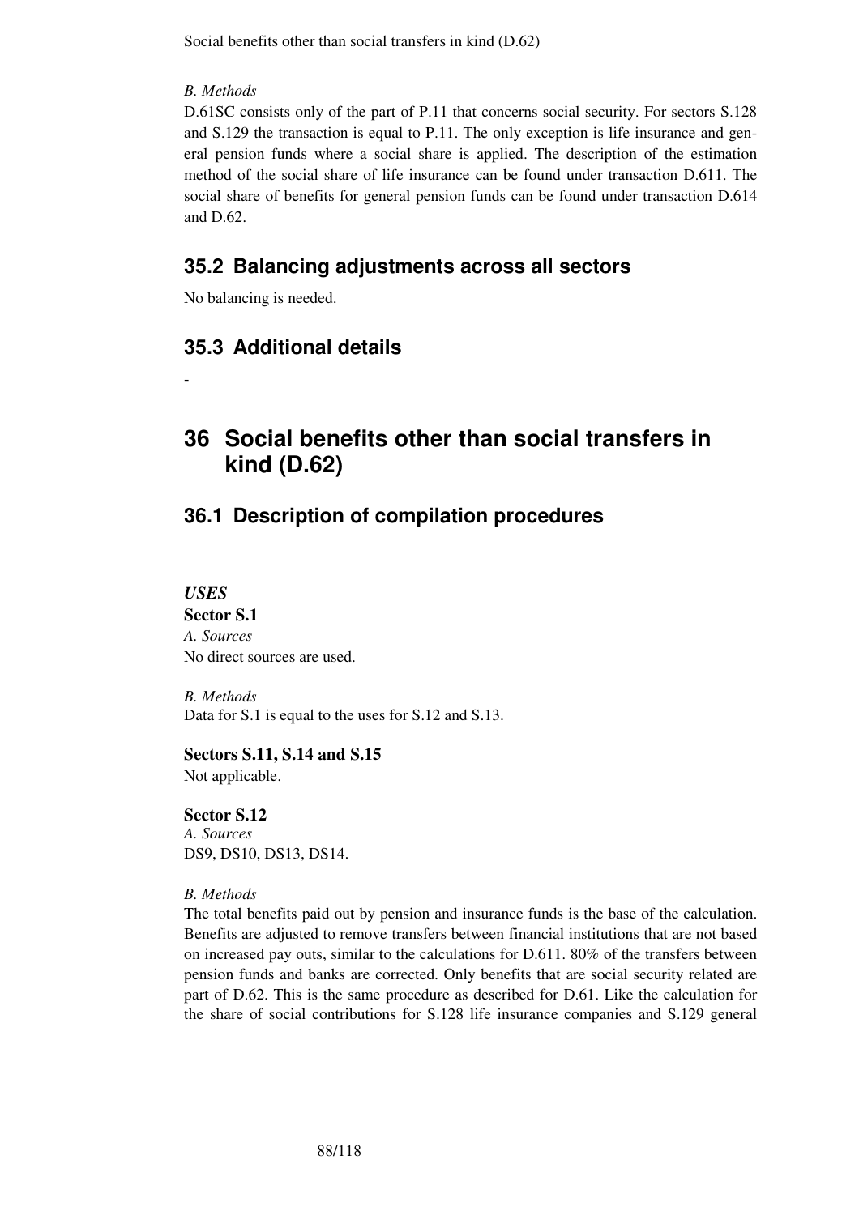*B. Methods*

D.61SC consists only of the part of P.11 that concerns social security. For sectors S.128 and S.129 the transaction is equal to P.11. The only exception is life insurance and general pension funds where a social share is applied. The description of the estimation method of the social share of life insurance can be found under transaction D.611. The social share of benefits for general pension funds can be found under transaction D.614 and D.62.

## 35.2 Balancing adjustments across all sectors

No balancing is needed.

## 35.3 Additional details

-

# 36 Social benefits other than social transfers in kind (D.62)

## 36.1 Description of compilation procedures

***USES***

**Sector S.1**

*A. Sources*

No direct sources are used.

*B. Methods*

Data for S.1 is equal to the uses for S.12 and S.13.

**Sectors S.11, S.14 and S.15**

Not applicable.

**Sector S.12**

*A. Sources*

DS9, DS10, DS13, DS14.

*B. Methods*

The total benefits paid out by pension and insurance funds is the base of the calculation. Benefits are adjusted to remove transfers between financial institutions that are not based on increased pay outs, similar to the calculations for D.611. 80% of the transfers between pension funds and banks are corrected. Only benefits that are social security related are part of D.62. This is the same procedure as described for D.61. Like the calculation for the share of social contributions for S.128 life insurance companies and S.129 general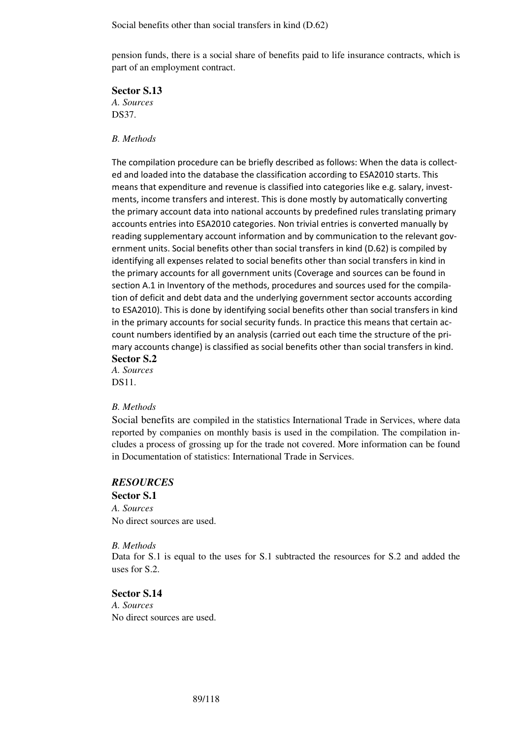pension funds, there is a social share of benefits paid to life insurance contracts, which is part of an employment contract.

**Sector S.13**

*A. Sources*

DS37.

*B. Methods*

The compilation procedure can be briefly described as follows: When the data is collected and loaded into the database the classification according to ESA2010 starts. This means that expenditure and revenue is classified into categories like e.g. salary, investments, income transfers and interest. This is done mostly by automatically converting the primary account data into national accounts by predefined rules translating primary accounts entries into ESA2010 categories. Non trivial entries is converted manually by reading supplementary account information and by communication to the relevant government units. Social benefits other than social transfers in kind (D.62) is compiled by identifying all expenses related to social benefits other than social transfers in kind in the primary accounts for all government units (Coverage and sources can be found in section A.1 in Inventory of the methods, procedures and sources used for the compilation of deficit and debt data and the underlying government sector accounts according to ESA2010). This is done by identifying social benefits other than social transfers in kind in the primary accounts for social security funds. In practice this means that certain account numbers identified by an analysis (carried out each time the structure of the primary accounts change) is classified as social benefits other than social transfers in kind.

**Sector S.2**

*A. Sources*

DS11.

*B. Methods*

Social benefits are compiled in the statistics International Trade in Services, where data reported by companies on monthly basis is used in the compilation. The compilation includes a process of grossing up for the trade not covered. More information can be found in Documentation of statistics: International Trade in Services.

### *RESOURCES*

**Sector S.1**

*A. Sources*

No direct sources are used.

*B. Methods*

Data for S.1 is equal to the uses for S.1 subtracted the resources for S.2 and added the uses for S.2.

**Sector S.14**

*A. Sources*

No direct sources are used.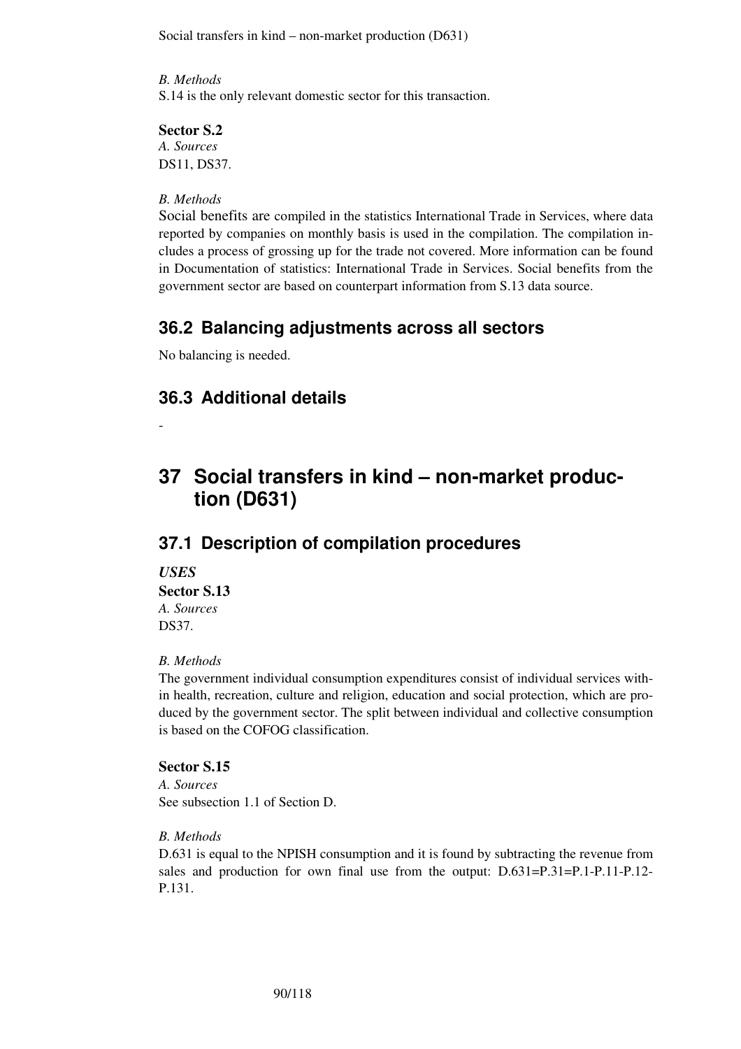*B. Methods*
S.14 is the only relevant domestic sector for this transaction.

**Sector S.2**
*A. Sources*
DS11, DS37.

*B. Methods*
Social benefits are compiled in the statistics International Trade in Services, where data reported by companies on monthly basis is used in the compilation. The compilation includes a process of grossing up for the trade not covered. More information can be found in Documentation of statistics: International Trade in Services. Social benefits from the government sector are based on counterpart information from S.13 data source.

## 36.2 Balancing adjustments across all sectors

No balancing is needed.

## 36.3 Additional details

-

# 37 Social transfers in kind – non-market production (D631)

## 37.1 Description of compilation procedures

***USES***
**Sector S.13**
*A. Sources*
DS37.

*B. Methods*
The government individual consumption expenditures consist of individual services within health, recreation, culture and religion, education and social protection, which are produced by the government sector. The split between individual and collective consumption is based on the COFOG classification.

**Sector S.15**
*A. Sources*
See subsection 1.1 of Section D.

*B. Methods*
D.631 is equal to the NPISH consumption and it is found by subtracting the revenue from sales and production for own final use from the output: D.631=P.31=P.1-P.11-P.12-P.131.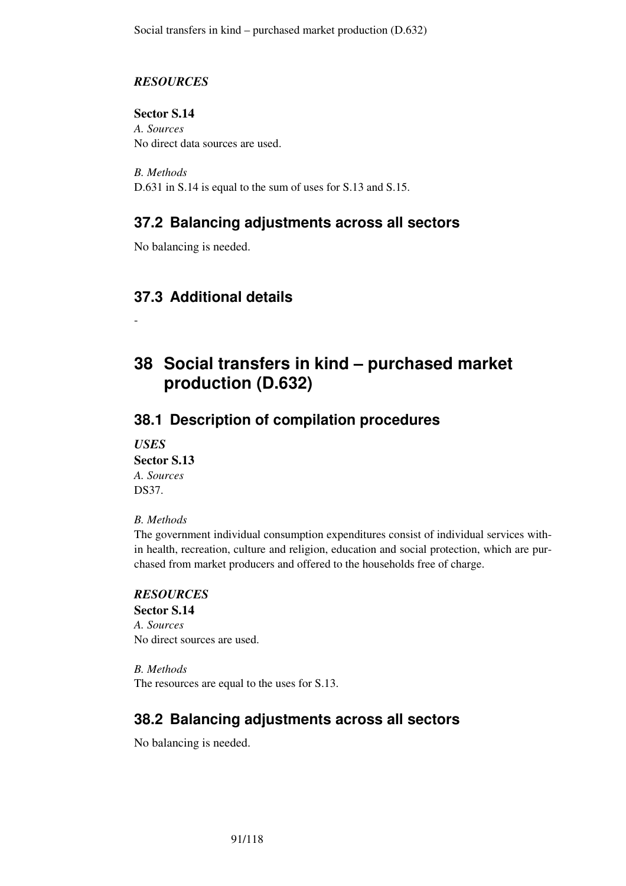*RESOURCES*

**Sector S.14**
*A. Sources*
No direct data sources are used.

*B. Methods*
D.631 in S.14 is equal to the sum of uses for S.13 and S.15.

## 37.2 Balancing adjustments across all sectors

No balancing is needed.

## 37.3 Additional details

-

# 38 Social transfers in kind – purchased market production (D.632)

## 38.1 Description of compilation procedures

*USES*
**Sector S.13**
*A. Sources*
DS37.

*B. Methods*
The government individual consumption expenditures consist of individual services within health, recreation, culture and religion, education and social protection, which are purchased from market producers and offered to the households free of charge.

*RESOURCES*
**Sector S.14**
*A. Sources*
No direct sources are used.

*B. Methods*
The resources are equal to the uses for S.13.

## 38.2 Balancing adjustments across all sectors

No balancing is needed.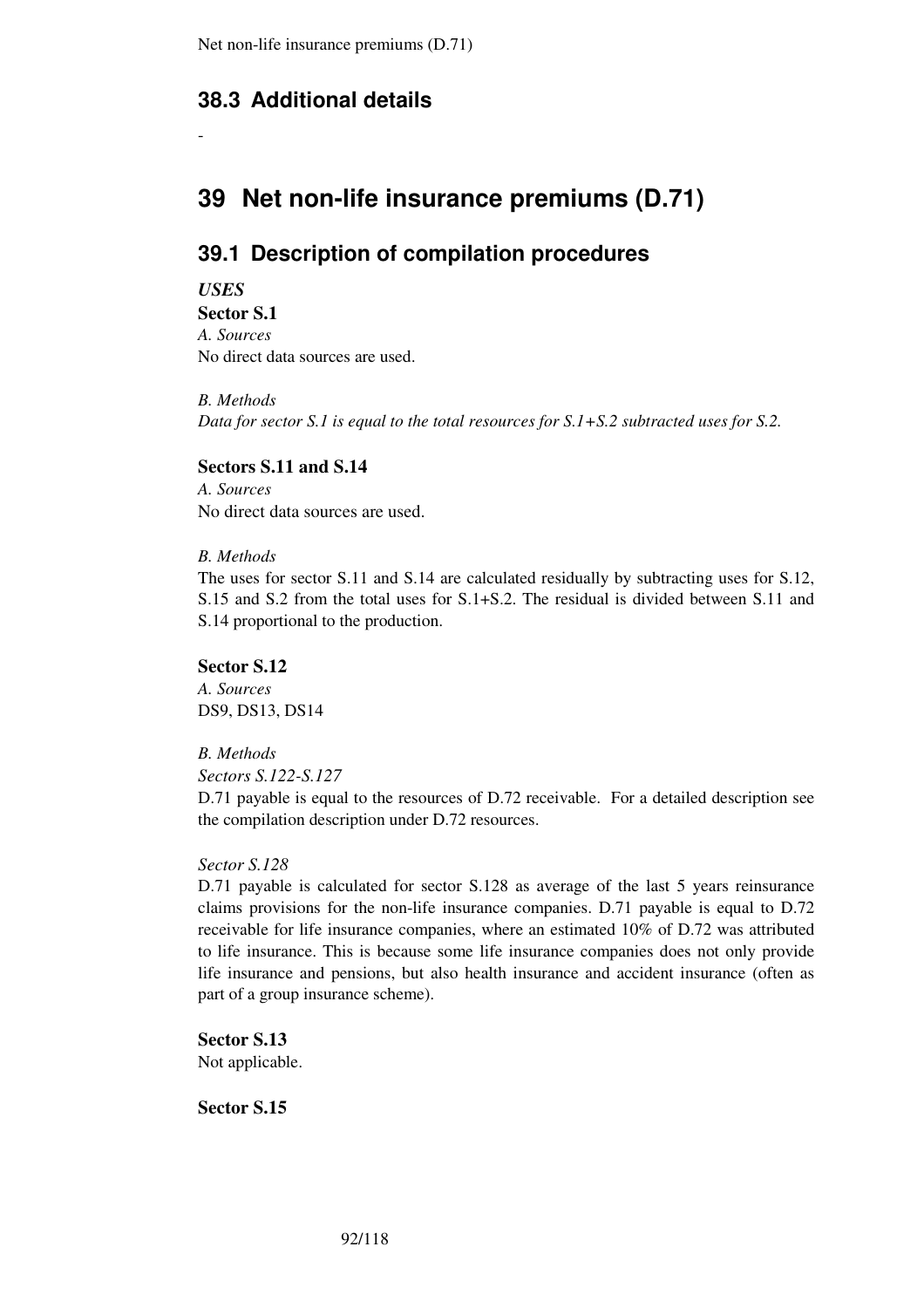## 38.3 Additional details

-

# 39 Net non-life insurance premiums (D.71)

## 39.1 Description of compilation procedures

***USES***

**Sector S.1**

*A. Sources*

No direct data sources are used.

*B. Methods*

*Data for sector S.1 is equal to the total resources for S.1+S.2 subtracted uses for S.2.*

**Sectors S.11 and S.14**

*A. Sources*

No direct data sources are used.

*B. Methods*

The uses for sector S.11 and S.14 are calculated residually by subtracting uses for S.12, S.15 and S.2 from the total uses for S.1+S.2. The residual is divided between S.11 and S.14 proportional to the production.

**Sector S.12**

*A. Sources*

DS9, DS13, DS14

*B. Methods*

*Sectors S.122-S.127*

D.71 payable is equal to the resources of D.72 receivable. For a detailed description see the compilation description under D.72 resources.

*Sector S.128*

D.71 payable is calculated for sector S.128 as average of the last 5 years reinsurance claims provisions for the non-life insurance companies. D.71 payable is equal to D.72 receivable for life insurance companies, where an estimated 10% of D.72 was attributed to life insurance. This is because some life insurance companies does not only provide life insurance and pensions, but also health insurance and accident insurance (often as part of a group insurance scheme).

**Sector S.13**

Not applicable.

**Sector S.15**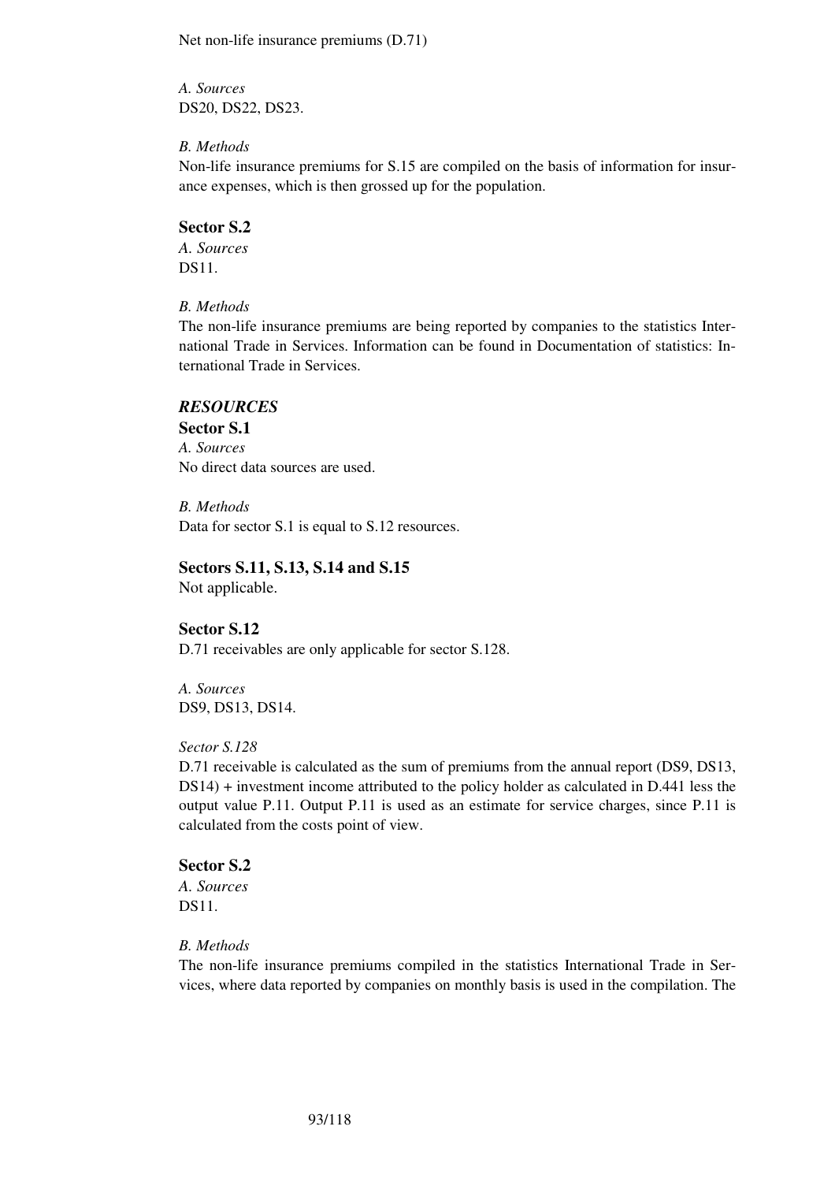Net non-life insurance premiums (D.71)

*A. Sources*
DS20, DS22, DS23.

*B. Methods*
Non-life insurance premiums for S.15 are compiled on the basis of information for insurance expenses, which is then grossed up for the population.

**Sector S.2**
*A. Sources*
DS11.

*B. Methods*
The non-life insurance premiums are being reported by companies to the statistics International Trade in Services. Information can be found in Documentation of statistics: International Trade in Services.

***RESOURCES***

**Sector S.1**
*A. Sources*
No direct data sources are used.

*B. Methods*
Data for sector S.1 is equal to S.12 resources.

**Sectors S.11, S.13, S.14 and S.15**
Not applicable.

**Sector S.12**
D.71 receivables are only applicable for sector S.128.

*A. Sources*
DS9, DS13, DS14.

*Sector S.128*
D.71 receivable is calculated as the sum of premiums from the annual report (DS9, DS13, DS14) + investment income attributed to the policy holder as calculated in D.441 less the output value P.11. Output P.11 is used as an estimate for service charges, since P.11 is calculated from the costs point of view.

**Sector S.2**
*A. Sources*
DS11.

*B. Methods*
The non-life insurance premiums compiled in the statistics International Trade in Services, where data reported by companies on monthly basis is used in the compilation. The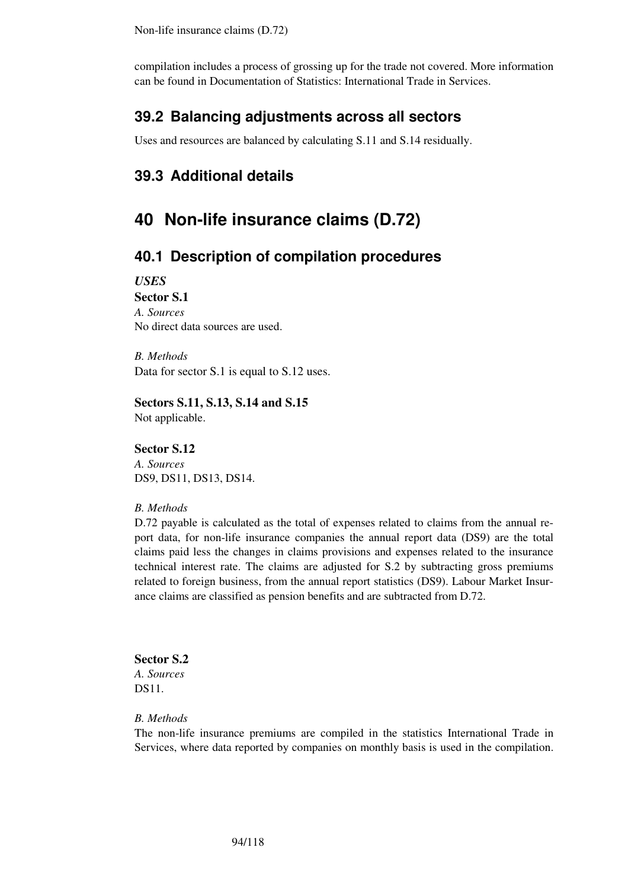compilation includes a process of grossing up for the trade not covered. More information can be found in Documentation of Statistics: International Trade in Services.

## 39.2 Balancing adjustments across all sectors

Uses and resources are balanced by calculating S.11 and S.14 residually.

## 39.3 Additional details

# 40 Non-life insurance claims (D.72)

## 40.1 Description of compilation procedures

***USES***

**Sector S.1**

*A. Sources*

No direct data sources are used.

*B. Methods*

Data for sector S.1 is equal to S.12 uses.

**Sectors S.11, S.13, S.14 and S.15**

Not applicable.

**Sector S.12**

*A. Sources*

DS9, DS11, DS13, DS14.

*B. Methods*

D.72 payable is calculated as the total of expenses related to claims from the annual report data, for non-life insurance companies the annual report data (DS9) are the total claims paid less the changes in claims provisions and expenses related to the insurance technical interest rate. The claims are adjusted for S.2 by subtracting gross premiums related to foreign business, from the annual report statistics (DS9). Labour Market Insurance claims are classified as pension benefits and are subtracted from D.72.

**Sector S.2**

*A. Sources*

DS11.

*B. Methods*

The non-life insurance premiums are compiled in the statistics International Trade in Services, where data reported by companies on monthly basis is used in the compilation.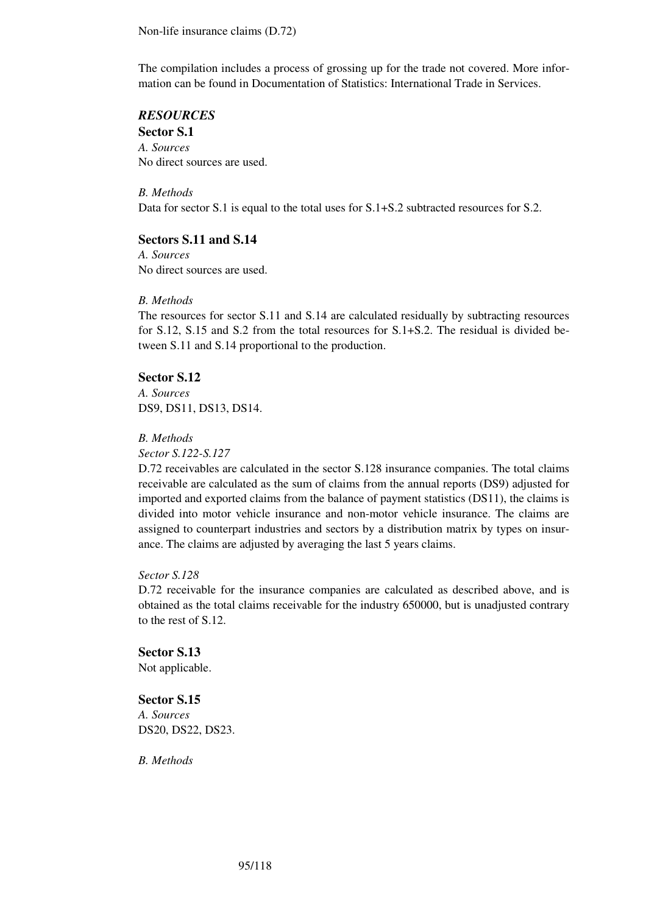Non-life insurance claims (D.72)

The compilation includes a process of grossing up for the trade not covered. More information can be found in Documentation of Statistics: International Trade in Services.

### *RESOURCES*

**Sector S.1**

*A. Sources*

No direct sources are used.

*B. Methods*

Data for sector S.1 is equal to the total uses for S.1+S.2 subtracted resources for S.2.

**Sectors S.11 and S.14**

*A. Sources*

No direct sources are used.

*B. Methods*

The resources for sector S.11 and S.14 are calculated residually by subtracting resources for S.12, S.15 and S.2 from the total resources for S.1+S.2. The residual is divided between S.11 and S.14 proportional to the production.

**Sector S.12**

*A. Sources*

DS9, DS11, DS13, DS14.

*B. Methods*

*Sector S.122-S.127*

D.72 receivables are calculated in the sector S.128 insurance companies. The total claims receivable are calculated as the sum of claims from the annual reports (DS9) adjusted for imported and exported claims from the balance of payment statistics (DS11), the claims is divided into motor vehicle insurance and non-motor vehicle insurance. The claims are assigned to counterpart industries and sectors by a distribution matrix by types on insurance. The claims are adjusted by averaging the last 5 years claims.

*Sector S.128*

D.72 receivable for the insurance companies are calculated as described above, and is obtained as the total claims receivable for the industry 650000, but is unadjusted contrary to the rest of S.12.

**Sector S.13**

Not applicable.

**Sector S.15**

*A. Sources*

DS20, DS22, DS23.

*B. Methods*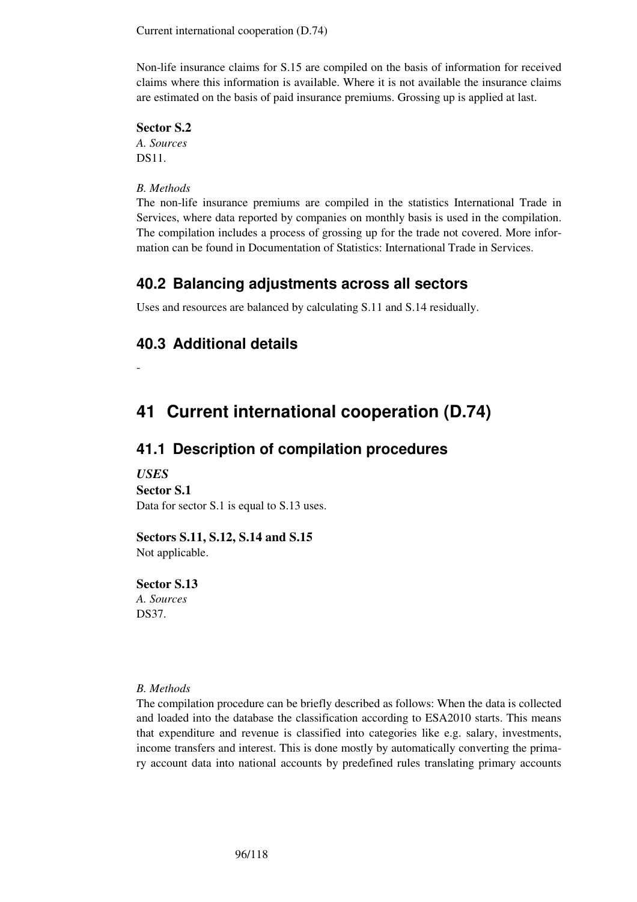Non-life insurance claims for S.15 are compiled on the basis of information for received claims where this information is available. Where it is not available the insurance claims are estimated on the basis of paid insurance premiums. Grossing up is applied at last.

**Sector S.2**

*A. Sources*

DS11.

*B. Methods*

The non-life insurance premiums are compiled in the statistics International Trade in Services, where data reported by companies on monthly basis is used in the compilation. The compilation includes a process of grossing up for the trade not covered. More information can be found in Documentation of Statistics: International Trade in Services.

## 40.2 Balancing adjustments across all sectors

Uses and resources are balanced by calculating S.11 and S.14 residually.

## 40.3 Additional details

-

# 41 Current international cooperation (D.74)

## 41.1 Description of compilation procedures

***USES***

**Sector S.1**

Data for sector S.1 is equal to S.13 uses.

**Sectors S.11, S.12, S.14 and S.15**

Not applicable.

**Sector S.13**

*A. Sources*

DS37.

*B. Methods*

The compilation procedure can be briefly described as follows: When the data is collected and loaded into the database the classification according to ESA2010 starts. This means that expenditure and revenue is classified into categories like e.g. salary, investments, income transfers and interest. This is done mostly by automatically converting the primary account data into national accounts by predefined rules translating primary accounts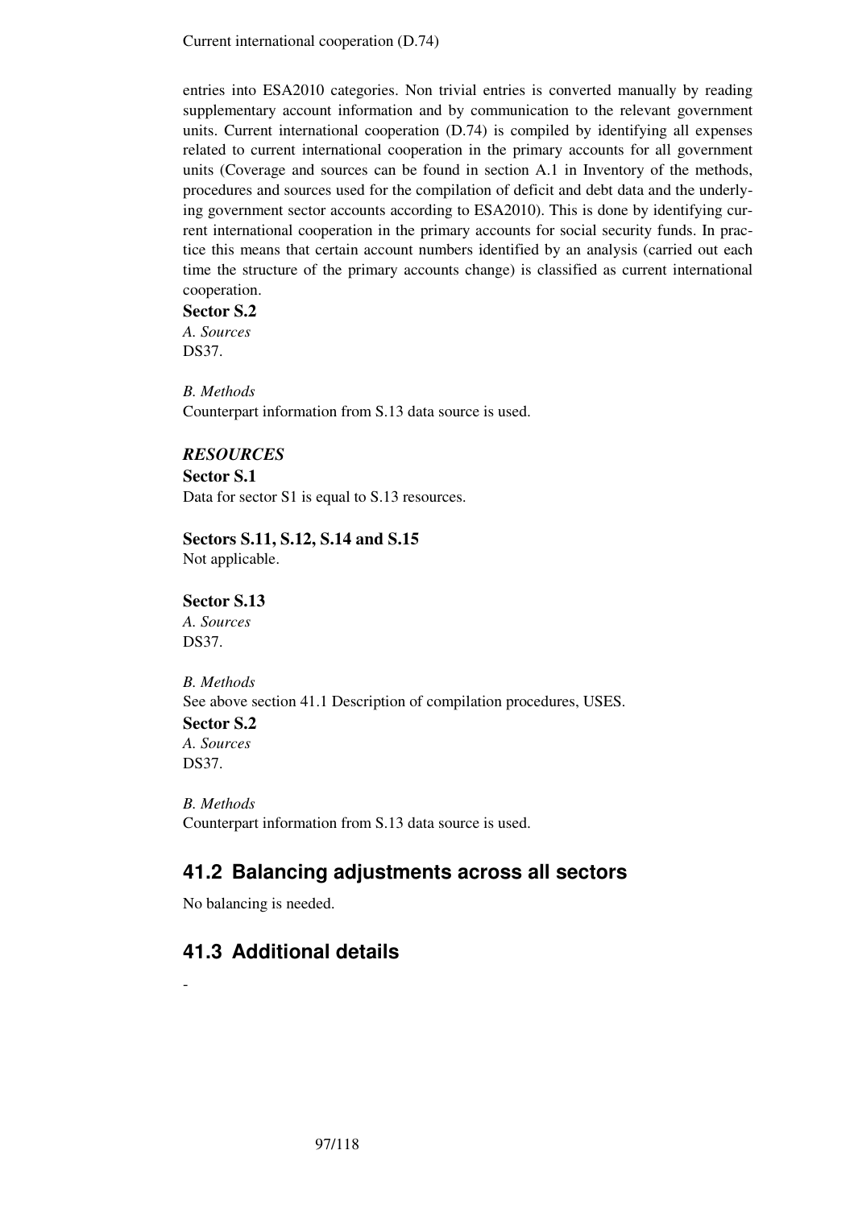entries into ESA2010 categories. Non trivial entries is converted manually by reading supplementary account information and by communication to the relevant government units. Current international cooperation (D.74) is compiled by identifying all expenses related to current international cooperation in the primary accounts for all government units (Coverage and sources can be found in section A.1 in Inventory of the methods, procedures and sources used for the compilation of deficit and debt data and the underlying government sector accounts according to ESA2010). This is done by identifying current international cooperation in the primary accounts for social security funds. In practice this means that certain account numbers identified by an analysis (carried out each time the structure of the primary accounts change) is classified as current international cooperation.

**Sector S.2**

*A. Sources*

DS37.

*B. Methods*

Counterpart information from S.13 data source is used.

***RESOURCES***

**Sector S.1**

Data for sector S1 is equal to S.13 resources.

**Sectors S.11, S.12, S.14 and S.15**

Not applicable.

**Sector S.13**

*A. Sources*

DS37.

*B. Methods*

See above section 41.1 Description of compilation procedures, USES.

**Sector S.2**

*A. Sources*

DS37.

*B. Methods*

Counterpart information from S.13 data source is used.

## 41.2 Balancing adjustments across all sectors

No balancing is needed.

## 41.3 Additional details

-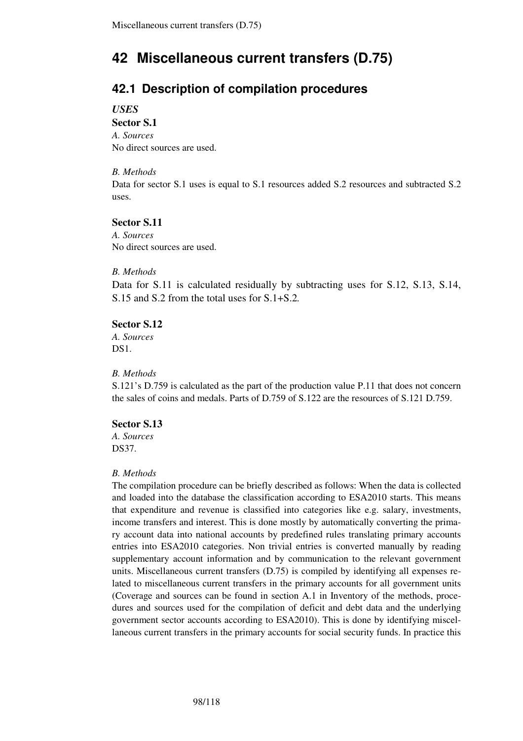# 42 Miscellaneous current transfers (D.75)

## 42.1 Description of compilation procedures

***USES***

**Sector S.1**

*A. Sources*

No direct sources are used.

*B. Methods*

Data for sector S.1 uses is equal to S.1 resources added S.2 resources and subtracted S.2 uses.

**Sector S.11**

*A. Sources*

No direct sources are used.

*B. Methods*

Data for S.11 is calculated residually by subtracting uses for S.12, S.13, S.14, S.15 and S.2 from the total uses for S.1+S.2.

**Sector S.12**

*A. Sources*

DS1.

*B. Methods*

S.121's D.759 is calculated as the part of the production value P.11 that does not concern the sales of coins and medals. Parts of D.759 of S.122 are the resources of S.121 D.759.

**Sector S.13**

*A. Sources*

DS37.

*B. Methods*

The compilation procedure can be briefly described as follows: When the data is collected and loaded into the database the classification according to ESA2010 starts. This means that expenditure and revenue is classified into categories like e.g. salary, investments, income transfers and interest. This is done mostly by automatically converting the primary account data into national accounts by predefined rules translating primary accounts entries into ESA2010 categories. Non trivial entries is converted manually by reading supplementary account information and by communication to the relevant government units. Miscellaneous current transfers (D.75) is compiled by identifying all expenses related to miscellaneous current transfers in the primary accounts for all government units (Coverage and sources can be found in section A.1 in Inventory of the methods, procedures and sources used for the compilation of deficit and debt data and the underlying government sector accounts according to ESA2010). This is done by identifying miscellaneous current transfers in the primary accounts for social security funds. In practice this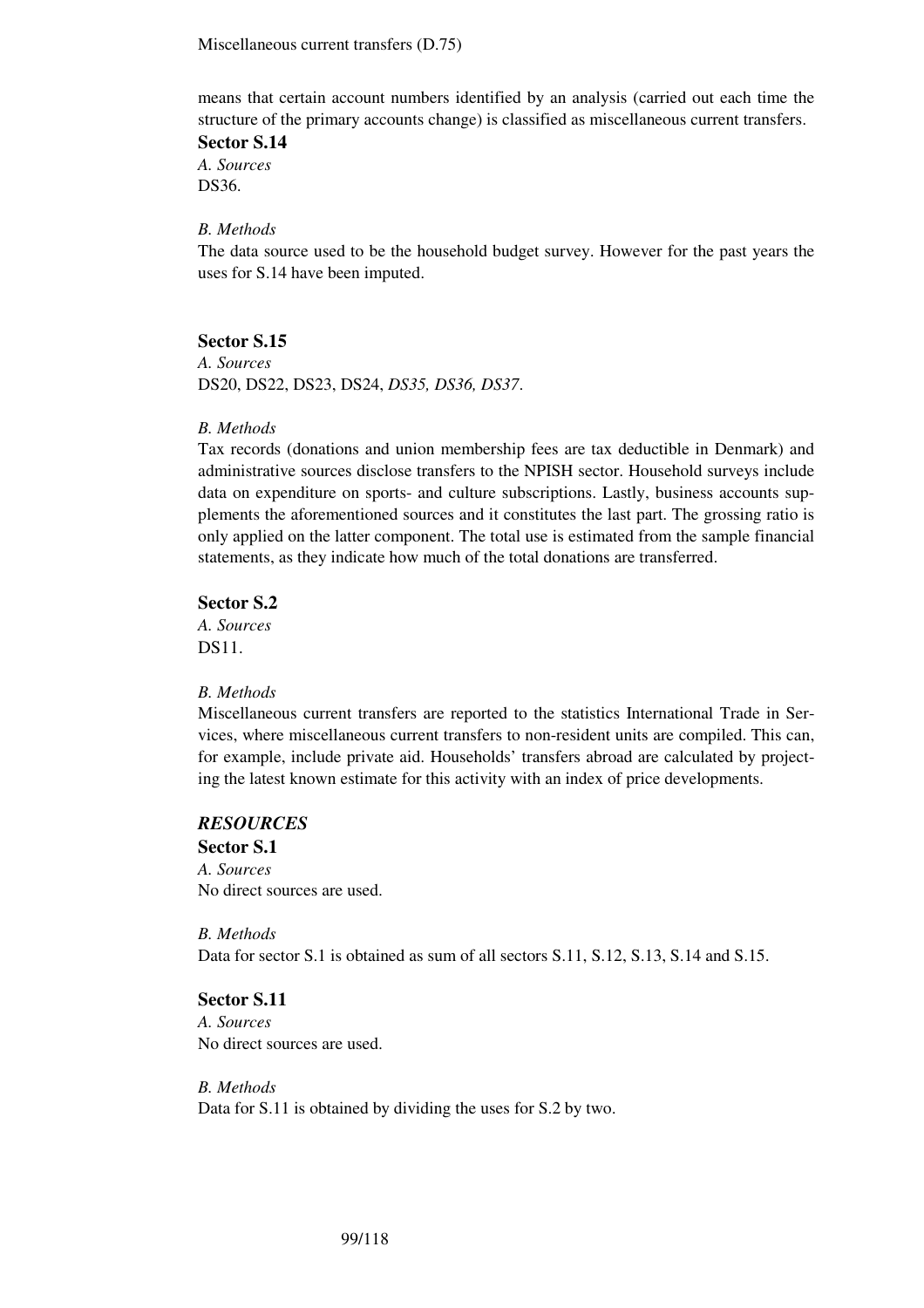Miscellaneous current transfers (D.75)

means that certain account numbers identified by an analysis (carried out each time the structure of the primary accounts change) is classified as miscellaneous current transfers.

**Sector S.14**

*A. Sources*

DS36.

*B. Methods*

The data source used to be the household budget survey. However for the past years the uses for S.14 have been imputed.

**Sector S.15**

*A. Sources*

DS20, DS22, DS23, DS24, *DS35, DS36, DS37*.

*B. Methods*

Tax records (donations and union membership fees are tax deductible in Denmark) and administrative sources disclose transfers to the NPISH sector. Household surveys include data on expenditure on sports- and culture subscriptions. Lastly, business accounts supplements the aforementioned sources and it constitutes the last part. The grossing ratio is only applied on the latter component. The total use is estimated from the sample financial statements, as they indicate how much of the total donations are transferred.

**Sector S.2**

*A. Sources*

DS11.

*B. Methods*

Miscellaneous current transfers are reported to the statistics International Trade in Services, where miscellaneous current transfers to non-resident units are compiled. This can, for example, include private aid. Households' transfers abroad are calculated by projecting the latest known estimate for this activity with an index of price developments.

***RESOURCES***

**Sector S.1**

*A. Sources*

No direct sources are used.

*B. Methods*

Data for sector S.1 is obtained as sum of all sectors S.11, S.12, S.13, S.14 and S.15.

**Sector S.11**

*A. Sources*

No direct sources are used.

*B. Methods*

Data for S.11 is obtained by dividing the uses for S.2 by two.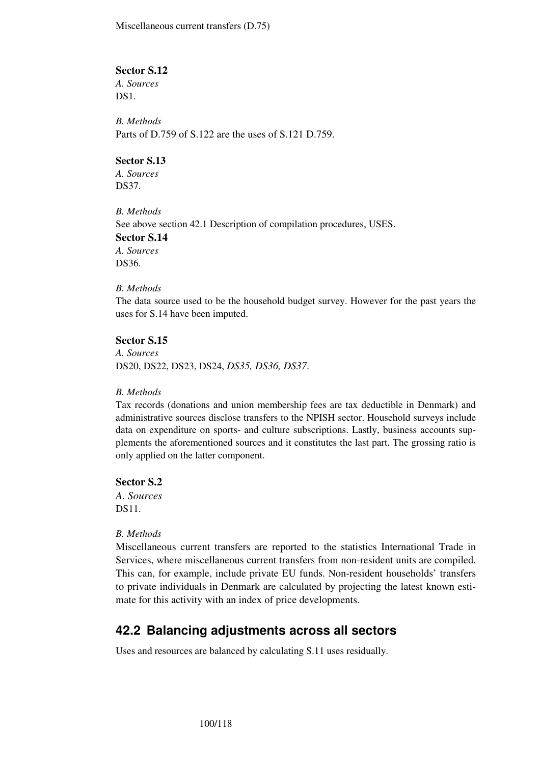Miscellaneous current transfers (D.75)

**Sector S.12**

*A. Sources*

DS1.

*B. Methods*

Parts of D.759 of S.122 are the uses of S.121 D.759.

**Sector S.13**

*A. Sources*

DS37.

*B. Methods*

See above section 42.1 Description of compilation procedures, USES.

**Sector S.14**

*A. Sources*

DS36.

*B. Methods*

The data source used to be the household budget survey. However for the past years the uses for S.14 have been imputed.

**Sector S.15**

*A. Sources*

DS20, DS22, DS23, DS24, *DS35, DS36, DS37*.

*B. Methods*

Tax records (donations and union membership fees are tax deductible in Denmark) and administrative sources disclose transfers to the NPISH sector. Household surveys include data on expenditure on sports- and culture subscriptions. Lastly, business accounts supplements the aforementioned sources and it constitutes the last part. The grossing ratio is only applied on the latter component.

**Sector S.2**

*A. Sources*

DS11.

*B. Methods*

Miscellaneous current transfers are reported to the statistics International Trade in Services, where miscellaneous current transfers from non-resident units are compiled. This can, for example, include private EU funds. Non-resident households' transfers to private individuals in Denmark are calculated by projecting the latest known estimate for this activity with an index of price developments.

## 42.2 Balancing adjustments across all sectors

Uses and resources are balanced by calculating S.11 uses residually.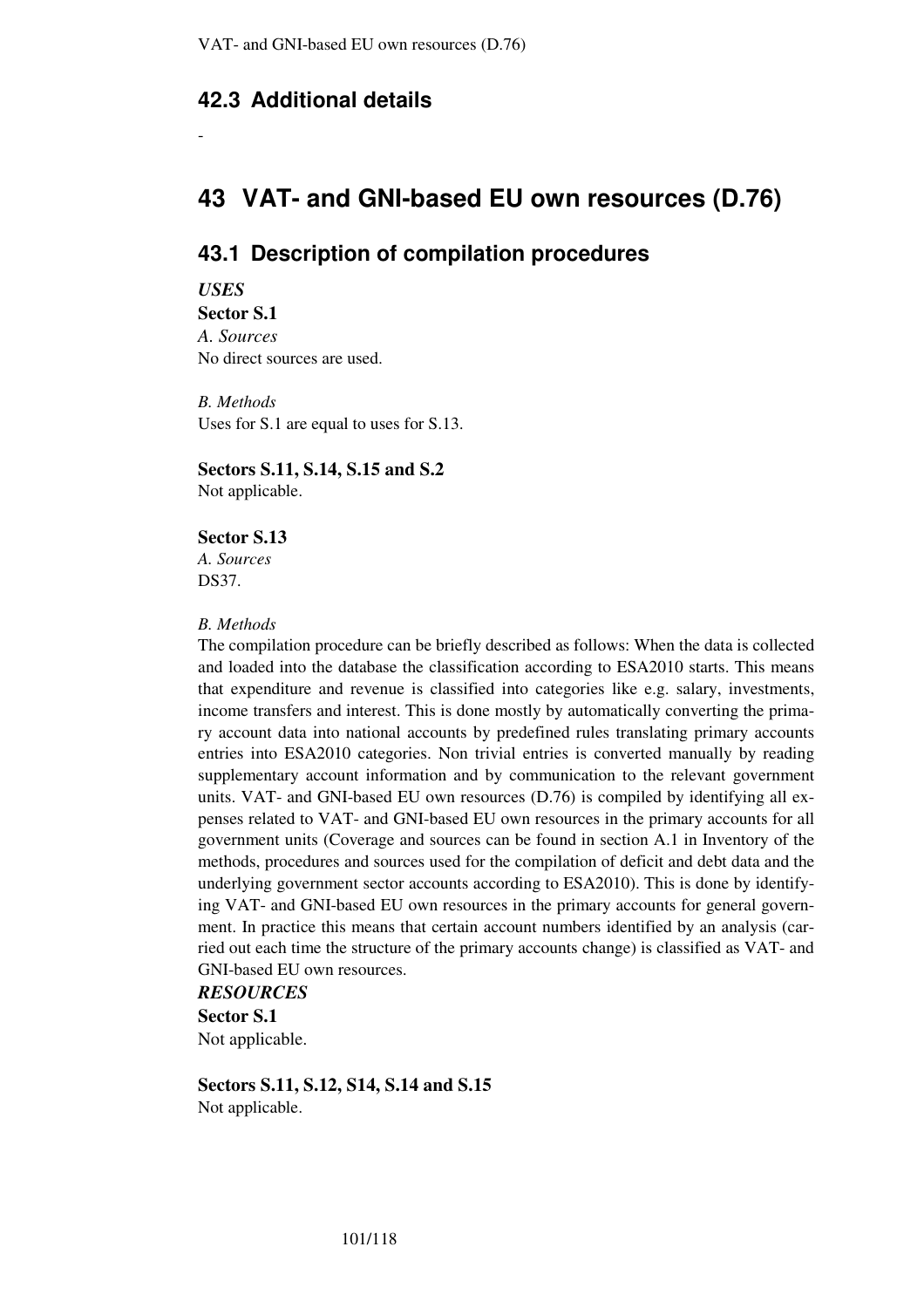## 42.3 Additional details

-

# 43 VAT- and GNI-based EU own resources (D.76)

## 43.1 Description of compilation procedures

***USES***

**Sector S.1**

*A. Sources*

No direct sources are used.

*B. Methods*

Uses for S.1 are equal to uses for S.13.

**Sectors S.11, S.14, S.15 and S.2**

Not applicable.

**Sector S.13**

*A. Sources*

DS37.

*B. Methods*

The compilation procedure can be briefly described as follows: When the data is collected and loaded into the database the classification according to ESA2010 starts. This means that expenditure and revenue is classified into categories like e.g. salary, investments, income transfers and interest. This is done mostly by automatically converting the primary account data into national accounts by predefined rules translating primary accounts entries into ESA2010 categories. Non trivial entries is converted manually by reading supplementary account information and by communication to the relevant government units. VAT- and GNI-based EU own resources (D.76) is compiled by identifying all expenses related to VAT- and GNI-based EU own resources in the primary accounts for all government units (Coverage and sources can be found in section A.1 in Inventory of the methods, procedures and sources used for the compilation of deficit and debt data and the underlying government sector accounts according to ESA2010). This is done by identifying VAT- and GNI-based EU own resources in the primary accounts for general government. In practice this means that certain account numbers identified by an analysis (carried out each time the structure of the primary accounts change) is classified as VAT- and GNI-based EU own resources.

***RESOURCES***

**Sector S.1**

Not applicable.

**Sectors S.11, S.12, S14, S.14 and S.15**

Not applicable.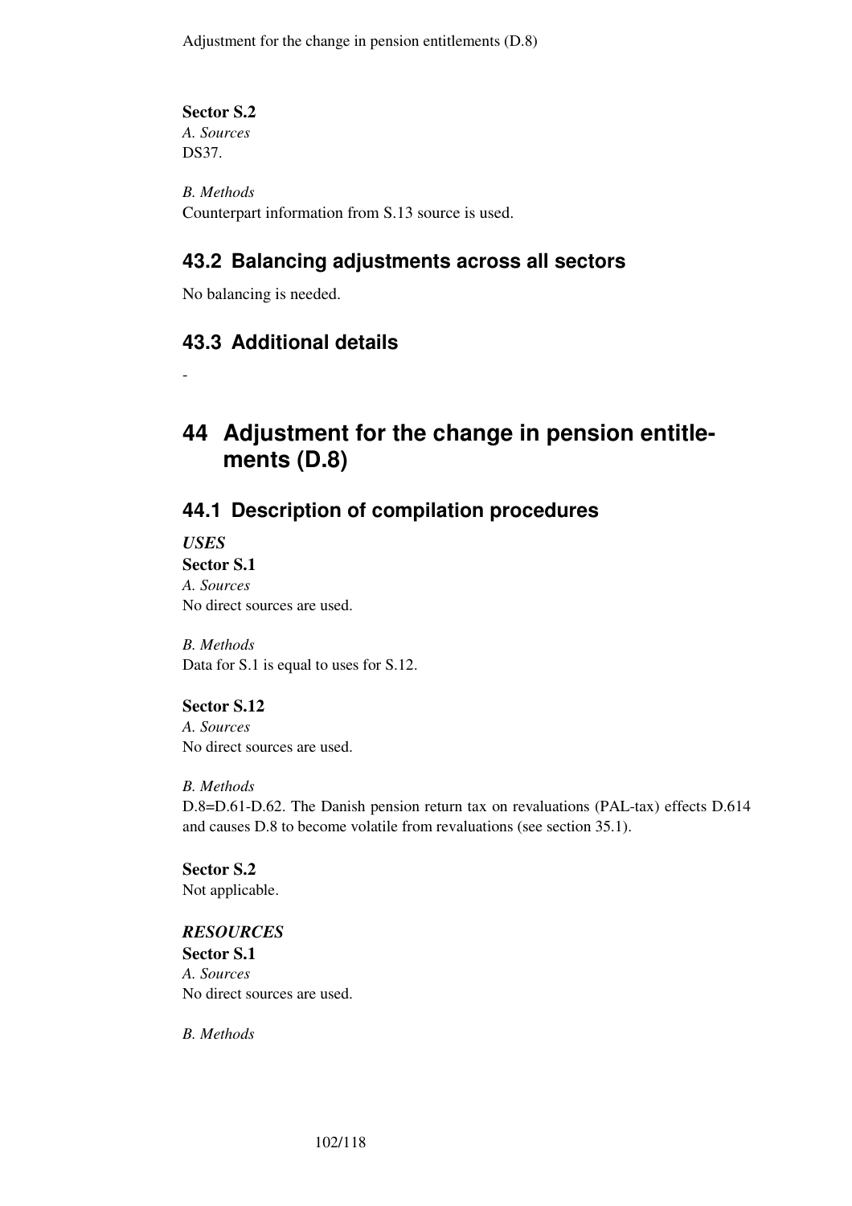**Sector S.2**

*A. Sources*

DS37.

*B. Methods*

Counterpart information from S.13 source is used.

## 43.2 Balancing adjustments across all sectors

No balancing is needed.

## 43.3 Additional details

-

# 44 Adjustment for the change in pension entitlements (D.8)

## 44.1 Description of compilation procedures

***USES***

**Sector S.1**

*A. Sources*

No direct sources are used.

*B. Methods*

Data for S.1 is equal to uses for S.12.

**Sector S.12**

*A. Sources*

No direct sources are used.

*B. Methods*

D.8=D.61-D.62. The Danish pension return tax on revaluations (PAL-tax) effects D.614 and causes D.8 to become volatile from revaluations (see section 35.1).

**Sector S.2**

Not applicable.

***RESOURCES***

**Sector S.1**

*A. Sources*

No direct sources are used.

*B. Methods*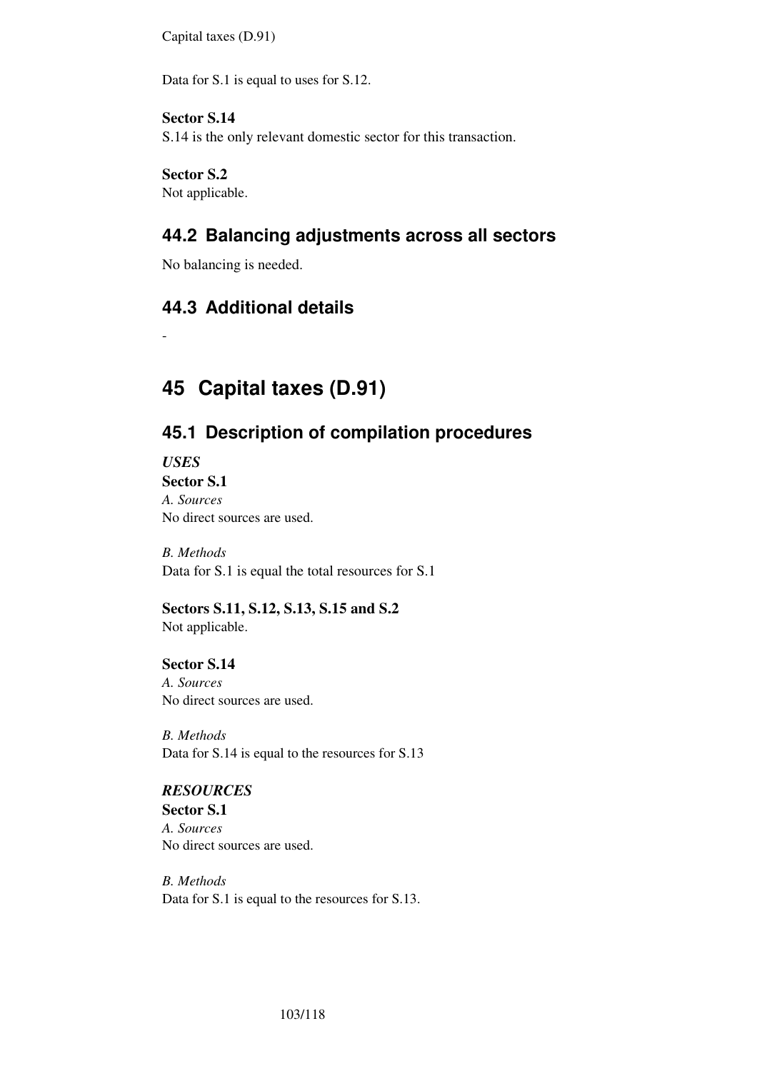Data for S.1 is equal to uses for S.12.

**Sector S.14**
S.14 is the only relevant domestic sector for this transaction.

**Sector S.2**
Not applicable.

## 44.2 Balancing adjustments across all sectors

No balancing is needed.

## 44.3 Additional details

-

# 45 Capital taxes (D.91)

## 45.1 Description of compilation procedures

***USES***

**Sector S.1**
*A. Sources*
No direct sources are used.

*B. Methods*
Data for S.1 is equal the total resources for S.1

**Sectors S.11, S.12, S.13, S.15 and S.2**
Not applicable.

**Sector S.14**
*A. Sources*
No direct sources are used.

*B. Methods*
Data for S.14 is equal to the resources for S.13

***RESOURCES***

**Sector S.1**
*A. Sources*
No direct sources are used.

*B. Methods*
Data for S.1 is equal to the resources for S.13.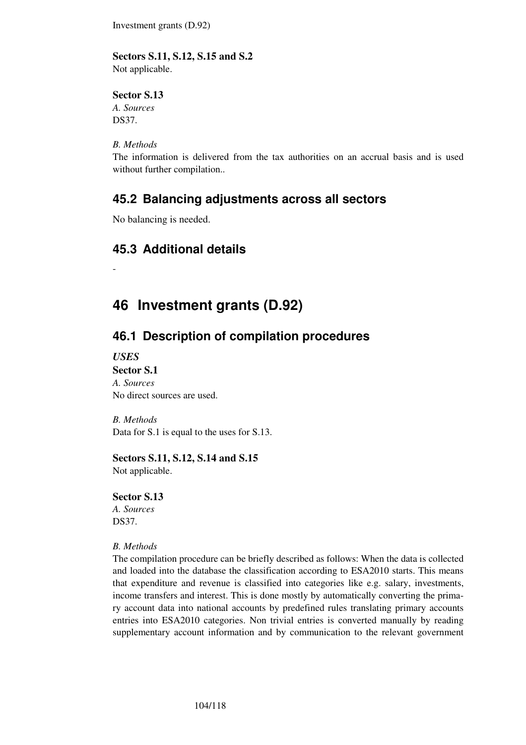**Sectors S.11, S.12, S.15 and S.2**
Not applicable.

**Sector S.13**
*A. Sources*
DS37.

*B. Methods*
The information is delivered from the tax authorities on an accrual basis and is used without further compilation..

## 45.2 Balancing adjustments across all sectors

No balancing is needed.

## 45.3 Additional details

-

# 46 Investment grants (D.92)

## 46.1 Description of compilation procedures

***USES***
**Sector S.1**
*A. Sources*
No direct sources are used.

*B. Methods*
Data for S.1 is equal to the uses for S.13.

**Sectors S.11, S.12, S.14 and S.15**
Not applicable.

**Sector S.13**
*A. Sources*
DS37.

*B. Methods*
The compilation procedure can be briefly described as follows: When the data is collected and loaded into the database the classification according to ESA2010 starts. This means that expenditure and revenue is classified into categories like e.g. salary, investments, income transfers and interest. This is done mostly by automatically converting the primary account data into national accounts by predefined rules translating primary accounts entries into ESA2010 categories. Non trivial entries is converted manually by reading supplementary account information and by communication to the relevant government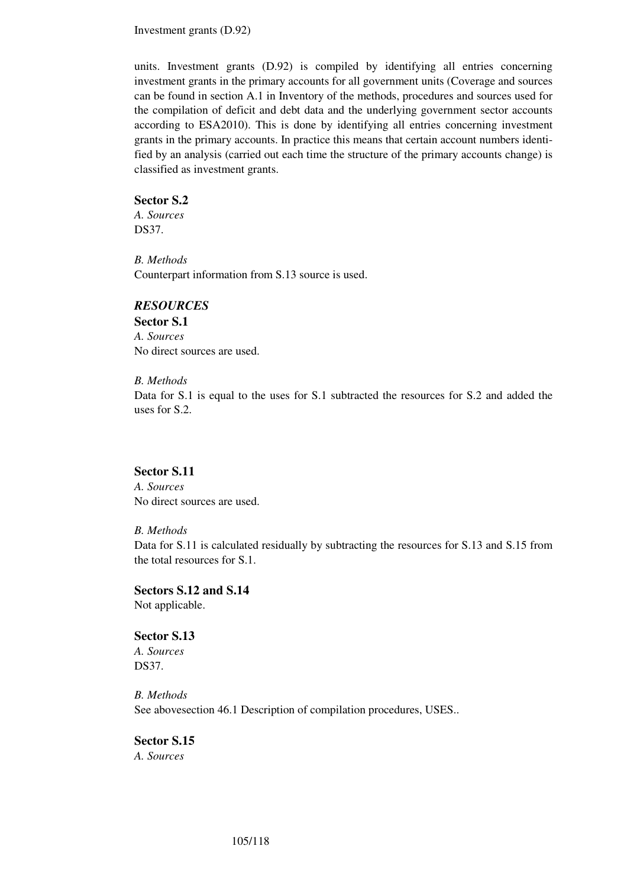units. Investment grants (D.92) is compiled by identifying all entries concerning investment grants in the primary accounts for all government units (Coverage and sources can be found in section A.1 in Inventory of the methods, procedures and sources used for the compilation of deficit and debt data and the underlying government sector accounts according to ESA2010). This is done by identifying all entries concerning investment grants in the primary accounts. In practice this means that certain account numbers identified by an analysis (carried out each time the structure of the primary accounts change) is classified as investment grants.

**Sector S.2**

*A. Sources*

DS37.

*B. Methods*

Counterpart information from S.13 source is used.

***RESOURCES***

**Sector S.1**

*A. Sources*

No direct sources are used.

*B. Methods*

Data for S.1 is equal to the uses for S.1 subtracted the resources for S.2 and added the uses for S.2.

**Sector S.11**

*A. Sources*

No direct sources are used.

*B. Methods*

Data for S.11 is calculated residually by subtracting the resources for S.13 and S.15 from the total resources for S.1.

**Sectors S.12 and S.14**

Not applicable.

**Sector S.13**

*A. Sources*

DS37.

*B. Methods*

See abovesection 46.1 Description of compilation procedures, USES..

**Sector S.15**

*A. Sources*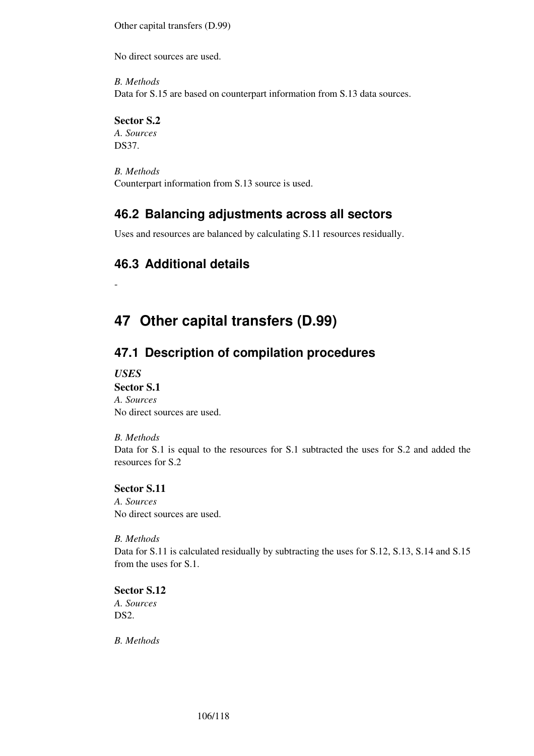Other capital transfers (D.99)

No direct sources are used.

*B. Methods*
Data for S.15 are based on counterpart information from S.13 data sources.

**Sector S.2**
*A. Sources*
DS37.

*B. Methods*
Counterpart information from S.13 source is used.

## 46.2 Balancing adjustments across all sectors

Uses and resources are balanced by calculating S.11 resources residually.

## 46.3 Additional details

-

# 47 Other capital transfers (D.99)

## 47.1 Description of compilation procedures

***USES***
**Sector S.1**
*A. Sources*
No direct sources are used.

*B. Methods*
Data for S.1 is equal to the resources for S.1 subtracted the uses for S.2 and added the resources for S.2

**Sector S.11**
*A. Sources*
No direct sources are used.

*B. Methods*
Data for S.11 is calculated residually by subtracting the uses for S.12, S.13, S.14 and S.15 from the uses for S.1.

**Sector S.12**
*A. Sources*
DS2.

*B. Methods*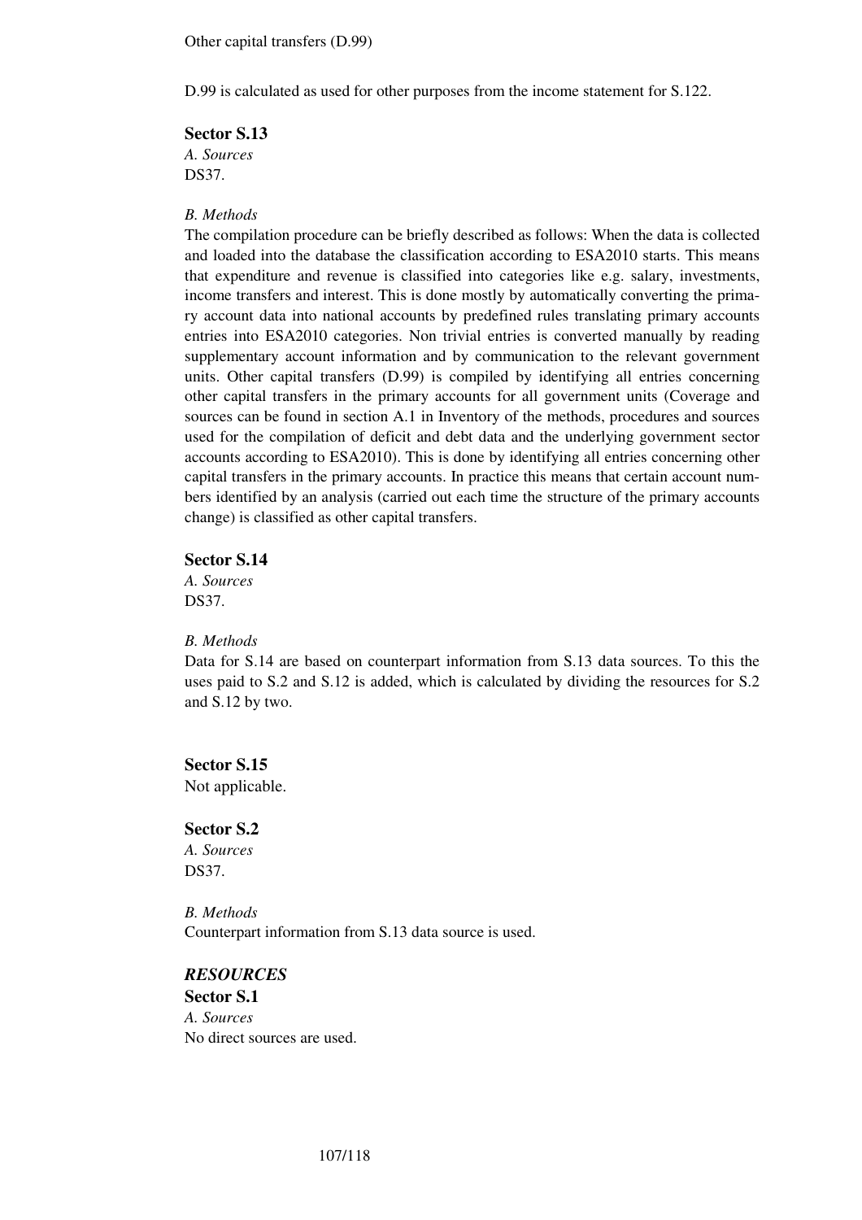Other capital transfers (D.99)

D.99 is calculated as used for other purposes from the income statement for S.122.

**Sector S.13**

*A. Sources*

DS37.

*B. Methods*

The compilation procedure can be briefly described as follows: When the data is collected and loaded into the database the classification according to ESA2010 starts. This means that expenditure and revenue is classified into categories like e.g. salary, investments, income transfers and interest. This is done mostly by automatically converting the primary account data into national accounts by predefined rules translating primary accounts entries into ESA2010 categories. Non trivial entries is converted manually by reading supplementary account information and by communication to the relevant government units. Other capital transfers (D.99) is compiled by identifying all entries concerning other capital transfers in the primary accounts for all government units (Coverage and sources can be found in section A.1 in Inventory of the methods, procedures and sources used for the compilation of deficit and debt data and the underlying government sector accounts according to ESA2010). This is done by identifying all entries concerning other capital transfers in the primary accounts. In practice this means that certain account numbers identified by an analysis (carried out each time the structure of the primary accounts change) is classified as other capital transfers.

**Sector S.14**

*A. Sources*

DS37.

*B. Methods*

Data for S.14 are based on counterpart information from S.13 data sources. To this the uses paid to S.2 and S.12 is added, which is calculated by dividing the resources for S.2 and S.12 by two.

**Sector S.15**

Not applicable.

**Sector S.2**

*A. Sources*

DS37.

*B. Methods*

Counterpart information from S.13 data source is used.

***RESOURCES***

**Sector S.1**

*A. Sources*

No direct sources are used.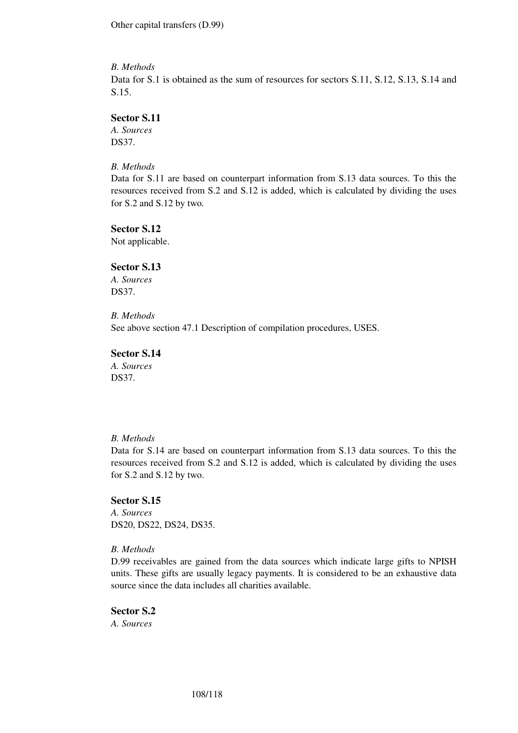Other capital transfers (D.99)

*B. Methods*

Data for S.1 is obtained as the sum of resources for sectors S.11, S.12, S.13, S.14 and S.15.

**Sector S.11**

*A. Sources*

DS37.

*B. Methods*

Data for S.11 are based on counterpart information from S.13 data sources. To this the resources received from S.2 and S.12 is added, which is calculated by dividing the uses for S.2 and S.12 by two.

**Sector S.12**

Not applicable.

**Sector S.13**

*A. Sources*

DS37.

*B. Methods*

See above section 47.1 Description of compilation procedures, USES.

**Sector S.14**

*A. Sources*

DS37.

*B. Methods*

Data for S.14 are based on counterpart information from S.13 data sources. To this the resources received from S.2 and S.12 is added, which is calculated by dividing the uses for S.2 and S.12 by two.

**Sector S.15**

*A. Sources*

DS20, DS22, DS24, DS35.

*B. Methods*

D.99 receivables are gained from the data sources which indicate large gifts to NPISH units. These gifts are usually legacy payments. It is considered to be an exhaustive data source since the data includes all charities available.

**Sector S.2**

*A. Sources*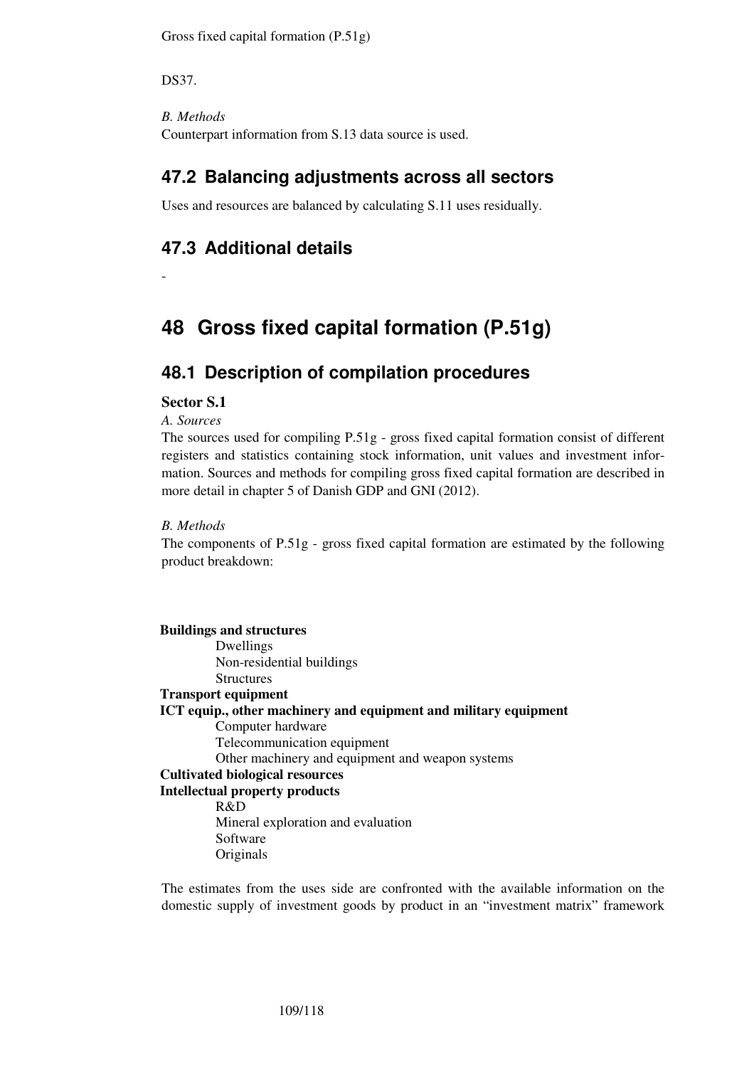DS37.

*B. Methods*
Counterpart information from S.13 data source is used.

## 47.2 Balancing adjustments across all sectors

Uses and resources are balanced by calculating S.11 uses residually.

## 47.3 Additional details

-

# 48 Gross fixed capital formation (P.51g)

## 48.1 Description of compilation procedures

### Sector S.1

*A. Sources*
The sources used for compiling P.51g - gross fixed capital formation consist of different registers and statistics containing stock information, unit values and investment information. Sources and methods for compiling gross fixed capital formation are described in more detail in chapter 5 of Danish GDP and GNI (2012).

*B. Methods*
The components of P.51g - gross fixed capital formation are estimated by the following product breakdown:

**Buildings and structures**
- Dwellings
- Non-residential buildings
- Structures

**Transport equipment**

**ICT equip., other machinery and equipment and military equipment**
- Computer hardware
- Telecommunication equipment
- Other machinery and equipment and weapon systems

**Cultivated biological resources**

**Intellectual property products**
- R&D
- Mineral exploration and evaluation
- Software
- Originals

The estimates from the uses side are confronted with the available information on the domestic supply of investment goods by product in an "investment matrix" framework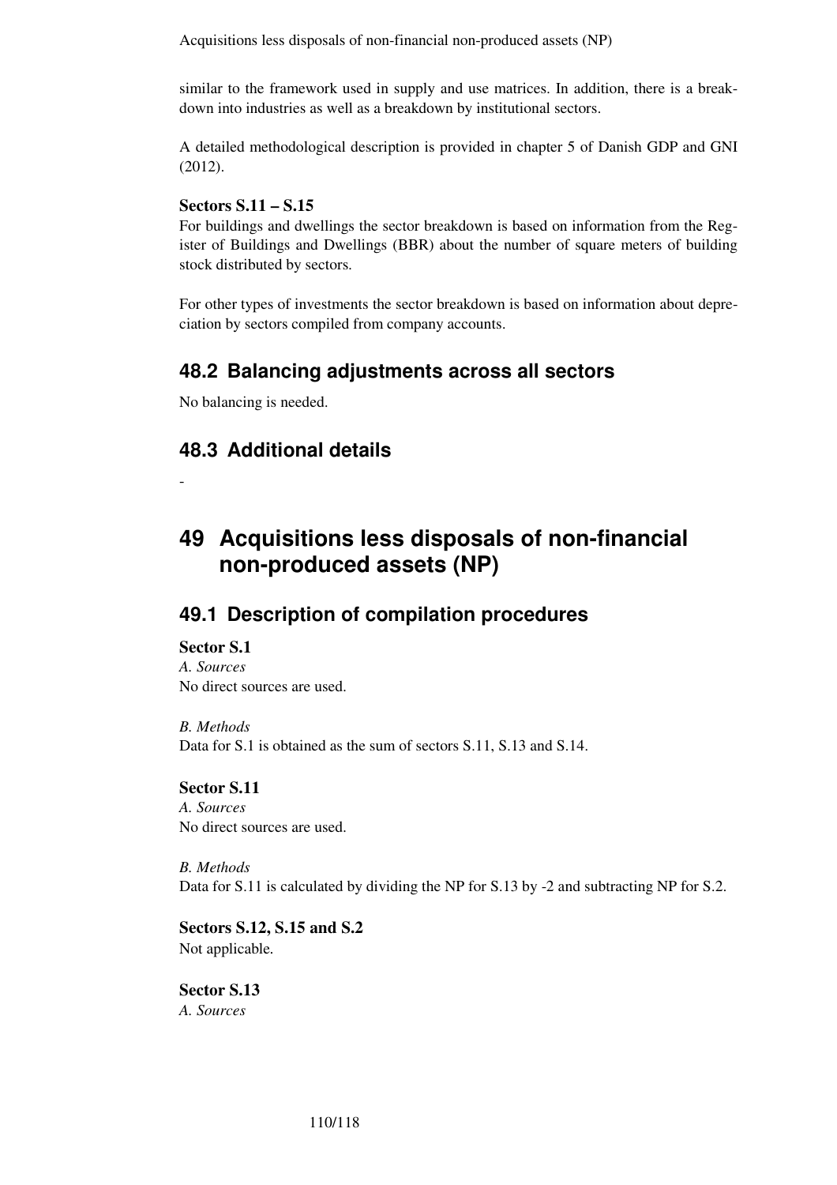similar to the framework used in supply and use matrices. In addition, there is a breakdown into industries as well as a breakdown by institutional sectors.

A detailed methodological description is provided in chapter 5 of Danish GDP and GNI (2012).

**Sectors S.11 – S.15**

For buildings and dwellings the sector breakdown is based on information from the Register of Buildings and Dwellings (BBR) about the number of square meters of building stock distributed by sectors.

For other types of investments the sector breakdown is based on information about depreciation by sectors compiled from company accounts.

## 48.2 Balancing adjustments across all sectors

No balancing is needed.

## 48.3 Additional details

-

# 49 Acquisitions less disposals of non-financial non-produced assets (NP)

## 49.1 Description of compilation procedures

**Sector S.1**

*A. Sources*

No direct sources are used.

*B. Methods*

Data for S.1 is obtained as the sum of sectors S.11, S.13 and S.14.

**Sector S.11**

*A. Sources*

No direct sources are used.

*B. Methods*

Data for S.11 is calculated by dividing the NP for S.13 by -2 and subtracting NP for S.2.

**Sectors S.12, S.15 and S.2**

Not applicable.

**Sector S.13**

*A. Sources*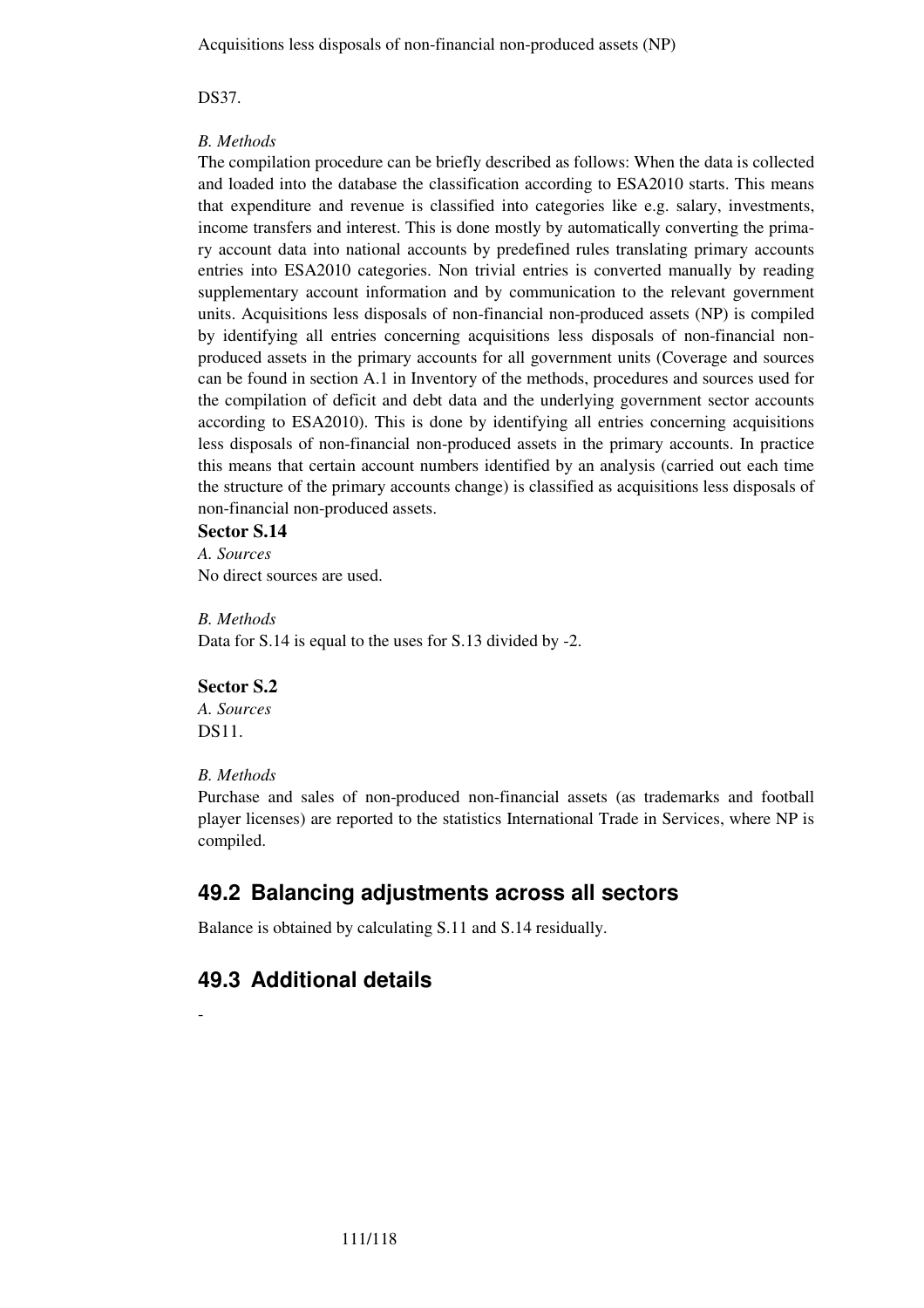Acquisitions less disposals of non-financial non-produced assets (NP)

DS37.

*B. Methods*

The compilation procedure can be briefly described as follows: When the data is collected and loaded into the database the classification according to ESA2010 starts. This means that expenditure and revenue is classified into categories like e.g. salary, investments, income transfers and interest. This is done mostly by automatically converting the primary account data into national accounts by predefined rules translating primary accounts entries into ESA2010 categories. Non trivial entries is converted manually by reading supplementary account information and by communication to the relevant government units. Acquisitions less disposals of non-financial non-produced assets (NP) is compiled by identifying all entries concerning acquisitions less disposals of non-financial non-produced assets in the primary accounts for all government units (Coverage and sources can be found in section A.1 in Inventory of the methods, procedures and sources used for the compilation of deficit and debt data and the underlying government sector accounts according to ESA2010). This is done by identifying all entries concerning acquisitions less disposals of non-financial non-produced assets in the primary accounts. In practice this means that certain account numbers identified by an analysis (carried out each time the structure of the primary accounts change) is classified as acquisitions less disposals of non-financial non-produced assets.

**Sector S.14**

*A. Sources*

No direct sources are used.

*B. Methods*

Data for S.14 is equal to the uses for S.13 divided by -2.

**Sector S.2**

*A. Sources*

DS11.

*B. Methods*

Purchase and sales of non-produced non-financial assets (as trademarks and football player licenses) are reported to the statistics International Trade in Services, where NP is compiled.

## 49.2 Balancing adjustments across all sectors

Balance is obtained by calculating S.11 and S.14 residually.

## 49.3 Additional details

-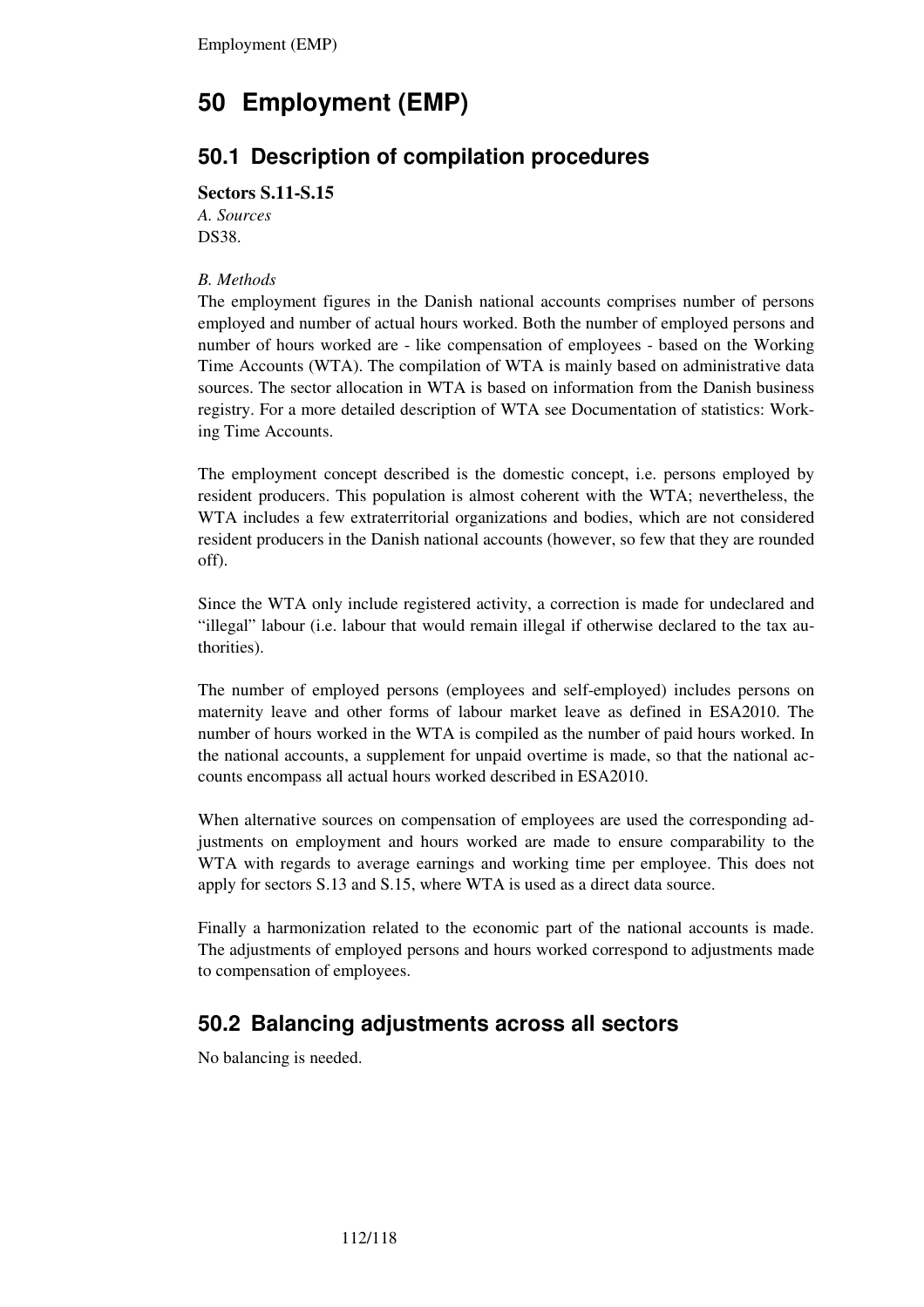# 50 Employment (EMP)

## 50.1 Description of compilation procedures

**Sectors S.11-S.15**

*A. Sources*

DS38.

*B. Methods*

The employment figures in the Danish national accounts comprises number of persons employed and number of actual hours worked. Both the number of employed persons and number of hours worked are - like compensation of employees - based on the Working Time Accounts (WTA). The compilation of WTA is mainly based on administrative data sources. The sector allocation in WTA is based on information from the Danish business registry. For a more detailed description of WTA see Documentation of statistics: Working Time Accounts.

The employment concept described is the domestic concept, i.e. persons employed by resident producers. This population is almost coherent with the WTA; nevertheless, the WTA includes a few extraterritorial organizations and bodies, which are not considered resident producers in the Danish national accounts (however, so few that they are rounded off).

Since the WTA only include registered activity, a correction is made for undeclared and "illegal" labour (i.e. labour that would remain illegal if otherwise declared to the tax authorities).

The number of employed persons (employees and self-employed) includes persons on maternity leave and other forms of labour market leave as defined in ESA2010. The number of hours worked in the WTA is compiled as the number of paid hours worked. In the national accounts, a supplement for unpaid overtime is made, so that the national accounts encompass all actual hours worked described in ESA2010.

When alternative sources on compensation of employees are used the corresponding adjustments on employment and hours worked are made to ensure comparability to the WTA with regards to average earnings and working time per employee. This does not apply for sectors S.13 and S.15, where WTA is used as a direct data source.

Finally a harmonization related to the economic part of the national accounts is made. The adjustments of employed persons and hours worked correspond to adjustments made to compensation of employees.

## 50.2 Balancing adjustments across all sectors

No balancing is needed.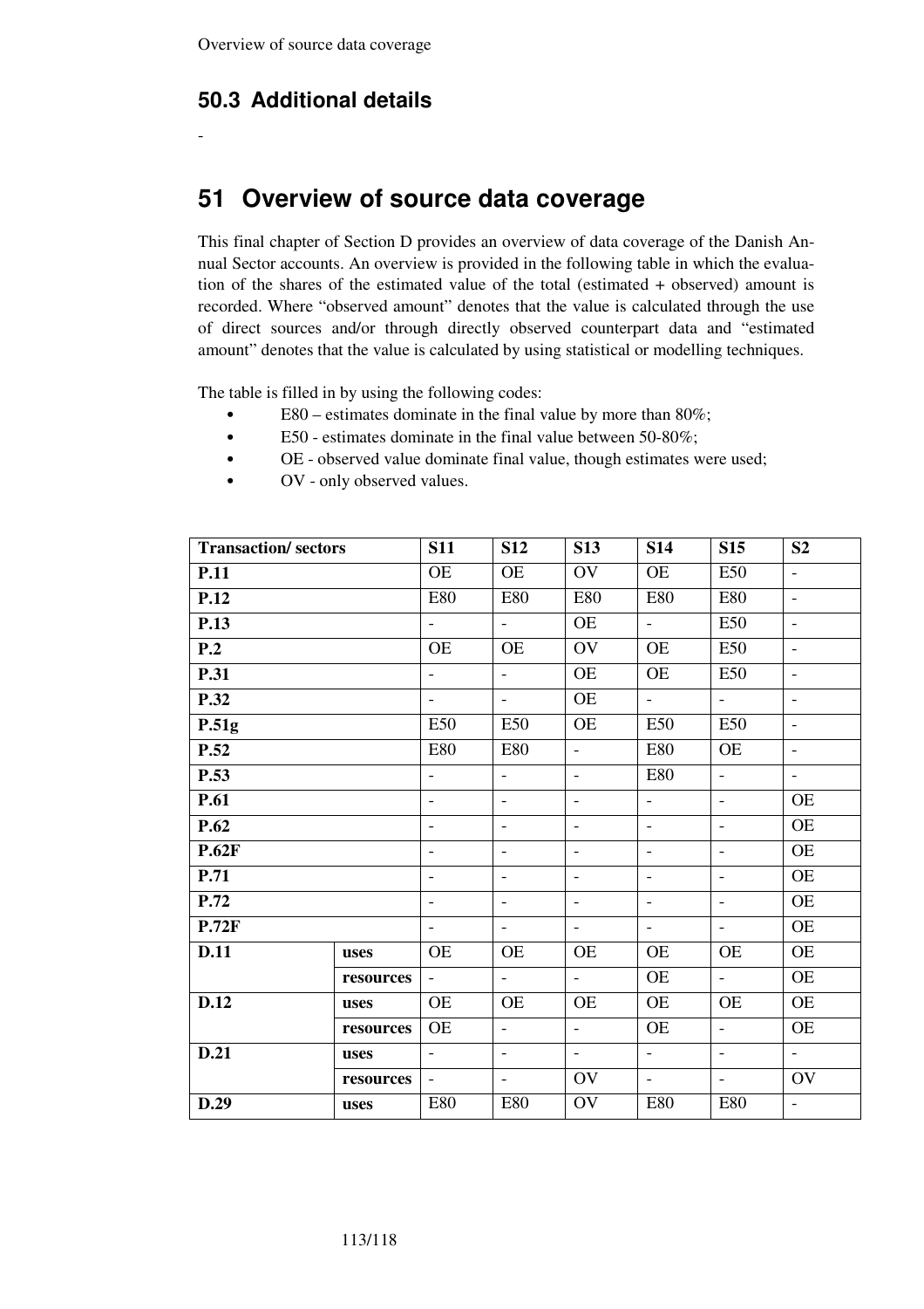## 50.3 Additional details

-

# 51 Overview of source data coverage

This final chapter of Section D provides an overview of data coverage of the Danish Annual Sector accounts. An overview is provided in the following table in which the evaluation of the shares of the estimated value of the total (estimated + observed) amount is recorded. Where "observed amount" denotes that the value is calculated through the use of direct sources and/or through directly observed counterpart data and "estimated amount" denotes that the value is calculated by using statistical or modelling techniques.

The table is filled in by using the following codes:

- E80 – estimates dominate in the final value by more than 80%;
- E50 - estimates dominate in the final value between 50-80%;
- OE - observed value dominate final value, though estimates were used;
- OV - only observed values.

| **Transaction/ sectors** | | **S11** | **S12** | **S13** | **S14** | **S15** | **S2** |
|---|---|---|---|---|---|---|---|
| **P.11** | | OE | OE | OV | OE | E50 | - |
| **P.12** | | E80 | E80 | E80 | E80 | E80 | - |
| **P.13** | | - | - | OE | - | E50 | - |
| **P.2** | | OE | OE | OV | OE | E50 | - |
| **P.31** | | - | - | OE | OE | E50 | - |
| **P.32** | | - | - | OE | - | - | - |
| **P.51g** | | E50 | E50 | OE | E50 | E50 | - |
| **P.52** | | E80 | E80 | - | E80 | OE | - |
| **P.53** | | - | - | - | E80 | - | - |
| **P.61** | | - | - | - | - | - | OE |
| **P.62** | | - | - | - | - | - | OE |
| **P.62F** | | - | - | - | - | - | OE |
| **P.71** | | - | - | - | - | - | OE |
| **P.72** | | - | - | - | - | - | OE |
| **P.72F** | | - | - | - | - | - | OE |
| **D.11** | **uses** | OE | OE | OE | OE | OE | OE |
| | **resources** | - | - | - | OE | - | OE |
| **D.12** | **uses** | OE | OE | OE | OE | OE | OE |
| | **resources** | OE | - | - | OE | - | OE |
| **D.21** | **uses** | - | - | - | - | - | - |
| | **resources** | - | - | OV | - | - | OV |
| **D.29** | **uses** | E80 | E80 | OV | E80 | E80 | - |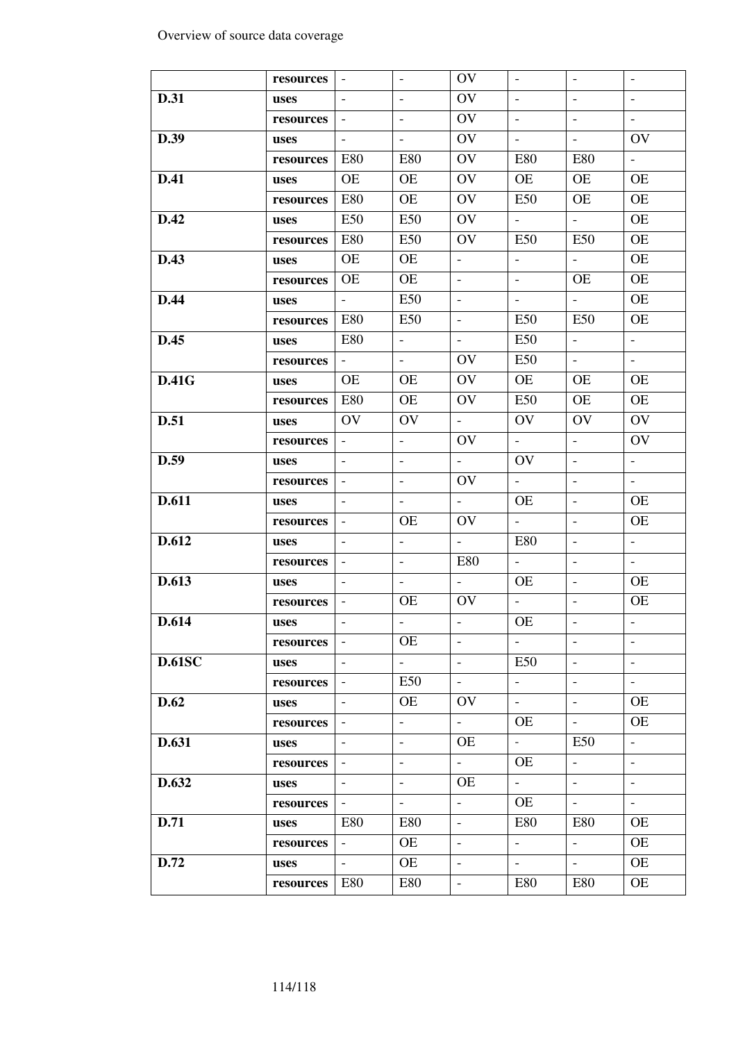| | | | | | | | |
|---|---|---|---|---|---|---|---|
| | **resources** | - | - | OV | - | - | - |
| **D.31** | **uses** | - | - | OV | - | - | - |
| | **resources** | - | - | OV | - | - | - |
| **D.39** | **uses** | - | - | OV | - | - | OV |
| | **resources** | E80 | E80 | OV | E80 | E80 | - |
| **D.41** | **uses** | OE | OE | OV | OE | OE | OE |
| | **resources** | E80 | OE | OV | E50 | OE | OE |
| **D.42** | **uses** | E50 | E50 | OV | - | - | OE |
| | **resources** | E80 | E50 | OV | E50 | E50 | OE |
| **D.43** | **uses** | OE | OE | - | - | - | OE |
| | **resources** | OE | OE | - | - | OE | OE |
| **D.44** | **uses** | - | E50 | - | - | - | OE |
| | **resources** | E80 | E50 | - | E50 | E50 | OE |
| **D.45** | **uses** | E80 | - | - | E50 | - | - |
| | **resources** | - | - | OV | E50 | - | - |
| **D.41G** | **uses** | OE | OE | OV | OE | OE | OE |
| | **resources** | E80 | OE | OV | E50 | OE | OE |
| **D.51** | **uses** | OV | OV | - | OV | OV | OV |
| | **resources** | - | - | OV | - | - | OV |
| **D.59** | **uses** | - | - | - | OV | - | - |
| | **resources** | - | - | OV | - | - | - |
| **D.611** | **uses** | - | - | - | OE | - | OE |
| | **resources** | - | OE | OV | - | - | OE |
| **D.612** | **uses** | - | - | - | E80 | - | - |
| | **resources** | - | - | E80 | - | - | - |
| **D.613** | **uses** | - | - | - | OE | - | OE |
| | **resources** | - | OE | OV | - | - | OE |
| **D.614** | **uses** | - | - | - | OE | - | - |
| | **resources** | - | OE | - | - | - | - |
| **D.61SC** | **uses** | - | - | - | E50 | - | - |
| | **resources** | - | E50 | - | - | - | - |
| **D.62** | **uses** | - | OE | OV | - | - | OE |
| | **resources** | - | - | - | OE | - | OE |
| **D.631** | **uses** | - | - | OE | - | E50 | - |
| | **resources** | - | - | - | OE | - | - |
| **D.632** | **uses** | - | - | OE | - | - | - |
| | **resources** | - | - | - | OE | - | - |
| **D.71** | **uses** | E80 | E80 | - | E80 | E80 | OE |
| | **resources** | - | OE | - | - | - | OE |
| **D.72** | **uses** | - | OE | - | - | - | OE |
| | **resources** | E80 | E80 | - | E80 | E80 | OE |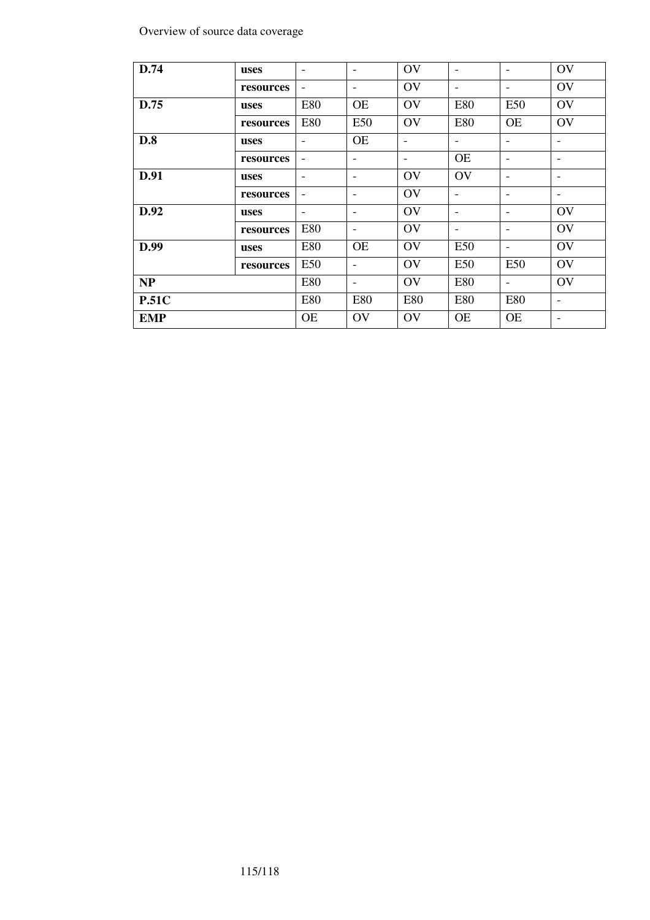| | | | | | | | |
|---|---|---|---|---|---|---|---|
| **D.74** | **uses** | - | - | OV | - | - | OV |
| | **resources** | - | - | OV | - | - | OV |
| **D.75** | **uses** | E80 | OE | OV | E80 | E50 | OV |
| | **resources** | E80 | E50 | OV | E80 | OE | OV |
| **D.8** | **uses** | - | OE | - | - | - | - |
| | **resources** | - | - | - | OE | - | - |
| **D.91** | **uses** | - | - | OV | OV | - | - |
| | **resources** | - | - | OV | - | - | - |
| **D.92** | **uses** | - | - | OV | - | - | OV |
| | **resources** | E80 | - | OV | - | - | OV |
| **D.99** | **uses** | E80 | OE | OV | E50 | - | OV |
| | **resources** | E50 | - | OV | E50 | E50 | OV |
| **NP** | | E80 | - | OV | E80 | - | OV |
| **P.51C** | | E80 | E80 | E80 | E80 | E80 | - |
| **EMP** | | OE | OV | OV | OE | OE | - |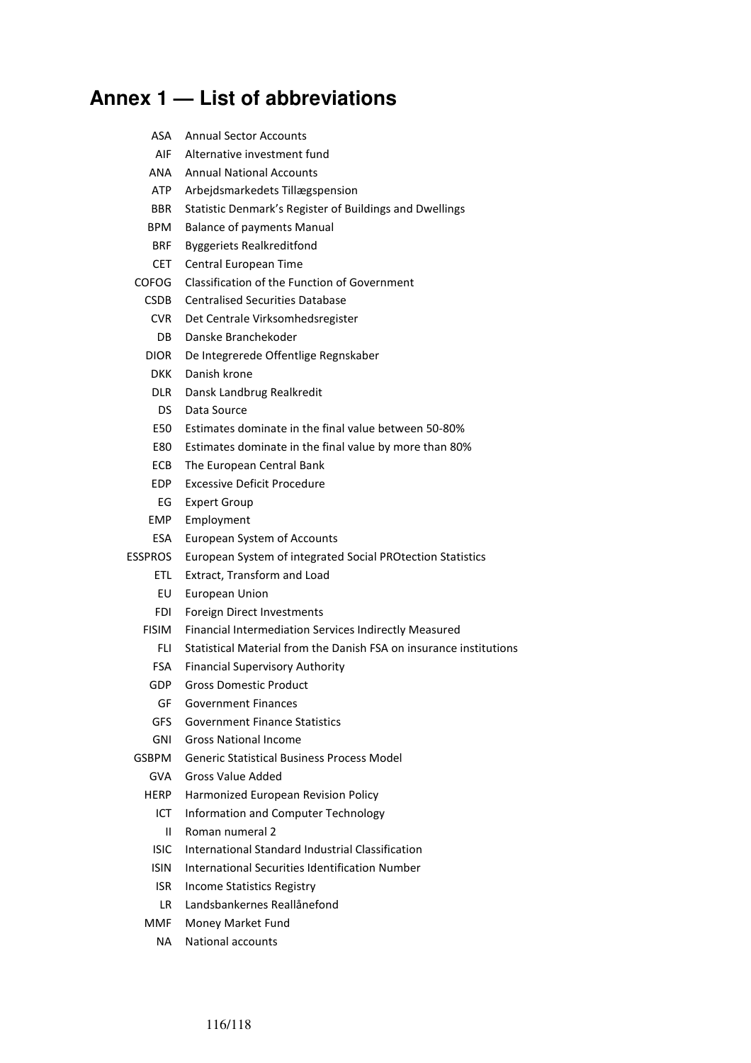# Annex 1 — List of abbreviations

| | |
|---|---|
| ASA | Annual Sector Accounts |
| AIF | Alternative investment fund |
| ANA | Annual National Accounts |
| ATP | Arbejdsmarkedets Tillægspension |
| BBR | Statistic Denmark's Register of Buildings and Dwellings |
| BPM | Balance of payments Manual |
| BRF | Byggeriets Realkreditfond |
| CET | Central European Time |
| COFOG | Classification of the Function of Government |
| CSDB | Centralised Securities Database |
| CVR | Det Centrale Virksomhedsregister |
| DB | Danske Branchekoder |
| DIOR | De Integrerede Offentlige Regnskaber |
| DKK | Danish krone |
| DLR | Dansk Landbrug Realkredit |
| DS | Data Source |
| E50 | Estimates dominate in the final value between 50-80% |
| E80 | Estimates dominate in the final value by more than 80% |
| ECB | The European Central Bank |
| EDP | Excessive Deficit Procedure |
| EG | Expert Group |
| EMP | Employment |
| ESA | European System of Accounts |
| ESSPROS | European System of integrated Social PROtection Statistics |
| ETL | Extract, Transform and Load |
| EU | European Union |
| FDI | Foreign Direct Investments |
| FISIM | Financial Intermediation Services Indirectly Measured |
| FLI | Statistical Material from the Danish FSA on insurance institutions |
| FSA | Financial Supervisory Authority |
| GDP | Gross Domestic Product |
| GF | Government Finances |
| GFS | Government Finance Statistics |
| GNI | Gross National Income |
| GSBPM | Generic Statistical Business Process Model |
| GVA | Gross Value Added |
| HERP | Harmonized European Revision Policy |
| ICT | Information and Computer Technology |
| II | Roman numeral 2 |
| ISIC | International Standard Industrial Classification |
| ISIN | International Securities Identification Number |
| ISR | Income Statistics Registry |
| LR | Landsbankernes Reallånefond |
| MMF | Money Market Fund |
| NA | National accounts |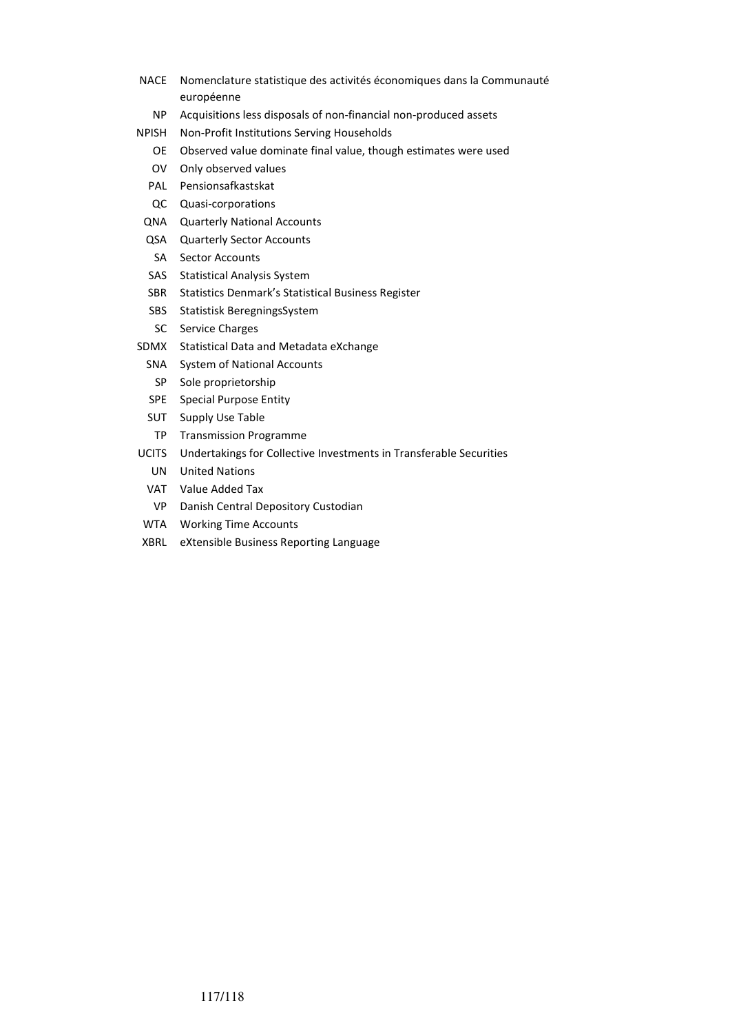| | |
|---|---|
| NACE | Nomenclature statistique des activités économiques dans la Communauté européenne |
| NP | Acquisitions less disposals of non-financial non-produced assets |
| NPISH | Non-Profit Institutions Serving Households |
| OE | Observed value dominate final value, though estimates were used |
| OV | Only observed values |
| PAL | Pensionsafkastskat |
| QC | Quasi-corporations |
| QNA | Quarterly National Accounts |
| QSA | Quarterly Sector Accounts |
| SA | Sector Accounts |
| SAS | Statistical Analysis System |
| SBR | Statistics Denmark's Statistical Business Register |
| SBS | Statistisk BeregningsSystem |
| SC | Service Charges |
| SDMX | Statistical Data and Metadata eXchange |
| SNA | System of National Accounts |
| SP | Sole proprietorship |
| SPE | Special Purpose Entity |
| SUT | Supply Use Table |
| TP | Transmission Programme |
| UCITS | Undertakings for Collective Investments in Transferable Securities |
| UN | United Nations |
| VAT | Value Added Tax |
| VP | Danish Central Depository Custodian |
| WTA | Working Time Accounts |
| XBRL | eXtensible Business Reporting Language |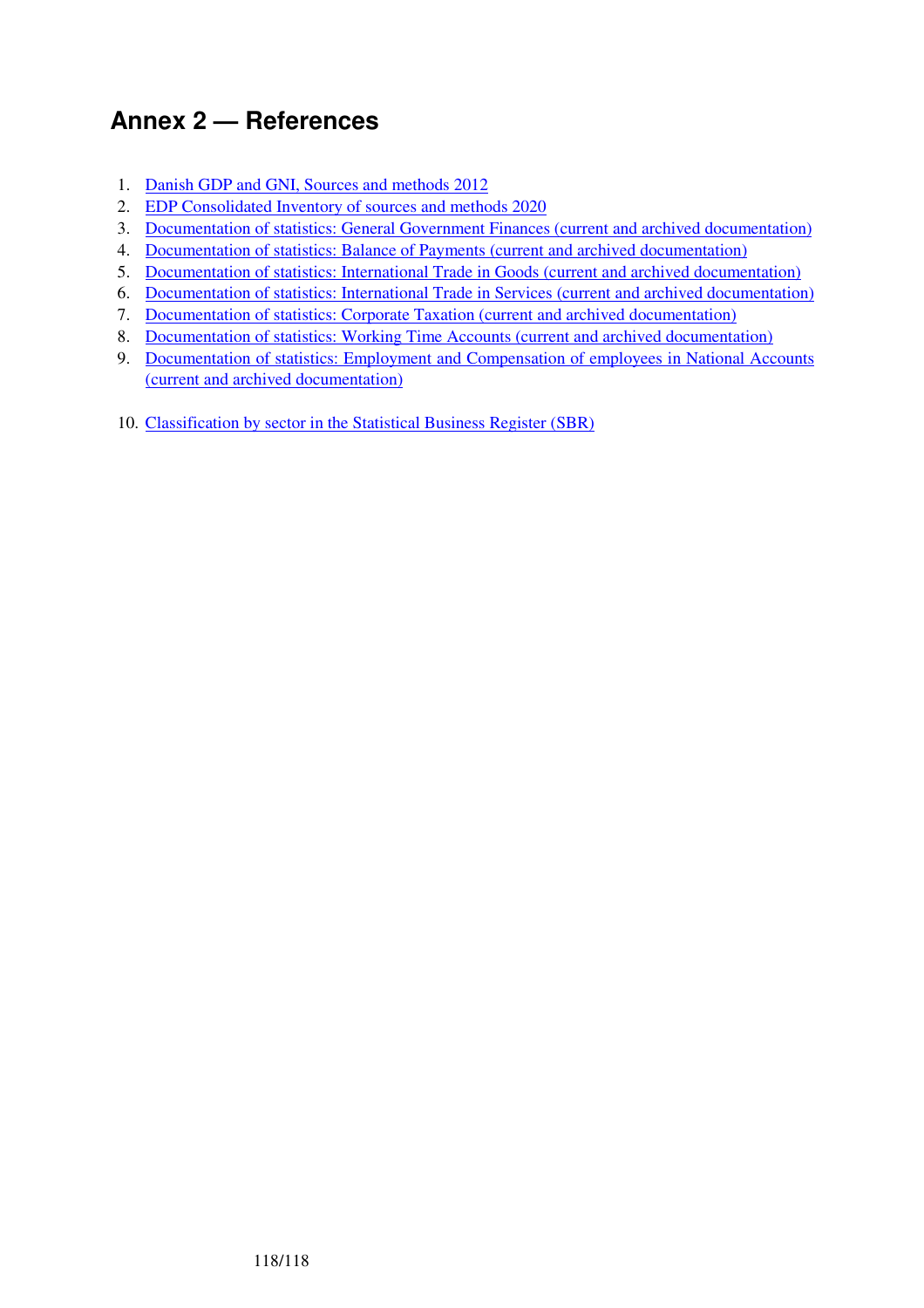# Annex 2 — References

1. Danish GDP and GNI, Sources and methods 2012
2. EDP Consolidated Inventory of sources and methods 2020
3. Documentation of statistics: General Government Finances (current and archived documentation)
4. Documentation of statistics: Balance of Payments (current and archived documentation)
5. Documentation of statistics: International Trade in Goods (current and archived documentation)
6. Documentation of statistics: International Trade in Services (current and archived documentation)
7. Documentation of statistics: Corporate Taxation (current and archived documentation)
8. Documentation of statistics: Working Time Accounts (current and archived documentation)
9. Documentation of statistics: Employment and Compensation of employees in National Accounts (current and archived documentation)
10. Classification by sector in the Statistical Business Register (SBR)